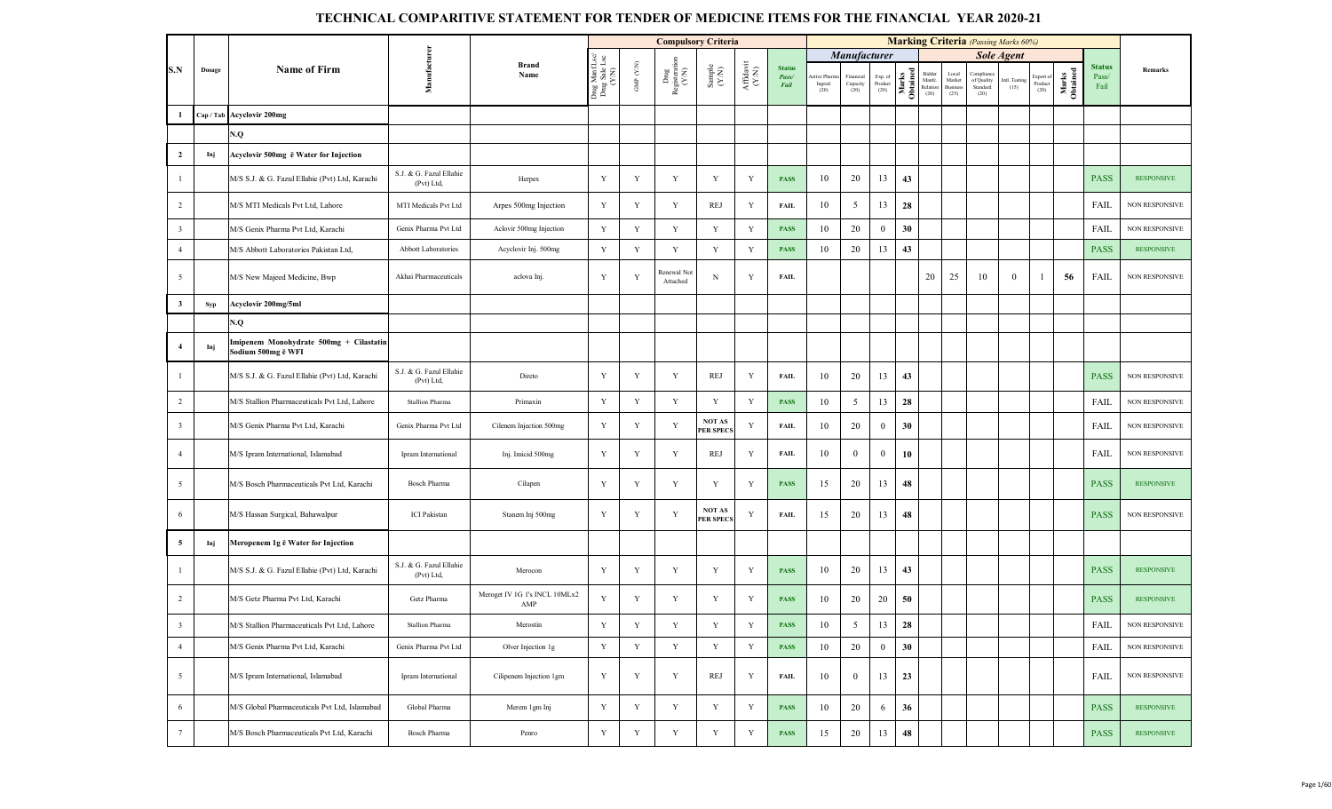# TECHNICAL COMPARITIVE STATEMENT FOR TENDER OF MEDICINE ITEMS FOR THE FINANCIAL YEAR 2020-21

| S.N | Dosage | Name of Firm | Manufacturer | Brand Name | Compulsory Criteria | | | | | | Marking Criteria (Passing Marks 60%) | | | | | | | | | | | Status Pass/ Fail | Remarks |
|---|---|---|---|---|---|---|---|---|---|---|---|---|---|---|---|---|---|---|---|---|---|---|---|
| | | | | | | | | | | | Manufacturer | | | | Sole Agent | | | | | | | | |
| | | | | | Drug Mnf Lsc/ Drug Sale Lsc (Y/N) | GMP (Y/N) | Drug Registration (Y/N) | Sample (Y/N) | Affidavit (Y/N) | Status Pass/ Fail | Active Pharma Ingred. (20) | Financial Capacity (20) | Exp. of Product (20) | Marks Obtained | Bidder Manfc. Relation (20) | Local Market Business (25) | Compliance of Quality Standard (20) | Intl. Testing (15) | Export of Product (20) | Marks Obtained | | |
| 1 | Cap / Tab | Acyclovir 200mg | | | | | | | | | | | | | | | | | | | | | |
| | | N.Q | | | | | | | | | | | | | | | | | | | | | |
| 2 | Inj | Acyclovir 500mg c̄ Water for Injection | | | | | | | | | | | | | | | | | | | | | |
| 1 | | M/S S.J. & G. Fazul Ellahie (Pvt) Ltd, Karachi | S.J. & G. Fazul Ellahie (Pvt) Ltd, | Herpex | Y | Y | Y | Y | Y | PASS | 10 | 20 | 13 | 43 | | | | | | | PASS | RESPONSIVE |
| 2 | | M/S MTI Medicals Pvt Ltd, Lahore | MTI Medicals Pvt Ltd | Arpes 500mg Injection | Y | Y | Y | REJ | Y | FAIL | 10 | 5 | 13 | 28 | | | | | | | FAIL | NON RESPONSIVE |
| 3 | | M/S Genix Pharma Pvt Ltd, Karachi | Genix Pharma Pvt Ltd | Aclovir 500mg Injection | Y | Y | Y | Y | Y | PASS | 10 | 20 | 0 | 30 | | | | | | | FAIL | NON RESPONSIVE |
| 4 | | M/S Abbott Laboratories Pakistan Ltd, | Abbott Laboratories | Acyclovir Inj. 500mg | Y | Y | Y | Y | Y | PASS | 10 | 20 | 13 | 43 | | | | | | | PASS | RESPONSIVE |
| 5 | | M/S New Majeed Medicine, Bwp | Akhai Pharmaceuticals | aclova Inj. | Y | Y | Renewal Not Attached | N | Y | FAIL | | | | | 20 | 25 | 10 | 0 | 1 | 56 | FAIL | NON RESPONSIVE |
| 3 | Syp | Acyclovir 200mg/5ml | | | | | | | | | | | | | | | | | | | | | |
| | | N.Q | | | | | | | | | | | | | | | | | | | | | |
| 4 | Inj | Imipenem Monohydrate 500mg + Cilastatin Sodium 500mg c̄ WFI | | | | | | | | | | | | | | | | | | | | | |
| 1 | | M/S S.J. & G. Fazul Ellahie (Pvt) Ltd, Karachi | S.J. & G. Fazul Ellahie (Pvt) Ltd, | Direto | Y | Y | Y | REJ | Y | FAIL | 10 | 20 | 13 | 43 | | | | | | | PASS | NON RESPONSIVE |
| 2 | | M/S Stallion Pharmaceuticals Pvt Ltd, Lahore | Stallion Pharma | Primaxin | Y | Y | Y | Y | Y | PASS | 10 | 5 | 13 | 28 | | | | | | | FAIL | NON RESPONSIVE |
| 3 | | M/S Genix Pharma Pvt Ltd, Karachi | Genix Pharma Pvt Ltd | Cilenem Injection 500mg | Y | Y | Y | NOT AS PER SPECS | Y | FAIL | 10 | 20 | 0 | 30 | | | | | | | FAIL | NON RESPONSIVE |
| 4 | | M/S Ipram International, Islamabad | Ipram International | Inj. Imicid 500mg | Y | Y | Y | REJ | Y | FAIL | 10 | 0 | 0 | 10 | | | | | | | FAIL | NON RESPONSIVE |
| 5 | | M/S Bosch Pharmaceuticals Pvt Ltd, Karachi | Bosch Pharma | Cilapen | Y | Y | Y | Y | Y | PASS | 15 | 20 | 13 | 48 | | | | | | | PASS | RESPONSIVE |
| 6 | | M/S Hassan Surgical, Bahawalpur | ICI Pakistan | Stanem Inj 500mg | Y | Y | Y | NOT AS PER SPECS | Y | FAIL | 15 | 20 | 13 | 48 | | | | | | | PASS | NON RESPONSIVE |
| 5 | Inj | Meropenem 1g c̄ Water for Injection | | | | | | | | | | | | | | | | | | | | | |
| 1 | | M/S S.J. & G. Fazul Ellahie (Pvt) Ltd, Karachi | S.J. & G. Fazul Ellahie (Pvt) Ltd, | Merocon | Y | Y | Y | Y | Y | PASS | 10 | 20 | 13 | 43 | | | | | | | PASS | RESPONSIVE |
| 2 | | M/S Getz Pharma Pvt Ltd, Karachi | Getz Pharma | Meroget IV 1G 1's INCL 10MLx2 AMP | Y | Y | Y | Y | Y | PASS | 10 | 20 | 20 | 50 | | | | | | | PASS | RESPONSIVE |
| 3 | | M/S Stallion Pharmaceuticals Pvt Ltd, Lahore | Stallion Pharma | Merostin | Y | Y | Y | Y | Y | PASS | 10 | 5 | 13 | 28 | | | | | | | FAIL | NON RESPONSIVE |
| 4 | | M/S Genix Pharma Pvt Ltd, Karachi | Genix Pharma Pvt Ltd | Olver Injection 1g | Y | Y | Y | Y | Y | PASS | 10 | 20 | 0 | 30 | | | | | | | FAIL | NON RESPONSIVE |
| 5 | | M/S Ipram International, Islamabad | Ipram International | Cilipenem Injection 1gm | Y | Y | Y | REJ | Y | FAIL | 10 | 0 | 13 | 23 | | | | | | | FAIL | NON RESPONSIVE |
| 6 | | M/S Global Pharmaceuticals Pvt Ltd, Islamabad | Global Pharma | Merem 1gm Inj | Y | Y | Y | Y | Y | PASS | 10 | 20 | 6 | 36 | | | | | | | PASS | RESPONSIVE |
| 7 | | M/S Bosch Pharmaceuticals Pvt Ltd, Karachi | Bosch Pharma | Penro | Y | Y | Y | Y | Y | PASS | 15 | 20 | 13 | 48 | | | | | | | PASS | RESPONSIVE |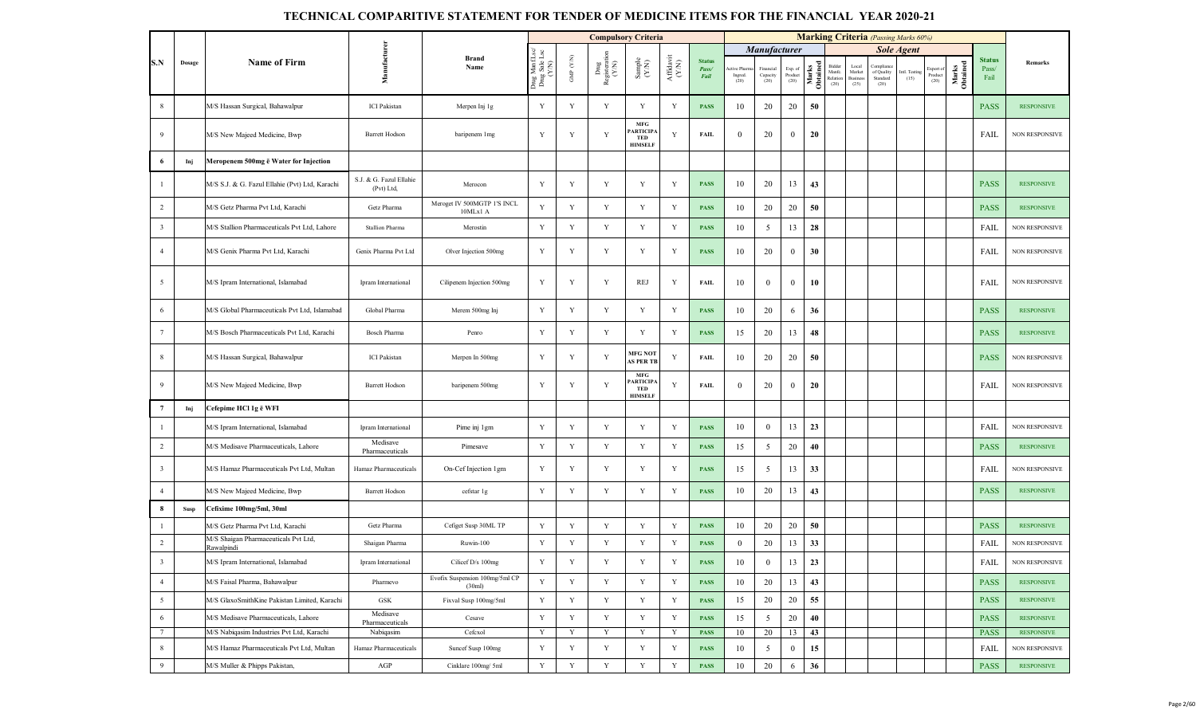# TECHNICAL COMPARITIVE STATEMENT FOR TENDER OF MEDICINE ITEMS FOR THE FINANCIAL YEAR 2020-21

| S.N | Dosage | Name of Firm | Manufacturer | Brand Name | Compulsory Criteria | | | | | Status Pass/ Fail | Marking Criteria (Passing Marks 60%) | | | | | | | | | | | Status Pass/ Fail | Remarks |
|---|---|---|---|---|---|---|---|---|---|---|---|---|---|---|---|---|---|---|---|---|---|---|---|
| | | | | | | | | | | | Manufacturer | | | | Sole Agent | | | | | | | | |
| | | | | | Drug Mnf Lsc/ Drug Sale Lsc (Y/N) | GMP (Y/N) | Drug Registration (Y/N) | Sample (Y/N) | Affidavit (Y/N) | | Active Pharma Ingred. (20) | Financial Capacity (20) | Exp. of Product (20) | Marks Obtained | Bidder Manfc. Relation (20) | Local Market Business (25) | Compliance of Quality Standard (20) | Intl. Testing (15) | Export of Product (20) | Marks Obtained | | | |
| 8 | | M/S Hassan Surgical, Bahawalpur | ICI Pakistan | Merpen Inj 1g | Y | Y | Y | Y | Y | PASS | 10 | 20 | 20 | 50 | | | | | | | | PASS | RESPONSIVE |
| 9 | | M/S New Majeed Medicine, Bwp | Barrett Hodson | baripenem 1mg | Y | Y | Y | MFG PARTICIPATED HIMSELF | Y | FAIL | 0 | 20 | 0 | 20 | | | | | | | | FAIL | NON RESPONSIVE |
| 6 | Inj | Meropenem 500mg ĉ Water for Injection | | | | | | | | | | | | | | | | | | | | | |
| 1 | | M/S S.J. & G. Fazul Ellahie (Pvt) Ltd, Karachi | S.J. & G. Fazul Ellahie (Pvt) Ltd, | Merocon | Y | Y | Y | Y | Y | PASS | 10 | 20 | 13 | 43 | | | | | | | | PASS | RESPONSIVE |
| 2 | | M/S Getz Pharma Pvt Ltd, Karachi | Getz Pharma | Merogt IV 500MGTP 1'S INCL 10MLx1 A | Y | Y | Y | Y | Y | PASS | 10 | 20 | 20 | 50 | | | | | | | | PASS | RESPONSIVE |
| 3 | | M/S Stallion Pharmaceuticals Pvt Ltd, Lahore | Stallion Pharma | Merostin | Y | Y | Y | Y | Y | PASS | 10 | 5 | 13 | 28 | | | | | | | | FAIL | NON RESPONSIVE |
| 4 | | M/S Genix Pharma Pvt Ltd, Karachi | Genix Pharma Pvt Ltd | Olver Injection 500mg | Y | Y | Y | Y | Y | PASS | 10 | 20 | 0 | 30 | | | | | | | | FAIL | NON RESPONSIVE |
| 5 | | M/S Ipram International, Islamabad | Ipram International | Cilipenem Injection 500mg | Y | Y | Y | REJ | Y | FAIL | 10 | 0 | 0 | 10 | | | | | | | | FAIL | NON RESPONSIVE |
| 6 | | M/S Global Pharmaceuticals Pvt Ltd, Islamabad | Global Pharma | Merem 500mg Inj | Y | Y | Y | Y | Y | PASS | 10 | 20 | 6 | 36 | | | | | | | | PASS | RESPONSIVE |
| 7 | | M/S Bosch Pharmaceuticals Pvt Ltd, Karachi | Bosch Pharma | Penro | Y | Y | Y | Y | Y | PASS | 15 | 20 | 13 | 48 | | | | | | | | PASS | RESPONSIVE |
| 8 | | M/S Hassan Surgical, Bahawalpur | ICI Pakistan | Merpen In 500mg | Y | Y | Y | MFG NOT AS PER TB | Y | FAIL | 10 | 20 | 20 | 50 | | | | | | | | PASS | NON RESPONSIVE |
| 9 | | M/S New Majeed Medicine, Bwp | Barrett Hodson | baripenem 500mg | Y | Y | Y | MFG PARTICIPATED HIMSELF | Y | FAIL | 0 | 20 | 0 | 20 | | | | | | | | FAIL | NON RESPONSIVE |
| 7 | Inj | Cefepime HCl 1g ĉ WFI | | | | | | | | | | | | | | | | | | | | | |
| 1 | | M/S Ipram International, Islamabad | Ipram International | Pime inj 1gm | Y | Y | Y | Y | Y | PASS | 10 | 0 | 13 | 23 | | | | | | | | FAIL | NON RESPONSIVE |
| 2 | | M/S Medisave Pharmaceuticals, Lahore | Medisave Pharmaceuticals | Pimesave | Y | Y | Y | Y | Y | PASS | 15 | 5 | 20 | 40 | | | | | | | | PASS | RESPONSIVE |
| 3 | | M/S Hamaz Pharmaceuticals Pvt Ltd, Multan | Hamaz Pharmaceuticals | On-Cef Injection 1gm | Y | Y | Y | Y | Y | PASS | 15 | 5 | 13 | 33 | | | | | | | | FAIL | NON RESPONSIVE |
| 4 | | M/S New Majeed Medicine, Bwp | Barrett Hodson | cefstar 1g | Y | Y | Y | Y | Y | PASS | 10 | 20 | 13 | 43 | | | | | | | | PASS | RESPONSIVE |
| 8 | Susp | Cefixime 100mg/5ml, 30ml | | | | | | | | | | | | | | | | | | | | | |
| 1 | | M/S Getz Pharma Pvt Ltd, Karachi | Getz Pharma | Cefiget Susp 30ML TP | Y | Y | Y | Y | Y | PASS | 10 | 20 | 20 | 50 | | | | | | | | PASS | RESPONSIVE |
| 2 | | M/S Shaigan Pharmaceuticals Pvt Ltd, Rawalpindi | Shaigan Pharma | Ruwin-100 | Y | Y | Y | Y | Y | PASS | 0 | 20 | 13 | 33 | | | | | | | | FAIL | NON RESPONSIVE |
| 3 | | M/S Ipram International, Islamabad | Ipram International | Cilicef D/s 100mg | Y | Y | Y | Y | Y | PASS | 10 | 0 | 13 | 23 | | | | | | | | FAIL | NON RESPONSIVE |
| 4 | | M/S Faisal Pharma, Bahawalpur | Pharmevo | Evofix Suspension 100mg/5ml CP (30ml) | Y | Y | Y | Y | Y | PASS | 10 | 20 | 13 | 43 | | | | | | | | PASS | RESPONSIVE |
| 5 | | M/S GlaxoSmithKine Pakistan Limited, Karachi | GSK | Fixval Susp 100mg/5ml | Y | Y | Y | Y | Y | PASS | 15 | 20 | 20 | 55 | | | | | | | | PASS | RESPONSIVE |
| 6 | | M/S Medisave Pharmaceuticals, Lahore | Medisave Pharmaceuticals | Cesave | Y | Y | Y | Y | Y | PASS | 15 | 5 | 20 | 40 | | | | | | | | PASS | RESPONSIVE |
| 7 | | M/S Nabiqasim Industries Pvt Ltd, Karachi | Nabiqasim | Cefcxol | Y | Y | Y | Y | Y | PASS | 10 | 20 | 13 | 43 | | | | | | | | PASS | RESPONSIVE |
| 8 | | M/S Hamaz Pharmaceuticals Pvt Ltd, Multan | Hamaz Pharmaceuticals | Suncef Susp 100mg | Y | Y | Y | Y | Y | PASS | 10 | 5 | 0 | 15 | | | | | | | | FAIL | NON RESPONSIVE |
| 9 | | M/S Muller & Phipps Pakistan, | AGP | Cinklare 100mg/ 5ml | Y | Y | Y | Y | Y | PASS | 10 | 20 | 6 | 36 | | | | | | | | PASS | RESPONSIVE |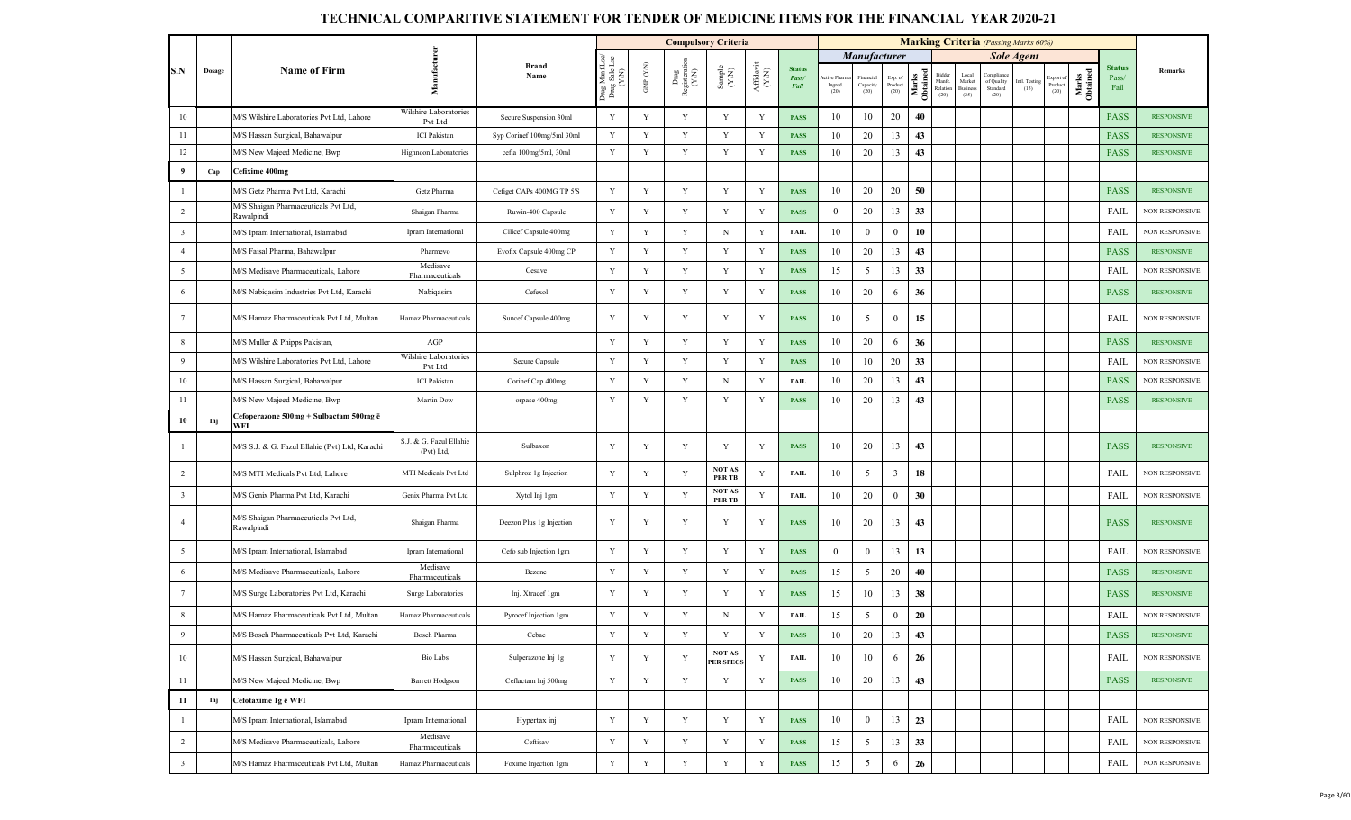# TECHNICAL COMPARITIVE STATEMENT FOR TENDER OF MEDICINE ITEMS FOR THE FINANCIAL YEAR 2020-21

| S.N | Dosage | Name of Firm | Manufacturer | Brand Name | Compulsory Criteria | | | | | | Marking Criteria (Passing Marks 60%) | | | | | | | | | | | Status Pass/ Fail | Remarks |
|---|---|---|---|---|---|---|---|---|---|---|---|---|---|---|---|---|---|---|---|---|---|---|---|
| | | | | | | | | | | | Manufacturer | | | | Sole Agent | | | | | | | | |
| | | | | | Drug Mnf (Lsc/ Drug Sale Lsc (Y/N) | GMP (Y/N) | Drug Registration (Y/N) | Sample (Y/N) | Affidavit (Y/N) | Status Pass/ Fail | Active Pharma Ingred. (20) | Financial Capacity (20) | Exp. of Product (20) | Marks Obtained | Bidder Manfc. Relation (20) | Local Market Business (25) | Compliance of Quality Standard (20) | Intl. Testing (15) | Export of Product (20) | Marks Obtained | | | |
| 10 | | M/S Wilshire Laboratories Pvt Ltd, Lahore | Wilshire Laboratories Pvt Ltd | Secure Suspension 30ml | Y | Y | Y | Y | Y | PASS | 10 | 10 | 20 | 40 | | | | | | | PASS | RESPONSIVE |
| 11 | | M/S Hassan Surgical, Bahawalpur | ICI Pakistan | Syp Corinef 100mg/5ml 30ml | Y | Y | Y | Y | Y | PASS | 10 | 20 | 13 | 43 | | | | | | | PASS | RESPONSIVE |
| 12 | | M/S New Majeed Medicine, Bwp | Highnoon Laboratories | cefia 100mg/5ml, 30ml | Y | Y | Y | Y | Y | PASS | 10 | 20 | 13 | 43 | | | | | | | PASS | RESPONSIVE |
| **9** | **Cap** | **Cefixime 400mg** | | | | | | | | | | | | | | | | | | | | |
| 1 | | M/S Getz Pharma Pvt Ltd, Karachi | Getz Pharma | Cefiget CAPs 400MG TP 5'S | Y | Y | Y | Y | Y | PASS | 10 | 20 | 20 | 50 | | | | | | | PASS | RESPONSIVE |
| 2 | | M/S Shaigan Pharmaceuticals Pvt Ltd, Rawalpindi | Shaigan Pharma | Ruwin-400 Capsule | Y | Y | Y | Y | Y | PASS | 0 | 20 | 13 | 33 | | | | | | | FAIL | NON RESPONSIVE |
| 3 | | M/S Ipram International, Islamabad | Ipram International | Cilicef Capsule 400mg | Y | Y | Y | N | Y | FAIL | 10 | 0 | 0 | 10 | | | | | | | FAIL | NON RESPONSIVE |
| 4 | | M/S Faisal Pharma, Bahawalpur | Pharmevo | Evofix Capsule 400mg CP | Y | Y | Y | Y | Y | PASS | 10 | 20 | 13 | 43 | | | | | | | PASS | RESPONSIVE |
| 5 | | M/S Medisave Pharmaceuticals, Lahore | Medisave Pharmaceuticals | Cesave | Y | Y | Y | Y | Y | PASS | 15 | 5 | 13 | 33 | | | | | | | FAIL | NON RESPONSIVE |
| 6 | | M/S Nabiqasim Industries Pvt Ltd, Karachi | Nabiqasim | Cefexol | Y | Y | Y | Y | Y | PASS | 10 | 20 | 6 | 36 | | | | | | | PASS | RESPONSIVE |
| 7 | | M/S Hamaz Pharmaceuticals Pvt Ltd, Multan | Hamaz Pharmaceuticals | Suncef Capsule 400mg | Y | Y | Y | Y | Y | PASS | 10 | 5 | 0 | 15 | | | | | | | FAIL | NON RESPONSIVE |
| 8 | | M/S Muller & Phipps Pakistan, | AGP | | Y | Y | Y | Y | Y | PASS | 10 | 20 | 6 | 36 | | | | | | | PASS | RESPONSIVE |
| 9 | | M/S Wilshire Laboratories Pvt Ltd, Lahore | Wilshire Laboratories Pvt Ltd | Secure Capsule | Y | Y | Y | Y | Y | PASS | 10 | 10 | 20 | 33 | | | | | | | FAIL | NON RESPONSIVE |
| 10 | | M/S Hassan Surgical, Bahawalpur | ICI Pakistan | Corinef Cap 400mg | Y | Y | Y | N | Y | FAIL | 10 | 20 | 13 | 43 | | | | | | | PASS | NON RESPONSIVE |
| 11 | | M/S New Majeed Medicine, Bwp | Martin Dow | orpase 400mg | Y | Y | Y | Y | Y | PASS | 10 | 20 | 13 | 43 | | | | | | | PASS | RESPONSIVE |
| **10** | **Inj** | **Cefoperazone 500mg + Sulbactam 500mg ē WFI** | | | | | | | | | | | | | | | | | | | | |
| 1 | | M/S S.J. & G. Fazul Ellahie (Pvt) Ltd, Karachi | S.J. & G. Fazul Ellahie (Pvt) Ltd, | Sulbaxon | Y | Y | Y | Y | Y | PASS | 10 | 20 | 13 | 43 | | | | | | | PASS | RESPONSIVE |
| 2 | | M/S MTI Medicals Pvt Ltd, Lahore | MTI Medicals Pvt Ltd | Sulphroz 1g Injection | Y | Y | Y | NOT AS PER TB | Y | FAIL | 10 | 5 | 3 | 18 | | | | | | | FAIL | NON RESPONSIVE |
| 3 | | M/S Genix Pharma Pvt Ltd, Karachi | Genix Pharma Pvt Ltd | Xytol Inj 1gm | Y | Y | Y | NOT AS PER TB | Y | FAIL | 10 | 20 | 0 | 30 | | | | | | | FAIL | NON RESPONSIVE |
| 4 | | M/S Shaigan Pharmaceuticals Pvt Ltd, Rawalpindi | Shaigan Pharma | Deezon Plus 1g Injection | Y | Y | Y | Y | Y | PASS | 10 | 20 | 13 | 43 | | | | | | | PASS | RESPONSIVE |
| 5 | | M/S Ipram International, Islamabad | Ipram International | Cefo sub Injection 1gm | Y | Y | Y | Y | Y | PASS | 0 | 0 | 13 | 13 | | | | | | | FAIL | NON RESPONSIVE |
| 6 | | M/S Medisave Pharmaceuticals, Lahore | Medisave Pharmaceuticals | Bezone | Y | Y | Y | Y | Y | PASS | 15 | 5 | 20 | 40 | | | | | | | PASS | RESPONSIVE |
| 7 | | M/S Surge Laboratories Pvt Ltd, Karachi | Surge Laboratories | Inj. Xtracef 1gm | Y | Y | Y | Y | Y | PASS | 15 | 10 | 13 | 38 | | | | | | | PASS | RESPONSIVE |
| 8 | | M/S Hamaz Pharmaceuticals Pvt Ltd, Multan | Hamaz Pharmaceuticals | Pyrocef Injection 1gm | Y | Y | Y | N | Y | FAIL | 15 | 5 | 0 | 20 | | | | | | | FAIL | NON RESPONSIVE |
| 9 | | M/S Bosch Pharmaceuticals Pvt Ltd, Karachi | Bosch Pharma | Cebac | Y | Y | Y | Y | Y | PASS | 10 | 20 | 13 | 43 | | | | | | | PASS | RESPONSIVE |
| 10 | | M/S Hassan Surgical, Bahawalpur | Bio Labs | Sulperazone Inj 1g | Y | Y | Y | NOT AS PER SPECS | Y | FAIL | 10 | 10 | 6 | 26 | | | | | | | FAIL | NON RESPONSIVE |
| 11 | | M/S New Majeed Medicine, Bwp | Barrett Hodgson | Ceflactam Inj 500mg | Y | Y | Y | Y | Y | PASS | 10 | 20 | 13 | 43 | | | | | | | PASS | RESPONSIVE |
| **11** | **Inj** | **Cefotaxime 1g ē WFI** | | | | | | | | | | | | | | | | | | | | |
| 1 | | M/S Ipram International, Islamabad | Ipram International | Hypertax inj | Y | Y | Y | Y | Y | PASS | 10 | 0 | 13 | 23 | | | | | | | FAIL | NON RESPONSIVE |
| 2 | | M/S Medisave Pharmaceuticals, Lahore | Medisave Pharmaceuticals | Ceftisav | Y | Y | Y | Y | Y | PASS | 15 | 5 | 13 | 33 | | | | | | | FAIL | NON RESPONSIVE |
| 3 | | M/S Hamaz Pharmaceuticals Pvt Ltd, Multan | Hamaz Pharmaceuticals | Foxime Injection 1gm | Y | Y | Y | Y | Y | PASS | 15 | 5 | 6 | 26 | | | | | | | FAIL | NON RESPONSIVE |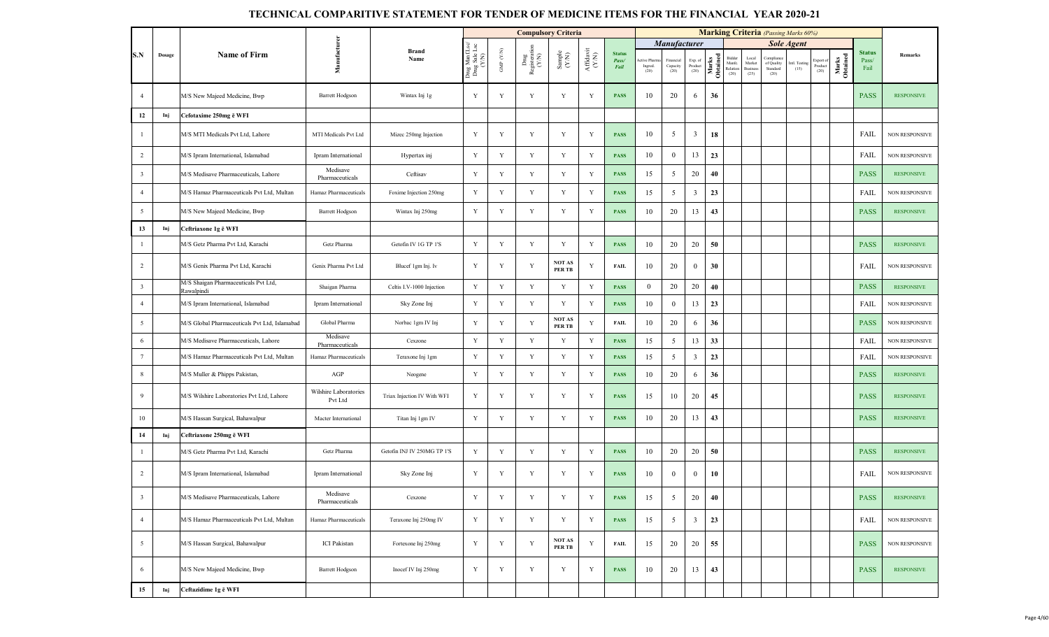# TECHNICAL COMPARITIVE STATEMENT FOR TENDER OF MEDICINE ITEMS FOR THE FINANCIAL YEAR 2020-21

| S.N | Dosage | Name of Firm | Manufacturer | Brand Name | Compulsory Criteria | | | | | Status Pass/ Fail | Marking Criteria (Passing Marks 60%) | | | | | | | | | | | Status Pass/ Fail | Remarks |
|---|---|---|---|---|---|---|---|---|---|---|---|---|---|---|---|---|---|---|---|---|---|---|---|
| | | | | | | | | | | | Manufacturer | | | | Sole Agent | | | | | | | | |
| | | | | | Drug Mnf./Lsc/ Drug Sale Lsc (Y/N) | GMP (Y/N) | Drug Registration (Y/N) | Sample (Y/N) | Affidavit (Y/N) | | Active Pharma Ingred. (20) | Financial Capacity (20) | Exp. of Product (20) | Marks Obtained | Bidder Manfc. Relation (20) | Local Market Business (25) | Compliance of Quality Standard (20) | Intl. Testing (15) | Export of Product (20) | Marks Obtained | | |
| 4 | | M/S New Majeed Medicine, Bwp | Barrett Hodgson | Wintax Inj 1g | Y | Y | Y | Y | Y | PASS | 10 | 20 | 6 | 36 | | | | | | | PASS | RESPONSIVE |
| 12 | Inj | Cefotaxime 250mg ē WFI | | | | | | | | | | | | | | | | | | | | |
| 1 | | M/S MTI Medicals Pvt Ltd, Lahore | MTI Medicals Pvt Ltd | Mizec 250mg Injection | Y | Y | Y | Y | Y | PASS | 10 | 5 | 3 | 18 | | | | | | | FAIL | NON RESPONSIVE |
| 2 | | M/S Ipram International, Islamabad | Ipram International | Hypertax inj | Y | Y | Y | Y | Y | PASS | 10 | 0 | 13 | 23 | | | | | | | FAIL | NON RESPONSIVE |
| 3 | | M/S Medisave Pharmaceuticals, Lahore | Medisave Pharmaceuticals | Ceftisav | Y | Y | Y | Y | Y | PASS | 15 | 5 | 20 | 40 | | | | | | | PASS | RESPONSIVE |
| 4 | | M/S Hamaz Pharmaceuticals Pvt Ltd, Multan | Hamaz Pharmaceuticals | Foxime Injection 250mg | Y | Y | Y | Y | Y | PASS | 15 | 5 | 3 | 23 | | | | | | | FAIL | NON RESPONSIVE |
| 5 | | M/S New Majeed Medicine, Bwp | Barrett Hodgson | Wintax Inj 250mg | Y | Y | Y | Y | Y | PASS | 10 | 20 | 13 | 43 | | | | | | | PASS | RESPONSIVE |
| 13 | Inj | Ceftriaxone 1g ē WFI | | | | | | | | | | | | | | | | | | | | |
| 1 | | M/S Getz Pharma Pvt Ltd, Karachi | Getz Pharma | Getofin IV 1G TP 1'S | Y | Y | Y | Y | Y | PASS | 10 | 20 | 20 | 50 | | | | | | | PASS | RESPONSIVE |
| 2 | | M/S Genix Pharma Pvt Ltd, Karachi | Genix Pharma Pvt Ltd | Blucef 1gm Inj. Iv | Y | Y | Y | NOT AS PER TB | Y | FAIL | 10 | 20 | 0 | 30 | | | | | | | FAIL | NON RESPONSIVE |
| 3 | | M/S Shaigan Pharmaceuticals Pvt Ltd, Rawalpindi | Shaigan Pharma | Celtis I.V-1000 Injection | Y | Y | Y | Y | Y | PASS | 0 | 20 | 20 | 40 | | | | | | | PASS | RESPONSIVE |
| 4 | | M/S Ipram International, Islamabad | Ipram International | Sky Zone Inj | Y | Y | Y | Y | Y | PASS | 10 | 0 | 13 | 23 | | | | | | | FAIL | NON RESPONSIVE |
| 5 | | M/S Global Pharmaceuticals Pvt Ltd, Islamabad | Global Pharma | Norbac 1gm IV Inj | Y | Y | Y | NOT AS PER TB | Y | FAIL | 10 | 20 | 6 | 36 | | | | | | | PASS | NON RESPONSIVE |
| 6 | | M/S Medisave Pharmaceuticals, Lahore | Medisave Pharmaceuticals | Cexzone | Y | Y | Y | Y | Y | PASS | 15 | 5 | 13 | 33 | | | | | | | FAIL | NON RESPONSIVE |
| 7 | | M/S Hamaz Pharmaceuticals Pvt Ltd, Multan | Hamaz Pharmaceuticals | Teraxone Inj 1gm | Y | Y | Y | Y | Y | PASS | 15 | 5 | 3 | 23 | | | | | | | FAIL | NON RESPONSIVE |
| 8 | | M/S Muller & Phipps Pakistan, | AGP | Neogene | Y | Y | Y | Y | Y | PASS | 10 | 20 | 6 | 36 | | | | | | | PASS | RESPONSIVE |
| 9 | | M/S Wilshire Laboratories Pvt Ltd, Lahore | Wilshire Laboratories Pvt Ltd | Triax Injection IV With WFI | Y | Y | Y | Y | Y | PASS | 15 | 10 | 20 | 45 | | | | | | | PASS | RESPONSIVE |
| 10 | | M/S Hassan Surgical, Bahawalpur | Macter International | Titan Inj 1gm IV | Y | Y | Y | Y | Y | PASS | 10 | 20 | 13 | 43 | | | | | | | PASS | RESPONSIVE |
| 14 | Inj | Ceftriaxone 250mg ē WFI | | | | | | | | | | | | | | | | | | | | |
| 1 | | M/S Getz Pharma Pvt Ltd, Karachi | Getz Pharma | Getofin INJ IV 250MG TP 1'S | Y | Y | Y | Y | Y | PASS | 10 | 20 | 20 | 50 | | | | | | | PASS | RESPONSIVE |
| 2 | | M/S Ipram International, Islamabad | Ipram International | Sky Zone Inj | Y | Y | Y | Y | Y | PASS | 10 | 0 | 0 | 10 | | | | | | | FAIL | NON RESPONSIVE |
| 3 | | M/S Medisave Pharmaceuticals, Lahore | Medisave Pharmaceuticals | Cexzone | Y | Y | Y | Y | Y | PASS | 15 | 5 | 20 | 40 | | | | | | | PASS | RESPONSIVE |
| 4 | | M/S Hamaz Pharmaceuticals Pvt Ltd, Multan | Hamaz Pharmaceuticals | Teraxone Inj 250mg IV | Y | Y | Y | Y | Y | PASS | 15 | 5 | 3 | 23 | | | | | | | FAIL | NON RESPONSIVE |
| 5 | | M/S Hassan Surgical, Bahawalpur | ICI Pakistan | Fortexone Inj 250mg | Y | Y | Y | NOT AS PER TB | Y | FAIL | 15 | 20 | 20 | 55 | | | | | | | PASS | NON RESPONSIVE |
| 6 | | M/S New Majeed Medicine, Bwp | Barrett Hodgson | Inocef IV Inj 250mg | Y | Y | Y | Y | Y | PASS | 10 | 20 | 13 | 43 | | | | | | | PASS | RESPONSIVE |
| 15 | Inj | Ceftazidime 1g ē WFI | | | | | | | | | | | | | | | | | | | | |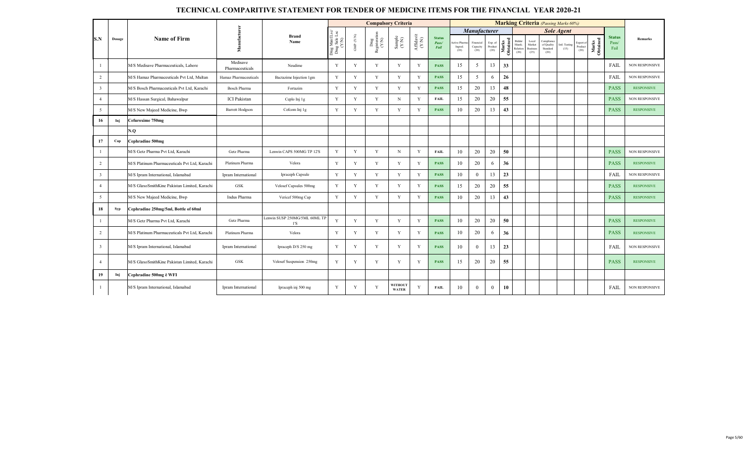# TECHNICAL COMPARITIVE STATEMENT FOR TENDER OF MEDICINE ITEMS FOR THE FINANCIAL YEAR 2020-21

| S.N | Dosage | Name of Firm | Manufacturer | Brand Name | Compulsory Criteria | | | | | | Marking Criteria (Passing Marks 60%) | | | | | | | | | | | Status Pass/ Fail | Remarks |
|---|---|---|---|---|---|---|---|---|---|---|---|---|---|---|---|---|---|---|---|---|---|---|---|
| | | | | | | | | | | | Manufacturer | | | | Sole Agent | | | | | | | | |
| | | | | | Drug Mfg Lsc/ Drug Sale Lsc (Y/N) | GMP (Y/N) | Drug Registration (Y/N) | Sample (Y/N) | Affidavit (Y/N) | Status Pass/ Fail | Active Pharma Ingred. (20) | Financial Capacity (20) | Exp. of Product (20) | Marks Obtained | Bidder Manfc. Relation (20) | Local Market Business (25) | Compliance of Quality Standard (20) | Intl. Testing (15) | Export of Product (20) | Marks Obtained | | |
| 1 | | M/S Medisave Pharmaceuticals, Lahore | Medisave Pharmaceuticals | Neudime | Y | Y | Y | Y | Y | PASS | 15 | 5 | 13 | 33 | | | | | | | FAIL | NON RESPONSIVE |
| 2 | | M/S Hamaz Pharmaceuticals Pvt Ltd, Multan | Hamaz Pharmaceuticals | Bactazime Injection 1gm | Y | Y | Y | Y | Y | PASS | 15 | 5 | 6 | 26 | | | | | | | FAIL | NON RESPONSIVE |
| 3 | | M/S Bosch Pharmaceuticals Pvt Ltd, Karachi | Bosch Pharma | Fortazim | Y | Y | Y | Y | Y | PASS | 15 | 20 | 13 | 48 | | | | | | | PASS | RESPONSIVE |
| 4 | | M/S Hassan Surgical, Bahawalpur | ICI Pakistan | Ceplo Inj 1g | Y | Y | Y | N | Y | FAIL | 15 | 20 | 20 | 55 | | | | | | | PASS | NON RESPONSIVE |
| 5 | | M/S New Majeed Medicine, Bwp | Barrett Hodgson | Cefcom Inj 1g | Y | Y | Y | Y | Y | PASS | 10 | 20 | 13 | 43 | | | | | | | PASS | RESPONSIVE |
| 16 | Inj | Cefuroxime 750mg | | | | | | | | | | | | | | | | | | | | |
| | | N.Q | | | | | | | | | | | | | | | | | | | | |
| 17 | Cap | Cephradine 500mg | | | | | | | | | | | | | | | | | | | | |
| 1 | | M/S Getz Pharma Pvt Ltd, Karachi | Getz Pharma | Lenwin CAPS 500MG TP 12'S | Y | Y | Y | N | Y | FAIL | 10 | 20 | 20 | 50 | | | | | | | PASS | NON RESPONSIVE |
| 2 | | M/S Platinum Pharmaceuticals Pvt Ltd, Karachi | Platinum Pharma | Velora | Y | Y | Y | Y | Y | PASS | 10 | 20 | 6 | 36 | | | | | | | PASS | RESPONSIVE |
| 3 | | M/S Ipram International, Islamabad | Ipram International | Ipraceph Capsule | Y | Y | Y | Y | Y | PASS | 10 | 0 | 13 | 23 | | | | | | | FAIL | NON RESPONSIVE |
| 4 | | M/S GlaxoSmithKine Pakistan Limited, Karachi | GSK | Velosef Capsules 500mg | Y | Y | Y | Y | Y | PASS | 15 | 20 | 20 | 55 | | | | | | | PASS | RESPONSIVE |
| 5 | | M/S New Majeed Medicine, Bwp | Indus Pharma | Vericef 500mg Cap | Y | Y | Y | Y | Y | PASS | 10 | 20 | 13 | 43 | | | | | | | PASS | RESPONSIVE |
| 18 | Syp | Cephradine 250mg/5ml, Bottle of 60ml | | | | | | | | | | | | | | | | | | | | |
| 1 | | M/S Getz Pharma Pvt Ltd, Karachi | Getz Pharma | Lenwin SUSP 250MG/5ML 60ML TP 1'S | Y | Y | Y | Y | Y | PASS | 10 | 20 | 20 | 50 | | | | | | | PASS | RESPONSIVE |
| 2 | | M/S Platinum Pharmaceuticals Pvt Ltd, Karachi | Platinum Pharma | Velora | Y | Y | Y | Y | Y | PASS | 10 | 20 | 6 | 36 | | | | | | | PASS | RESPONSIVE |
| 3 | | M/S Ipram International, Islamabad | Ipram International | Ipraceph D/S 250 mg | Y | Y | Y | Y | Y | PASS | 10 | 0 | 13 | 23 | | | | | | | FAIL | NON RESPONSIVE |
| 4 | | M/S GlaxoSmithKine Pakistan Limited, Karachi | GSK | Velosef Suspension 250mg | Y | Y | Y | Y | Y | PASS | 15 | 20 | 20 | 55 | | | | | | | PASS | RESPONSIVE |
| 19 | Inj | Cephradine 500mg ē WFI | | | | | | | | | | | | | | | | | | | | |
| 1 | | M/S Ipram International, Islamabad | Ipram International | Ipraceph inj 500 mg | Y | Y | Y | WITHOUT WATER | Y | FAIL | 10 | 0 | 0 | 10 | | | | | | | FAIL | NON RESPONSIVE |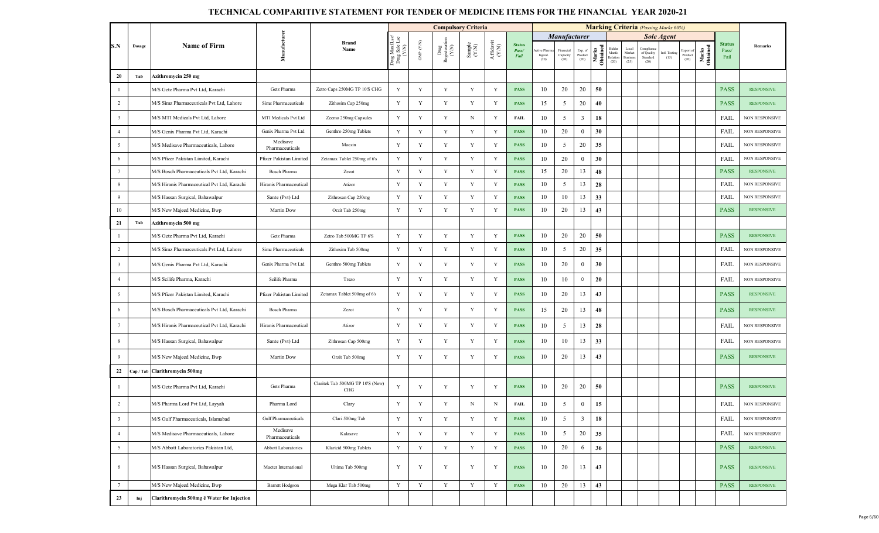# TECHNICAL COMPARITIVE STATEMENT FOR TENDER OF MEDICINE ITEMS FOR THE FINANCIAL YEAR 2020-21

| S.N | Dosage | Name of Firm | Manufacturer | Brand Name | Compulsory Criteria | | | | | | Marking Criteria (Passing Marks 60%) | | | | | | | | | | | Status Pass/ Fail | Remarks |
|---|---|---|---|---|---|---|---|---|---|---|---|---|---|---|---|---|---|---|---|---|---|---|---|
| | | | | | | | | | | | Manufacturer | | | | Sole Agent | | | | | | | | |
| | | | | | Drug Mnf.Lsc/ Drug Sale Lsc (Y/N) | GMP (Y/N) | Drug Registration (Y/N) | Sample (Y/N) | Affidavit (Y/N) | Status Pass/ Fail | Active Pharma Ingred. (20) | Financial Capacity (20) | Exp. of Product (20) | Marks Obtained | Bidder Manfc. Relation (20) | Local Market Business (25) | Compliance of Quality Standard (20) | Intl. Testing (15) | Export of Product (20) | Marks Obtained | | |
| 20 | Tab | Azithromycin 250 mg | | | | | | | | | | | | | | | | | | | | | |
| 1 | | M/S Getz Pharma Pvt Ltd, Karachi | Getz Pharma | Zetro Caps 250MG TP 10'S CHG | Y | Y | Y | Y | Y | PASS | 10 | 20 | 20 | 50 | | | | | | | PASS | RESPONSIVE |
| 2 | | M/S Simz Pharmaceuticals Pvt Ltd, Lahore | Simz Pharmaceuticals | Zithosim Cap 250mg | Y | Y | Y | Y | Y | PASS | 15 | 5 | 20 | 40 | | | | | | | PASS | RESPONSIVE |
| 3 | | M/S MTI Medicals Pvt Ltd, Lahore | MTI Medicals Pvt Ltd | Zecmo 250mg Capsules | Y | Y | Y | N | Y | FAIL | 10 | 5 | 3 | 18 | | | | | | | FAIL | NON RESPONSIVE |
| 4 | | M/S Genix Pharma Pvt Ltd, Karachi | Genix Pharma Pvt Ltd | Genthro 250mg Tablets | Y | Y | Y | Y | Y | PASS | 10 | 20 | 0 | 30 | | | | | | | FAIL | NON RESPONSIVE |
| 5 | | M/S Medisave Pharmaceuticals, Lahore | Medisave Pharmaceuticals | Maczin | Y | Y | Y | Y | Y | PASS | 10 | 5 | 20 | 35 | | | | | | | FAIL | NON RESPONSIVE |
| 6 | | M/S Pfizer Pakistan Limited, Karachi | Pfizer Pakistan Limited | Zetamax Tablet 250mg of 6's | Y | Y | Y | Y | Y | PASS | 10 | 20 | 0 | 30 | | | | | | | FAIL | NON RESPONSIVE |
| 7 | | M/S Bosch Pharmaceuticals Pvt Ltd, Karachi | Bosch Pharma | Zezot | Y | Y | Y | Y | Y | PASS | 15 | 20 | 13 | 48 | | | | | | | PASS | RESPONSIVE |
| 8 | | M/S Hiranis Pharmaceutical Pvt Ltd, Karachi | Hiranis Pharmaceutical | Atizor | Y | Y | Y | Y | Y | PASS | 10 | 5 | 13 | 28 | | | | | | | FAIL | NON RESPONSIVE |
| 9 | | M/S Hassan Surgical, Bahawalpur | Sante (Pvt) Ltd | Zithrosan Cap 250mg | Y | Y | Y | Y | Y | PASS | 10 | 10 | 13 | 33 | | | | | | | FAIL | NON RESPONSIVE |
| 10 | | M/S New Majeed Medicine, Bwp | Martin Dow | Orzit Tab 250mg | Y | Y | Y | Y | Y | PASS | 10 | 20 | 13 | 43 | | | | | | | PASS | RESPONSIVE |
| 21 | Tab | Azithromycin 500 mg | | | | | | | | | | | | | | | | | | | | | |
| 1 | | M/S Getz Pharma Pvt Ltd, Karachi | Getz Pharma | Zetro Tab 500MG TP 6'S | Y | Y | Y | Y | Y | PASS | 10 | 20 | 20 | 50 | | | | | | | PASS | RESPONSIVE |
| 2 | | M/S Simz Pharmaceuticals Pvt Ltd, Lahore | Simz Pharmaceuticals | Zithosim Tab 500mg | Y | Y | Y | Y | Y | PASS | 10 | 5 | 20 | 35 | | | | | | | FAIL | NON RESPONSIVE |
| 3 | | M/S Genix Pharma Pvt Ltd, Karachi | Genix Pharma Pvt Ltd | Genthro 500mg Tablets | Y | Y | Y | Y | Y | PASS | 10 | 20 | 0 | 30 | | | | | | | FAIL | NON RESPONSIVE |
| 4 | | M/S Scilife Pharma, Karachi | Scilife Pharma | Trezo | Y | Y | Y | Y | Y | PASS | 10 | 10 | 0 | 20 | | | | | | | FAIL | NON RESPONSIVE |
| 5 | | M/S Pfizer Pakistan Limited, Karachi | Pfizer Pakistan Limited | Zetamax Tablet 500mg of 6's | Y | Y | Y | Y | Y | PASS | 10 | 20 | 13 | 43 | | | | | | | PASS | RESPONSIVE |
| 6 | | M/S Bosch Pharmaceuticals Pvt Ltd, Karachi | Bosch Pharma | Zezot | Y | Y | Y | Y | Y | PASS | 15 | 20 | 13 | 48 | | | | | | | PASS | RESPONSIVE |
| 7 | | M/S Hiranis Pharmaceutical Pvt Ltd, Karachi | Hiranis Pharmaceutical | Atizor | Y | Y | Y | Y | Y | PASS | 10 | 5 | 13 | 28 | | | | | | | FAIL | NON RESPONSIVE |
| 8 | | M/S Hassan Surgical, Bahawalpur | Sante (Pvt) Ltd | Zithrosan Cap 500mg | Y | Y | Y | Y | Y | PASS | 10 | 10 | 13 | 33 | | | | | | | FAIL | NON RESPONSIVE |
| 9 | | M/S New Majeed Medicine, Bwp | Martin Dow | Orzit Tab 500mg | Y | Y | Y | Y | Y | PASS | 10 | 20 | 13 | 43 | | | | | | | PASS | RESPONSIVE |
| 22 | Cap / Tab | Clarithromycin 500mg | | | | | | | | | | | | | | | | | | | | | |
| 1 | | M/S Getz Pharma Pvt Ltd, Karachi | Getz Pharma | Claritek Tab 500MG TP 10'S (New) CHG | Y | Y | Y | Y | Y | PASS | 10 | 20 | 20 | 50 | | | | | | | PASS | RESPONSIVE |
| 2 | | M/S Pharma Lord Pvt Ltd, Layyah | Pharma Lord | Clary | Y | Y | Y | N | N | FAIL | 10 | 5 | 0 | 15 | | | | | | | FAIL | NON RESPONSIVE |
| 3 | | M/S Gulf Pharmaceuticals, Islamabad | Gulf Pharmaceuticals | Clari 500mg Tab | Y | Y | Y | Y | Y | PASS | 10 | 5 | 3 | 18 | | | | | | | FAIL | NON RESPONSIVE |
| 4 | | M/S Medisave Pharmaceuticals, Lahore | Medisave Pharmaceuticals | Kalasave | Y | Y | Y | Y | Y | PASS | 10 | 5 | 20 | 35 | | | | | | | FAIL | NON RESPONSIVE |
| 5 | | M/S Abbott Laboratories Pakistan Ltd, | Abbott Laboratories | Klaricid 500mg Tablets | Y | Y | Y | Y | Y | PASS | 10 | 20 | 6 | 36 | | | | | | | PASS | RESPONSIVE |
| 6 | | M/S Hassan Surgical, Bahawalpur | Macter International | Ultima Tab 500mg | Y | Y | Y | Y | Y | PASS | 10 | 20 | 13 | 43 | | | | | | | PASS | RESPONSIVE |
| 7 | | M/S New Majeed Medicine, Bwp | Barrett Hodgson | Mega Klar Tab 500mg | Y | Y | Y | Y | Y | PASS | 10 | 20 | 13 | 43 | | | | | | | PASS | RESPONSIVE |
| 23 | Inj | Clarithromycin 500mg ĉ Water for Injection | | | | | | | | | | | | | | | | | | | | | |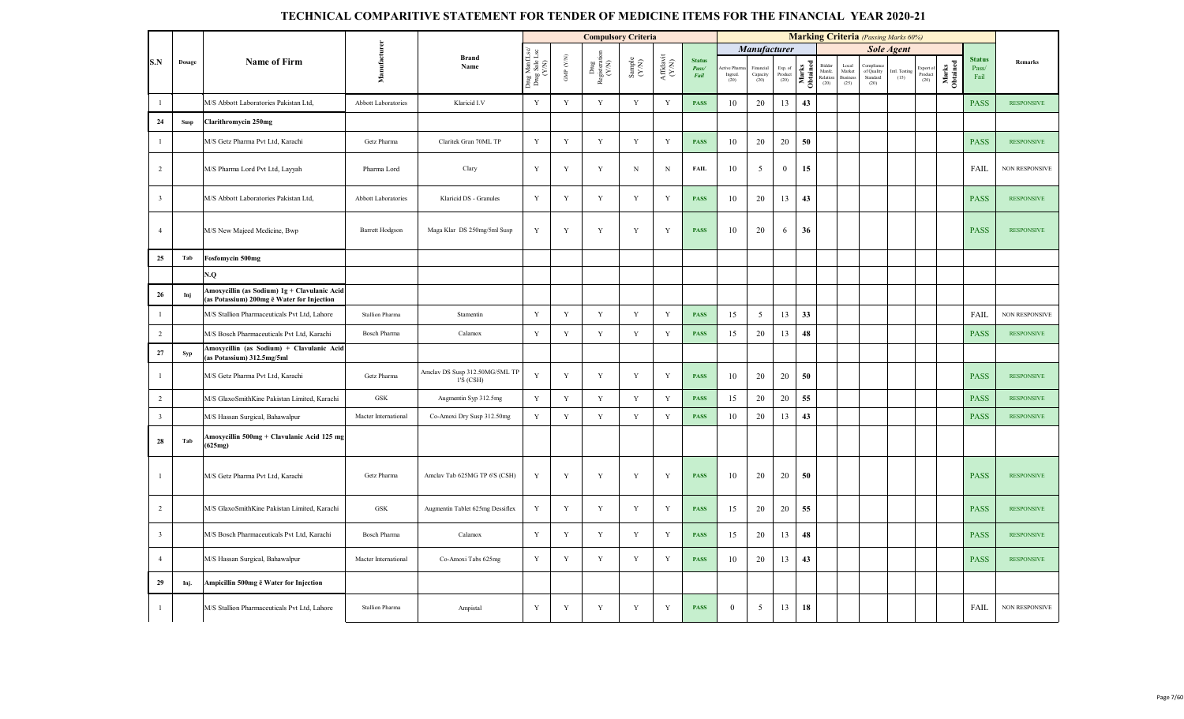# TECHNICAL COMPARITIVE STATEMENT FOR TENDER OF MEDICINE ITEMS FOR THE FINANCIAL YEAR 2020-21

| S.N | Dosage | Name of Firm | Manufacturer | Brand Name | Compulsory Criteria | | | | | | Marking Criteria (Passing Marks 60%) | | | | | | | | | | | Status Pass/ Fail | Remarks |
|---|---|---|---|---|---|---|---|---|---|---|---|---|---|---|---|---|---|---|---|---|---|---|---|
| | | | | | | | | | | | Manufacturer | | | | Sole Agent | | | | | | | | |
| | | | | | Drug Mnf Lsc/ Drug Sale Lsc (Y/N) | GMP (Y/N) | Drug Registration (Y/N) | Sample (Y/N) | Affidavit (Y/N) | Status Pass/ Fail | Active Pharma Ingred. (20) | Financial Capacity (20) | Exp. of Product (20) | Marks Obtained | Bidder Manfc. Relation (20) | Local Market Business (25) | Compliance of Quality Standard (20) | Intl. Testing (15) | Export of Product (20) | Marks Obtained | | |
| 1 | | M/S Abbott Laboratories Pakistan Ltd, | Abbott Laboratories | Klaricid I.V | Y | Y | Y | Y | Y | PASS | 10 | 20 | 13 | 43 | | | | | | | PASS | RESPONSIVE |
| 24 | Susp | Clarithromycin 250mg | | | | | | | | | | | | | | | | | | | | |
| 1 | | M/S Getz Pharma Pvt Ltd, Karachi | Getz Pharma | Claritek Gran 70ML TP | Y | Y | Y | Y | Y | PASS | 10 | 20 | 20 | 50 | | | | | | | PASS | RESPONSIVE |
| 2 | | M/S Pharma Lord Pvt Ltd, Layyah | Pharma Lord | Clary | Y | Y | Y | N | N | FAIL | 10 | 5 | 0 | 15 | | | | | | | FAIL | NON RESPONSIVE |
| 3 | | M/S Abbott Laboratories Pakistan Ltd, | Abbott Laboratories | Klaricid DS - Granules | Y | Y | Y | Y | Y | PASS | 10 | 20 | 13 | 43 | | | | | | | PASS | RESPONSIVE |
| 4 | | M/S New Majeed Medicine, Bwp | Barrett Hodgson | Maga Klar DS 250mg/5ml Susp | Y | Y | Y | Y | Y | PASS | 10 | 20 | 6 | 36 | | | | | | | PASS | RESPONSIVE |
| 25 | Tab | Fosfomycin 500mg | | | | | | | | | | | | | | | | | | | | |
| | | N.Q | | | | | | | | | | | | | | | | | | | | |
| 26 | Inj | Amoxycillin (as Sodium) 1g + Clavulanic Acid (as Potassium) 200mg ē Water for Injection | | | | | | | | | | | | | | | | | | | | |
| 1 | | M/S Stallion Pharmaceuticals Pvt Ltd, Lahore | Stallion Pharma | Stamentin | Y | Y | Y | Y | Y | PASS | 15 | 5 | 13 | 33 | | | | | | | FAIL | NON RESPONSIVE |
| 2 | | M/S Bosch Pharmaceuticals Pvt Ltd, Karachi | Bosch Pharma | Calamox | Y | Y | Y | Y | Y | PASS | 15 | 20 | 13 | 48 | | | | | | | PASS | RESPONSIVE |
| 27 | Syp | Amoxycillin (as Sodium) + Clavulanic Acid (as Potassium) 312.5mg/5ml | | | | | | | | | | | | | | | | | | | | |
| 1 | | M/S Getz Pharma Pvt Ltd, Karachi | Getz Pharma | Amclav DS Susp 312.50MG/5ML TP I'S (CSH) | Y | Y | Y | Y | Y | PASS | 10 | 20 | 20 | 50 | | | | | | | PASS | RESPONSIVE |
| 2 | | M/S GlaxoSmithKine Pakistan Limited, Karachi | GSK | Augmentin Syp 312.5mg | Y | Y | Y | Y | Y | PASS | 15 | 20 | 20 | 55 | | | | | | | PASS | RESPONSIVE |
| 3 | | M/S Hassan Surgical, Bahawalpur | Macter International | Co-Amoxi Dry Susp 312.50mg | Y | Y | Y | Y | Y | PASS | 10 | 20 | 13 | 43 | | | | | | | PASS | RESPONSIVE |
| 28 | Tab | Amoxycillin 500mg + Clavulanic Acid 125 mg (625mg) | | | | | | | | | | | | | | | | | | | | |
| 1 | | M/S Getz Pharma Pvt Ltd, Karachi | Getz Pharma | Amclav Tab 625MG TP 6'S (CSH) | Y | Y | Y | Y | Y | PASS | 10 | 20 | 20 | 50 | | | | | | | PASS | RESPONSIVE |
| 2 | | M/S GlaxoSmithKine Pakistan Limited, Karachi | GSK | Augmentin Tablet 625mg Dessiflex | Y | Y | Y | Y | Y | PASS | 15 | 20 | 20 | 55 | | | | | | | PASS | RESPONSIVE |
| 3 | | M/S Bosch Pharmaceuticals Pvt Ltd, Karachi | Bosch Pharma | Calamox | Y | Y | Y | Y | Y | PASS | 15 | 20 | 13 | 48 | | | | | | | PASS | RESPONSIVE |
| 4 | | M/S Hassan Surgical, Bahawalpur | Macter International | Co-Amoxi Tabs 625mg | Y | Y | Y | Y | Y | PASS | 10 | 20 | 13 | 43 | | | | | | | PASS | RESPONSIVE |
| 29 | Inj. | Ampicillin 500mg ē Water for Injection | | | | | | | | | | | | | | | | | | | | |
| 1 | | M/S Stallion Pharmaceuticals Pvt Ltd, Lahore | Stallion Pharma | Ampistal | Y | Y | Y | Y | Y | PASS | 0 | 5 | 13 | 18 | | | | | | | FAIL | NON RESPONSIVE |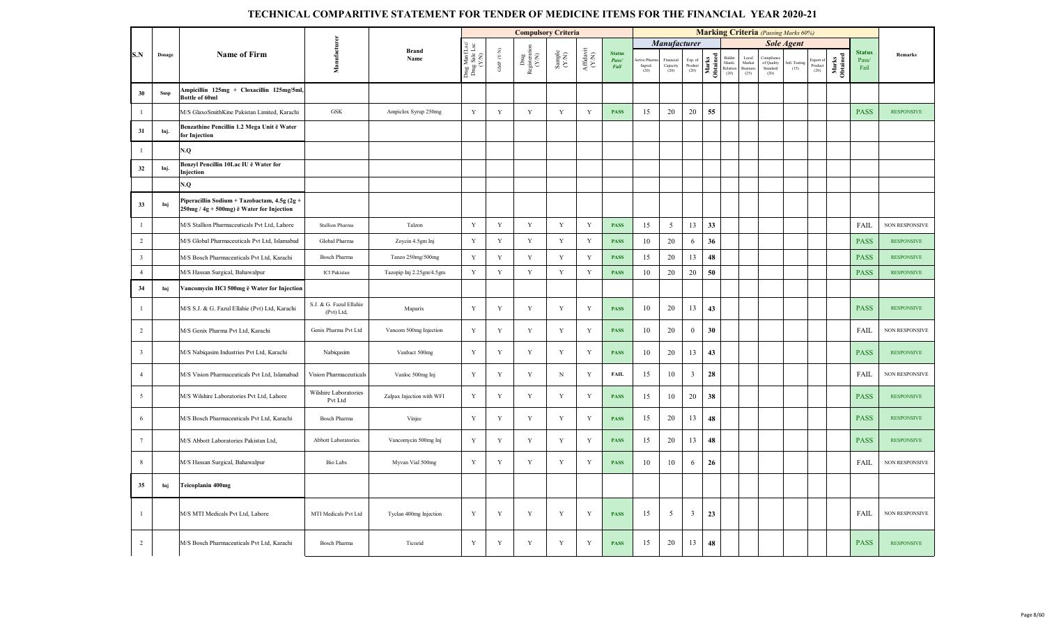# TECHNICAL COMPARITIVE STATEMENT FOR TENDER OF MEDICINE ITEMS FOR THE FINANCIAL YEAR 2020-21

| S.N | Dosage | Name of Firm | Manufacturer | Brand Name | Compulsory Criteria | | | | | | Marking Criteria (Passing Marks 60%) | | | | | | | | | | | Status Pass/ Fail | Remarks |
|---|---|---|---|---|---|---|---|---|---|---|---|---|---|---|---|---|---|---|---|---|---|---|---|
| | | | | | | | | | | | Manufacturer | | | | Sole Agent | | | | | | | | |
| | | | | | Drug Mnf Lsc/ Drug Sale Lsc (Y/N) | GMP (Y/N) | Drug Registration (Y/N) | Sample (Y/N) | Affidavit (Y/N) | Status Pass/ Fail | Active Pharma Ingred. (20) | Financial Capacity (20) | Exp. of Product (20) | Marks Obtained | Bidder Manfc. Relation (20) | Local Market Business (25) | Compliance of Quality Standard (20) | Intl. Testing (15) | Export of Product (20) | Marks Obtained | | |
| 30 | Susp | Ampicillin 125mg + Cloxacillin 125mg/5ml, Bottle of 60ml | | | | | | | | | | | | | | | | | | | | |
| 1 | | M/S GlaxoSmithKine Pakistan Limited, Karachi | GSK | Ampiclox Syrup 250mg | Y | Y | Y | Y | Y | PASS | 15 | 20 | 20 | 55 | | | | | | | PASS | RESPONSIVE |
| 31 | Inj. | Benzathine Pencillin 1.2 Mega Unit ē Water for Injection | | | | | | | | | | | | | | | | | | | | |
| 1 | | N.Q | | | | | | | | | | | | | | | | | | | | |
| 32 | Inj. | Benzyl Pencillin 10Lac IU ē Water for Injection | | | | | | | | | | | | | | | | | | | | |
| | | N.Q | | | | | | | | | | | | | | | | | | | | |
| 33 | Inj | Piperacillin Sodium + Tazobactam, 4.5g (2g + 250mg / 4g + 500mg) ē Water for Injection | | | | | | | | | | | | | | | | | | | | |
| 1 | | M/S Stallion Pharmaceuticals Pvt Ltd, Lahore | Stallion Pharma | Talzon | Y | Y | Y | Y | Y | PASS | 15 | 5 | 13 | 33 | | | | | | | FAIL | NON RESPONSIVE |
| 2 | | M/S Global Pharmaceuticals Pvt Ltd, Islamabad | Global Pharma | Zoycin 4.5gm Inj | Y | Y | Y | Y | Y | PASS | 10 | 20 | 6 | 36 | | | | | | | PASS | RESPONSIVE |
| 3 | | M/S Bosch Pharmaceuticals Pvt Ltd, Karachi | Bosch Pharma | Tanzo 250mg/500mg | Y | Y | Y | Y | Y | PASS | 15 | 20 | 13 | 48 | | | | | | | PASS | RESPONSIVE |
| 4 | | M/S Hassan Surgical, Bahawalpur | ICI Pakistan | Tazopip Inj 2.25gm/4.5gm | Y | Y | Y | Y | Y | PASS | 10 | 20 | 20 | 50 | | | | | | | PASS | RESPONSIVE |
| 34 | Inj | Vancomycin HCl 500mg ē Water for Injection | | | | | | | | | | | | | | | | | | | | |
| 1 | | M/S S.J. & G. Fazul Ellahie (Pvt) Ltd, Karachi | S.J. & G. Fazul Ellahie (Pvt) Ltd, | Maparix | Y | Y | Y | Y | Y | PASS | 10 | 20 | 13 | 43 | | | | | | | PASS | RESPONSIVE |
| 2 | | M/S Genix Pharma Pvt Ltd, Karachi | Genix Pharma Pvt Ltd | Vancom 500mg Injection | Y | Y | Y | Y | Y | PASS | 10 | 20 | 0 | 30 | | | | | | | FAIL | NON RESPONSIVE |
| 3 | | M/S Nabiqasim Industries Pvt Ltd, Karachi | Nabiqasim | Vanbact 500mg | Y | Y | Y | Y | Y | PASS | 10 | 20 | 13 | 43 | | | | | | | PASS | RESPONSIVE |
| 4 | | M/S Vision Pharmaceuticals Pvt Ltd, Islamabad | Vision Pharmaceuticals | Vanloc 500mg Inj | Y | Y | Y | N | Y | FAIL | 15 | 10 | 3 | 28 | | | | | | | FAIL | NON RESPONSIVE |
| 5 | | M/S Wilshire Laboratories Pvt Ltd, Lahore | Wilshire Laboratories Pvt Ltd | Zalpax Injection with WFI | Y | Y | Y | Y | Y | PASS | 15 | 10 | 20 | 38 | | | | | | | PASS | RESPONSIVE |
| 6 | | M/S Bosch Pharmaceuticals Pvt Ltd, Karachi | Bosch Pharma | Vinjec | Y | Y | Y | Y | Y | PASS | 15 | 20 | 13 | 48 | | | | | | | PASS | RESPONSIVE |
| 7 | | M/S Abbott Laboratories Pakistan Ltd, | Abbott Laboratories | Vancomycin 500mg Inj | Y | Y | Y | Y | Y | PASS | 15 | 20 | 13 | 48 | | | | | | | PASS | RESPONSIVE |
| 8 | | M/S Hassan Surgical, Bahawalpur | Bio Labs | Myvan Vial 500mg | Y | Y | Y | Y | Y | PASS | 10 | 10 | 6 | 26 | | | | | | | FAIL | NON RESPONSIVE |
| 35 | Inj | Teicoplanin 400mg | | | | | | | | | | | | | | | | | | | | |
| 1 | | M/S MTI Medicals Pvt Ltd, Lahore | MTI Medicals Pvt Ltd | Tyclan 400mg Injection | Y | Y | Y | Y | Y | PASS | 15 | 5 | 3 | 23 | | | | | | | FAIL | NON RESPONSIVE |
| 2 | | M/S Bosch Pharmaceuticals Pvt Ltd, Karachi | Bosch Pharma | Ticozid | Y | Y | Y | Y | Y | PASS | 15 | 20 | 13 | 48 | | | | | | | PASS | RESPONSIVE |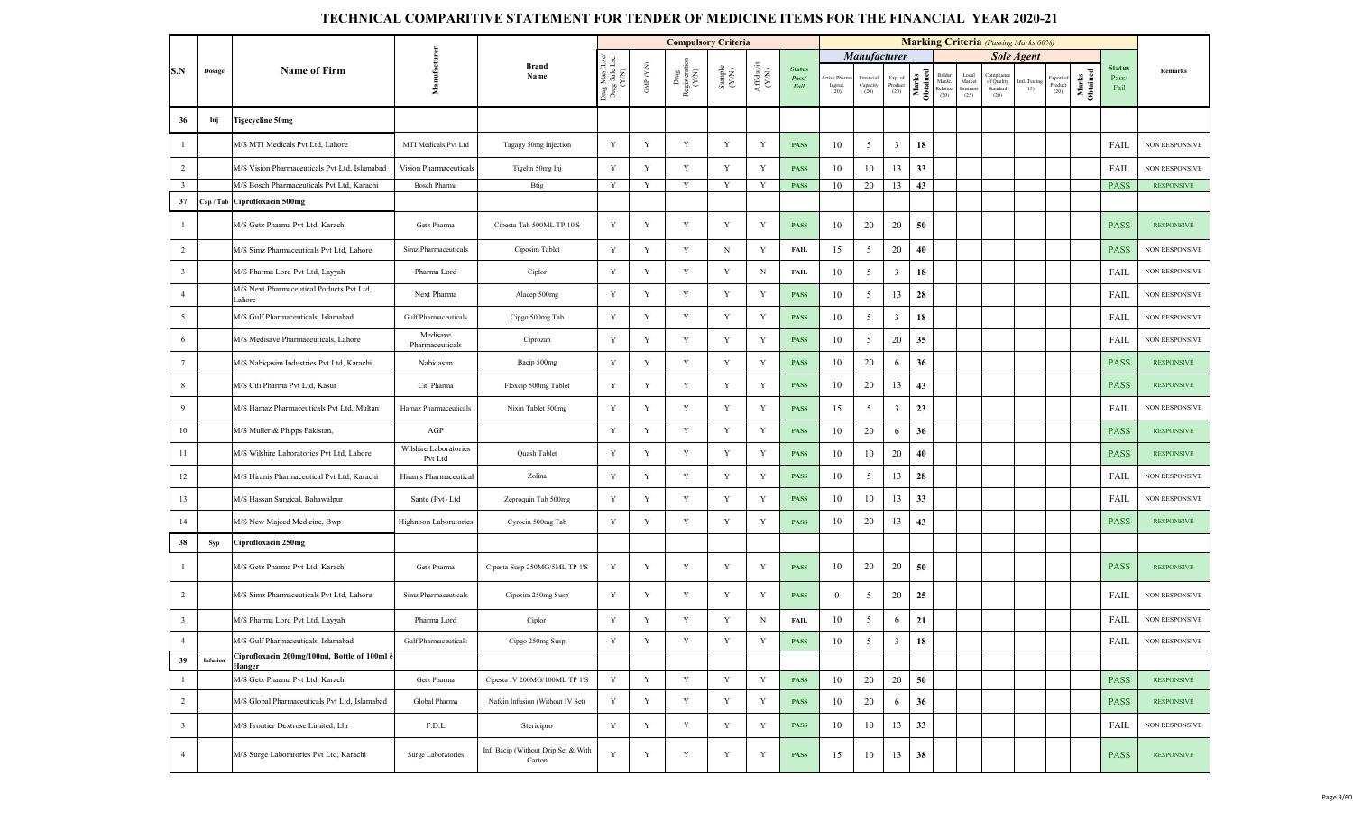# TECHNICAL COMPARITIVE STATEMENT FOR TENDER OF MEDICINE ITEMS FOR THE FINANCIAL YEAR 2020-21

| S.N | Dosage | Name of Firm | Manufacturer | Brand Name | Compulsory Criteria | | | | | | Marking Criteria (Passing Marks 60%) | | | | | | | | | | | Status Pass/ Fail | Remarks |
|---|---|---|---|---|---|---|---|---|---|---|---|---|---|---|---|---|---|---|---|---|---|---|---|
| | | | | | | | | | | | Manufacturer | | | | Sole Agent | | | | | | | | |
| | | | | | Drug Mnf Lsc/ Drug Sale Lsc (Y/N) | GMP (Y/N) | Drug Registration (Y/N) | Sample (Y/N) | Affidavit (Y/N) | Status Pass/ Fail | Active Pharma Ingred. (20) | Financial Capacity (20) | Exp. of Product (20) | Marks Obtained | Bidder Manfc. Relation (20) | Local Market Business (25) | Compliance of Quality Standard (20) | Intl. Testing (15) | Export of Product (20) | Marks Obtained | | |
| 36 | Inj | Tigecycline 50mg | | | | | | | | | | | | | | | | | | | | | |
| 1 | | M/S MTI Medicals Pvt Ltd, Lahore | MTI Medicals Pvt Ltd | Tagagy 50mg Injection | Y | Y | Y | Y | Y | PASS | 10 | 5 | 3 | 18 | | | | | | | FAIL | NON RESPONSIVE |
| 2 | | M/S Vision Pharmaceuticals Pvt Ltd, Islamabad | Vision Pharmaceuticals | Tigelin 50mg Inj | Y | Y | Y | Y | Y | PASS | 10 | 10 | 13 | 33 | | | | | | | FAIL | NON RESPONSIVE |
| 3 | | M/S Bosch Pharmaceuticals Pvt Ltd, Karachi | Bosch Pharma | Btig | Y | Y | Y | Y | Y | PASS | 10 | 20 | 13 | 43 | | | | | | | PASS | RESPONSIVE |
| 37 | Cap / Tab | Ciprofloxacin 500mg | | | | | | | | | | | | | | | | | | | | | |
| 1 | | M/S Getz Pharma Pvt Ltd, Karachi | Getz Pharma | Cipesta Tab 500ML TP 10'S | Y | Y | Y | Y | Y | PASS | 10 | 20 | 20 | 50 | | | | | | | PASS | RESPONSIVE |
| 2 | | M/S Simz Pharmaceuticals Pvt Ltd, Lahore | Simz Pharmaceuticals | Ciposim Tablet | Y | Y | Y | N | Y | FAIL | 15 | 5 | 20 | 40 | | | | | | | PASS | NON RESPONSIVE |
| 3 | | M/S Pharma Lord Pvt Ltd, Layyah | Pharma Lord | Ciplor | Y | Y | Y | Y | N | FAIL | 10 | 5 | 3 | 18 | | | | | | | FAIL | NON RESPONSIVE |
| 4 | | M/S Next Pharmaceutical Poducts Pvt Ltd, Lahore | Next Pharma | Alacep 500mg | Y | Y | Y | Y | Y | PASS | 10 | 5 | 13 | 28 | | | | | | | FAIL | NON RESPONSIVE |
| 5 | | M/S Gulf Pharmaceuticals, Islamabad | Gulf Pharmaceuticals | Cipgo 500mg Tab | Y | Y | Y | Y | Y | PASS | 10 | 5 | 3 | 18 | | | | | | | FAIL | NON RESPONSIVE |
| 6 | | M/S Medisave Pharmaceuticals, Lahore | Medisave Pharmaceuticals | Ciprozan | Y | Y | Y | Y | Y | PASS | 10 | 5 | 20 | 35 | | | | | | | FAIL | NON RESPONSIVE |
| 7 | | M/S Nabiqasim Industries Pvt Ltd, Karachi | Nabiqasim | Bacip 500mg | Y | Y | Y | Y | Y | PASS | 10 | 20 | 6 | 36 | | | | | | | PASS | RESPONSIVE |
| 8 | | M/S Citi Pharma Pvt Ltd, Kasur | Citi Pharma | Floxcip 500mg Tablet | Y | Y | Y | Y | Y | PASS | 10 | 20 | 13 | 43 | | | | | | | PASS | RESPONSIVE |
| 9 | | M/S Hamaz Pharmaceuticals Pvt Ltd, Multan | Hamaz Pharmaceuticals | Nixin Tablet 500mg | Y | Y | Y | Y | Y | PASS | 15 | 5 | 3 | 23 | | | | | | | FAIL | NON RESPONSIVE |
| 10 | | M/S Muller & Phipps Pakistan, | AGP | | Y | Y | Y | Y | Y | PASS | 10 | 20 | 6 | 36 | | | | | | | PASS | RESPONSIVE |
| 11 | | M/S Wilshire Laboratories Pvt Ltd, Lahore | Wilshire Laboratories Pvt Ltd | Quash Tablet | Y | Y | Y | Y | Y | PASS | 10 | 10 | 20 | 40 | | | | | | | PASS | RESPONSIVE |
| 12 | | M/S Hiranis Pharmaceutical Pvt Ltd, Karachi | Hiranis Pharmaceutical | Zolina | Y | Y | Y | Y | Y | PASS | 10 | 5 | 13 | 28 | | | | | | | FAIL | NON RESPONSIVE |
| 13 | | M/S Hassan Surgical, Bahawalpur | Sante (Pvt) Ltd | Zeproquin Tab 500mg | Y | Y | Y | Y | Y | PASS | 10 | 10 | 13 | 33 | | | | | | | FAIL | NON RESPONSIVE |
| 14 | | M/S New Majeed Medicine, Bwp | Highnoon Laboratories | Cyrocin 500mg Tab | Y | Y | Y | Y | Y | PASS | 10 | 20 | 13 | 43 | | | | | | | PASS | RESPONSIVE |
| 38 | Syp | Ciprofloxacin 250mg | | | | | | | | | | | | | | | | | | | | | |
| 1 | | M/S Getz Pharma Pvt Ltd, Karachi | Getz Pharma | Cipesta Susp 250MG/5ML TP 1'S | Y | Y | Y | Y | Y | PASS | 10 | 20 | 20 | 50 | | | | | | | PASS | RESPONSIVE |
| 2 | | M/S Simz Pharmaceuticals Pvt Ltd, Lahore | Simz Pharmaceuticals | Ciposim 250mg Susp | Y | Y | Y | Y | Y | PASS | 0 | 5 | 20 | 25 | | | | | | | FAIL | NON RESPONSIVE |
| 3 | | M/S Pharma Lord Pvt Ltd, Layyah | Pharma Lord | Ciplor | Y | Y | Y | Y | N | FAIL | 10 | 5 | 6 | 21 | | | | | | | FAIL | NON RESPONSIVE |
| 4 | | M/S Gulf Pharmaceuticals, Islamabad | Gulf Pharmaceuticals | Cipgo 250mg Susp | Y | Y | Y | Y | Y | PASS | 10 | 5 | 3 | 18 | | | | | | | FAIL | NON RESPONSIVE |
| 39 | Infusion | Ciprofloxacin 200mg/100ml, Bottle of 100ml c̄ Hanger | | | | | | | | | | | | | | | | | | | | | |
| 1 | | M/S Getz Pharma Pvt Ltd, Karachi | Getz Pharma | Cipesta IV 200MG/100ML TP 1'S | Y | Y | Y | Y | Y | PASS | 10 | 20 | 20 | 50 | | | | | | | PASS | RESPONSIVE |
| 2 | | M/S Global Pharmaceuticals Pvt Ltd, Islamabad | Global Pharma | Nafcin Infusion (Without IV Set) | Y | Y | Y | Y | Y | PASS | 10 | 20 | 6 | 36 | | | | | | | PASS | RESPONSIVE |
| 3 | | M/S Frontier Dextrose Limited, Lhr | F.D.L | Stericipro | Y | Y | Y | Y | Y | PASS | 10 | 10 | 13 | 33 | | | | | | | FAIL | NON RESPONSIVE |
| 4 | | M/S Surge Laboratories Pvt Ltd, Karachi | Surge Laboratories | Inf. Bacip (Without Drip Set & With Carton | Y | Y | Y | Y | Y | PASS | 15 | 10 | 13 | 38 | | | | | | | PASS | RESPONSIVE |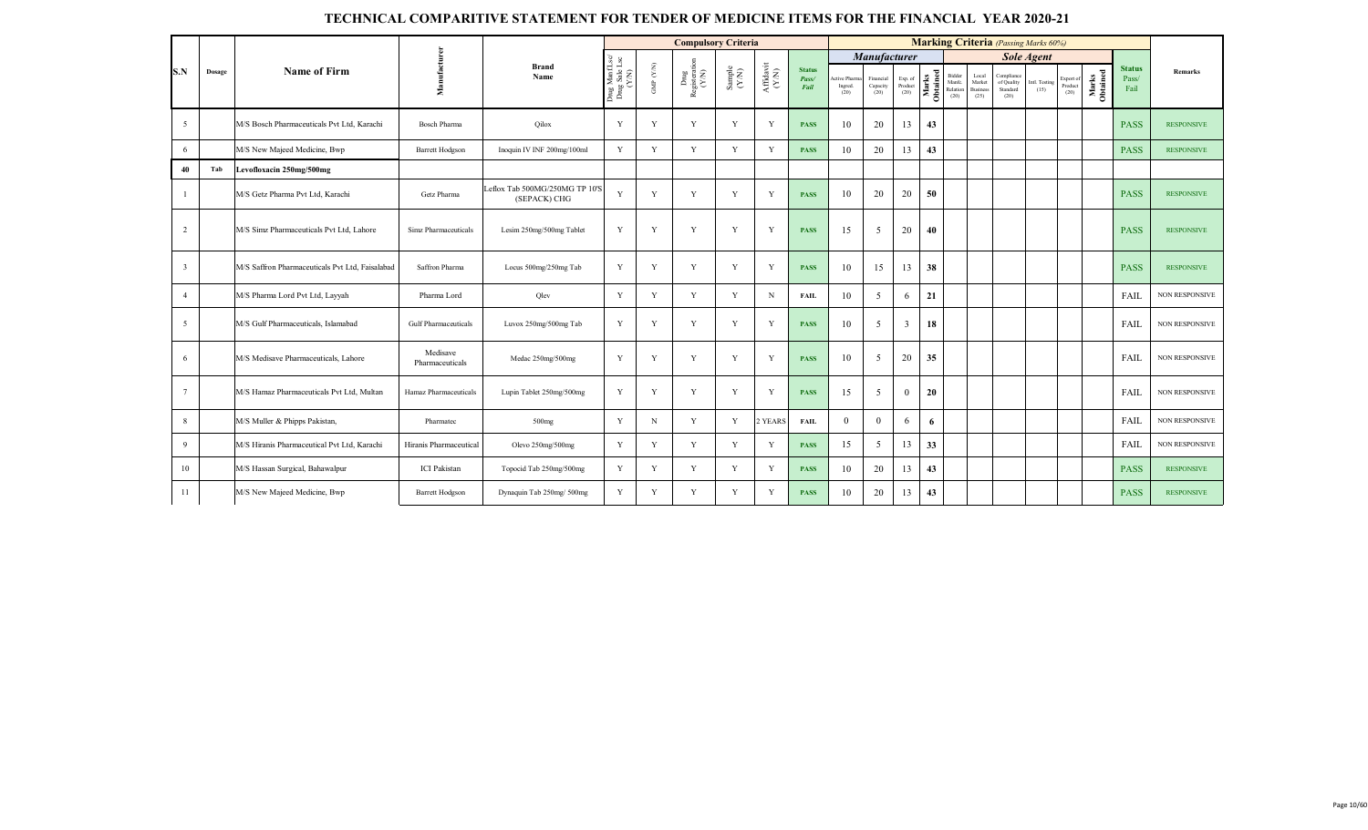# TECHNICAL COMPARITIVE STATEMENT FOR TENDER OF MEDICINE ITEMS FOR THE FINANCIAL YEAR 2020-21

| S.N | Dosage | Name of Firm | Manufacturer | Brand Name | Compulsory Criteria | | | | | | Marking Criteria (Passing Marks 60%) | | | | | | | | | | | Status Pass/ Fail | Remarks |
|---|---|---|---|---|---|---|---|---|---|---|---|---|---|---|---|---|---|---|---|---|---|---|---|
| | | | | | | | | | | | Manufacturer | | | | Sole Agent | | | | | | | | |
| | | | | | Drug Mfg Lsc/ Drug Sale Lsc (Y/N) | GMP (Y/N) | Drug Registration (Y/N) | Sample (Y/N) | Affidavit (Y/N) | Status Pass/ Fail | Active Pharma Ingred. (20) | Financial Capacity (20) | Exp. of Product (20) | Marks Obtained | Bidder Manfc. Relation (20) | Local Market Business (25) | Compliance of Quality Standard (20) | Intl. Testing (15) | Export of Product (20) | Marks Obtained | | |
| 5 | | M/S Bosch Pharmaceuticals Pvt Ltd, Karachi | Bosch Pharma | Qilox | Y | Y | Y | Y | Y | PASS | 10 | 20 | 13 | 43 | | | | | | | PASS | RESPONSIVE |
| 6 | | M/S New Majeed Medicine, Bwp | Barrett Hodgson | Inoquin IV INF 200mg/100ml | Y | Y | Y | Y | Y | PASS | 10 | 20 | 13 | 43 | | | | | | | PASS | RESPONSIVE |
| **40** | **Tab** | **Levofloxacin 250mg/500mg** | | | | | | | | | | | | | | | | | | | | |
| 1 | | M/S Getz Pharma Pvt Ltd, Karachi | Getz Pharma | Leflox Tab 500MG/250MG TP 10'S (SEPACK) CHG | Y | Y | Y | Y | Y | PASS | 10 | 20 | 20 | 50 | | | | | | | PASS | RESPONSIVE |
| 2 | | M/S Simz Pharmaceuticals Pvt Ltd, Lahore | Simz Pharmaceuticals | Lesim 250mg/500mg Tablet | Y | Y | Y | Y | Y | PASS | 15 | 5 | 20 | 40 | | | | | | | PASS | RESPONSIVE |
| 3 | | M/S Saffron Pharmaceuticals Pvt Ltd, Faisalabad | Saffron Pharma | Locus 500mg/250mg Tab | Y | Y | Y | Y | Y | PASS | 10 | 15 | 13 | 38 | | | | | | | PASS | RESPONSIVE |
| 4 | | M/S Pharma Lord Pvt Ltd, Layyah | Pharma Lord | Qlev | Y | Y | Y | Y | N | FAIL | 10 | 5 | 6 | 21 | | | | | | | FAIL | NON RESPONSIVE |
| 5 | | M/S Gulf Pharmaceuticals, Islamabad | Gulf Pharmaceuticals | Luvox 250mg/500mg Tab | Y | Y | Y | Y | Y | PASS | 10 | 5 | 3 | 18 | | | | | | | FAIL | NON RESPONSIVE |
| 6 | | M/S Medisave Pharmaceuticals, Lahore | Medisave Pharmaceuticals | Medac 250mg/500mg | Y | Y | Y | Y | Y | PASS | 10 | 5 | 20 | 35 | | | | | | | FAIL | NON RESPONSIVE |
| 7 | | M/S Hamaz Pharmaceuticals Pvt Ltd, Multan | Hamaz Pharmaceuticals | Lupin Tablet 250mg/500mg | Y | Y | Y | Y | Y | PASS | 15 | 5 | 0 | 20 | | | | | | | FAIL | NON RESPONSIVE |
| 8 | | M/S Muller & Phipps Pakistan, | Pharmatec | 500mg | Y | N | Y | Y | 2 YEARS | FAIL | 0 | 0 | 6 | 6 | | | | | | | FAIL | NON RESPONSIVE |
| 9 | | M/S Hiranis Pharmaceutical Pvt Ltd, Karachi | Hiranis Pharmaceutical | Olevo 250mg/500mg | Y | Y | Y | Y | Y | PASS | 15 | 5 | 13 | 33 | | | | | | | FAIL | NON RESPONSIVE |
| 10 | | M/S Hassan Surgical, Bahawalpur | ICI Pakistan | Topocid Tab 250mg/500mg | Y | Y | Y | Y | Y | PASS | 10 | 20 | 13 | 43 | | | | | | | PASS | RESPONSIVE |
| 11 | | M/S New Majeed Medicine, Bwp | Barrett Hodgson | Dynaquin Tab 250mg/ 500mg | Y | Y | Y | Y | Y | PASS | 10 | 20 | 13 | 43 | | | | | | | PASS | RESPONSIVE |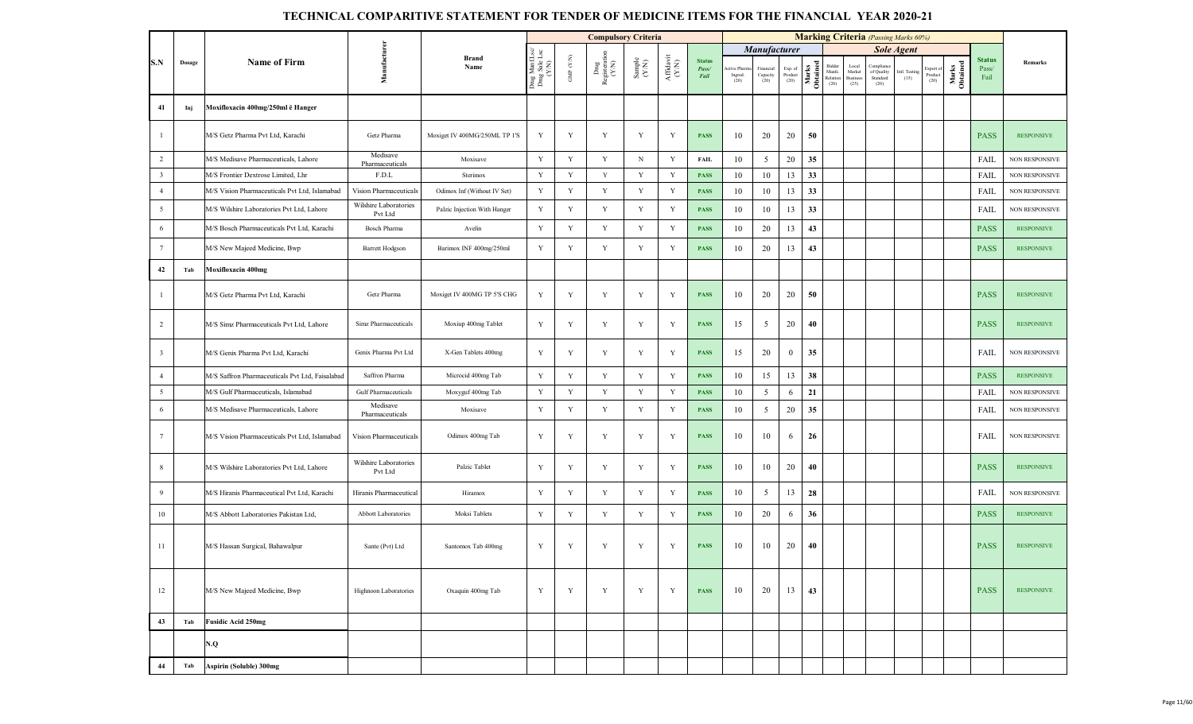# TECHNICAL COMPARITIVE STATEMENT FOR TENDER OF MEDICINE ITEMS FOR THE FINANCIAL YEAR 2020-21

| S.N | Dosage | Name of Firm | Manufacturer | Brand Name | Compulsory Criteria | | | | | | Marking Criteria (Passing Marks 60%) | | | | | | | | | | | Status Pass/ Fail | Remarks |
|---|---|---|---|---|---|---|---|---|---|---|---|---|---|---|---|---|---|---|---|---|---|---|---|
| | | | | | | | | | | | Manufacturer | | | | Sole Agent | | | | | | | | |
| | | | | | Drug Mnf (Lsc/ Drug Sale Lsc (Y/N) | GMP (Y/N) | Drug Registration (Y/N) | Sample (Y/N) | Affidavit (Y/N) | Status Pass/ Fail | Active Pharma Ingred. (20) | Financial Capacity (20) | Exp. of Product (20) | Marks Obtained | Bidder Manf. Relation (20) | Local Market Business (25) | Compliance of Quality Standard (20) | Intl. Testing (15) | Export of Product (20) | Marks Obtained | | |
| 41 | Inj | Moxifloxacin 400mg/250ml ē Hanger | | | | | | | | | | | | | | | | | | | | |
| 1 | | M/S Getz Pharma Pvt Ltd, Karachi | Getz Pharma | Moxiget IV 400MG/250ML TP 1'S | Y | Y | Y | Y | Y | PASS | 10 | 20 | 20 | 50 | | | | | | | PASS | RESPONSIVE |
| 2 | | M/S Medisave Pharmaceuticals, Lahore | Medisave Pharmaceuticals | Moxisave | Y | Y | Y | N | Y | FAIL | 10 | 5 | 20 | 35 | | | | | | | FAIL | NON RESPONSIVE |
| 3 | | M/S Frontier Dextrose Limited, Lhr | F.D.L | Sterimox | Y | Y | Y | Y | Y | PASS | 10 | 10 | 13 | 33 | | | | | | | FAIL | NON RESPONSIVE |
| 4 | | M/S Vision Pharmaceuticals Pvt Ltd, Islamabad | Vision Pharmaceuticals | Odimox Inf (Without IV Set) | Y | Y | Y | Y | Y | PASS | 10 | 10 | 13 | 33 | | | | | | | FAIL | NON RESPONSIVE |
| 5 | | M/S Wilshire Laboratories Pvt Ltd, Lahore | Wilshire Laboratories Pvt Ltd | Palzic Injection With Hanger | Y | Y | Y | Y | Y | PASS | 10 | 10 | 13 | 33 | | | | | | | FAIL | NON RESPONSIVE |
| 6 | | M/S Bosch Pharmaceuticals Pvt Ltd, Karachi | Bosch Pharma | Avelin | Y | Y | Y | Y | Y | PASS | 10 | 20 | 13 | 43 | | | | | | | PASS | RESPONSIVE |
| 7 | | M/S New Majeed Medicine, Bwp | Barrett Hodgson | Barimox INF 400mg/250ml | Y | Y | Y | Y | Y | PASS | 10 | 20 | 13 | 43 | | | | | | | PASS | RESPONSIVE |
| 42 | Tab | Moxifloxacin 400mg | | | | | | | | | | | | | | | | | | | | |
| 1 | | M/S Getz Pharma Pvt Ltd, Karachi | Getz Pharma | Moxiget IV 400MG TP 5'S CHG | Y | Y | Y | Y | Y | PASS | 10 | 20 | 20 | 50 | | | | | | | PASS | RESPONSIVE |
| 2 | | M/S Simz Pharmaceuticals Pvt Ltd, Lahore | Simz Pharmaceuticals | Moxiup 400mg Tablet | Y | Y | Y | Y | Y | PASS | 15 | 5 | 20 | 40 | | | | | | | PASS | RESPONSIVE |
| 3 | | M/S Genix Pharma Pvt Ltd, Karachi | Genix Pharma Pvt Ltd | X-Gen Tablets 400mg | Y | Y | Y | Y | Y | PASS | 15 | 20 | 0 | 35 | | | | | | | FAIL | NON RESPONSIVE |
| 4 | | M/S Saffron Pharmaceuticals Pvt Ltd, Faisalabad | Saffron Pharma | Microcid 400mg Tab | Y | Y | Y | Y | Y | PASS | 10 | 15 | 13 | 38 | | | | | | | PASS | RESPONSIVE |
| 5 | | M/S Gulf Pharmaceuticals, Islamabad | Gulf Pharmaceuticals | Moxygulf 400mg Tab | Y | Y | Y | Y | Y | PASS | 10 | 5 | 6 | 21 | | | | | | | FAIL | NON RESPONSIVE |
| 6 | | M/S Medisave Pharmaceuticals, Lahore | Medisave Pharmaceuticals | Moxisave | Y | Y | Y | Y | Y | PASS | 10 | 5 | 20 | 35 | | | | | | | FAIL | NON RESPONSIVE |
| 7 | | M/S Vision Pharmaceuticals Pvt Ltd, Islamabad | Vision Pharmaceuticals | Odimox 400mg Tab | Y | Y | Y | Y | Y | PASS | 10 | 10 | 6 | 26 | | | | | | | FAIL | NON RESPONSIVE |
| 8 | | M/S Wilshire Laboratories Pvt Ltd, Lahore | Wilshire Laboratories Pvt Ltd | Palzic Tablet | Y | Y | Y | Y | Y | PASS | 10 | 10 | 20 | 40 | | | | | | | PASS | RESPONSIVE |
| 9 | | M/S Hiranis Pharmaceutical Pvt Ltd, Karachi | Hiranis Pharmaceutical | Hiramox | Y | Y | Y | Y | Y | PASS | 10 | 5 | 13 | 28 | | | | | | | FAIL | NON RESPONSIVE |
| 10 | | M/S Abbott Laboratories Pakistan Ltd, | Abbott Laboratories | Moksi Tablets | Y | Y | Y | Y | Y | PASS | 10 | 20 | 6 | 36 | | | | | | | PASS | RESPONSIVE |
| 11 | | M/S Hassan Surgical, Bahawalpur | Sante (Pvt) Ltd | Santomox Tab 400mg | Y | Y | Y | Y | Y | PASS | 10 | 10 | 20 | 40 | | | | | | | PASS | RESPONSIVE |
| 12 | | M/S New Majeed Medicine, Bwp | Highnoon Laboratories | Oxaquin 400mg Tab | Y | Y | Y | Y | Y | PASS | 10 | 20 | 13 | 43 | | | | | | | PASS | RESPONSIVE |
| 43 | Tab | Fusidic Acid 250mg | | | | | | | | | | | | | | | | | | | | |
| | | N.Q | | | | | | | | | | | | | | | | | | | | |
| 44 | Tab | Aspirin (Soluble) 300mg | | | | | | | | | | | | | | | | | | | | |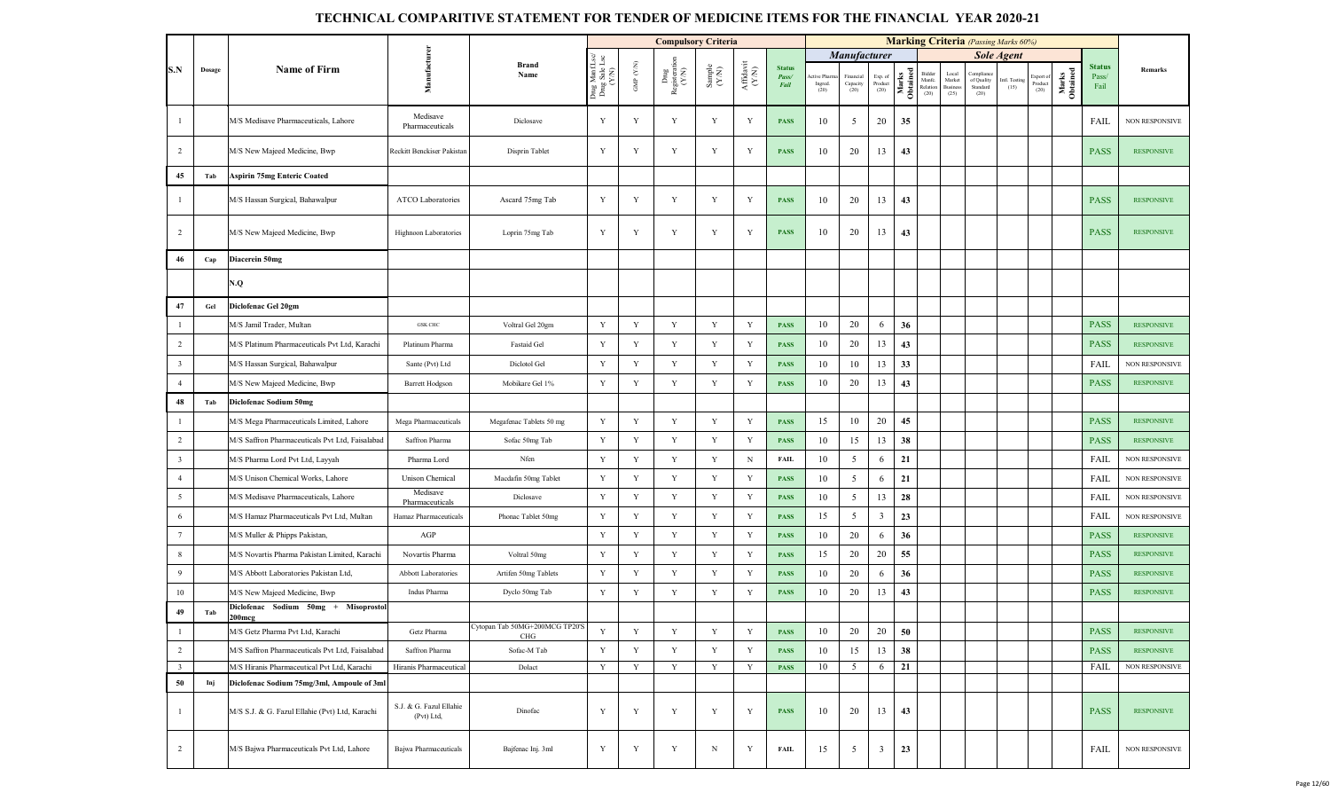# TECHNICAL COMPARITIVE STATEMENT FOR TENDER OF MEDICINE ITEMS FOR THE FINANCIAL YEAR 2020-21

| S.N | Dosage | Name of Firm | Manufacturer | Brand Name | Compulsory Criteria | | | | | | Marking Criteria (Passing Marks 60%) | | | | | | | | | | | Status Pass/ Fail | Remarks |
|---|---|---|---|---|---|---|---|---|---|---|---|---|---|---|---|---|---|---|---|---|---|---|---|
| | | | | | | | | | | | Manufacturer | | | | Sole Agent | | | | | | | | |
| | | | | | Drug Mnf /Lsc/ Drug Sale Lsc (Y/N) | GMP (Y/N) | Drug Registration (Y/N) | Sample (Y/N) | Affidavit (Y/N) | Status Pass/ Fail | Active Pharma Ingred. (20) | Financial Capacity (20) | Exp. of Product (20) | Marks Obtained | Bidder Manf. Relation (20) | Local Market Business (25) | Compliance of Quality Standard (20) | Intl. Testing (15) | Export of Product (20) | Marks Obtained | | | |
| 1 | | M/S Medisave Pharmaceuticals, Lahore | Medisave Pharmaceuticals | Diclosave | Y | Y | Y | Y | Y | PASS | 10 | 5 | 20 | 35 | | | | | | | | FAIL | NON RESPONSIVE |
| 2 | | M/S New Majeed Medicine, Bwp | Reckitt Benckiser Pakistan | Disprin Tablet | Y | Y | Y | Y | Y | PASS | 10 | 20 | 13 | 43 | | | | | | | | PASS | RESPONSIVE |
| 45 | Tab | Aspirin 75mg Enteric Coated | | | | | | | | | | | | | | | | | | | | | |
| 1 | | M/S Hassan Surgical, Bahawalpur | ATCO Laboratories | Ascard 75mg Tab | Y | Y | Y | Y | Y | PASS | 10 | 20 | 13 | 43 | | | | | | | | PASS | RESPONSIVE |
| 2 | | M/S New Majeed Medicine, Bwp | Highnoon Laboratories | Loprin 75mg Tab | Y | Y | Y | Y | Y | PASS | 10 | 20 | 13 | 43 | | | | | | | | PASS | RESPONSIVE |
| 46 | Cap | Diacerein 50mg | | | | | | | | | | | | | | | | | | | | | |
| | | N.Q | | | | | | | | | | | | | | | | | | | | | |
| 47 | Gel | Diclofenac Gel 20gm | | | | | | | | | | | | | | | | | | | | | |
| 1 | | M/S Jamil Trader, Multan | GSK CHC | Voltral Gel 20gm | Y | Y | Y | Y | Y | PASS | 10 | 20 | 6 | 36 | | | | | | | | PASS | RESPONSIVE |
| 2 | | M/S Platinum Pharmaceuticals Pvt Ltd, Karachi | Platinum Pharma | Fastaid Gel | Y | Y | Y | Y | Y | PASS | 10 | 20 | 13 | 43 | | | | | | | | PASS | RESPONSIVE |
| 3 | | M/S Hassan Surgical, Bahawalpur | Sante (Pvt) Ltd | Diclotol Gel | Y | Y | Y | Y | Y | PASS | 10 | 10 | 13 | 33 | | | | | | | | FAIL | NON RESPONSIVE |
| 4 | | M/S New Majeed Medicine, Bwp | Barrett Hodgson | Mobikare Gel 1% | Y | Y | Y | Y | Y | PASS | 10 | 20 | 13 | 43 | | | | | | | | PASS | RESPONSIVE |
| 48 | Tab | Diclofenac Sodium 50mg | | | | | | | | | | | | | | | | | | | | | |
| 1 | | M/S Mega Pharmaceuticals Limited, Lahore | Mega Pharmaceuticals | Megafenac Tablets 50 mg | Y | Y | Y | Y | Y | PASS | 15 | 10 | 20 | 45 | | | | | | | | PASS | RESPONSIVE |
| 2 | | M/S Saffron Pharmaceuticals Pvt Ltd, Faisalabad | Saffron Pharma | Sofac 50mg Tab | Y | Y | Y | Y | Y | PASS | 10 | 15 | 13 | 38 | | | | | | | | PASS | RESPONSIVE |
| 3 | | M/S Pharma Lord Pvt Ltd, Layyah | Pharma Lord | Nfen | Y | Y | Y | Y | N | FAIL | 10 | 5 | 6 | 21 | | | | | | | | FAIL | NON RESPONSIVE |
| 4 | | M/S Unison Chemical Works, Lahore | Unison Chemical | Macdafin 50mg Tablet | Y | Y | Y | Y | Y | PASS | 10 | 5 | 6 | 21 | | | | | | | | FAIL | NON RESPONSIVE |
| 5 | | M/S Medisave Pharmaceuticals, Lahore | Medisave Pharmaceuticals | Diclosave | Y | Y | Y | Y | Y | PASS | 10 | 5 | 13 | 28 | | | | | | | | FAIL | NON RESPONSIVE |
| 6 | | M/S Hamaz Pharmaceuticals Pvt Ltd, Multan | Hamaz Pharmaceuticals | Phonac Tablet 50mg | Y | Y | Y | Y | Y | PASS | 15 | 5 | 3 | 23 | | | | | | | | FAIL | NON RESPONSIVE |
| 7 | | M/S Muller & Phipps Pakistan, | AGP | | Y | Y | Y | Y | Y | PASS | 10 | 20 | 6 | 36 | | | | | | | | PASS | RESPONSIVE |
| 8 | | M/S Novartis Pharma Pakistan Limited, Karachi | Novartis Pharma | Voltral 50mg | Y | Y | Y | Y | Y | PASS | 15 | 20 | 20 | 55 | | | | | | | | PASS | RESPONSIVE |
| 9 | | M/S Abbott Laboratories Pakistan Ltd, | Abbott Laboratories | Artifen 50mg Tablets | Y | Y | Y | Y | Y | PASS | 10 | 20 | 6 | 36 | | | | | | | | PASS | RESPONSIVE |
| 10 | | M/S New Majeed Medicine, Bwp | Indus Pharma | Dyclo 50mg Tab | Y | Y | Y | Y | Y | PASS | 10 | 20 | 13 | 43 | | | | | | | | PASS | RESPONSIVE |
| 49 | Tab | Diclofenac Sodium 50mg + Misoprostol 200mcg | | | | | | | | | | | | | | | | | | | | | |
| 1 | | M/S Getz Pharma Pvt Ltd, Karachi | Getz Pharma | Cytopan Tab 50MG+200MCG TP20'S CHG | Y | Y | Y | Y | Y | PASS | 10 | 20 | 20 | 50 | | | | | | | | PASS | RESPONSIVE |
| 2 | | M/S Saffron Pharmaceuticals Pvt Ltd, Faisalabad | Saffron Pharma | Sofac-M Tab | Y | Y | Y | Y | Y | PASS | 10 | 15 | 13 | 38 | | | | | | | | PASS | RESPONSIVE |
| 3 | | M/S Hiranis Pharmaceutical Pvt Ltd, Karachi | Hiranis Pharmaceutical | Dolact | Y | Y | Y | Y | Y | PASS | 10 | 5 | 6 | 21 | | | | | | | | FAIL | NON RESPONSIVE |
| 50 | Inj | Diclofenac Sodium 75mg/3ml, Ampoule of 3ml | | | | | | | | | | | | | | | | | | | | | |
| 1 | | M/S S.J. & G. Fazul Ellahie (Pvt) Ltd, Karachi | S.J. & G. Fazul Ellahie (Pvt) Ltd, | Dinofac | Y | Y | Y | Y | Y | PASS | 10 | 20 | 13 | 43 | | | | | | | | PASS | RESPONSIVE |
| 2 | | M/S Bajwa Pharmaceuticals Pvt Ltd, Lahore | Bajwa Pharmaceuticals | Bajfenac Inj. 3ml | Y | Y | Y | N | Y | FAIL | 15 | 5 | 3 | 23 | | | | | | | | FAIL | NON RESPONSIVE |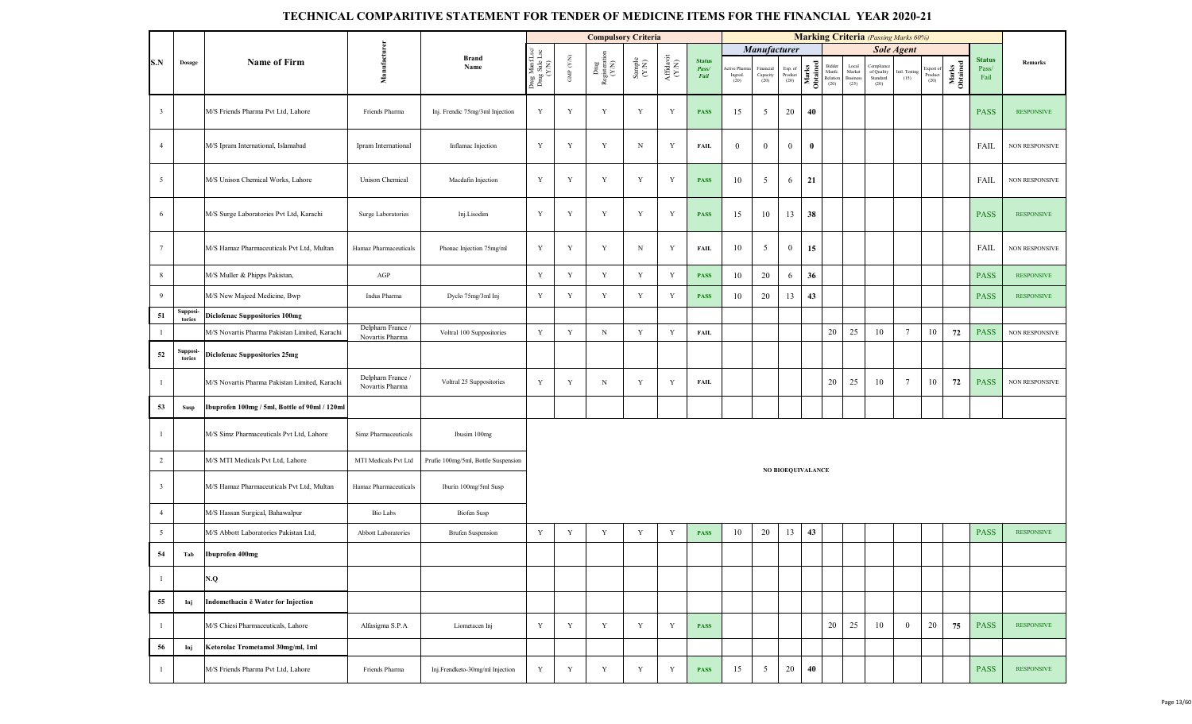# TECHNICAL COMPARITIVE STATEMENT FOR TENDER OF MEDICINE ITEMS FOR THE FINANCIAL YEAR 2020-21

| S.N | Dosage | Name of Firm | Manufacturer | Brand Name | Compulsory Criteria | | | | | | Marking Criteria (Passing Marks 60%) | | | | | | | | | | Status Pass/ Fail | Remarks |
|---|---|---|---|---|---|---|---|---|---|---|---|---|---|---|---|---|---|---|---|---|---|---|
| | | | | | | | | | | | Manufacturer | | | | Sole Agent | | | | | | | |
| | | | | | Drug Mnf. Lsc/ Drug Sale Lsc (Y/N) | GMP (Y/N) | Drug Registration (Y/N) | Sample (Y/N) | Affidavit (Y/N) | Status Pass/ Fail | Active Pharma Ingred. (20) | Financial Capacity (20) | Exp. of Product (20) | Marks Obtained | Bidder Manfc. Relation (20) | Local Market Business (25) | Compliance of Quality Standard (20) | Intl. Testing (15) | Export of Product (20) | Marks Obtained | | |
| 3 | | M/S Friends Pharma Pvt Ltd, Lahore | Friends Pharma | Inj. Frendic 75mg/3ml Injection | Y | Y | Y | Y | Y | PASS | 15 | 5 | 20 | 40 | | | | | | | PASS | RESPONSIVE |
| 4 | | M/S Ipram International, Islamabad | Ipram International | Inflamac Injection | Y | Y | Y | N | Y | FAIL | 0 | 0 | 0 | 0 | | | | | | | FAIL | NON RESPONSIVE |
| 5 | | M/S Unison Chemical Works, Lahore | Unison Chemical | Macdafin Injection | Y | Y | Y | Y | Y | PASS | 10 | 5 | 6 | 21 | | | | | | | FAIL | NON RESPONSIVE |
| 6 | | M/S Surge Laboratories Pvt Ltd, Karachi | Surge Laboratories | Inj.Lisodim | Y | Y | Y | Y | Y | PASS | 15 | 10 | 13 | 38 | | | | | | | PASS | RESPONSIVE |
| 7 | | M/S Hamaz Pharmaceuticals Pvt Ltd, Multan | Hamaz Pharmaceuticals | Phonac Injection 75mg/ml | Y | Y | Y | N | Y | FAIL | 10 | 5 | 0 | 15 | | | | | | | FAIL | NON RESPONSIVE |
| 8 | | M/S Muller & Phipps Pakistan, | AGP | | Y | Y | Y | Y | Y | PASS | 10 | 20 | 6 | 36 | | | | | | | PASS | RESPONSIVE |
| 9 | | M/S New Majeed Medicine, Bwp | Indus Pharma | Dyclo 75mg/3ml Inj | Y | Y | Y | Y | Y | PASS | 10 | 20 | 13 | 43 | | | | | | | PASS | RESPONSIVE |
| 51 | Suppositories | Diclofenac Suppositories 100mg | | | | | | | | | | | | | | | | | | | | |
| 1 | | M/S Novartis Pharma Pakistan Limited, Karachi | Delpharm France / Novartis Pharma | Voltral 100 Suppositories | Y | Y | N | Y | Y | FAIL | | | | | 20 | 25 | 10 | 7 | 10 | 72 | PASS | NON RESPONSIVE |
| 52 | Suppositories | Diclofenac Suppositories 25mg | | | | | | | | | | | | | | | | | | | | |
| 1 | | M/S Novartis Pharma Pakistan Limited, Karachi | Delpharm France / Novartis Pharma | Voltral 25 Suppositories | Y | Y | N | Y | Y | FAIL | | | | | 20 | 25 | 10 | 7 | 10 | 72 | PASS | NON RESPONSIVE |
| 53 | Susp | Ibuprofen 100mg / 5ml, Bottle of 90ml / 120ml | | | | | | | | | | | | | | | | | | | | |
| 1 | | M/S Simz Pharmaceuticals Pvt Ltd, Lahore | Simz Pharmaceuticals | Ibusim 100mg | NO BIOEQUIVALANCE | | | | | | | | | | | | | | | | | |
| 2 | | M/S MTI Medicals Pvt Ltd, Lahore | MTI Medicals Pvt Ltd | Prufic 100mg/5ml, Bottle Suspension | NO BIOEQUIVALANCE | | | | | | | | | | | | | | | | | |
| 3 | | M/S Hamaz Pharmaceuticals Pvt Ltd, Multan | Hamaz Pharmaceuticals | Iburin 100mg/5ml Susp | NO BIOEQUIVALANCE | | | | | | | | | | | | | | | | | |
| 4 | | M/S Hassan Surgical, Bahawalpur | Bio Labs | Biofen Susp | NO BIOEQUIVALANCE | | | | | | | | | | | | | | | | | |
| 5 | | M/S Abbott Laboratories Pakistan Ltd, | Abbott Laboratories | Brufen Suspension | Y | Y | Y | Y | Y | PASS | 10 | 20 | 13 | 43 | | | | | | | PASS | RESPONSIVE |
| 54 | Tab | Ibuprofen 400mg | | | | | | | | | | | | | | | | | | | | |
| 1 | | N.Q | | | | | | | | | | | | | | | | | | | | |
| 55 | Inj | Indomethacin ē Water for Injection | | | | | | | | | | | | | | | | | | | | |
| 1 | | M/S Chiesi Pharmaceuticals, Lahore | Alfasigma S.P.A | Liometacen Inj | Y | Y | Y | Y | Y | PASS | | | | | 20 | 25 | 10 | 0 | 20 | 75 | PASS | RESPONSIVE |
| 56 | Inj | Ketorolac Trometamol 30mg/ml, 1ml | | | | | | | | | | | | | | | | | | | | |
| 1 | | M/S Friends Pharma Pvt Ltd, Lahore | Friends Pharma | Inj.Frendketo-30mg/ml Injection | Y | Y | Y | Y | Y | PASS | 15 | 5 | 20 | 40 | | | | | | | PASS | RESPONSIVE |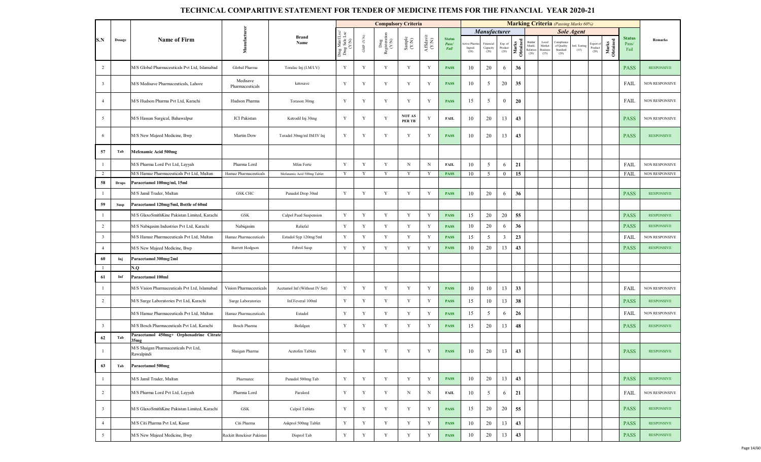# TECHNICAL COMPARITIVE STATEMENT FOR TENDER OF MEDICINE ITEMS FOR THE FINANCIAL YEAR 2020-21

| S.N | Dosage | Name of Firm | Manufacturer | Brand Name | Compulsory Criteria | | | | | | Marking Criteria (Passing Marks 60%) | | | | | | | | | | | Status Pass/ Fail | Remarks |
|---|---|---|---|---|---|---|---|---|---|---|---|---|---|---|---|---|---|---|---|---|---|---|---|
| | | | | | | | | | | | Manufacturer | | | | Sole Agent | | | | | | | | |
| | | | | | Drug Mnf. /Lsc/ Drug Sale Lsc (Y/N) | GMP (Y/N) | Drug Registration (Y/N) | Sample (Y/N) | Affidavit (Y/N) | Status Pass/ Fail | Active Pharma Ingred. (20) | Financial Capacity (20) | Exp. of Product (20) | Marks Obtained | Bidder Manfc. Relation (20) | Local Market Business (25) | Compliance of Quality Standard (20) | Intl. Testing (15) | Export of Product (20) | Marks Obtained | | |
| 2 | | M/S Global Pharmaceuticals Pvt Ltd, Islamabad | Global Pharma | Toralac Inj (I.M/I.V) | Y | Y | Y | Y | Y | PASS | 10 | 20 | 6 | 36 | | | | | | | PASS | RESPONSIVE |
| 3 | | M/S Medisave Pharmaceuticals, Lahore | Medisave Pharmaceuticals | ketosave | Y | Y | Y | Y | Y | PASS | 10 | 5 | 20 | 35 | | | | | | | FAIL | NON RESPONSIVE |
| 4 | | M/S Hudson Pharma Pvt Ltd, Karachi | Hudson Pharma | Torason 30mg | Y | Y | Y | Y | Y | PASS | 15 | 5 | 0 | 20 | | | | | | | FAIL | NON RESPONSIVE |
| 5 | | M/S Hassan Surgical, Bahawalpur | ICI Pakistan | Ketrodil Inj 30mg | Y | Y | Y | NOT AS PER TB | Y | FAIL | 10 | 20 | 13 | 43 | | | | | | | PASS | NON RESPONSIVE |
| 6 | | M/S New Majeed Medicine, Bwp | Martin Dow | Toradol 30mg/ml IM/IV Inj | Y | Y | Y | Y | Y | PASS | 10 | 20 | 13 | 43 | | | | | | | PASS | RESPONSIVE |
| 57 | Tab | Mefenamic Acid 500mg | | | | | | | | | | | | | | | | | | | | |
| 1 | | M/S Pharma Lord Pvt Ltd, Layyah | Pharma Lord | Mfen Forte | Y | Y | Y | N | N | FAIL | 10 | 5 | 6 | 21 | | | | | | | FAIL | NON RESPONSIVE |
| 2 | | M/S Hamaz Pharmaceuticals Pvt Ltd, Multan | Hamaz Pharmaceuticals | Mefenamic Acid 500mg Tablet | Y | Y | Y | Y | Y | PASS | 10 | 5 | 0 | 15 | | | | | | | FAIL | NON RESPONSIVE |
| 58 | Drops | Paracetamol 100mg/ml, 15ml | | | | | | | | | | | | | | | | | | | | |
| 1 | | M/S Jamil Trader, Multan | GSK CHC | Panadol Drop 30ml | Y | Y | Y | Y | Y | PASS | 10 | 20 | 6 | 36 | | | | | | | PASS | RESPONSIVE |
| 59 | Susp | Paracetamol 120mg/5ml, Bottle of 60ml | | | | | | | | | | | | | | | | | | | | |
| 1 | | M/S GlaxoSmithKine Pakistan Limited, Karachi | GSK | Calpol Paed Suspension | Y | Y | Y | Y | Y | PASS | 15 | 20 | 20 | 55 | | | | | | | PASS | RESPONSIVE |
| 2 | | M/S Nabiqasim Industries Pvt Ltd, Karachi | Nabiqasim | Reliefal | Y | Y | Y | Y | Y | PASS | 10 | 20 | 6 | 36 | | | | | | | PASS | RESPONSIVE |
| 3 | | M/S Hamaz Pharmaceuticals Pvt Ltd, Multan | Hamaz Pharmaceuticals | Estadol Syp 120mg/5ml | Y | Y | Y | Y | Y | PASS | 15 | 5 | 3 | 23 | | | | | | | FAIL | NON RESPONSIVE |
| 4 | | M/S New Majeed Medicine, Bwp | Barrett Hodgson | Febrol Susp | Y | Y | Y | Y | Y | PASS | 10 | 20 | 13 | 43 | | | | | | | PASS | RESPONSIVE |
| 60 | Inj | Paracetamol 300mg/2ml | | | | | | | | | | | | | | | | | | | | |
| 1 | | N.Q | | | | | | | | | | | | | | | | | | | | |
| 61 | Inf | Paracetamol 100ml | | | | | | | | | | | | | | | | | | | | |
| 1 | | M/S Vision Pharmaceuticals Pvt Ltd, Islamabad | Vision Pharmaceuticals | Acetamol Inf (Without IV Set) | Y | Y | Y | Y | Y | PASS | 10 | 10 | 13 | 33 | | | | | | | FAIL | NON RESPONSIVE |
| 2 | | M/S Surge Laboratories Pvt Ltd, Karachi | Surge Laboratories | Inf.Feveral 100ml | Y | Y | Y | Y | Y | PASS | 15 | 10 | 13 | 38 | | | | | | | PASS | RESPONSIVE |
| | | M/S Hamaz Pharmaceuticals Pvt Ltd, Multan | Hamaz Pharmaceuticals | Estadol | Y | Y | Y | Y | Y | PASS | 15 | 5 | 6 | 26 | | | | | | | FAIL | NON RESPONSIVE |
| 3 | | M/S Bosch Pharmaceuticals Pvt Ltd, Karachi | Bosch Pharma | Bofalgan | Y | Y | Y | Y | Y | PASS | 15 | 20 | 13 | 48 | | | | | | | PASS | RESPONSIVE |
| 62 | Tab | Paracetamol 450mg+ Orphenadrine Citrate 35mg | | | | | | | | | | | | | | | | | | | | |
| 1 | | M/S Shaigan Pharmaceuticals Pvt Ltd, Rawalpindi | Shaigan Pharma | Acetofen Tablets | Y | Y | Y | Y | Y | PASS | 10 | 20 | 13 | 43 | | | | | | | PASS | RESPONSIVE |
| 63 | Tab | Paracetamol 500mg | | | | | | | | | | | | | | | | | | | | |
| 1 | | M/S Jamil Trader, Multan | Pharmatec | Panadol 500mg Tab | Y | Y | Y | Y | Y | PASS | 10 | 20 | 13 | 43 | | | | | | | PASS | RESPONSIVE |
| 2 | | M/S Pharma Lord Pvt Ltd, Layyah | Pharma Lord | Paralord | Y | Y | Y | N | N | FAIL | 10 | 5 | 6 | 21 | | | | | | | FAIL | NON RESPONSIVE |
| 3 | | M/S GlaxoSmithKine Pakistan Limited, Karachi | GSK | Calpol Tablets | Y | Y | Y | Y | Y | PASS | 15 | 20 | 20 | 55 | | | | | | | PASS | RESPONSIVE |
| 4 | | M/S Citi Pharma Pvt Ltd, Kasur | Citi Pharma | Askprol 500mg Tablet | Y | Y | Y | Y | Y | PASS | 10 | 20 | 13 | 43 | | | | | | | PASS | RESPONSIVE |
| 5 | | M/S New Majeed Medicine, Bwp | Reckitt Benckiser Pakistan | Disprol Tab | Y | Y | Y | Y | Y | PASS | 10 | 20 | 13 | 43 | | | | | | | PASS | RESPONSIVE |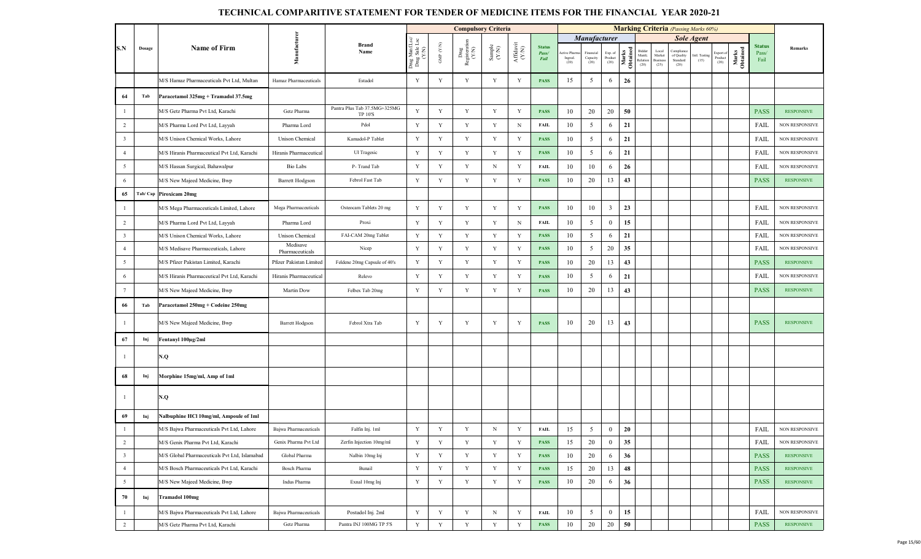# TECHNICAL COMPARITIVE STATEMENT FOR TENDER OF MEDICINE ITEMS FOR THE FINANCIAL YEAR 2020-21

| S.N | Dosage | Name of Firm | Manufacturer | Brand Name | Compulsory Criteria | | | | | | Marking Criteria (Passing Marks 60%) | | | | | | | | | | | Status Pass/ Fail | Remarks |
|---|---|---|---|---|---|---|---|---|---|---|---|---|---|---|---|---|---|---|---|---|---|---|---|
| | | | | | | | | | | | Manufacturer | | | | Sole Agent | | | | | | | | |
| | | | | | Drug Mnf /Lsc/ Drug Sale Lsc (Y/N) | GMP (Y/N) | Drug Registration (Y/N) | Sample (Y/N) | Affidavit (Y/N) | Status Pass/ Fail | Active Pharma Ingred. (20) | Financial Capacity (20) | Exp. of Product (20) | Marks Obtained | Bidder Manuf. Relation (20) | Local Market Business (25) | Compliance of Quality Standard (20) | Intl. Testing (15) | Export of Product (20) | Marks Obtained | | |
| | | M/S Hamaz Pharmaceuticals Pvt Ltd, Multan | Hamaz Pharmaceuticals | Estadol | Y | Y | Y | Y | Y | PASS | 15 | 5 | 6 | 26 | | | | | | | | |
| 64 | Tab | Paracetamol 325mg + Tramadol 37.5mg | | | | | | | | | | | | | | | | | | | | |
| 1 | | M/S Getz Pharma Pvt Ltd, Karachi | Getz Pharma | Pantra Plus Tab 37.5MG+325MG TP 10'S | Y | Y | Y | Y | Y | PASS | 10 | 20 | 20 | 50 | | | | | | | PASS | RESPONSIVE |
| 2 | | M/S Pharma Lord Pvt Ltd, Layyah | Pharma Lord | Pdol | Y | Y | Y | Y | N | FAIL | 10 | 5 | 6 | 21 | | | | | | | FAIL | NON RESPONSIVE |
| 3 | | M/S Unison Chemical Works, Lahore | Unison Chemical | Kamadol-P Tablet | Y | Y | Y | Y | Y | PASS | 10 | 5 | 6 | 21 | | | | | | | FAIL | NON RESPONSIVE |
| 4 | | M/S Hiranis Pharmaceutical Pvt Ltd, Karachi | Hiranis Pharmaceutical | Ul Tragesic | Y | Y | Y | Y | Y | PASS | 10 | 5 | 6 | 21 | | | | | | | FAIL | NON RESPONSIVE |
| 5 | | M/S Hassan Surgical, Bahawalpur | Bio Labs | P- Trand Tab | Y | Y | Y | N | Y | FAIL | 10 | 10 | 6 | 26 | | | | | | | FAIL | NON RESPONSIVE |
| 6 | | M/S New Majeed Medicine, Bwp | Barrett Hodgson | Febrol Fast Tab | Y | Y | Y | Y | Y | PASS | 10 | 20 | 13 | 43 | | | | | | | PASS | RESPONSIVE |
| 65 | Tab/ Cap | Piroxicam 20mg | | | | | | | | | | | | | | | | | | | | |
| 1 | | M/S Mega Pharmaceuticals Limited, Lahore | Mega Pharmaceuticals | Osteocam Tablets 20 mg | Y | Y | Y | Y | Y | PASS | 10 | 10 | 3 | 23 | | | | | | | FAIL | NON RESPONSIVE |
| 2 | | M/S Pharma Lord Pvt Ltd, Layyah | Pharma Lord | Proxi | Y | Y | Y | Y | N | FAIL | 10 | 5 | 0 | 15 | | | | | | | FAIL | NON RESPONSIVE |
| 3 | | M/S Unison Chemical Works, Lahore | Unison Chemical | FAI-CAM 20mg Tablet | Y | Y | Y | Y | Y | PASS | 10 | 5 | 6 | 21 | | | | | | | FAIL | NON RESPONSIVE |
| 4 | | M/S Medisave Pharmaceuticals, Lahore | Medisave Pharmaceuticals | Nicep | Y | Y | Y | Y | Y | PASS | 10 | 5 | 20 | 35 | | | | | | | FAIL | NON RESPONSIVE |
| 5 | | M/S Pfizer Pakistan Limited, Karachi | Pfizer Pakistan Limited | Feldene 20mg Capsule of 40's | Y | Y | Y | Y | Y | PASS | 10 | 20 | 13 | 43 | | | | | | | PASS | RESPONSIVE |
| 6 | | M/S Hiranis Pharmaceutical Pvt Ltd, Karachi | Hiranis Pharmaceutical | Relevo | Y | Y | Y | Y | Y | PASS | 10 | 5 | 6 | 21 | | | | | | | FAIL | NON RESPONSIVE |
| 7 | | M/S New Majeed Medicine, Bwp | Martin Dow | Felbex Tab 20mg | Y | Y | Y | Y | Y | PASS | 10 | 20 | 13 | 43 | | | | | | | PASS | RESPONSIVE |
| 66 | Tab | Paracetamol 250mg + Codeine 250mg | | | | | | | | | | | | | | | | | | | | |
| 1 | | M/S New Majeed Medicine, Bwp | Barrett Hodgson | Febrol Xtra Tab | Y | Y | Y | Y | Y | PASS | 10 | 20 | 13 | 43 | | | | | | | PASS | RESPONSIVE |
| 67 | Inj | Fentanyl 100µg/2ml | | | | | | | | | | | | | | | | | | | | |
| 1 | | N.Q | | | | | | | | | | | | | | | | | | | | |
| 68 | Inj | Morphine 15mg/ml, Amp of 1ml | | | | | | | | | | | | | | | | | | | | |
| 1 | | N.Q | | | | | | | | | | | | | | | | | | | | |
| 69 | Inj | Nalbuphine HCl 10mg/ml, Ampoule of 1ml | | | | | | | | | | | | | | | | | | | | |
| 1 | | M/S Bajwa Pharmaceuticals Pvt Ltd, Lahore | Bajwa Pharmaceuticals | Falfin Inj. 1ml | Y | Y | Y | N | Y | FAIL | 15 | 5 | 0 | 20 | | | | | | | FAIL | NON RESPONSIVE |
| 2 | | M/S Genix Pharma Pvt Ltd, Karachi | Genix Pharma Pvt Ltd | Zerfin Injection 10mg/ml | Y | Y | Y | Y | Y | PASS | 15 | 20 | 0 | 35 | | | | | | | FAIL | NON RESPONSIVE |
| 3 | | M/S Global Pharmaceuticals Pvt Ltd, Islamabad | Global Pharma | Nalbin 10mg Inj | Y | Y | Y | Y | Y | PASS | 10 | 20 | 6 | 36 | | | | | | | PASS | RESPONSIVE |
| 4 | | M/S Bosch Pharmaceuticals Pvt Ltd, Karachi | Bosch Pharma | Bunail | Y | Y | Y | Y | Y | PASS | 15 | 20 | 13 | 48 | | | | | | | PASS | RESPONSIVE |
| 5 | | M/S New Majeed Medicine, Bwp | Indus Pharma | Exnal 10mg Inj | Y | Y | Y | Y | Y | PASS | 10 | 20 | 6 | 36 | | | | | | | PASS | RESPONSIVE |
| 70 | Inj | Tramadol 100mg | | | | | | | | | | | | | | | | | | | | |
| 1 | | M/S Bajwa Pharmaceuticals Pvt Ltd, Lahore | Bajwa Pharmaceuticals | Postadol Inj. 2ml | Y | Y | Y | N | Y | FAIL | 10 | 5 | 0 | 15 | | | | | | | FAIL | NON RESPONSIVE |
| 2 | | M/S Getz Pharma Pvt Ltd, Karachi | Getz Pharma | Pantra INJ 100MG TP 5'S | Y | Y | Y | Y | Y | PASS | 10 | 20 | 20 | 50 | | | | | | | PASS | RESPONSIVE |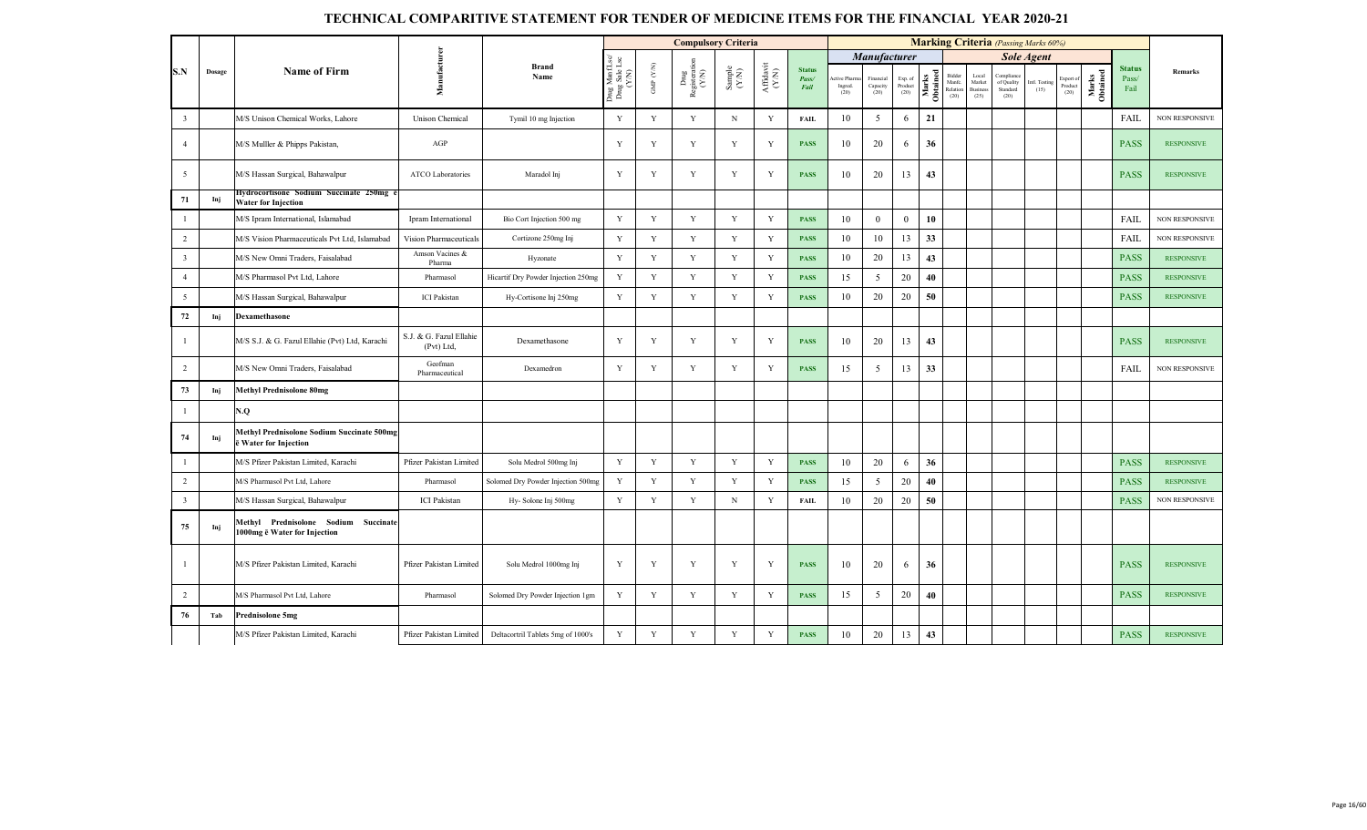# TECHNICAL COMPARITIVE STATEMENT FOR TENDER OF MEDICINE ITEMS FOR THE FINANCIAL YEAR 2020-21

| S.N | Dosage | Name of Firm | Manufacturer | Brand Name | Compulsory Criteria | | | | | | Marking Criteria (Passing Marks 60%) | | | | | | | | | | | Status Pass/ Fail | Remarks |
|---|---|---|---|---|---|---|---|---|---|---|---|---|---|---|---|---|---|---|---|---|---|---|---|
| | | | | | Drug Man (Lsc/ Drug Sale Lsc (Y/N) | GMP (Y/N) | Drug Registration (Y/N) | Sample (Y/N) | Affidavit (Y/N) | Status Pass/ Fail | Manufacturer | | | | Sole Agent | | | | | | | | |
| | | | | | | | | | | | Active Pharma Ingred. (20) | Financial Capacity (20) | Exp. of Product (20) | Marks Obtained | Bidder Manfc. Relation (20) | Local Market Business (25) | Compliance of Quality Standard (20) | Intl. Testing (15) | Export of Product (20) | Marks Obtained | | |
| 3 | | M/S Unison Chemical Works, Lahore | Unison Chemical | Tymil 10 mg Injection | Y | Y | Y | N | Y | FAIL | 10 | 5 | 6 | 21 | | | | | | | FAIL | NON RESPONSIVE |
| 4 | | M/S Mulller & Phipps Pakistan, | AGP | | Y | Y | Y | Y | Y | PASS | 10 | 20 | 6 | 36 | | | | | | | PASS | RESPONSIVE |
| 5 | | M/S Hassan Surgical, Bahawalpur | ATCO Laboratories | Maradol Inj | Y | Y | Y | Y | Y | PASS | 10 | 20 | 13 | 43 | | | | | | | PASS | RESPONSIVE |
| 71 | Inj | Hydrocortisone Sodium Succinate 250mg ē Water for Injection | | | | | | | | | | | | | | | | | | | | |
| 1 | | M/S Ipram International, Islamabad | Ipram International | Bio Cort Injection 500 mg | Y | Y | Y | Y | Y | PASS | 10 | 0 | 0 | 10 | | | | | | | FAIL | NON RESPONSIVE |
| 2 | | M/S Vision Pharmaceuticals Pvt Ltd, Islamabad | Vision Pharmaceuticals | Cortizone 250mg Inj | Y | Y | Y | Y | Y | PASS | 10 | 10 | 13 | 33 | | | | | | | FAIL | NON RESPONSIVE |
| 3 | | M/S New Omni Traders, Faisalabad | Amson Vacines & Pharma | Hyzonate | Y | Y | Y | Y | Y | PASS | 10 | 20 | 13 | 43 | | | | | | | PASS | RESPONSIVE |
| 4 | | M/S Pharmasol Pvt Ltd, Lahore | Pharmasol | Hicartif Dry Powder Injection 250mg | Y | Y | Y | Y | Y | PASS | 15 | 5 | 20 | 40 | | | | | | | PASS | RESPONSIVE |
| 5 | | M/S Hassan Surgical, Bahawalpur | ICI Pakistan | Hy-Cortisone Inj 250mg | Y | Y | Y | Y | Y | PASS | 10 | 20 | 20 | 50 | | | | | | | PASS | RESPONSIVE |
| 72 | Inj | Dexamethasone | | | | | | | | | | | | | | | | | | | | |
| 1 | | M/S S.J. & G. Fazul Ellahie (Pvt) Ltd, Karachi | S.J. & G. Fazul Ellahie (Pvt) Ltd, | Dexamethasone | Y | Y | Y | Y | Y | PASS | 10 | 20 | 13 | 43 | | | | | | | PASS | RESPONSIVE |
| 2 | | M/S New Omni Traders, Faisalabad | Geofman Pharmaceutical | Dexamedron | Y | Y | Y | Y | Y | PASS | 15 | 5 | 13 | 33 | | | | | | | FAIL | NON RESPONSIVE |
| 73 | Inj | Methyl Prednisolone 80mg | | | | | | | | | | | | | | | | | | | | |
| 1 | | N.Q | | | | | | | | | | | | | | | | | | | | |
| 74 | Inj | Methyl Prednisolone Sodium Succinate 500mg ē Water for Injection | | | | | | | | | | | | | | | | | | | | |
| 1 | | M/S Pfizer Pakistan Limited, Karachi | Pfizer Pakistan Limited | Solu Medrol 500mg Inj | Y | Y | Y | Y | Y | PASS | 10 | 20 | 6 | 36 | | | | | | | PASS | RESPONSIVE |
| 2 | | M/S Pharmasol Pvt Ltd, Lahore | Pharmasol | Solomed Dry Powder Injection 500mg | Y | Y | Y | Y | Y | PASS | 15 | 5 | 20 | 40 | | | | | | | PASS | RESPONSIVE |
| 3 | | M/S Hassan Surgical, Bahawalpur | ICI Pakistan | Hy- Solone Inj 500mg | Y | Y | Y | N | Y | FAIL | 10 | 20 | 20 | 50 | | | | | | | PASS | NON RESPONSIVE |
| 75 | Inj | Methyl Prednisolone Sodium Succinate 1000mg ē Water for Injection | | | | | | | | | | | | | | | | | | | | |
| 1 | | M/S Pfizer Pakistan Limited, Karachi | Pfizer Pakistan Limited | Solu Medrol 1000mg Inj | Y | Y | Y | Y | Y | PASS | 10 | 20 | 6 | 36 | | | | | | | PASS | RESPONSIVE |
| 2 | | M/S Pharmasol Pvt Ltd, Lahore | Pharmasol | Solomed Dry Powder Injection 1gm | Y | Y | Y | Y | Y | PASS | 15 | 5 | 20 | 40 | | | | | | | PASS | RESPONSIVE |
| 76 | Tab | Prednisolone 5mg | | | | | | | | | | | | | | | | | | | | |
| | | M/S Pfizer Pakistan Limited, Karachi | Pfizer Pakistan Limited | Deltacortril Tablets 5mg of 1000's | Y | Y | Y | Y | Y | PASS | 10 | 20 | 13 | 43 | | | | | | | PASS | RESPONSIVE |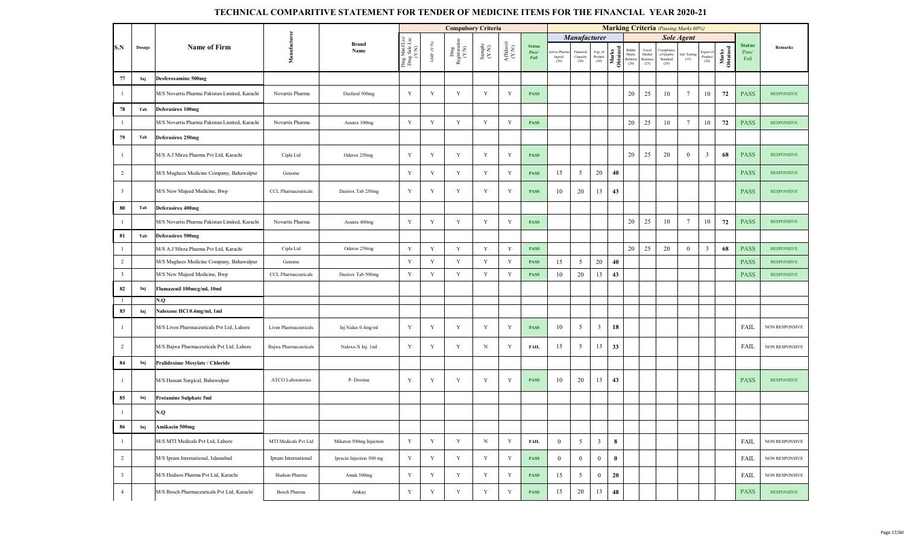# TECHNICAL COMPARITIVE STATEMENT FOR TENDER OF MEDICINE ITEMS FOR THE FINANCIAL YEAR 2020-21

| S.N | Dosage | Name of Firm | Manufacturer | Brand Name | Compulsory Criteria | | | | | | Marking Criteria (Passing Marks 60%) | | | | | | | | | | | Status Pass/ Fail | Remarks |
|---|---|---|---|---|---|---|---|---|---|---|---|---|---|---|---|---|---|---|---|---|---|---|---|
| | | | | | | | | | | | Manufacturer | | | | Sole Agent | | | | | | | | |
| | | | | | Drug Mnf /Lsc/ Drug Sale Lsc (Y/N) | GMP (Y/N) | Drug Registration (Y/N) | Sample (Y/N) | Affidavit (Y/N) | Status Pass/ Fail | Active Pharma Ingred. (20) | Financial Capacity (20) | Exp. of Product (20) | Marks Obtained | Bidder Manfc. Relation (20) | Local Market Business (25) | Compliance of Quality Standard (20) | Intl. Testing (15) | Export of Product (20) | Marks Obtained | | |
| 77 | Inj | Desferoxamine 500mg | | | | | | | | | | | | | | | | | | | | |
| 1 | | M/S Novartis Pharma Pakistan Limited, Karachi | Novartis Pharma | Desferal 500mg | Y | Y | Y | Y | Y | PASS | | | | | 20 | 25 | 10 | 7 | 10 | 72 | PASS | RESPONSIVE |
| 78 | Tab | Deferasirox 100mg | | | | | | | | | | | | | | | | | | | | |
| 1 | | M/S Novartis Pharma Pakistan Limited, Karachi | Novartis Pharma | Asunra 100mg | Y | Y | Y | Y | Y | PASS | | | | | 20 | 25 | 10 | 7 | 10 | 72 | PASS | RESPONSIVE |
| 79 | Tab | Deferasirox 250mg | | | | | | | | | | | | | | | | | | | | |
| 1 | | M/S A.J Mirza Pharma Pvt Ltd, Karachi | Cipla Ltd | Oderox 250mg | Y | Y | Y | Y | Y | PASS | | | | | 20 | 25 | 20 | 0 | 3 | 68 | PASS | RESPONSIVE |
| 2 | | M/S Mughees Medicine Company, Bahawalpur | Genome | | Y | Y | Y | Y | Y | PASS | 15 | 5 | 20 | 40 | | | | | | | PASS | RESPONSIVE |
| 3 | | M/S New Majeed Medicine, Bwp | CCL Pharmaceuticals | Dasirox Tab 250mg | Y | Y | Y | Y | Y | PASS | 10 | 20 | 13 | 43 | | | | | | | PASS | RESPONSIVE |
| 80 | Tab | Deferasirox 400mg | | | | | | | | | | | | | | | | | | | | |
| 1 | | M/S Novartis Pharma Pakistan Limited, Karachi | Novartis Pharma | Asunra 400mg | Y | Y | Y | Y | Y | PASS | | | | | 20 | 25 | 10 | 7 | 10 | 72 | PASS | RESPONSIVE |
| 81 | Tab | Deferasirox 500mg | | | | | | | | | | | | | | | | | | | | |
| 1 | | M/S A.J Mirza Pharma Pvt Ltd, Karachi | Cipla Ltd | Oderox 250mg | Y | Y | Y | Y | Y | PASS | | | | | 20 | 25 | 20 | 0 | 3 | 68 | PASS | RESPONSIVE |
| 2 | | M/S Mughees Medicine Company, Bahawalpur | Genome | | Y | Y | Y | Y | Y | PASS | 15 | 5 | 20 | 40 | | | | | | | PASS | RESPONSIVE |
| 3 | | M/S New Majeed Medicine, Bwp | CCL Pharmaceuticals | Dasirox Tab 500mg | Y | Y | Y | Y | Y | PASS | 10 | 20 | 13 | 43 | | | | | | | PASS | RESPONSIVE |
| 82 | Inj | Flumazenil 100mcg/ml, 10ml | | | | | | | | | | | | | | | | | | | | |
| 1 | | N.Q | | | | | | | | | | | | | | | | | | | | |
| 83 | Inj | Naloxone HCl 0.4mg/ml, 1ml | | | | | | | | | | | | | | | | | | | | |
| 1 | | M/S Liven Pharmaceuticals Pvt Ltd, Lahore | Liven Pharmaceuticals | Inj Nalax 0.4mg/ml | Y | Y | Y | Y | Y | PASS | 10 | 5 | 3 | 18 | | | | | | | FAIL | NON RESPONSIVE |
| 2 | | M/S Bajwa Pharmaceuticals Pvt Ltd, Lahore | Bajwa Pharmaceuticals | Naloxo-X Inj. 1ml | Y | Y | Y | N | Y | FAIL | 15 | 5 | 13 | 33 | | | | | | | FAIL | NON RESPONSIVE |
| 84 | Inj | Pralidoxime Mesylate / Chloride | | | | | | | | | | | | | | | | | | | | |
| 1 | | M/S Hassan Surgical, Bahawalpur | ATCO Laboratories | P- Doxime | Y | Y | Y | Y | Y | PASS | 10 | 20 | 13 | 43 | | | | | | | PASS | RESPONSIVE |
| 85 | Inj | Protamine Sulphate 5ml | | | | | | | | | | | | | | | | | | | | |
| 1 | | N.Q | | | | | | | | | | | | | | | | | | | | |
| 86 | Inj | Amikacin 500mg | | | | | | | | | | | | | | | | | | | | |
| 1 | | M/S MTI Medicals Pvt Ltd, Lahore | MTI Medicals Pvt Ltd | Mikaton 500mg Injection | Y | Y | Y | N | Y | FAIL | 0 | 5 | 3 | 8 | | | | | | | FAIL | NON RESPONSIVE |
| 2 | | M/S Ipram International, Islamabad | Ipram International | Ipracin Injection 500 mg | Y | Y | Y | Y | Y | PASS | 0 | 0 | 0 | 0 | | | | | | | FAIL | NON RESPONSIVE |
| 3 | | M/S Hudson Pharma Pvt Ltd, Karachi | Hudson Pharma | Amak 500mg | Y | Y | Y | Y | Y | PASS | 15 | 5 | 0 | 20 | | | | | | | FAIL | NON RESPONSIVE |
| 4 | | M/S Bosch Pharmaceuticals Pvt Ltd, Karachi | Bosch Pharma | Amkay | Y | Y | Y | Y | Y | PASS | 15 | 20 | 13 | 48 | | | | | | | PASS | RESPONSIVE |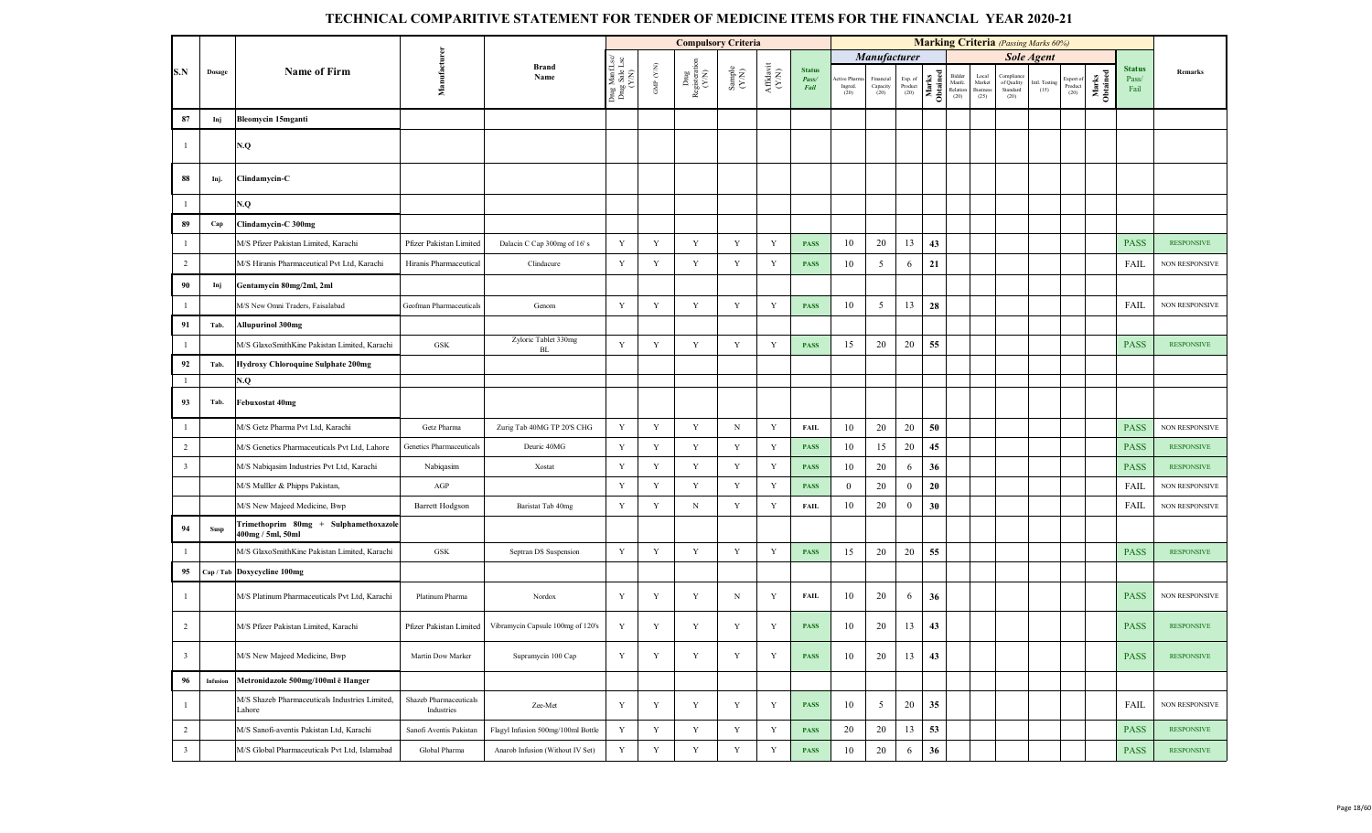# TECHNICAL COMPARITIVE STATEMENT FOR TENDER OF MEDICINE ITEMS FOR THE FINANCIAL YEAR 2020-21

| S.N | Dosage | Name of Firm | Manufacturer | Brand Name | Compulsory Criteria | | | | | | Marking Criteria (Passing Marks 60%) | | | | | | | | | | | Status Pass/ Fail | Remarks |
|---|---|---|---|---|---|---|---|---|---|---|---|---|---|---|---|---|---|---|---|---|---|---|---|
| | | | | | | | | | | | Manufacturer | | | | Sole Agent | | | | | | | | |
| | | | | | Drug Mnf Lsc/ Drug Sale Lsc (Y/N) | GMP (Y/N) | Drug Registration (Y/N) | Sample (Y/N) | Affidavit (Y/N) | Status Pass/ Fail | Active Pharma Ingred. (20) | Financial Capacity (20) | Exp. of Product (20) | Marks Obtained | Bidder Manfc. Relation (20) | Local Market Business (25) | Compliance of Quality Standard (20) | Intl. Testing (15) | Export of Product (20) | Marks Obtained | | |
| 87 | Inj | Bleomycin 15mganti | | | | | | | | | | | | | | | | | | | | |
| 1 | | N.Q | | | | | | | | | | | | | | | | | | | | |
| 88 | Inj. | Clindamycin-C | | | | | | | | | | | | | | | | | | | | |
| 1 | | N.Q | | | | | | | | | | | | | | | | | | | | |
| 89 | Cap | Clindamycin-C 300mg | | | | | | | | | | | | | | | | | | | | |
| 1 | | M/S Pfizer Pakistan Limited, Karachi | Pfizer Pakistan Limited | Dalacin C Cap 300mg of 16' s | Y | Y | Y | Y | Y | PASS | 10 | 20 | 13 | 43 | | | | | | | PASS | RESPONSIVE |
| 2 | | M/S Hiranis Pharmaceutical Pvt Ltd, Karachi | Hiranis Pharmaceutical | Clindacure | Y | Y | Y | Y | Y | PASS | 10 | 5 | 6 | 21 | | | | | | | FAIL | NON RESPONSIVE |
| 90 | Inj | Gentamycin 80mg/2ml, 2ml | | | | | | | | | | | | | | | | | | | | |
| 1 | | M/S New Omni Traders, Faisalabad | Geofman Pharmaceuticals | Genom | Y | Y | Y | Y | Y | PASS | 10 | 5 | 13 | 28 | | | | | | | FAIL | NON RESPONSIVE |
| 91 | Tab. | Allupurinol 300mg | | | | | | | | | | | | | | | | | | | | |
| 1 | | M/S GlaxoSmithKine Pakistan Limited, Karachi | GSK | Zyloric Tablet 330mg BL | Y | Y | Y | Y | Y | PASS | 15 | 20 | 20 | 55 | | | | | | | PASS | RESPONSIVE |
| 92 | Tab. | Hydroxy Chloroquine Sulphate 200mg | | | | | | | | | | | | | | | | | | | | |
| 1 | | N.Q | | | | | | | | | | | | | | | | | | | | |
| 93 | Tab. | Febuxostat 40mg | | | | | | | | | | | | | | | | | | | | |
| 1 | | M/S Getz Pharma Pvt Ltd, Karachi | Getz Pharma | Zurig Tab 40MG TP 20'S CHG | Y | Y | Y | N | Y | FAIL | 10 | 20 | 20 | 50 | | | | | | | PASS | NON RESPONSIVE |
| 2 | | M/S Genetics Pharmaceuticals Pvt Ltd, Lahore | Genetics Pharmaceuticals | Dearic 40MG | Y | Y | Y | Y | Y | PASS | 10 | 15 | 20 | 45 | | | | | | | PASS | RESPONSIVE |
| 3 | | M/S Nabiqasim Industries Pvt Ltd, Karachi | Nabiqasim | Xostat | Y | Y | Y | Y | Y | PASS | 10 | 20 | 6 | 36 | | | | | | | PASS | RESPONSIVE |
| | | M/S Mulller & Phipps Pakistan, | AGP | | Y | Y | Y | Y | Y | PASS | 0 | 20 | 0 | 20 | | | | | | | FAIL | NON RESPONSIVE |
| | | M/S New Majeed Medicine, Bwp | Barrett Hodgson | Baristat Tab 40mg | Y | Y | N | Y | Y | FAIL | 10 | 20 | 0 | 30 | | | | | | | FAIL | NON RESPONSIVE |
| 94 | Susp | Trimethoprim 80mg + Sulphamethoxazole 400mg / 5ml, 50ml | | | | | | | | | | | | | | | | | | | | |
| 1 | | M/S GlaxoSmithKine Pakistan Limited, Karachi | GSK | Septran DS Suspension | Y | Y | Y | Y | Y | PASS | 15 | 20 | 20 | 55 | | | | | | | PASS | RESPONSIVE |
| 95 | Cap / Tab | Doxycycline 100mg | | | | | | | | | | | | | | | | | | | | |
| 1 | | M/S Platinum Pharmaceuticals Pvt Ltd, Karachi | Platinum Pharma | Nordox | Y | Y | Y | N | Y | FAIL | 10 | 20 | 6 | 36 | | | | | | | PASS | NON RESPONSIVE |
| 2 | | M/S Pfizer Pakistan Limited, Karachi | Pfizer Pakistan Limited | Vibramycin Capsule 100mg of 120's | Y | Y | Y | Y | Y | PASS | 10 | 20 | 13 | 43 | | | | | | | PASS | RESPONSIVE |
| 3 | | M/S New Majeed Medicine, Bwp | Martin Dow Marker | Supramycin 100 Cap | Y | Y | Y | Y | Y | PASS | 10 | 20 | 13 | 43 | | | | | | | PASS | RESPONSIVE |
| 96 | Infusion | Metronidazole 500mg/100ml ĕ Hanger | | | | | | | | | | | | | | | | | | | | |
| 1 | | M/S Shazeb Pharmaceuticals Industries Limited, Lahore | Shazeb Pharmaceuticals Industries | Zee-Met | Y | Y | Y | Y | Y | PASS | 10 | 5 | 20 | 35 | | | | | | | FAIL | NON RESPONSIVE |
| 2 | | M/S Sanofi-aventis Pakistan Ltd, Karachi | Sanofi Aventis Pakistan | Flagyl Infusion 500mg/100ml Bottle | Y | Y | Y | Y | Y | PASS | 20 | 20 | 13 | 53 | | | | | | | PASS | RESPONSIVE |
| 3 | | M/S Global Pharmaceuticals Pvt Ltd, Islamabad | Global Pharma | Anarob Infusion (Without IV Set) | Y | Y | Y | Y | Y | PASS | 10 | 20 | 6 | 36 | | | | | | | PASS | RESPONSIVE |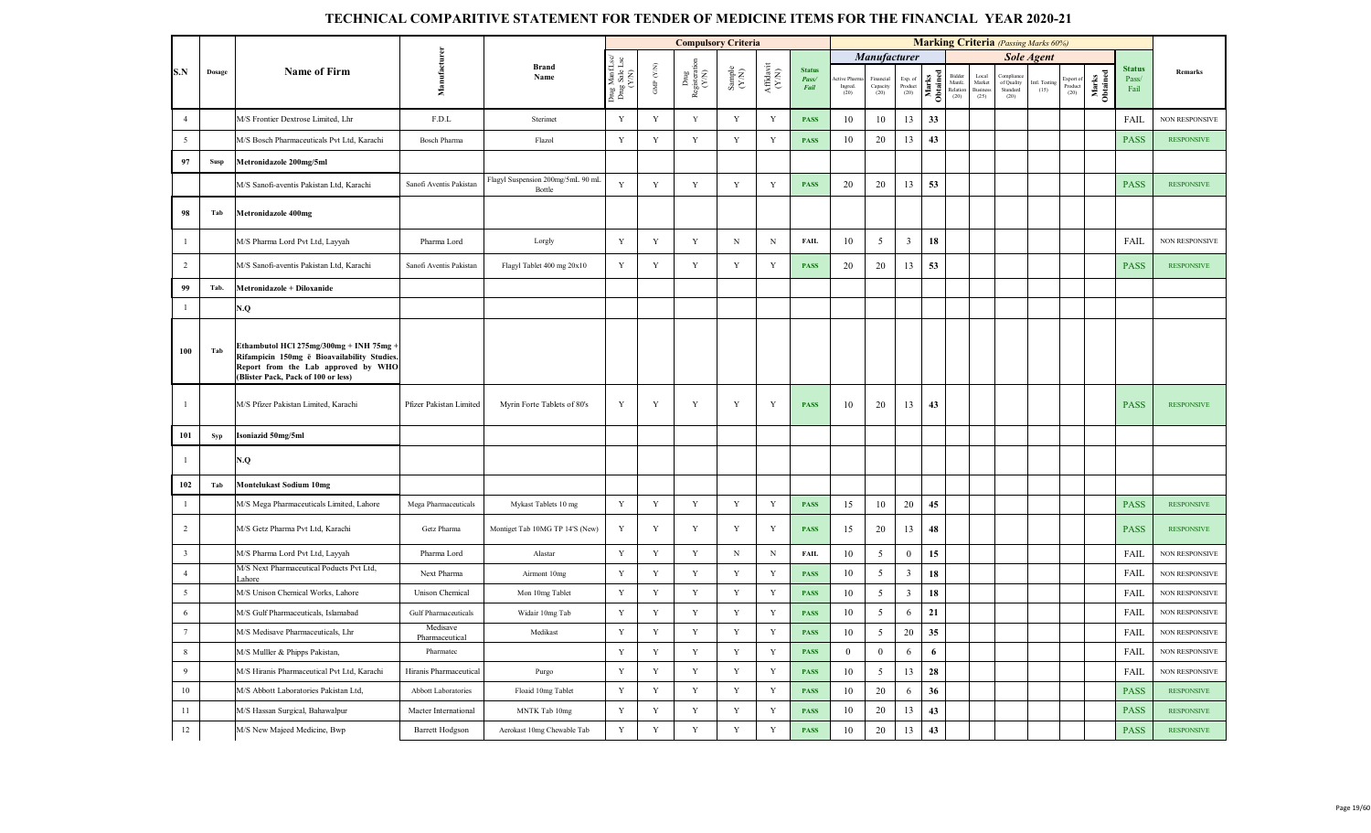# TECHNICAL COMPARITIVE STATEMENT FOR TENDER OF MEDICINE ITEMS FOR THE FINANCIAL YEAR 2020-21

| S.N | Dosage | Name of Firm | Manufacturer | Brand Name | Compulsory Criteria | | | | | | Marking Criteria (Passing Marks 60%) | | | | | | | | | | | Status Pass/ Fail | Remarks |
|---|---|---|---|---|---|---|---|---|---|---|---|---|---|---|---|---|---|---|---|---|---|---|---|
| | | | | | | | | | | | Manufacturer | | | | Sole Agent | | | | | | | | |
| | | | | | Drug Mnf Lsc/ Drug Sale Lsc (Y/N) | GMP (Y/N) | Drug Registration (Y/N) | Sample (Y/N) | Affidavit (Y/N) | Status Pass/ Fail | Active Pharma Ingred. (20) | Financial Capacity (20) | Exp. of Product (20) | Marks Obtained | Bidder Manfc. Relation (20) | Local Market Business (25) | Compliance of Quality Standard (20) | Intl. Testing (15) | Export of Product (20) | Marks Obtained | | |
| 4 | | M/S Frontier Dextrose Limited, Lhr | F.D.L | Sterimet | Y | Y | Y | Y | Y | PASS | 10 | 10 | 13 | 33 | | | | | | | FAIL | NON RESPONSIVE |
| 5 | | M/S Bosch Pharmaceuticals Pvt Ltd, Karachi | Bosch Pharma | Flazol | Y | Y | Y | Y | Y | PASS | 10 | 20 | 13 | 43 | | | | | | | PASS | RESPONSIVE |
| 97 | Susp | Metronidazole 200mg/5ml | | | | | | | | | | | | | | | | | | | | |
| | | M/S Sanofi-aventis Pakistan Ltd, Karachi | Sanofi Aventis Pakistan | Flagyl Suspension 200mg/5mL 90 mL Bottle | Y | Y | Y | Y | Y | PASS | 20 | 20 | 13 | 53 | | | | | | | PASS | RESPONSIVE |
| 98 | Tab | Metronidazole 400mg | | | | | | | | | | | | | | | | | | | | |
| 1 | | M/S Pharma Lord Pvt Ltd, Layyah | Pharma Lord | Lorgly | Y | Y | Y | N | N | FAIL | 10 | 5 | 3 | 18 | | | | | | | FAIL | NON RESPONSIVE |
| 2 | | M/S Sanofi-aventis Pakistan Ltd, Karachi | Sanofi Aventis Pakistan | Flagyl Tablet 400 mg 20x10 | Y | Y | Y | Y | Y | PASS | 20 | 20 | 13 | 53 | | | | | | | PASS | RESPONSIVE |
| 99 | Tab. | Metronidazole + Diloxanide | | | | | | | | | | | | | | | | | | | | |
| 1 | | N.Q | | | | | | | | | | | | | | | | | | | | |
| 100 | Tab | Ethambutol HCl 275mg/300mg + INH 75mg + Rifampicin 150mg ē Bioavailability Studies. Report from the Lab approved by WHO (Blister Pack, Pack of 100 or less) | | | | | | | | | | | | | | | | | | | | |
| 1 | | M/S Pfizer Pakistan Limited, Karachi | Pfizer Pakistan Limited | Myrin Forte Tablets of 80's | Y | Y | Y | Y | Y | PASS | 10 | 20 | 13 | 43 | | | | | | | PASS | RESPONSIVE |
| 101 | Syp | Isoniazid 50mg/5ml | | | | | | | | | | | | | | | | | | | | |
| 1 | | N.Q | | | | | | | | | | | | | | | | | | | | |
| 102 | Tab | Montelukast Sodium 10mg | | | | | | | | | | | | | | | | | | | | |
| 1 | | M/S Mega Pharmaceuticals Limited, Lahore | Mega Pharmaceuticals | Mykast Tablets 10 mg | Y | Y | Y | Y | Y | PASS | 15 | 10 | 20 | 45 | | | | | | | PASS | RESPONSIVE |
| 2 | | M/S Getz Pharma Pvt Ltd, Karachi | Getz Pharma | Montiget Tab 10MG TP 14'S (New) | Y | Y | Y | Y | Y | PASS | 15 | 20 | 13 | 48 | | | | | | | PASS | RESPONSIVE |
| 3 | | M/S Pharma Lord Pvt Ltd, Layyah | Pharma Lord | Alastar | Y | Y | Y | N | N | FAIL | 10 | 5 | 0 | 15 | | | | | | | FAIL | NON RESPONSIVE |
| 4 | | M/S Next Pharmaceutical Poducts Pvt Ltd, Lahore | Next Pharma | Airmont 10mg | Y | Y | Y | Y | Y | PASS | 10 | 5 | 3 | 18 | | | | | | | FAIL | NON RESPONSIVE |
| 5 | | M/S Unison Chemical Works, Lahore | Unison Chemical | Mon 10mg Tablet | Y | Y | Y | Y | Y | PASS | 10 | 5 | 3 | 18 | | | | | | | FAIL | NON RESPONSIVE |
| 6 | | M/S Gulf Pharmaceuticals, Islamabad | Gulf Pharmaceuticals | Widair 10mg Tab | Y | Y | Y | Y | Y | PASS | 10 | 5 | 6 | 21 | | | | | | | FAIL | NON RESPONSIVE |
| 7 | | M/S Medisave Pharmaceuticals, Lhr | Medisave Pharmaceutical | Medikast | Y | Y | Y | Y | Y | PASS | 10 | 5 | 20 | 35 | | | | | | | FAIL | NON RESPONSIVE |
| 8 | | M/S Mulller & Phipps Pakistan, | Pharmatec | | Y | Y | Y | Y | Y | PASS | 0 | 0 | 6 | 6 | | | | | | | FAIL | NON RESPONSIVE |
| 9 | | M/S Hiranis Pharmaceutical Pvt Ltd, Karachi | Hiranis Pharmaceutical | Purgo | Y | Y | Y | Y | Y | PASS | 10 | 5 | 13 | 28 | | | | | | | FAIL | NON RESPONSIVE |
| 10 | | M/S Abbott Laboratories Pakistan Ltd, | Abbott Laboratories | Floaid 10mg Tablet | Y | Y | Y | Y | Y | PASS | 10 | 20 | 6 | 36 | | | | | | | PASS | RESPONSIVE |
| 11 | | M/S Hassan Surgical, Bahawalpur | Macter International | MNTK Tab 10mg | Y | Y | Y | Y | Y | PASS | 10 | 20 | 13 | 43 | | | | | | | PASS | RESPONSIVE |
| 12 | | M/S New Majeed Medicine, Bwp | Barrett Hodgson | Aerokast 10mg Chewable Tab | Y | Y | Y | Y | Y | PASS | 10 | 20 | 13 | 43 | | | | | | | PASS | RESPONSIVE |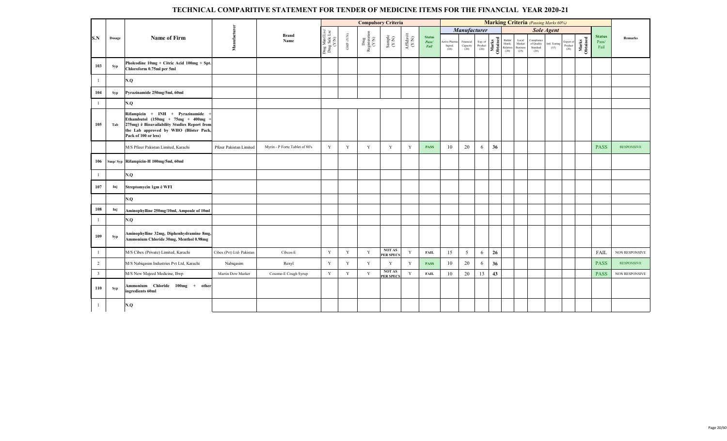# TECHNICAL COMPARITIVE STATEMENT FOR TENDER OF MEDICINE ITEMS FOR THE FINANCIAL YEAR 2020-21

| S.N | Dosage | Name of Firm | Manufacturer | Brand Name | Compulsory Criteria | | | | | | Marking Criteria (Passing Marks 60%) | | | | | | | | | | | Status Pass/ Fail | Remarks |
|---|---|---|---|---|---|---|---|---|---|---|---|---|---|---|---|---|---|---|---|---|---|---|---|
| | | | | | | | | | | | Manufacturer | | | | Sole Agent | | | | | | | | |
| | | | | | Drug Mfg Lsc/ Drug Sale Lsc (Y/N) | GMP (Y/N) | Drug Registration (Y/N) | Sample (Y/N) | Affidavit (Y/N) | Status Pass/ Fail | Active Pharma Ingred. (20) | Financial Capacity (20) | Exp. of Product (20) | Marks Obtained | Bidder Manfc. Relation (20) | Local Market Business (25) | Compliance of Quality Standard (20) | Intl. Testing (15) | Export of Product (20) | Marks Obtained | | |
| 103 | Syp | Pholcodine 10mg + Citric Acid 100mg + Spt. Chloroform 0.75ml per 5ml | | | | | | | | | | | | | | | | | | | | |
| 1 | | N.Q | | | | | | | | | | | | | | | | | | | | |
| 104 | Syp | Pyrazinamide 250mg/5ml, 60ml | | | | | | | | | | | | | | | | | | | | |
| 1 | | N.Q | | | | | | | | | | | | | | | | | | | | |
| 105 | Tab | Rifampicin + INH + Pyrazinamide + Ethambutol (150mg + 75mg + 400mg + 275mg) ē Bioavailability Studies Report from the Lab approved by WHO (Blister Pack, Pack of 100 or less) | | | | | | | | | | | | | | | | | | | | |
| | | M/S Pfizer Pakistan Limited, Karachi | Pfizer Pakistan Limited | Myrin - P Forte Tablet of 80's | Y | Y | Y | Y | Y | PASS | 10 | 20 | 6 | 36 | | | | | | | PASS | RESPONSIVE |
| 106 | Susp/ Syp | Rifampicin-H 100mg/5ml, 60ml | | | | | | | | | | | | | | | | | | | | |
| 1 | | N.Q | | | | | | | | | | | | | | | | | | | | |
| 107 | Inj | Streptomycin 1gm ē WFI | | | | | | | | | | | | | | | | | | | | |
| | | N.Q | | | | | | | | | | | | | | | | | | | | |
| 108 | Inj | Aminophylline 250mg/10ml, Ampoule of 10ml | | | | | | | | | | | | | | | | | | | | |
| 1 | | N.Q | | | | | | | | | | | | | | | | | | | | |
| 109 | Syp | Aminophylline 32mg, Diphenhydramine 8mg, Ammonium Chloride 30mg, Menthol 0.98mg | | | | | | | | | | | | | | | | | | | | |
| 1 | | M/S Cibex (Private) Limited, Karachi | Cibex (Pvt) Ltd- Pakistan | Cibcos-E | Y | Y | Y | NOT AS PER SPECS | Y | FAIL | 15 | 5 | 6 | 26 | | | | | | | FAIL | NON RESPONSIVE |
| 2 | | M/S Nabiqasim Industries Pvt Ltd, Karachi | Nabiqasim | Rexyl | Y | Y | Y | Y | Y | PASS | 10 | 20 | 6 | 36 | | | | | | | PASS | RESPONSIVE |
| 3 | | M/S New Majeed Medicine, Bwp | Martin Dow Marker | Cosome-E Cough Syrup | Y | Y | Y | NOT AS PER SPECS | Y | FAIL | 10 | 20 | 13 | 43 | | | | | | | PASS | NON RESPONSIVE |
| 110 | Syp | Ammonium Chloride 100mg + other ingredients 60ml | | | | | | | | | | | | | | | | | | | | |
| 1 | | N.Q | | | | | | | | | | | | | | | | | | | | |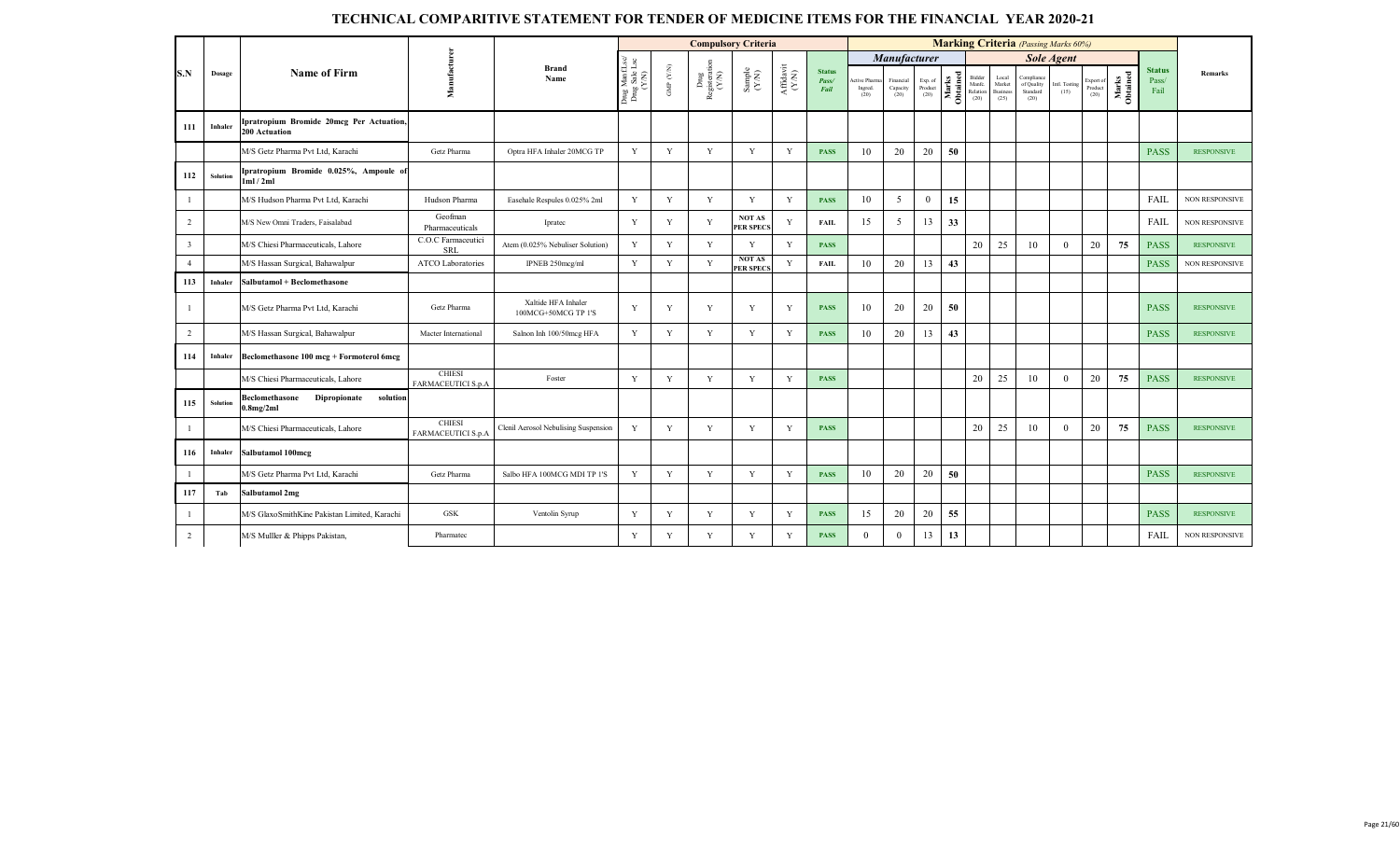# TECHNICAL COMPARITIVE STATEMENT FOR TENDER OF MEDICINE ITEMS FOR THE FINANCIAL YEAR 2020-21

| S.N | Dosage | Name of Firm | Manufacturer | Brand Name | Compulsory Criteria | | | | | | Marking Criteria (Passing Marks 60%) | | | | | | | | | | | Status Pass/ Fail | Remarks |
|---|---|---|---|---|---|---|---|---|---|---|---|---|---|---|---|---|---|---|---|---|---|---|---|
| | | | | | | | | | | | Manufacturer | | | | Sole Agent | | | | | | | | |
| | | | | | Drug Mnf Lsc/ Drug Sale Lsc (Y/N) | GMP (Y/N) | Drug Registration (Y/N) | Sample (Y/N) | Affidavit (Y/N) | Status Pass/ Fail | Active Pharma Ingred. (20) | Financial Capacity (20) | Exp. of Product (20) | Marks Obtained | Bidder Manfc. Relation (20) | Local Market Business (25) | Compliance of Quality Standard (20) | Intl. Testing (15) | Export of Product (20) | Marks Obtained | | |
| 111 | Inhaler | Ipratropium Bromide 20mcg Per Actuation, 200 Actuation | | | | | | | | | | | | | | | | | | | | |
| | | M/S Getz Pharma Pvt Ltd, Karachi | Getz Pharma | Optra HFA Inhaler 20MCG TP | Y | Y | Y | Y | Y | PASS | 10 | 20 | 20 | 50 | | | | | | | PASS | RESPONSIVE |
| 112 | Solution | Ipratropium Bromide 0.025%, Ampoule of 1ml / 2ml | | | | | | | | | | | | | | | | | | | | |
| 1 | | M/S Hudson Pharma Pvt Ltd, Karachi | Hudson Pharma | Easehale Respules 0.025% 2ml | Y | Y | Y | Y | Y | PASS | 10 | 5 | 0 | 15 | | | | | | | FAIL | NON RESPONSIVE |
| 2 | | M/S New Omni Traders, Faisalabad | Geofman Pharmaceuticals | Ipratec | Y | Y | Y | NOT AS PER SPECS | Y | FAIL | 15 | 5 | 13 | 33 | | | | | | | FAIL | NON RESPONSIVE |
| 3 | | M/S Chiesi Pharmaceuticals, Lahore | C.O.C Farmaceutici SRL | Atem (0.025% Nebuliser Solution) | Y | Y | Y | Y | Y | PASS | | | | | 20 | 25 | 10 | 0 | 20 | 75 | PASS | RESPONSIVE |
| 4 | | M/S Hassan Surgical, Bahawalpur | ATCO Laboratories | IPNEB 250mcg/ml | Y | Y | Y | NOT AS PER SPECS | Y | FAIL | 10 | 20 | 13 | 43 | | | | | | | PASS | NON RESPONSIVE |
| 113 | Inhaler | Salbutamol + Beclomethasone | | | | | | | | | | | | | | | | | | | | |
| 1 | | M/S Getz Pharma Pvt Ltd, Karachi | Getz Pharma | Xaltide HFA Inhaler 100MCG+50MCG TP 1'S | Y | Y | Y | Y | Y | PASS | 10 | 20 | 20 | 50 | | | | | | | PASS | RESPONSIVE |
| 2 | | M/S Hassan Surgical, Bahawalpur | Macter International | Salnon Inh 100/50mcg HFA | Y | Y | Y | Y | Y | PASS | 10 | 20 | 13 | 43 | | | | | | | PASS | RESPONSIVE |
| 114 | Inhaler | Beclomethasone 100 mcg + Formoterol 6mcg | | | | | | | | | | | | | | | | | | | | |
| | | M/S Chiesi Pharmaceuticals, Lahore | CHIESI FARMACEUTICI S.p.A | Foster | Y | Y | Y | Y | Y | PASS | | | | | 20 | 25 | 10 | 0 | 20 | 75 | PASS | RESPONSIVE |
| 115 | Solution | Beclomethasone Dipropionate solution 0.8mg/2ml | | | | | | | | | | | | | | | | | | | | |
| 1 | | M/S Chiesi Pharmaceuticals, Lahore | CHIESI FARMACEUTICI S.p.A | Clenil Aerosol Nebulising Suspension | Y | Y | Y | Y | Y | PASS | | | | | 20 | 25 | 10 | 0 | 20 | 75 | PASS | RESPONSIVE |
| 116 | Inhaler | Salbutamol 100mcg | | | | | | | | | | | | | | | | | | | | |
| 1 | | M/S Getz Pharma Pvt Ltd, Karachi | Getz Pharma | Salbo HFA 100MCG MDI TP 1'S | Y | Y | Y | Y | Y | PASS | 10 | 20 | 20 | 50 | | | | | | | PASS | RESPONSIVE |
| 117 | Tab | Salbutamol 2mg | | | | | | | | | | | | | | | | | | | | |
| 1 | | M/S GlaxoSmithKine Pakistan Limited, Karachi | GSK | Ventolin Syrup | Y | Y | Y | Y | Y | PASS | 15 | 20 | 20 | 55 | | | | | | | PASS | RESPONSIVE |
| 2 | | M/S Mulller & Phipps Pakistan, | Pharmatec | | Y | Y | Y | Y | Y | PASS | 0 | 0 | 13 | 13 | | | | | | | FAIL | NON RESPONSIVE |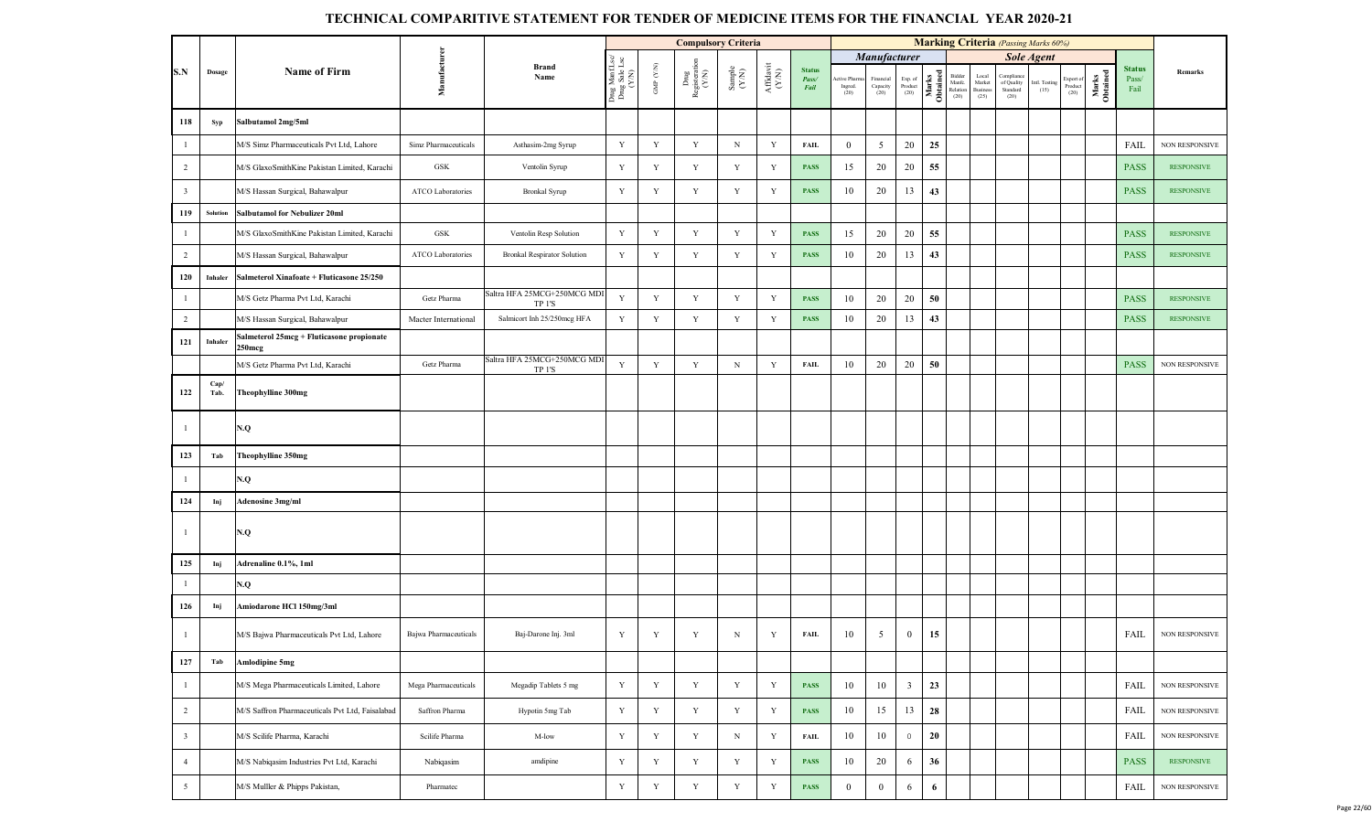# TECHNICAL COMPARITIVE STATEMENT FOR TENDER OF MEDICINE ITEMS FOR THE FINANCIAL YEAR 2020-21

| S.N | Dosage | Name of Firm | Manufacturer | Brand Name | Compulsory Criteria | | | | | | Marking Criteria (Passing Marks 60%) | | | | | | | | | | | Status Pass/ Fail | Remarks |
|---|---|---|---|---|---|---|---|---|---|---|---|---|---|---|---|---|---|---|---|---|---|---|---|
| | | | | | | | | | | | Manufacturer | | | | Sole Agent | | | | | | | | |
| | | | | | Drug Mfg (Lsc/ Drug Sale Lsc (Y/N) | GMP (Y/N) | Drug Registration (Y/N) | Sample (Y/N) | Affidavit (Y/N) | Status Pass/ Fail | Active Pharma Ingred. (20) | Financial Capacity (20) | Exp. of Product (20) | Marks Obtained | Bidder Manfc. Relation (20) | Local Market Business (25) | Compliance of Quality Standard (20) | Intl. Testing (15) | Export of Product (20) | Marks Obtained | | |
| 118 | Syp | Salbutamol 2mg/5ml | | | | | | | | | | | | | | | | | | | | |
| 1 | | M/S Simz Pharmaceuticals Pvt Ltd, Lahore | Simz Pharmaceuticals | Asthasim-2mg Syrup | Y | Y | Y | N | Y | FAIL | 0 | 5 | 20 | 25 | | | | | | | FAIL | NON RESPONSIVE |
| 2 | | M/S GlaxoSmithKine Pakistan Limited, Karachi | GSK | Ventolin Syrup | Y | Y | Y | Y | Y | PASS | 15 | 20 | 20 | 55 | | | | | | | PASS | RESPONSIVE |
| 3 | | M/S Hassan Surgical, Bahawalpur | ATCO Laboratories | Bronkal Syrup | Y | Y | Y | Y | Y | PASS | 10 | 20 | 13 | 43 | | | | | | | PASS | RESPONSIVE |
| 119 | Solution | Salbutamol for Nebulizer 20ml | | | | | | | | | | | | | | | | | | | | |
| 1 | | M/S GlaxoSmithKine Pakistan Limited, Karachi | GSK | Ventolin Resp Solution | Y | Y | Y | Y | Y | PASS | 15 | 20 | 20 | 55 | | | | | | | PASS | RESPONSIVE |
| 2 | | M/S Hassan Surgical, Bahawalpur | ATCO Laboratories | Bronkal Respirator Solution | Y | Y | Y | Y | Y | PASS | 10 | 20 | 13 | 43 | | | | | | | PASS | RESPONSIVE |
| 120 | Inhaler | Salmeterol Xinafoate + Fluticasone 25/250 | | | | | | | | | | | | | | | | | | | | |
| 1 | | M/S Getz Pharma Pvt Ltd, Karachi | Getz Pharma | Saltra HFA 25MCG+250MCG MDI TP 1'S | Y | Y | Y | Y | Y | PASS | 10 | 20 | 20 | 50 | | | | | | | PASS | RESPONSIVE |
| 2 | | M/S Hassan Surgical, Bahawalpur | Macter International | Salmicort Inh 25/250mcg HFA | Y | Y | Y | Y | Y | PASS | 10 | 20 | 13 | 43 | | | | | | | PASS | RESPONSIVE |
| 121 | Inhaler | Salmeterol 25mcg + Fluticasone propionate 250mcg | | | | | | | | | | | | | | | | | | | | |
| | | M/S Getz Pharma Pvt Ltd, Karachi | Getz Pharma | Saltra HFA 25MCG+250MCG MDI TP 1'S | Y | Y | Y | N | Y | FAIL | 10 | 20 | 20 | 50 | | | | | | | PASS | NON RESPONSIVE |
| 122 | Cap/ Tab. | Theophylline 300mg | | | | | | | | | | | | | | | | | | | | |
| 1 | | N.Q | | | | | | | | | | | | | | | | | | | | |
| 123 | Tab | Theophylline 350mg | | | | | | | | | | | | | | | | | | | | |
| 1 | | N.Q | | | | | | | | | | | | | | | | | | | | |
| 124 | Inj | Adenosine 3mg/ml | | | | | | | | | | | | | | | | | | | | |
| 1 | | N.Q | | | | | | | | | | | | | | | | | | | | |
| 125 | Inj | Adrenaline 0.1%, 1ml | | | | | | | | | | | | | | | | | | | | |
| 1 | | N.Q | | | | | | | | | | | | | | | | | | | | |
| 126 | Inj | Amiodarone HCl 150mg/3ml | | | | | | | | | | | | | | | | | | | | |
| 1 | | M/S Bajwa Pharmaceuticals Pvt Ltd, Lahore | Bajwa Pharmaceuticals | Baj-Darone Inj. 3ml | Y | Y | Y | N | Y | FAIL | 10 | 5 | 0 | 15 | | | | | | | FAIL | NON RESPONSIVE |
| 127 | Tab | Amlodipine 5mg | | | | | | | | | | | | | | | | | | | | |
| 1 | | M/S Mega Pharmaceuticals Limited, Lahore | Mega Pharmaceuticals | Megadip Tablets 5 mg | Y | Y | Y | Y | Y | PASS | 10 | 10 | 3 | 23 | | | | | | | FAIL | NON RESPONSIVE |
| 2 | | M/S Saffron Pharmaceuticals Pvt Ltd, Faisalabad | Saffron Pharma | Hypotin 5mg Tab | Y | Y | Y | Y | Y | PASS | 10 | 15 | 13 | 28 | | | | | | | FAIL | NON RESPONSIVE |
| 3 | | M/S Scilife Pharma, Karachi | Scilife Pharma | M-low | Y | Y | Y | N | Y | FAIL | 10 | 10 | 0 | 20 | | | | | | | FAIL | NON RESPONSIVE |
| 4 | | M/S Nabiqasim Industries Pvt Ltd, Karachi | Nabiqasim | amdipine | Y | Y | Y | Y | Y | PASS | 10 | 20 | 6 | 36 | | | | | | | PASS | RESPONSIVE |
| 5 | | M/S Mulller & Phipps Pakistan, | Pharmatec | | Y | Y | Y | Y | Y | PASS | 0 | 0 | 6 | 6 | | | | | | | FAIL | NON RESPONSIVE |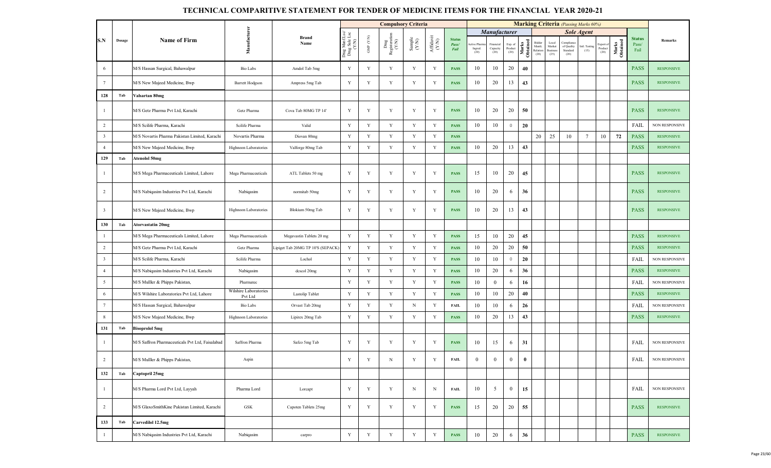# TECHNICAL COMPARITIVE STATEMENT FOR TENDER OF MEDICINE ITEMS FOR THE FINANCIAL YEAR 2020-21

| S.N | Dosage | Name of Firm | Manufacturer | Brand Name | Compulsory Criteria | | | | | | Marking Criteria (Passing Marks 60%) | | | | | | | | | | | Status Pass/ Fail | Remarks |
|---|---|---|---|---|---|---|---|---|---|---|---|---|---|---|---|---|---|---|---|---|---|---|---|
| | | | | | | | | | | | Manufacturer | | | | Sole Agent | | | | | | | | |
| | | | | | Drug Mnf./Lsc/ Drug Sale Lsc (Y/N) | GMP (Y/N) | Drug Registration (Y/N) | Sample (Y/N) | Affidavit (Y/N) | Status Pass/ Fail | Active Pharma Ingred. (20) | Financial Capacity (20) | Exp. of Product (20) | Marks Obtained | Bidder Manfc. Relation (20) | Local Market Business (25) | Compliance of Quality Standard (20) | Intl. Testing (15) | Export of Product (20) | Marks Obtained | | |
| 6 | | M/S Hassan Surgical, Bahawalpur | Bio Labs | Amdol Tab 5mg | Y | Y | Y | Y | Y | PASS | 10 | 10 | 20 | 40 | | | | | | | PASS | RESPONSIVE |
| 7 | | M/S New Majeed Medicine, Bwp | Barrett Hodgson | Ampress 5mg Tab | Y | Y | Y | Y | Y | PASS | 10 | 20 | 13 | 43 | | | | | | | PASS | RESPONSIVE |
| 128 | Tab | Valsartan 80mg | | | | | | | | | | | | | | | | | | | | |
| 1 | | M/S Getz Pharma Pvt Ltd, Karachi | Getz Pharma | Cova Tab 80MG TP 14' | Y | Y | Y | Y | Y | PASS | 10 | 20 | 20 | 50 | | | | | | | PASS | RESPONSIVE |
| 2 | | M/S Scilife Pharma, Karachi | Scilife Pharma | Valid | Y | Y | Y | Y | Y | PASS | 10 | 10 | 0 | 20 | | | | | | | FAIL | NON RESPONSIVE |
| 3 | | M/S Novartis Pharma Pakistan Limited, Karachi | Novartis Pharma | Diovan 80mg | Y | Y | Y | Y | Y | PASS | | | | | 20 | 25 | 10 | 7 | 10 | 72 | PASS | RESPONSIVE |
| 4 | | M/S New Majeed Medicine, Bwp | Highnoon Laboratories | Valforge 80mg Tab | Y | Y | Y | Y | Y | PASS | 10 | 20 | 13 | 43 | | | | | | | PASS | RESPONSIVE |
| 129 | Tab | Atenolol 50mg | | | | | | | | | | | | | | | | | | | | |
| 1 | | M/S Mega Pharmaceuticals Limited, Lahore | Mega Pharmaceuticals | ATL Tablets 50 mg | Y | Y | Y | Y | Y | PASS | 15 | 10 | 20 | 45 | | | | | | | PASS | RESPONSIVE |
| 2 | | M/S Nabiqasim Industries Pvt Ltd, Karachi | Nabiqasim | normitab 50mg | Y | Y | Y | Y | Y | PASS | 10 | 20 | 6 | 36 | | | | | | | PASS | RESPONSIVE |
| 3 | | M/S New Majeed Medicine, Bwp | Highnoon Laboratories | Blokium 50mg Tab | Y | Y | Y | Y | Y | PASS | 10 | 20 | 13 | 43 | | | | | | | PASS | RESPONSIVE |
| 130 | Tab | Atorvastatin 20mg | | | | | | | | | | | | | | | | | | | | |
| 1 | | M/S Mega Pharmaceuticals Limited, Lahore | Mega Pharmaceuticals | Megavastin Tablets 20 mg | Y | Y | Y | Y | Y | PASS | 15 | 10 | 20 | 45 | | | | | | | PASS | RESPONSIVE |
| 2 | | M/S Getz Pharma Pvt Ltd, Karachi | Getz Pharma | Lipiget Tab 20MG TP 10'S (SEPACK) | Y | Y | Y | Y | Y | PASS | 10 | 20 | 20 | 50 | | | | | | | PASS | RESPONSIVE |
| 3 | | M/S Scilife Pharma, Karachi | Scilife Pharma | Lochol | Y | Y | Y | Y | Y | PASS | 10 | 10 | 0 | 20 | | | | | | | FAIL | NON RESPONSIVE |
| 4 | | M/S Nabiqasim Industries Pvt Ltd, Karachi | Nabiqasim | dcscol 20mg | Y | Y | Y | Y | Y | PASS | 10 | 20 | 6 | 36 | | | | | | | PASS | RESPONSIVE |
| 5 | | M/S Mulller & Phipps Pakistan, | Pharmatec | | Y | Y | Y | Y | Y | PASS | 10 | 0 | 6 | 16 | | | | | | | FAIL | NON RESPONSIVE |
| 6 | | M/S Wilshire Laboratories Pvt Ltd, Lahore | Wilshire Laboratories Pvt Ltd | Lastolip Tablet | Y | Y | Y | Y | Y | PASS | 10 | 10 | 20 | 40 | | | | | | | PASS | RESPONSIVE |
| 7 | | M/S Hassan Surgical, Bahawalpur | Bio Labs | Orvast Tab 20mg | Y | Y | Y | N | Y | FAIL | 10 | 10 | 6 | 26 | | | | | | | FAIL | NON RESPONSIVE |
| 8 | | M/S New Majeed Medicine, Bwp | Highnoon Laboratories | Lipirex 20mg Tab | Y | Y | Y | Y | Y | PASS | 10 | 20 | 13 | 43 | | | | | | | PASS | RESPONSIVE |
| 131 | Tab | Bisoprolol 5mg | | | | | | | | | | | | | | | | | | | | |
| 1 | | M/S Saffron Pharmaceuticals Pvt Ltd, Faisalabad | Saffron Pharma | Safco 5mg Tab | Y | Y | Y | Y | Y | PASS | 10 | 15 | 6 | 31 | | | | | | | FAIL | NON RESPONSIVE |
| 2 | | M/S Mulller & Phipps Pakistan, | Aspin | | Y | Y | N | Y | Y | FAIL | 0 | 0 | 0 | 0 | | | | | | | FAIL | NON RESPONSIVE |
| 132 | Tab | Captopril 25mg | | | | | | | | | | | | | | | | | | | | |
| 1 | | M/S Pharma Lord Pvt Ltd, Layyah | Pharma Lord | Lorcapt | Y | Y | Y | N | N | FAIL | 10 | 5 | 0 | 15 | | | | | | | FAIL | NON RESPONSIVE |
| 2 | | M/S GlaxoSmithKine Pakistan Limited, Karachi | GSK | Capoten Tablets 25mg | Y | Y | Y | Y | Y | PASS | 15 | 20 | 20 | 55 | | | | | | | PASS | RESPONSIVE |
| 133 | Tab | Carvedilol 12.5mg | | | | | | | | | | | | | | | | | | | | |
| 1 | | M/S Nabiqasim Industries Pvt Ltd, Karachi | Nabiqasim | carpro | Y | Y | Y | Y | Y | PASS | 10 | 20 | 6 | 36 | | | | | | | PASS | RESPONSIVE |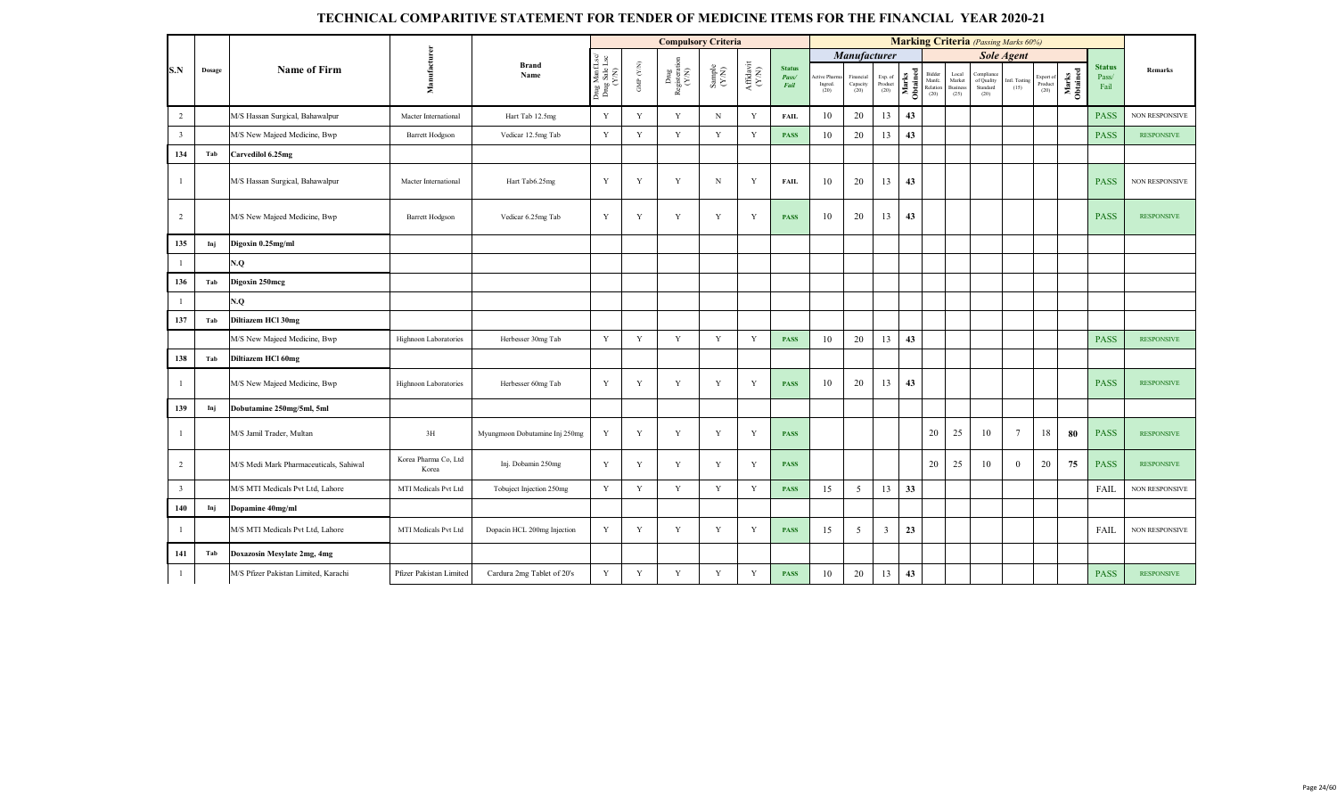# TECHNICAL COMPARITIVE STATEMENT FOR TENDER OF MEDICINE ITEMS FOR THE FINANCIAL YEAR 2020-21

| S.N | Dosage | Name of Firm | Manufacturer | Brand Name | Compulsory Criteria | | | | | | Marking Criteria (Passing Marks 60%) | | | | | | | | | | | Status Pass/ Fail | Remarks |
|---|---|---|---|---|---|---|---|---|---|---|---|---|---|---|---|---|---|---|---|---|---|---|---|
| | | | | | | | | | | | Manufacturer | | | | Sole Agent | | | | | | | | |
| | | | | | Drug Mnf Lsc/ Drug Sale Lsc (Y/N) | GMP (Y/N) | Drug Registration (Y/N) | Sample (Y/N) | Affidavit (Y/N) | Status Pass/ Fail | Active Pharma Ingred. (20) | Financial Capacity (20) | Exp. of Product (20) | Marks Obtained | Bidder Manfc. Relation (20) | Local Market Business (25) | Compliance of Quality Standard (20) | Intl. Testing (15) | Export of Product (20) | Marks Obtained | | |
| 2 | | M/S Hassan Surgical, Bahawalpur | Macter International | Hart Tab 12.5mg | Y | Y | Y | N | Y | FAIL | 10 | 20 | 13 | 43 | | | | | | | PASS | NON RESPONSIVE |
| 3 | | M/S New Majeed Medicine, Bwp | Barrett Hodgson | Vedicar 12.5mg Tab | Y | Y | Y | Y | Y | PASS | 10 | 20 | 13 | 43 | | | | | | | PASS | RESPONSIVE |
| 134 | Tab | Carvedilol 6.25mg | | | | | | | | | | | | | | | | | | | | |
| 1 | | M/S Hassan Surgical, Bahawalpur | Macter International | Hart Tab6.25mg | Y | Y | Y | N | Y | FAIL | 10 | 20 | 13 | 43 | | | | | | | PASS | NON RESPONSIVE |
| 2 | | M/S New Majeed Medicine, Bwp | Barrett Hodgson | Vedicar 6.25mg Tab | Y | Y | Y | Y | Y | PASS | 10 | 20 | 13 | 43 | | | | | | | PASS | RESPONSIVE |
| 135 | Inj | Digoxin 0.25mg/ml | | | | | | | | | | | | | | | | | | | | |
| 1 | | N.Q | | | | | | | | | | | | | | | | | | | | |
| 136 | Tab | Digoxin 250mcg | | | | | | | | | | | | | | | | | | | | |
| 1 | | N.Q | | | | | | | | | | | | | | | | | | | | |
| 137 | Tab | Diltiazem HCl 30mg | | | | | | | | | | | | | | | | | | | | |
| | | M/S New Majeed Medicine, Bwp | Highnoon Laboratories | Herbesser 30mg Tab | Y | Y | Y | Y | Y | PASS | 10 | 20 | 13 | 43 | | | | | | | PASS | RESPONSIVE |
| 138 | Tab | Diltiazem HCl 60mg | | | | | | | | | | | | | | | | | | | | |
| 1 | | M/S New Majeed Medicine, Bwp | Highnoon Laboratories | Herbesser 60mg Tab | Y | Y | Y | Y | Y | PASS | 10 | 20 | 13 | 43 | | | | | | | PASS | RESPONSIVE |
| 139 | Inj | Dobutamine 250mg/5ml, 5ml | | | | | | | | | | | | | | | | | | | | |
| 1 | | M/S Jamil Trader, Multan | 3H | Myungmoon Dobutamine Inj 250mg | Y | Y | Y | Y | Y | PASS | | | | | 20 | 25 | 10 | 7 | 18 | 80 | PASS | RESPONSIVE |
| 2 | | M/S Medi Mark Pharmaceuticals, Sahiwal | Korea Pharma Co, Ltd Korea | Inj. Dobamin 250mg | Y | Y | Y | Y | Y | PASS | | | | | 20 | 25 | 10 | 0 | 20 | 75 | PASS | RESPONSIVE |
| 3 | | M/S MTI Medicals Pvt Ltd, Lahore | MTI Medicals Pvt Ltd | Tobuject Injection 250mg | Y | Y | Y | Y | Y | PASS | 15 | 5 | 13 | 33 | | | | | | | FAIL | NON RESPONSIVE |
| 140 | Inj | Dopamine 40mg/ml | | | | | | | | | | | | | | | | | | | | |
| 1 | | M/S MTI Medicals Pvt Ltd, Lahore | MTI Medicals Pvt Ltd | Dopacin HCL 200mg Injection | Y | Y | Y | Y | Y | PASS | 15 | 5 | 3 | 23 | | | | | | | FAIL | NON RESPONSIVE |
| 141 | Tab | Doxazosin Mesylate 2mg, 4mg | | | | | | | | | | | | | | | | | | | | |
| 1 | | M/S Pfizer Pakistan Limited, Karachi | Pfizer Pakistan Limited | Cardura 2mg Tablet of 20's | Y | Y | Y | Y | Y | PASS | 10 | 20 | 13 | 43 | | | | | | | PASS | RESPONSIVE |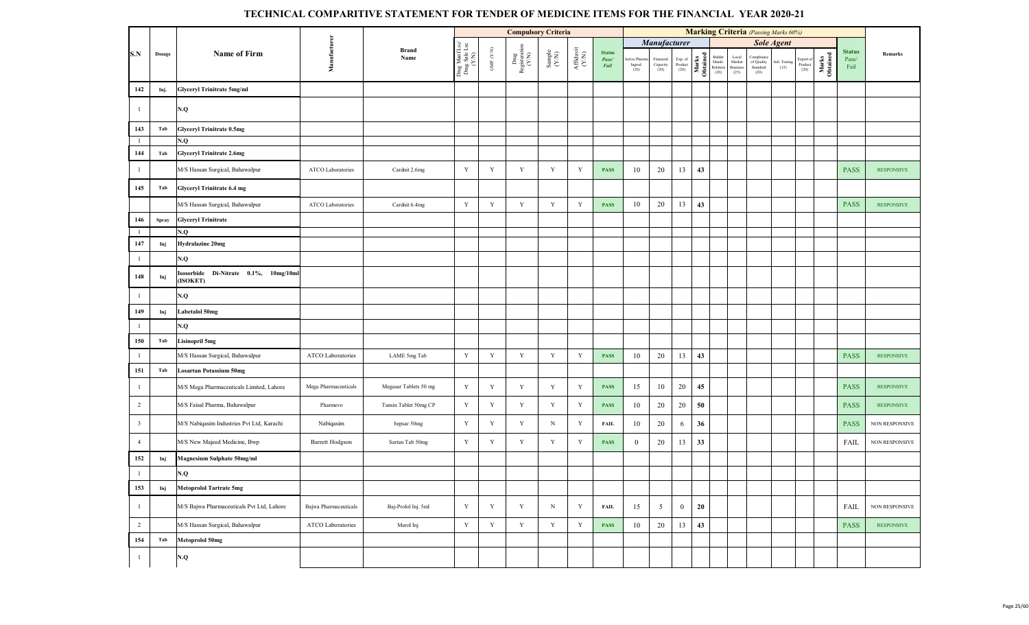# TECHNICAL COMPARITIVE STATEMENT FOR TENDER OF MEDICINE ITEMS FOR THE FINANCIAL YEAR 2020-21

| S.N | Dosage | Name of Firm | Manufacturer | Brand Name | Compulsory Criteria | | | | | | Marking Criteria (Passing Marks 60%) | | | | | | | | | | | Status Pass/ Fail | Remarks |
|---|---|---|---|---|---|---|---|---|---|---|---|---|---|---|---|---|---|---|---|---|---|---|---|
| | | | | | Drug Mnf/Lsc/ Drug Sale Lsc (Y/N) | GMP (Y/N) | Drug Registration (Y/N) | Sample (Y/N) | Affidavit (Y/N) | Status Pass/ Fail | Manufacturer | | | | Sole Agent | | | | | | | | |
| | | | | | | | | | | | Active Pharma Ingred. (20) | Financial Capacity (20) | Exp. of Product (20) | Marks Obtained | Bidder Manfc. Relation (20) | Local Market Business (25) | Compliance of Quality Standard (20) | Intl. Testing (15) | Export of Product (20) | Marks Obtained | | |
| 142 | Inj. | Glyceryl Trinitrate 5mg/ml | | | | | | | | | | | | | | | | | | | | |
| 1 | | N.Q | | | | | | | | | | | | | | | | | | | | |
| 143 | Tab | Glyceryl Trinitrate 0.5mg | | | | | | | | | | | | | | | | | | | | |
| 1 | | N.Q | | | | | | | | | | | | | | | | | | | | |
| 144 | Tab | Glyceryl Trinitrate 2.6mg | | | | | | | | | | | | | | | | | | | | |
| 1 | | M/S Hassan Surgical, Bahawalpur | ATCO Laboratories | Cardnit 2.6mg | Y | Y | Y | Y | Y | PASS | 10 | 20 | 13 | 43 | | | | | | | PASS | RESPONSIVE |
| 145 | Tab | Glyceryl Trinitrate 6.4 mg | | | | | | | | | | | | | | | | | | | | |
| | | M/S Hassan Surgical, Bahawalpur | ATCO Laboratories | Cardnit 6.4mg | Y | Y | Y | Y | Y | PASS | 10 | 20 | 13 | 43 | | | | | | | PASS | RESPONSIVE |
| 146 | Spray | Glyceryl Trinitrate | | | | | | | | | | | | | | | | | | | | |
| 1 | | N.Q | | | | | | | | | | | | | | | | | | | | |
| 147 | Inj | Hydralazine 20mg | | | | | | | | | | | | | | | | | | | | |
| 1 | | N.Q | | | | | | | | | | | | | | | | | | | | |
| 148 | Inj | Isosorbide Di-Nitrate 0.1%, 10mg/10ml (ISOKET) | | | | | | | | | | | | | | | | | | | | |
| 1 | | N.Q | | | | | | | | | | | | | | | | | | | | |
| 149 | Inj | Labetalol 50mg | | | | | | | | | | | | | | | | | | | | |
| 1 | | N.Q | | | | | | | | | | | | | | | | | | | | |
| 150 | Tab | Lisinopril 5mg | | | | | | | | | | | | | | | | | | | | |
| 1 | | M/S Hassan Surgical, Bahawalpur | ATCO Laboratories | LAME 5mg Tab | Y | Y | Y | Y | Y | PASS | 10 | 20 | 13 | 43 | | | | | | | PASS | RESPONSIVE |
| 151 | Tab | Losartan Potassium 50mg | | | | | | | | | | | | | | | | | | | | |
| 1 | | M/S Mega Pharmaceuticals Limited, Lahore | Mega Pharmaceuticals | Megasar Tablets 50 mg | Y | Y | Y | Y | Y | PASS | 15 | 10 | 20 | 45 | | | | | | | PASS | RESPONSIVE |
| 2 | | M/S Faisal Pharma, Bahawalpur | Pharmevo | Tansin Tablet 50mg CP | Y | Y | Y | Y | Y | PASS | 10 | 20 | 20 | 50 | | | | | | | PASS | RESPONSIVE |
| 3 | | M/S Nabiqasim Industries Pvt Ltd, Karachi | Nabiqasim | bepsar 50mg | Y | Y | Y | N | Y | FAIL | 10 | 20 | 6 | 36 | | | | | | | PASS | NON RESPONSIVE |
| 4 | | M/S New Majeed Medicine, Bwp | Barrett Hodgson | Sartan Tab 50mg | Y | Y | Y | Y | Y | PASS | 0 | 20 | 13 | 33 | | | | | | | FAIL | NON RESPONSIVE |
| 152 | Inj | Magnesium Sulphate 50mg/ml | | | | | | | | | | | | | | | | | | | | |
| 1 | | N.Q | | | | | | | | | | | | | | | | | | | | |
| 153 | Inj | Metoprolol Tartrate 5mg | | | | | | | | | | | | | | | | | | | | |
| 1 | | M/S Bajwa Pharmaceuticals Pvt Ltd, Lahore | Bajwa Pharmaceuticals | Baj-Prolol Inj. 5ml | Y | Y | Y | N | Y | FAIL | 15 | 5 | 0 | 20 | | | | | | | FAIL | NON RESPONSIVE |
| 2 | | M/S Hassan Surgical, Bahawalpur | ATCO Laboratories | Merol Inj | Y | Y | Y | Y | Y | PASS | 10 | 20 | 13 | 43 | | | | | | | PASS | RESPONSIVE |
| 154 | Tab | Metoprolol 50mg | | | | | | | | | | | | | | | | | | | | |
| 1 | | N.Q | | | | | | | | | | | | | | | | | | | | |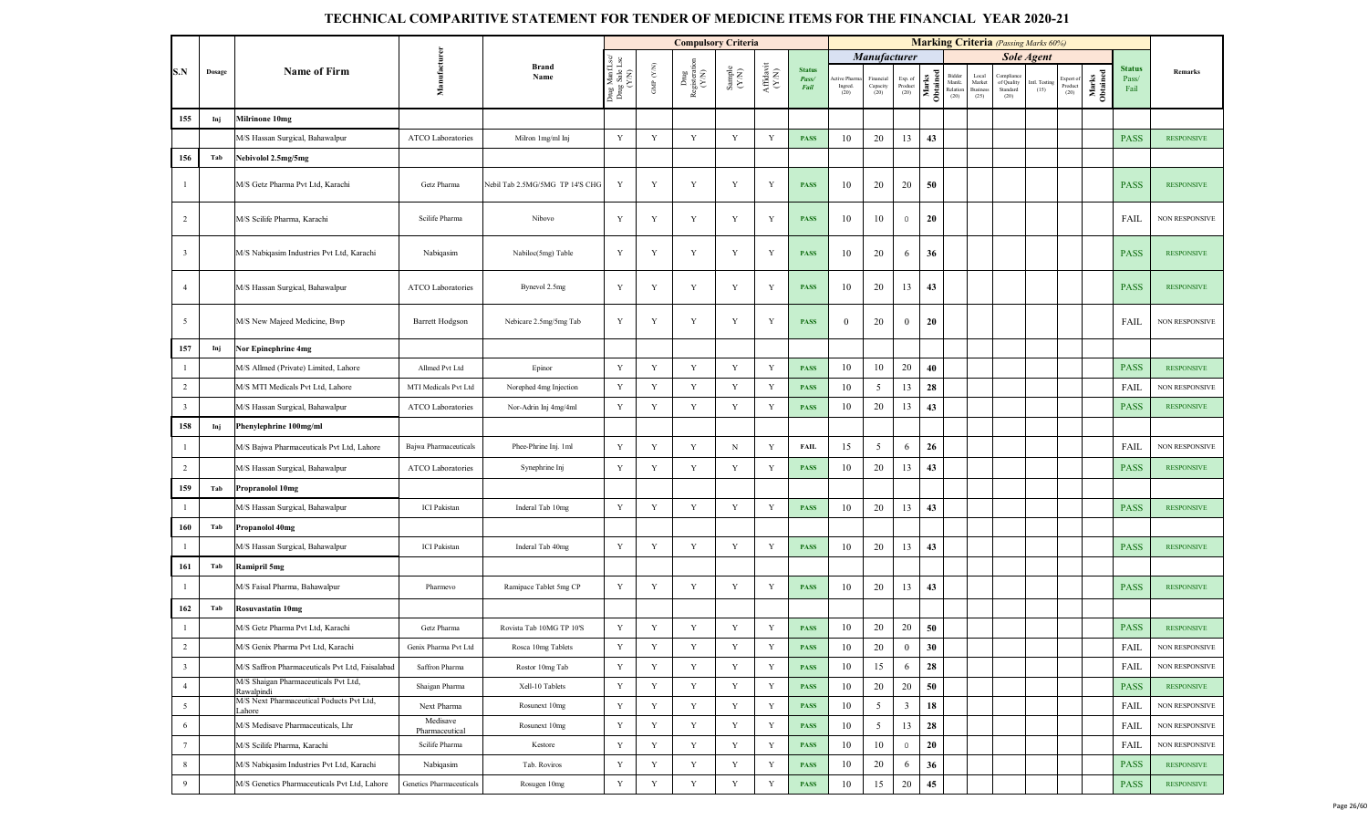# TECHNICAL COMPARITIVE STATEMENT FOR TENDER OF MEDICINE ITEMS FOR THE FINANCIAL YEAR 2020-21

| S.N | Dosage | Name of Firm | Manufacturer | Brand Name | Compulsory Criteria | | | | | Status Pass/ Fail | Marking Criteria (Passing Marks 60%) | | | | | | | | | | Status Pass/ Fail | Remarks |
|---|---|---|---|---|---|---|---|---|---|---|---|---|---|---|---|---|---|---|---|---|---|---|
| | | | | | | | | | | | Manufacturer | | | | Sole Agent | | | | | | | |
| | | | | | Drug Mnf /Lsc/ Drug Sale Lsc (Y/N) | GMP (Y/N) | Drug Registration (Y/N) | Sample (Y/N) | Affidavit (Y/N) | | Active Pharma Ingred. (20) | Financial Capacity (20) | Exp. of Product (20) | Marks Obtained | Bidder Manuf. Relation (20) | Local Market Business (25) | Compliance of Quality Standard (20) | Intl. Testing (15) | Export of Product (20) | Marks Obtained | | |
| 155 | Inj | Milrinone 10mg | | | | | | | | | | | | | | | | | | | | |
| | | M/S Hassan Surgical, Bahawalpur | ATCO Laboratories | Milron 1mg/ml Inj | Y | Y | Y | Y | Y | PASS | 10 | 20 | 13 | 43 | | | | | | | PASS | RESPONSIVE |
| 156 | Tab | Nebivolol 2.5mg/5mg | | | | | | | | | | | | | | | | | | | | |
| 1 | | M/S Getz Pharma Pvt Ltd, Karachi | Getz Pharma | Nebil Tab 2.5MG/5MG TP 14'S CHG | Y | Y | Y | Y | Y | PASS | 10 | 20 | 20 | 50 | | | | | | | PASS | RESPONSIVE |
| 2 | | M/S Scilife Pharma, Karachi | Scilife Pharma | Nibovo | Y | Y | Y | Y | Y | PASS | 10 | 10 | 0 | 20 | | | | | | | FAIL | NON RESPONSIVE |
| 3 | | M/S Nabiqasim Industries Pvt Ltd, Karachi | Nabiqasim | Nabiloc(5mg) Table | Y | Y | Y | Y | Y | PASS | 10 | 20 | 6 | 36 | | | | | | | PASS | RESPONSIVE |
| 4 | | M/S Hassan Surgical, Bahawalpur | ATCO Laboratories | Bynevol 2.5mg | Y | Y | Y | Y | Y | PASS | 10 | 20 | 13 | 43 | | | | | | | PASS | RESPONSIVE |
| 5 | | M/S New Majeed Medicine, Bwp | Barrett Hodgson | Nebicare 2.5mg/5mg Tab | Y | Y | Y | Y | Y | PASS | 0 | 20 | 0 | 20 | | | | | | | FAIL | NON RESPONSIVE |
| 157 | Inj | Nor Epinephrine 4mg | | | | | | | | | | | | | | | | | | | | |
| 1 | | M/S Allmed (Private) Limited, Lahore | Allmed Pvt Ltd | Epinor | Y | Y | Y | Y | Y | PASS | 10 | 10 | 20 | 40 | | | | | | | PASS | RESPONSIVE |
| 2 | | M/S MTI Medicals Pvt Ltd, Lahore | MTI Medicals Pvt Ltd | Norephed 4mg Injection | Y | Y | Y | Y | Y | PASS | 10 | 5 | 13 | 28 | | | | | | | FAIL | NON RESPONSIVE |
| 3 | | M/S Hassan Surgical, Bahawalpur | ATCO Laboratories | Nor-Adrin Inj 4mg/4ml | Y | Y | Y | Y | Y | PASS | 10 | 20 | 13 | 43 | | | | | | | PASS | RESPONSIVE |
| 158 | Inj | Phenylephrine 100mg/ml | | | | | | | | | | | | | | | | | | | | |
| 1 | | M/S Bajwa Pharmaceuticals Pvt Ltd, Lahore | Bajwa Pharmaceuticals | Phee-Phrine Inj. 1ml | Y | Y | Y | N | Y | FAIL | 15 | 5 | 6 | 26 | | | | | | | FAIL | NON RESPONSIVE |
| 2 | | M/S Hassan Surgical, Bahawalpur | ATCO Laboratories | Synephrine Inj | Y | Y | Y | Y | Y | PASS | 10 | 20 | 13 | 43 | | | | | | | PASS | RESPONSIVE |
| 159 | Tab | Propranolol 10mg | | | | | | | | | | | | | | | | | | | | |
| 1 | | M/S Hassan Surgical, Bahawalpur | ICI Pakistan | Inderal Tab 10mg | Y | Y | Y | Y | Y | PASS | 10 | 20 | 13 | 43 | | | | | | | PASS | RESPONSIVE |
| 160 | Tab | Propanolol 40mg | | | | | | | | | | | | | | | | | | | | |
| 1 | | M/S Hassan Surgical, Bahawalpur | ICI Pakistan | Inderal Tab 40mg | Y | Y | Y | Y | Y | PASS | 10 | 20 | 13 | 43 | | | | | | | PASS | RESPONSIVE |
| 161 | Tab | Ramipril 5mg | | | | | | | | | | | | | | | | | | | | |
| 1 | | M/S Faisal Pharma, Bahawalpur | Pharmevo | Ramipace Tablet 5mg CP | Y | Y | Y | Y | Y | PASS | 10 | 20 | 13 | 43 | | | | | | | PASS | RESPONSIVE |
| 162 | Tab | Rosuvastatin 10mg | | | | | | | | | | | | | | | | | | | | |
| 1 | | M/S Getz Pharma Pvt Ltd, Karachi | Getz Pharma | Rovista Tab 10MG TP 10'S | Y | Y | Y | Y | Y | PASS | 10 | 20 | 20 | 50 | | | | | | | PASS | RESPONSIVE |
| 2 | | M/S Genix Pharma Pvt Ltd, Karachi | Genix Pharma Pvt Ltd | Rosca 10mg Tablets | Y | Y | Y | Y | Y | PASS | 10 | 20 | 0 | 30 | | | | | | | FAIL | NON RESPONSIVE |
| 3 | | M/S Saffron Pharmaceuticals Pvt Ltd, Faisalabad | Saffron Pharma | Rostor 10mg Tab | Y | Y | Y | Y | Y | PASS | 10 | 15 | 6 | 28 | | | | | | | FAIL | NON RESPONSIVE |
| 4 | | M/S Shaigan Pharmaceuticals Pvt Ltd, Rawalpindi | Shaigan Pharma | Xell-10 Tablets | Y | Y | Y | Y | Y | PASS | 10 | 20 | 20 | 50 | | | | | | | PASS | RESPONSIVE |
| 5 | | M/S Next Pharmaceutical Poducts Pvt Ltd, Lahore | Next Pharma | Rosunext 10mg | Y | Y | Y | Y | Y | PASS | 10 | 5 | 3 | 18 | | | | | | | FAIL | NON RESPONSIVE |
| 6 | | M/S Medisave Pharmaceuticals, Lhr | Medisave Pharmaceutical | Rosunext 10mg | Y | Y | Y | Y | Y | PASS | 10 | 5 | 13 | 28 | | | | | | | FAIL | NON RESPONSIVE |
| 7 | | M/S Scilife Pharma, Karachi | Scilife Pharma | Kestore | Y | Y | Y | Y | Y | PASS | 10 | 10 | 0 | 20 | | | | | | | FAIL | NON RESPONSIVE |
| 8 | | M/S Nabiqasim Industries Pvt Ltd, Karachi | Nabiqasim | Tab. Roviros | Y | Y | Y | Y | Y | PASS | 10 | 20 | 6 | 36 | | | | | | | PASS | RESPONSIVE |
| 9 | | M/S Genetics Pharmaceuticals Pvt Ltd, Lahore | Genetics Pharmaceuticals | Rosugen 10mg | Y | Y | Y | Y | Y | PASS | 10 | 15 | 20 | 45 | | | | | | | PASS | RESPONSIVE |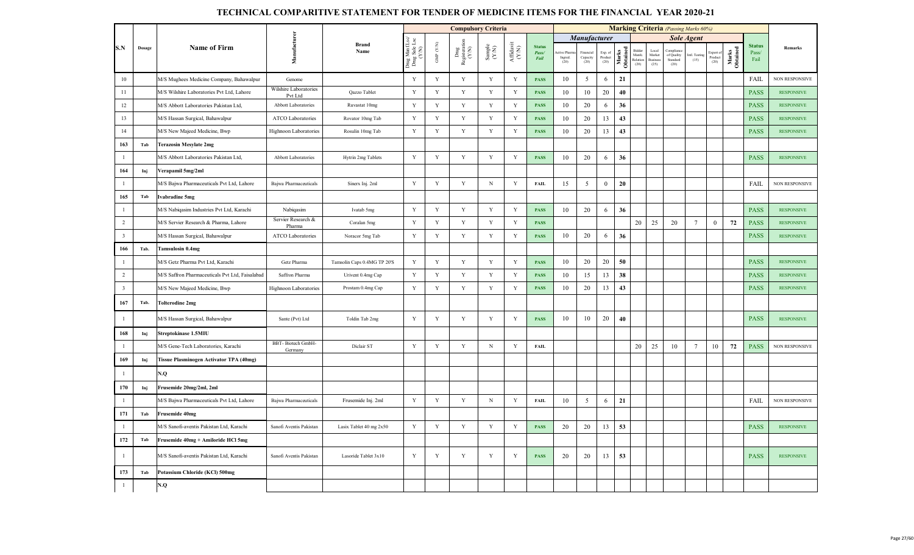# TECHNICAL COMPARITIVE STATEMENT FOR TENDER OF MEDICINE ITEMS FOR THE FINANCIAL YEAR 2020-21

| S.N | Dosage | Name of Firm | Manufacturer | Brand Name | Compulsory Criteria | | | | | | Marking Criteria (Passing Marks 60%) | | | | | | | | | | | Status Pass/ Fail | Remarks |
|---|---|---|---|---|---|---|---|---|---|---|---|---|---|---|---|---|---|---|---|---|---|---|---|
| | | | | | | | | | | | Manufacturer | | | | Sole Agent | | | | | | | | |
| | | | | | Drug Mnf (Lsc/ Drug Sale Lsc (Y/N) | GMP (Y/N) | Drug Registration (Y/N) | Sample (Y/N) | Affidavit (Y/N) | Status Pass/ Fail | Active Pharma Ingred. (20) | Financial Capacity (20) | Exp. of Product (20) | Marks Obtained | Bidder Manfc. Relation (20) | Local Market Business (25) | Compliance of Quality Standard (20) | Intl. Testing (15) | Export of Product (20) | Marks Obtained | | |
| 10 | | M/S Mughees Medicine Company, Bahawalpur | Genome | | Y | Y | Y | Y | Y | PASS | 10 | 5 | 6 | 21 | | | | | | | FAIL | NON RESPONSIVE |
| 11 | | M/S Wilshire Laboratories Pvt Ltd, Lahore | Wilshire Laboratories Pvt Ltd | Qazzo Tablet | Y | Y | Y | Y | Y | PASS | 10 | 10 | 20 | 40 | | | | | | | PASS | RESPONSIVE |
| 12 | | M/S Abbott Laboratories Pakistan Ltd, | Abbott Laboratories | Ruvastat 10mg | Y | Y | Y | Y | Y | PASS | 10 | 20 | 6 | 36 | | | | | | | PASS | RESPONSIVE |
| 13 | | M/S Hassan Surgical, Bahawalpur | ATCO Laboratories | Rovator 10mg Tab | Y | Y | Y | Y | Y | PASS | 10 | 20 | 13 | 43 | | | | | | | PASS | RESPONSIVE |
| 14 | | M/S New Majeed Medicine, Bwp | Highnoon Laboratories | Rosulin 10mg Tab | Y | Y | Y | Y | Y | PASS | 10 | 20 | 13 | 43 | | | | | | | PASS | RESPONSIVE |
| 163 | Tab | **Terazosin Mesylate 2mg** | | | | | | | | | | | | | | | | | | | | |
| 1 | | M/S Abbott Laboratories Pakistan Ltd, | Abbott Laboratories | Hytrin 2mg Tablets | Y | Y | Y | Y | Y | PASS | 10 | 20 | 6 | 36 | | | | | | | PASS | RESPONSIVE |
| 164 | Inj | **Verapamil 5mg/2ml** | | | | | | | | | | | | | | | | | | | | |
| 1 | | M/S Bajwa Pharmaceuticals Pvt Ltd, Lahore | Bajwa Pharmaceuticals | Sinerx Inj. 2ml | Y | Y | Y | N | Y | FAIL | 15 | 5 | 0 | 20 | | | | | | | FAIL | NON RESPONSIVE |
| 165 | Tab | **Ivabradine 5mg** | | | | | | | | | | | | | | | | | | | | |
| 1 | | M/S Nabiqasim Industries Pvt Ltd, Karachi | Nabiqasim | Ivatab 5mg | Y | Y | Y | Y | Y | PASS | 10 | 20 | 6 | 36 | | | | | | | PASS | RESPONSIVE |
| 2 | | M/S Servier Research & Pharma, Lahore | Servier Research & Pharma | Coralan 5mg | Y | Y | Y | Y | Y | PASS | | | | | 20 | 25 | 20 | 7 | 0 | 72 | PASS | RESPONSIVE |
| 3 | | M/S Hassan Surgical, Bahawalpur | ATCO Laboratories | Noracor 5mg Tab | Y | Y | Y | Y | Y | PASS | 10 | 20 | 6 | 36 | | | | | | | PASS | RESPONSIVE |
| 166 | Tab. | **Tamsulosin 0.4mg** | | | | | | | | | | | | | | | | | | | | |
| 1 | | M/S Getz Pharma Pvt Ltd, Karachi | Getz Pharma | Tamsolin Caps 0.4MG TP 20'S | Y | Y | Y | Y | Y | PASS | 10 | 20 | 20 | 50 | | | | | | | PASS | RESPONSIVE |
| 2 | | M/S Saffron Pharmaceuticals Pvt Ltd, Faisalabad | Saffron Pharma | Urivent 0.4mg Cap | Y | Y | Y | Y | Y | PASS | 10 | 15 | 13 | 38 | | | | | | | PASS | RESPONSIVE |
| 3 | | M/S New Majeed Medicine, Bwp | Highnoon Laboratories | Prostam 0.4mg Cap | Y | Y | Y | Y | Y | PASS | 10 | 20 | 13 | 43 | | | | | | | PASS | RESPONSIVE |
| 167 | Tab. | **Tolterodine 2mg** | | | | | | | | | | | | | | | | | | | | |
| 1 | | M/S Hassan Surgical, Bahawalpur | Sante (Pvt) Ltd | Toldin Tab 2mg | Y | Y | Y | Y | Y | PASS | 10 | 10 | 20 | 40 | | | | | | | PASS | RESPONSIVE |
| 168 | Inj | **Streptokinase 1.5MIU** | | | | | | | | | | | | | | | | | | | | |
| 1 | | M/S Gene-Tech Laboratories, Karachi | BBT- Biotech GmbH-Germany | Diclair ST | Y | Y | Y | N | Y | FAIL | | | | | 20 | 25 | 10 | 7 | 10 | 72 | PASS | NON RESPONSIVE |
| 169 | Inj | **Tissue Plasminogen Activator TPA (40mg)** | | | | | | | | | | | | | | | | | | | | |
| 1 | | **N.Q** | | | | | | | | | | | | | | | | | | | | |
| 170 | Inj | **Frusemide 20mg/2ml, 2ml** | | | | | | | | | | | | | | | | | | | | |
| 1 | | M/S Bajwa Pharmaceuticals Pvt Ltd, Lahore | Bajwa Pharmaceuticals | Frusemide Inj. 2ml | Y | Y | Y | N | Y | FAIL | 10 | 5 | 6 | 21 | | | | | | | FAIL | NON RESPONSIVE |
| 171 | Tab | **Frusemide 40mg** | | | | | | | | | | | | | | | | | | | | |
| 1 | | M/S Sanofi-aventis Pakistan Ltd, Karachi | Sanofi Aventis Pakistan | Lasix Tablet 40 mg 2x50 | Y | Y | Y | Y | Y | PASS | 20 | 20 | 13 | 53 | | | | | | | PASS | RESPONSIVE |
| 172 | Tab | **Frusemide 40mg + Amiloride HCl 5mg** | | | | | | | | | | | | | | | | | | | | |
| 1 | | M/S Sanofi-aventis Pakistan Ltd, Karachi | Sanofi Aventis Pakistan | Lasoride Tablet 3x10 | Y | Y | Y | Y | Y | PASS | 20 | 20 | 13 | 53 | | | | | | | PASS | RESPONSIVE |
| 173 | Tab | **Potassium Chloride (KCl) 500mg** | | | | | | | | | | | | | | | | | | | | |
| 1 | | **N.Q** | | | | | | | | | | | | | | | | | | | | |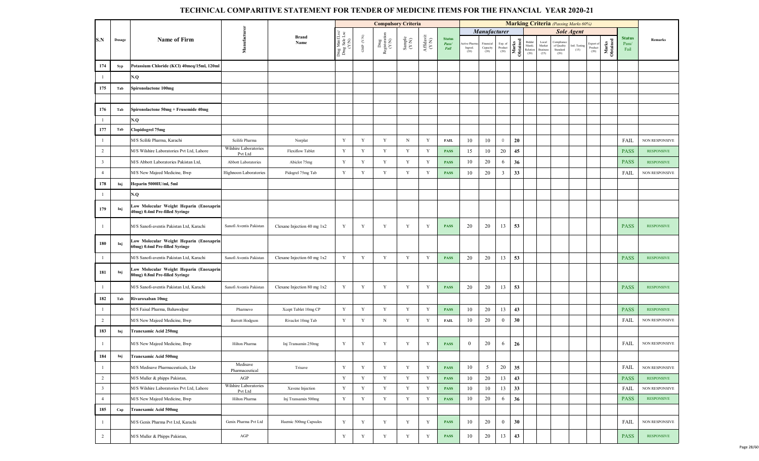# TECHNICAL COMPARITIVE STATEMENT FOR TENDER OF MEDICINE ITEMS FOR THE FINANCIAL YEAR 2020-21

| S.N | Dosage | Name of Firm | Manufacturer | Brand Name | Compulsory Criteria | | | | | | Marking Criteria (Passing Marks 60%) | | | | | | | | | | | Status Pass/ Fail | Remarks |
|---|---|---|---|---|---|---|---|---|---|---|---|---|---|---|---|---|---|---|---|---|---|---|---|
| | | | | | | | | | | | Manufacturer | | | | Sole Agent | | | | | | | | |
| | | | | | Drug Mnf /Lsc/ Drug Sale Lsc (Y/N) | GMP (Y/N) | Drug Registration (Y/N) | Sample (Y/N) | Affidavit (Y/N) | Status Pass/ Fail | Active Pharma Ingred. (20) | Financial Capacity (20) | Exp. of Product (20) | Marks Obtained | Bidder Manfc. Relation (20) | Local Market Business (25) | Compliance of Quality Standard (20) | Intl. Testing (15) | Export of Product (20) | Marks Obtained | | |
| 174 | Syp | Potassium Chloride (KCl) 40meq/15ml, 120ml | | | | | | | | | | | | | | | | | | | | |
| 1 | | N.Q | | | | | | | | | | | | | | | | | | | | |
| 175 | Tab | Spironolactone 100mg | | | | | | | | | | | | | | | | | | | | |
| | | | | | | | | | | | | | | | | | | | | | | |
| 176 | Tab | Spironolactone 50mg + Frusemide 40mg | | | | | | | | | | | | | | | | | | | | |
| 1 | | N.Q | | | | | | | | | | | | | | | | | | | | |
| 177 | Tab | Clopidogrel 75mg | | | | | | | | | | | | | | | | | | | | |
| 1 | | M/S Scilife Pharma, Karachi | Scilife Pharma | Norplat | Y | Y | Y | N | Y | FAIL | 10 | 10 | 0 | 20 | | | | | | | FAIL | NON RESPONSIVE |
| 2 | | M/S Wilshire Laboratories Pvt Ltd, Lahore | Wilshire Laboratories Pvt Ltd | Flexiflow Tablet | Y | Y | Y | Y | Y | PASS | 15 | 10 | 20 | 45 | | | | | | | PASS | RESPONSIVE |
| 3 | | M/S Abbott Laboratories Pakistan Ltd, | Abbott Laboratories | Abiclot 75mg | Y | Y | Y | Y | Y | PASS | 10 | 20 | 6 | 36 | | | | | | | PASS | RESPONSIVE |
| 4 | | M/S New Majeed Medicine, Bwp | Highnoon Laboratories | Pidogrel 75mg Tab | Y | Y | Y | Y | Y | PASS | 10 | 20 | 3 | 33 | | | | | | | FAIL | NON RESPONSIVE |
| 178 | Inj | Heparin 5000IU/ml, 5ml | | | | | | | | | | | | | | | | | | | | |
| 1 | | N.Q | | | | | | | | | | | | | | | | | | | | |
| 179 | Inj | Low Molecular Weight Heparin (Enoxaprin 40mg) 0.4ml Pre-filled Syringe | | | | | | | | | | | | | | | | | | | | |
| 1 | | M/S Sanofi-aventis Pakistan Ltd, Karachi | Sanofi Aventis Pakistan | Clexane Injection 40 mg 1x2 | Y | Y | Y | Y | Y | PASS | 20 | 20 | 13 | 53 | | | | | | | PASS | RESPONSIVE |
| 180 | Inj | Low Molecular Weight Heparin (Enoxaprin 60mg) 0.6ml Pre-filled Syringe | | | | | | | | | | | | | | | | | | | | |
| 1 | | M/S Sanofi-aventis Pakistan Ltd, Karachi | Sanofi Aventis Pakistan | Clexane Injection 60 mg 1x2 | Y | Y | Y | Y | Y | PASS | 20 | 20 | 13 | 53 | | | | | | | PASS | RESPONSIVE |
| 181 | Inj | Low Molecular Weight Heparin (Enoxaprin 80mg) 0.8ml Pre-filled Syringe | | | | | | | | | | | | | | | | | | | | |
| 1 | | M/S Sanofi-aventis Pakistan Ltd, Karachi | Sanofi Aventis Pakistan | Clexane Injection 80 mg 1x2 | Y | Y | Y | Y | Y | PASS | 20 | 20 | 13 | 53 | | | | | | | PASS | RESPONSIVE |
| 182 | Tab | Rivaroxaban 10mg | | | | | | | | | | | | | | | | | | | | |
| 1 | | M/S Faisal Pharma, Bahawalpur | Pharmevo | Xcept Tablet 10mg CP | Y | Y | Y | Y | Y | PASS | 10 | 20 | 13 | 43 | | | | | | | PASS | RESPONSIVE |
| 2 | | M/S New Majeed Medicine, Bwp | Barrett Hodgson | Rivaclot 10mg Tab | Y | Y | N | Y | Y | FAIL | 10 | 20 | 0 | 30 | | | | | | | FAIL | NON RESPONSIVE |
| 183 | Inj | Tranexamic Acid 250mg | | | | | | | | | | | | | | | | | | | | |
| 1 | | M/S New Majeed Medicine, Bwp | Hilton Pharma | Inj Transamin 250mg | Y | Y | Y | Y | Y | PASS | 0 | 20 | 6 | 26 | | | | | | | FAIL | NON RESPONSIVE |
| 184 | Inj | Tranexamic Acid 500mg | | | | | | | | | | | | | | | | | | | | |
| 1 | | M/S Medisave Pharmaceuticals, Lhr | Medisave Pharmaceutical | Trisave | Y | Y | Y | Y | Y | PASS | 10 | 5 | 20 | 35 | | | | | | | FAIL | NON RESPONSIVE |
| 2 | | M/S Muller & phipps Pakistan, | AGP | | Y | Y | Y | Y | Y | PASS | 10 | 20 | 13 | 43 | | | | | | | PASS | RESPONSIVE |
| 3 | | M/S Wilshire Laboratories Pvt Ltd, Lahore | Wilshire Laboratories Pvt Ltd | Xavene Injection | Y | Y | Y | Y | Y | PASS | 10 | 10 | 13 | 33 | | | | | | | FAIL | NON RESPONSIVE |
| 4 | | M/S New Majeed Medicine, Bwp | Hilton Pharma | Inj Transamin 500mg | Y | Y | Y | Y | Y | PASS | 10 | 20 | 6 | 36 | | | | | | | PASS | RESPONSIVE |
| 185 | Cap | Tranexamic Acid 500mg | | | | | | | | | | | | | | | | | | | | |
| 1 | | M/S Genix Pharma Pvt Ltd, Karachi | Genix Pharma Pvt Ltd | Haemic 500mg Capsules | Y | Y | Y | Y | Y | PASS | 10 | 20 | 0 | 30 | | | | | | | FAIL | NON RESPONSIVE |
| 2 | | M/S Muller & Phipps Pakistan, | AGP | | Y | Y | Y | Y | Y | PASS | 10 | 20 | 13 | 43 | | | | | | | PASS | RESPONSIVE |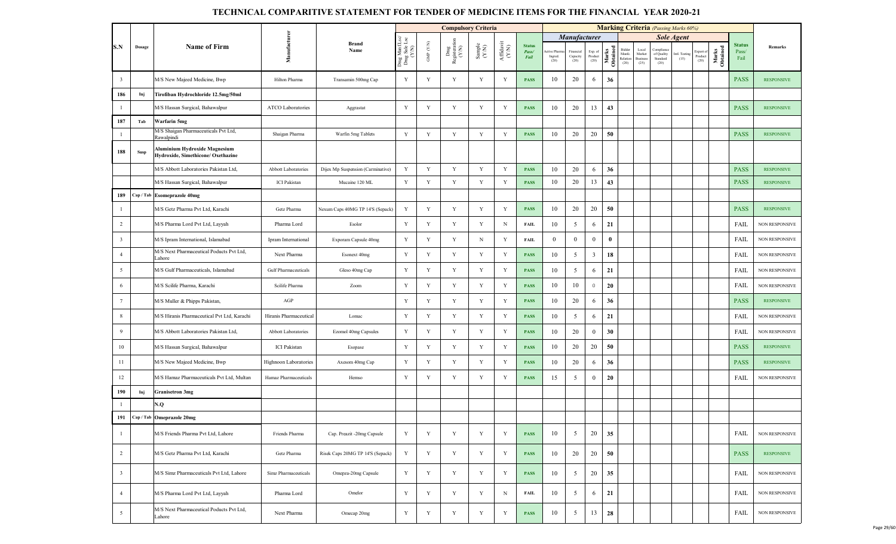# TECHNICAL COMPARITIVE STATEMENT FOR TENDER OF MEDICINE ITEMS FOR THE FINANCIAL YEAR 2020-21

| S.N | Dosage | Name of Firm | Manufacturer | Brand Name | Compulsory Criteria | | | | | | Marking Criteria *(Passing Marks 60%)* | | | | | | | | | | | Status Pass/ Fail | Remarks |
|---|---|---|---|---|---|---|---|---|---|---|---|---|---|---|---|---|---|---|---|---|---|---|---|
| | | | | | | | | | | | *Manufacturer* | | | | *Sole Agent* | | | | | | | | |
| | | | | | Drug Mnf Lsc/ Drug Sale Lsc (Y/N) | GMP (Y/N) | Drug Registration (Y/N) | Sample (Y/N) | Affidavit (Y/N) | Status Pass/ Fail | Active Pharma Ingred. (20) | Financial Capacity (20) | Exp. of Product (20) | Marks Obtained | Bidder Manfc. Relation (20) | Local Market Business (25) | Compliance of Quality Standard (20) | Intl. Testing (15) | Export of Product (20) | Marks Obtained | | |
| 3 | | M/S New Majeed Medicine, Bwp | Hilton Pharma | Transamin 500mg Cap | Y | Y | Y | Y | Y | PASS | 10 | 20 | 6 | 36 | | | | | | | PASS | RESPONSIVE |
| 186 | Inj | Tirofiban Hydrochloride 12.5mg/50ml | | | | | | | | | | | | | | | | | | | | |
| 1 | | M/S Hassan Surgical, Bahawalpur | ATCO Laboratories | Aggrastat | Y | Y | Y | Y | Y | PASS | 10 | 20 | 13 | 43 | | | | | | | PASS | RESPONSIVE |
| 187 | Tab | Warfarin 5mg | | | | | | | | | | | | | | | | | | | | |
| 1 | | M/S Shaigan Pharmaceuticals Pvt Ltd, Rawalpindi | Shaigan Pharma | Warfin 5mg Tablets | Y | Y | Y | Y | Y | PASS | 10 | 20 | 20 | 50 | | | | | | | PASS | RESPONSIVE |
| 188 | Susp | Aluminium Hydroxide Magnesium Hydroxide, Simethicone/ Oxethazine | | | | | | | | | | | | | | | | | | | | |
| | | M/S Abbott Laboratories Pakistan Ltd, | Abbott Laboratories | Dijex Mp Suspension (Carminative) | Y | Y | Y | Y | Y | PASS | 10 | 20 | 6 | 36 | | | | | | | PASS | RESPONSIVE |
| | | M/S Hassan Surgical, Bahawalpur | ICI Pakistan | Mucaine 120 ML | Y | Y | Y | Y | Y | PASS | 10 | 20 | 13 | 43 | | | | | | | PASS | RESPONSIVE |
| 189 | Cap / Tab | Esomeprazole 40mg | | | | | | | | | | | | | | | | | | | | |
| 1 | | M/S Getz Pharma Pvt Ltd, Karachi | Getz Pharma | Nexum Caps 40MG TP 14'S (Sepack) | Y | Y | Y | Y | Y | PASS | 10 | 20 | 20 | 50 | | | | | | | PASS | RESPONSIVE |
| 2 | | M/S Pharma Lord Pvt Ltd, Layyah | Pharma Lord | Esolor | Y | Y | Y | Y | N | FAIL | 10 | 5 | 6 | 21 | | | | | | | FAIL | NON RESPONSIVE |
| 3 | | M/S Ipram International, Islamabad | Ipram International | Exporam Capsule 40mg | Y | Y | Y | N | Y | FAIL | 0 | 0 | 0 | 0 | | | | | | | FAIL | NON RESPONSIVE |
| 4 | | M/S Next Pharmaceutical Poducts Pvt Ltd, Lahore | Next Pharma | Esonext 40mg | Y | Y | Y | Y | Y | PASS | 10 | 5 | 3 | 18 | | | | | | | FAIL | NON RESPONSIVE |
| 5 | | M/S Gulf Pharmaceuticals, Islamabad | Gulf Pharmaceuticals | Gleso 40mg Cap | Y | Y | Y | Y | Y | PASS | 10 | 5 | 6 | 21 | | | | | | | FAIL | NON RESPONSIVE |
| 6 | | M/S Scilife Pharma, Karachi | Scilife Pharma | Zoom | Y | Y | Y | Y | Y | PASS | 10 | 10 | 0 | 20 | | | | | | | FAIL | NON RESPONSIVE |
| 7 | | M/S Muller & Phipps Pakistan, | AGP | | Y | Y | Y | Y | Y | PASS | 10 | 20 | 6 | 36 | | | | | | | PASS | RESPONSIVE |
| 8 | | M/S Hiranis Pharmaceutical Pvt Ltd, Karachi | Hiranis Pharmaceutical | Lomac | Y | Y | Y | Y | Y | PASS | 10 | 5 | 6 | 21 | | | | | | | FAIL | NON RESPONSIVE |
| 9 | | M/S Abbott Laboratories Pakistan Ltd, | Abbott Laboratories | Ezomol 40mg Capsules | Y | Y | Y | Y | Y | PASS | 10 | 20 | 0 | 30 | | | | | | | FAIL | NON RESPONSIVE |
| 10 | | M/S Hassan Surgical, Bahawalpur | ICI Pakistan | Esopase | Y | Y | Y | Y | Y | PASS | 10 | 20 | 20 | 50 | | | | | | | PASS | RESPONSIVE |
| 11 | | M/S New Majeed Medicine, Bwp | Highnoon Laboratories | Axesom 40mg Cap | Y | Y | Y | Y | Y | PASS | 10 | 20 | 6 | 36 | | | | | | | PASS | RESPONSIVE |
| 12 | | M/S Hamaz Pharmaceuticals Pvt Ltd, Multan | Hamaz Pharmaceuticals | Hemso | Y | Y | Y | Y | Y | PASS | 15 | 5 | 0 | 20 | | | | | | | FAIL | NON RESPONSIVE |
| 190 | Inj | Granisetron 3mg | | | | | | | | | | | | | | | | | | | | |
| 1 | | N.Q | | | | | | | | | | | | | | | | | | | | |
| 191 | Cap / Tab | Omeprazole 20mg | | | | | | | | | | | | | | | | | | | | |
| 1 | | M/S Friends Pharma Pvt Ltd, Lahore | Friends Pharma | Cap. Preazit -20mg Capsule | Y | Y | Y | Y | Y | PASS | 10 | 5 | 20 | 35 | | | | | | | FAIL | NON RESPONSIVE |
| 2 | | M/S Getz Pharma Pvt Ltd, Karachi | Getz Pharma | Risek Caps 20MG TP 14'S (Sepack) | Y | Y | Y | Y | Y | PASS | 10 | 20 | 20 | 50 | | | | | | | PASS | RESPONSIVE |
| 3 | | M/S Simz Pharmaceuticals Pvt Ltd, Lahore | Simz Pharmaceuticals | Omepza-20mg Capsule | Y | Y | Y | Y | Y | PASS | 10 | 5 | 20 | 35 | | | | | | | FAIL | NON RESPONSIVE |
| 4 | | M/S Pharma Lord Pvt Ltd, Layyah | Pharma Lord | Omelor | Y | Y | Y | Y | N | FAIL | 10 | 5 | 6 | 21 | | | | | | | FAIL | NON RESPONSIVE |
| 5 | | M/S Next Pharmaceutical Poducts Pvt Ltd, Lahore | Next Pharma | Omecap 20mg | Y | Y | Y | Y | Y | PASS | 10 | 5 | 13 | 28 | | | | | | | FAIL | NON RESPONSIVE |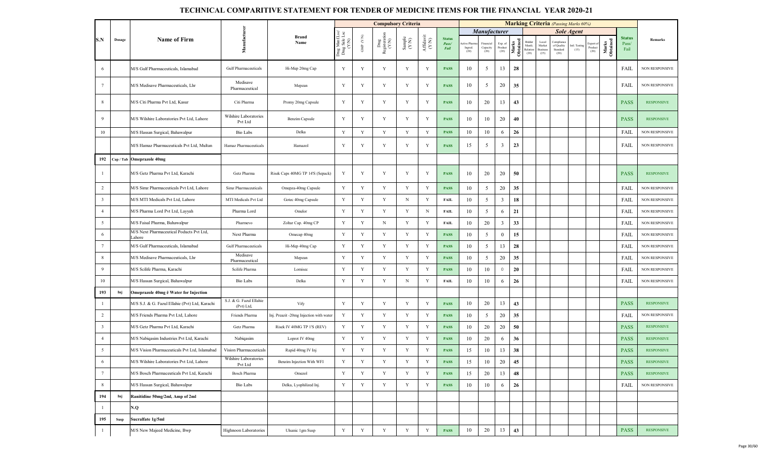# TECHNICAL COMPARITIVE STATEMENT FOR TENDER OF MEDICINE ITEMS FOR THE FINANCIAL YEAR 2020-21

| S.N | Dosage | Name of Firm | Manufacturer | Brand Name | Compulsory Criteria | | | | | | Marking Criteria (Passing Marks 60%) | | | | | | | | | | | Status Pass/ Fail | Remarks |
|---|---|---|---|---|---|---|---|---|---|---|---|---|---|---|---|---|---|---|---|---|---|---|---|
| | | | | | | | | | | | Manufacturer | | | | Sole Agent | | | | | | | | |
| | | | | | Drug Mnf /Lsc/ Drug Sale Lsc (Y/N) | GMP (Y/N) | Drug Registration (Y/N) | Sample (Y/N) | Affidavit (Y/N) | Status Pass/ Fail | Active Pharma Ingred. (20) | Financial Capacity (20) | Exp. of Product (20) | Marks Obtained | Bidder Manfc. Relation (20) | Local Market Business (25) | Compliance of Quality Standard (20) | Intl. Testing (15) | Export of Product (20) | Marks Obtained | | |
| 6 | | M/S Gulf Pharmaceuticals, Islamabad | Gulf Pharmaceuticals | Hi-Mep 20mg Cap | Y | Y | Y | Y | Y | PASS | 10 | 5 | 13 | 28 | | | | | | | FAIL | NON RESPONSIVE |
| 7 | | M/S Medisave Pharmaceuticals, Lhr | Medisave Pharmaceutical | Mepzan | Y | Y | Y | Y | Y | PASS | 10 | 5 | 20 | 35 | | | | | | | FAIL | NON RESPONSIVE |
| 8 | | M/S Citi Pharma Pvt Ltd, Kasur | Citi Pharma | Promy 20mg Capsule | Y | Y | Y | Y | Y | PASS | 10 | 20 | 13 | 43 | | | | | | | PASS | RESPONSIVE |
| 9 | | M/S Wilshire Laboratories Pvt Ltd, Lahore | Wilshire Laboratories Pvt Ltd | Benzim Capsule | Y | Y | Y | Y | Y | PASS | 10 | 10 | 20 | 40 | | | | | | | PASS | RESPONSIVE |
| 10 | | M/S Hassan Surgical, Bahawalpur | Bio Labs | Delka | Y | Y | Y | Y | Y | PASS | 10 | 10 | 6 | 26 | | | | | | | FAIL | NON RESPONSIVE |
| | | M/S Hamaz Pharmaceuticals Pvt Ltd, Multan | Hamaz Pharmaceuticals | Hamazol | Y | Y | Y | Y | Y | PASS | 15 | 5 | 3 | 23 | | | | | | | FAIL | NON RESPONSIVE |
| 192 | Cap / Tab | Omeprazole 40mg | | | | | | | | | | | | | | | | | | | | |
| 1 | | M/S Getz Pharma Pvt Ltd, Karachi | Getz Pharma | Risek Caps 40MG TP 14'S (Sepack) | Y | Y | Y | Y | Y | PASS | 10 | 20 | 20 | 50 | | | | | | | PASS | RESPONSIVE |
| 2 | | M/S Simz Pharmaceuticals Pvt Ltd, Lahore | Simz Pharmaceuticals | Omepza-40mg Capsule | Y | Y | Y | Y | Y | PASS | 10 | 5 | 20 | 35 | | | | | | | FAIL | NON RESPONSIVE |
| 3 | | M/S MTI Medicals Pvt Ltd, Lahore | MTI Medicals Pvt Ltd | Gotec 40mg Capsule | Y | Y | Y | N | Y | FAIL | 10 | 5 | 3 | 18 | | | | | | | FAIL | NON RESPONSIVE |
| 4 | | M/S Pharma Lord Pvt Ltd, Layyah | Pharma Lord | Omelor | Y | Y | Y | Y | N | FAIL | 10 | 5 | 6 | 21 | | | | | | | FAIL | NON RESPONSIVE |
| 5 | | M/S Faisal Pharma, Bahawalpur | Pharmevo | Zoltar Cap. 40mg CP | Y | Y | N | Y | Y | FAIL | 10 | 20 | 3 | 33 | | | | | | | FAIL | NON RESPONSIVE |
| 6 | | M/S Next Pharmaceutical Poducts Pvt Ltd, Lahore | Next Pharma | Omecap 40mg | Y | Y | Y | Y | Y | PASS | 10 | 5 | 0 | 15 | | | | | | | FAIL | NON RESPONSIVE |
| 7 | | M/S Gulf Pharmaceuticals, Islamabad | Gulf Pharmaceuticals | Hi-Mep 40mg Cap | Y | Y | Y | Y | Y | PASS | 10 | 5 | 13 | 28 | | | | | | | FAIL | NON RESPONSIVE |
| 8 | | M/S Medisave Pharmaceuticals, Lhr | Medisave Pharmaceutical | Mepzan | Y | Y | Y | Y | Y | PASS | 10 | 5 | 20 | 35 | | | | | | | FAIL | NON RESPONSIVE |
| 9 | | M/S Scilife Pharma, Karachi | Scilife Pharma | Lomisec | Y | Y | Y | Y | Y | PASS | 10 | 10 | 0 | 20 | | | | | | | FAIL | NON RESPONSIVE |
| 10 | | M/S Hassan Surgical, Bahawalpur | Bio Labs | Delka | Y | Y | Y | N | Y | FAIL | 10 | 10 | 6 | 26 | | | | | | | FAIL | NON RESPONSIVE |
| 193 | Inj | Omeprazole 40mg ē Water for Injection | | | | | | | | | | | | | | | | | | | | |
| 1 | | M/S S.J. & G. Fazul Ellahie (Pvt) Ltd, Karachi | S.J. & G. Fazul Ellahie (Pvt) Ltd, | Vify | Y | Y | Y | Y | Y | PASS | 10 | 20 | 13 | 43 | | | | | | | PASS | RESPONSIVE |
| 2 | | M/S Friends Pharma Pvt Ltd, Lahore | Friends Pharma | Inj. Preazit -20mg Injection with water | Y | Y | Y | Y | Y | PASS | 10 | 5 | 20 | 35 | | | | | | | FAIL | NON RESPONSIVE |
| 3 | | M/S Getz Pharma Pvt Ltd, Karachi | Getz Pharma | Risek IV 40MG TP 1'S (REV) | Y | Y | Y | Y | Y | PASS | 10 | 20 | 20 | 50 | | | | | | | PASS | RESPONSIVE |
| 4 | | M/S Nabiqasim Industries Pvt Ltd, Karachi | Nabiqasim | Loprot IV 40mg | Y | Y | Y | Y | Y | PASS | 10 | 20 | 6 | 36 | | | | | | | PASS | RESPONSIVE |
| 5 | | M/S Vision Pharmaceuticals Pvt Ltd, Islamabad | Vision Pharmaceuticals | Rapid 40mg IV Inj | Y | Y | Y | Y | Y | PASS | 15 | 10 | 13 | 38 | | | | | | | PASS | RESPONSIVE |
| 6 | | M/S Wilshire Laboratories Pvt Ltd, Lahore | Wilshire Laboratories Pvt Ltd | Benzim Injection With WFI | Y | Y | Y | Y | Y | PASS | 15 | 10 | 20 | 45 | | | | | | | PASS | RESPONSIVE |
| 7 | | M/S Bosch Pharmaceuticals Pvt Ltd, Karachi | Bosch Pharma | Omezol | Y | Y | Y | Y | Y | PASS | 15 | 20 | 13 | 48 | | | | | | | PASS | RESPONSIVE |
| 8 | | M/S Hassan Surgical, Bahawalpur | Bio Labs | Delka, Lyophilized Inj. | Y | Y | Y | Y | Y | PASS | 10 | 10 | 6 | 26 | | | | | | | FAIL | NON RESPONSIVE |
| 194 | Inj | Ranitidine 50mg/2ml, Amp of 2ml | | | | | | | | | | | | | | | | | | | | |
| 1 | | N.Q | | | | | | | | | | | | | | | | | | | | |
| 195 | Susp | Sucralfate 1g/5ml | | | | | | | | | | | | | | | | | | | | |
| 1 | | M/S New Majeed Medicine, Bwp | Highnoon Laboratories | Ulsanic 1gm Susp | Y | Y | Y | Y | Y | PASS | 10 | 20 | 13 | 43 | | | | | | | PASS | RESPONSIVE |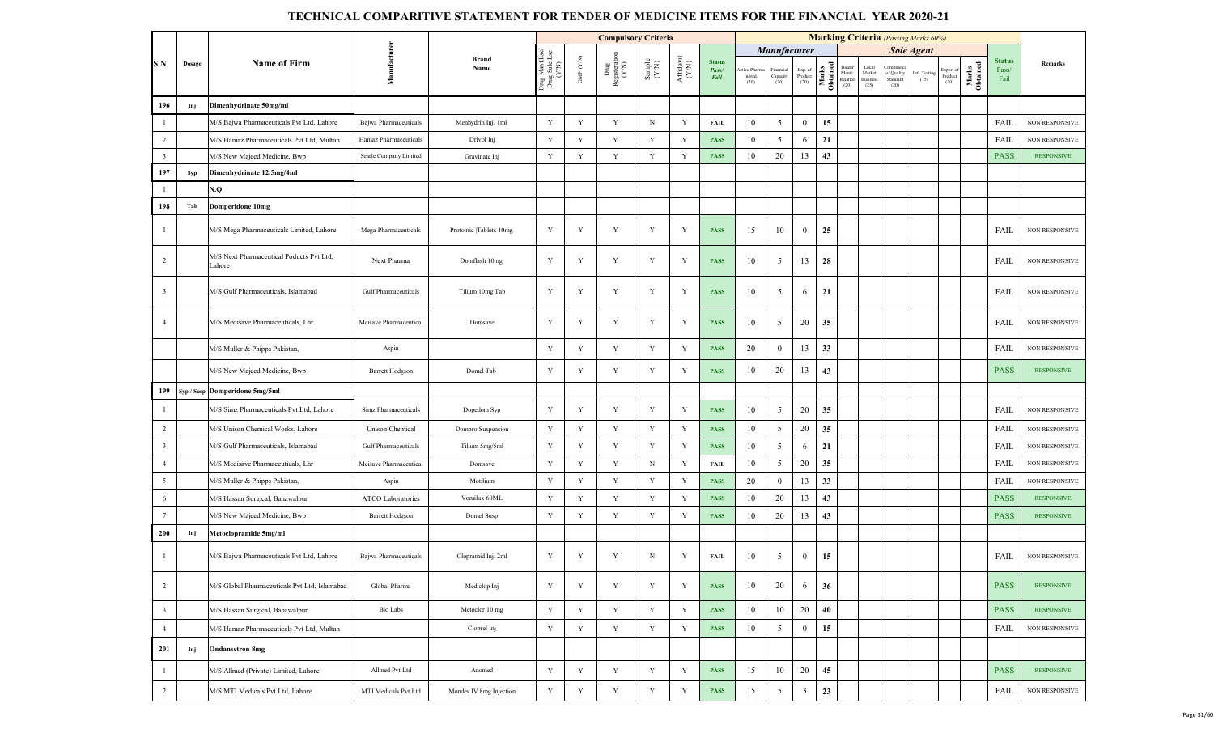# TECHNICAL COMPARITIVE STATEMENT FOR TENDER OF MEDICINE ITEMS FOR THE FINANCIAL YEAR 2020-21

| S.N | Dosage | Name of Firm | Manufacturer | Brand Name | Compulsory Criteria | | | | | | Marking Criteria (Passing Marks 60%) | | | | | | | | | | | Status Pass/ Fail | Remarks |
|---|---|---|---|---|---|---|---|---|---|---|---|---|---|---|---|---|---|---|---|---|---|---|---|
| | | | | | | | | | | | Manufacturer | | | | Sole Agent | | | | | | | | |
| | | | | | Drug Mnf (Lsc/ Drug Sale Lsc (Y/N) | GMP (Y/N) | Drug Registration (Y/N) | Sample (Y/N) | Affidavit (Y/N) | Status Pass/ Fail | Active Pharma Ingred. (20) | Financial Capacity (20) | Exp. of Product (20) | Marks Obtained | Bidder Manfc. Relation (20) | Local Market Business (25) | Compliance of Quality Standard (20) | Intl. Testing (15) | Export of Product (20) | Marks Obtained | | | |
| 196 | Inj | Dimenhydrinate 50mg/ml | | | | | | | | | | | | | | | | | | | | | |
| 1 | | M/S Bajwa Pharmaceuticals Pvt Ltd, Lahore | Bajwa Pharmaceuticals | Menhydrin Inj. 1ml | Y | Y | Y | N | Y | FAIL | 10 | 5 | 0 | 15 | | | | | | | | FAIL | NON RESPONSIVE |
| 2 | | M/S Hamaz Pharmaceuticals Pvt Ltd, Multan | Hamaz Pharmaceuticals | Drivol Inj | Y | Y | Y | Y | Y | PASS | 10 | 5 | 6 | 21 | | | | | | | | FAIL | NON RESPONSIVE |
| 3 | | M/S New Majeed Medicine, Bwp | Searle Company Limited | Gravinate Inj | Y | Y | Y | Y | Y | PASS | 10 | 20 | 13 | 43 | | | | | | | | PASS | RESPONSIVE |
| 197 | Syp | Dimenhydrinate 12.5mg/4ml | | | | | | | | | | | | | | | | | | | | | |
| 1 | | N.Q | | | | | | | | | | | | | | | | | | | | | |
| 198 | Tab | Domperidone 10mg | | | | | | | | | | | | | | | | | | | | | |
| 1 | | M/S Mega Pharmaceuticals Limited, Lahore | Mega Pharmaceuticals | Protomic |Tablets 10mg | Y | Y | Y | Y | Y | PASS | 15 | 10 | 0 | 25 | | | | | | | | FAIL | NON RESPONSIVE |
| 2 | | M/S Next Pharmaceutical Poducts Pvt Ltd, Lahore | Next Pharma | Domflash 10mg | Y | Y | Y | Y | Y | PASS | 10 | 5 | 13 | 28 | | | | | | | | FAIL | NON RESPONSIVE |
| 3 | | M/S Gulf Pharmaceuticals, Islamabad | Gulf Pharmaceuticals | Tilium 10mg Tab | Y | Y | Y | Y | Y | PASS | 10 | 5 | 6 | 21 | | | | | | | | FAIL | NON RESPONSIVE |
| 4 | | M/S Medisave Pharmaceuticals, Lhr | Meisave Pharmaceutical | Domsave | Y | Y | Y | Y | Y | PASS | 10 | 5 | 20 | 35 | | | | | | | | FAIL | NON RESPONSIVE |
| | | M/S Muller & Phipps Pakistan, | Aspin | | Y | Y | Y | Y | Y | PASS | 20 | 0 | 13 | 33 | | | | | | | | FAIL | NON RESPONSIVE |
| | | M/S New Majeed Medicine, Bwp | Barrett Hodgson | Domel Tab | Y | Y | Y | Y | Y | PASS | 10 | 20 | 13 | 43 | | | | | | | | PASS | RESPONSIVE |
| 199 | Syp / Susp | Domperidone 5mg/5ml | | | | | | | | | | | | | | | | | | | | | |
| 1 | | M/S Simz Pharmaceuticals Pvt Ltd, Lahore | Simz Pharmaceuticals | Dopedom Syp | Y | Y | Y | Y | Y | PASS | 10 | 5 | 20 | 35 | | | | | | | | FAIL | NON RESPONSIVE |
| 2 | | M/S Unison Chemical Works, Lahore | Unison Chemical | Dompro Suspension | Y | Y | Y | Y | Y | PASS | 10 | 5 | 20 | 35 | | | | | | | | FAIL | NON RESPONSIVE |
| 3 | | M/S Gulf Pharmaceuticals, Islamabad | Gulf Pharmaceuticals | Tilium 5mg/5ml | Y | Y | Y | Y | Y | PASS | 10 | 5 | 6 | 21 | | | | | | | | FAIL | NON RESPONSIVE |
| 4 | | M/S Medisave Pharmaceuticals, Lhr | Meisave Pharmaceutical | Domsave | Y | Y | Y | N | Y | FAIL | 10 | 5 | 20 | 35 | | | | | | | | FAIL | NON RESPONSIVE |
| 5 | | M/S Muller & Phipps Pakistan, | Aspin | Motilium | Y | Y | Y | Y | Y | PASS | 20 | 0 | 13 | 33 | | | | | | | | FAIL | NON RESPONSIVE |
| 6 | | M/S Hassan Surgical, Bahawalpur | ATCO Laboratories | Vomilux 60ML | Y | Y | Y | Y | Y | PASS | 10 | 20 | 13 | 43 | | | | | | | | PASS | RESPONSIVE |
| 7 | | M/S New Majeed Medicine, Bwp | Barrett Hodgson | Domel Susp | Y | Y | Y | Y | Y | PASS | 10 | 20 | 13 | 43 | | | | | | | | PASS | RESPONSIVE |
| 200 | Inj | Metoclopramide 5mg/ml | | | | | | | | | | | | | | | | | | | | | |
| 1 | | M/S Bajwa Pharmaceuticals Pvt Ltd, Lahore | Bajwa Pharmaceuticals | Clopramid Inj. 2ml | Y | Y | Y | N | Y | FAIL | 10 | 5 | 0 | 15 | | | | | | | | FAIL | NON RESPONSIVE |
| 2 | | M/S Global Pharmaceuticals Pvt Ltd, Islamabad | Global Pharma | Mediclop Inj | Y | Y | Y | Y | Y | PASS | 10 | 20 | 6 | 36 | | | | | | | | PASS | RESPONSIVE |
| 3 | | M/S Hassan Surgical, Bahawalpur | Bio Labs | Metoclor 10 mg | Y | Y | Y | Y | Y | PASS | 10 | 10 | 20 | 40 | | | | | | | | PASS | RESPONSIVE |
| 4 | | M/S Hamaz Pharmaceuticals Pvt Ltd, Multan | | Cloprel Inj | Y | Y | Y | Y | Y | PASS | 10 | 5 | 0 | 15 | | | | | | | | FAIL | NON RESPONSIVE |
| 201 | Inj | Ondansetron 8mg | | | | | | | | | | | | | | | | | | | | | |
| 1 | | M/S Allmed (Private) Limited, Lahore | Allmed Pvt Ltd | Anomed | Y | Y | Y | Y | Y | PASS | 15 | 10 | 20 | 45 | | | | | | | | PASS | RESPONSIVE |
| 2 | | M/S MTI Medicals Pvt Ltd, Lahore | MTI Medicals Pvt Ltd | Mondes IV 8mg Injection | Y | Y | Y | Y | Y | PASS | 15 | 5 | 3 | 23 | | | | | | | | FAIL | NON RESPONSIVE |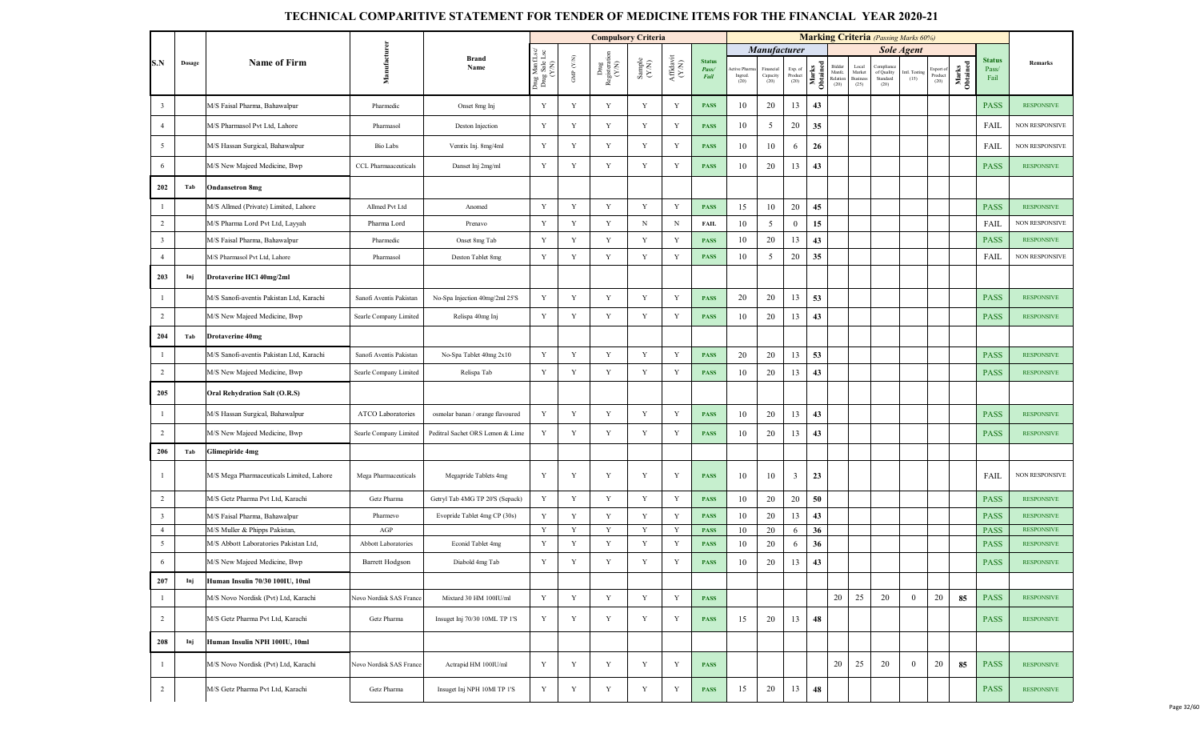# TECHNICAL COMPARITIVE STATEMENT FOR TENDER OF MEDICINE ITEMS FOR THE FINANCIAL YEAR 2020-21

| S.N | Dosage | Name of Firm | Manufacturer | Brand Name | Compulsory Criteria | | | | | | Marking Criteria (Passing Marks 60%) | | | | | | | | | | | Status Pass/ Fail | Remarks |
|---|---|---|---|---|---|---|---|---|---|---|---|---|---|---|---|---|---|---|---|---|---|---|---|
| | | | | | | | | | | | Manufacturer | | | | Sole Agent | | | | | | | | |
| | | | | | Drug Mnf.Lsc/ Drug Sale Lsc (Y/N) | GMP (Y/N) | Drug Registration (Y/N) | Sample (Y/N) | Affidavit (Y/N) | Status Pass/ Fail | Active Pharma Ingred. (20) | Financial Capacity (20) | Exp. of Product (20) | Marks Obtained | Bidder Manfc. Relation (20) | Local Market Business (25) | Compliance of Quality Standard (20) | Intl. Testing (15) | Export of Product (20) | Marks Obtained | | |
| 3 | | M/S Faisal Pharma, Bahawalpur | Pharmedic | Onset 8mg Inj | Y | Y | Y | Y | Y | PASS | 10 | 20 | 13 | 43 | | | | | | | PASS | RESPONSIVE |
| 4 | | M/S Pharmasol Pvt Ltd, Lahore | Pharmasol | Deston Injection | Y | Y | Y | Y | Y | PASS | 10 | 5 | 20 | 35 | | | | | | | FAIL | NON RESPONSIVE |
| 5 | | M/S Hassan Surgical, Bahawalpur | Bio Labs | Vemtix Inj. 8mg/4ml | Y | Y | Y | Y | Y | PASS | 10 | 10 | 6 | 26 | | | | | | | FAIL | NON RESPONSIVE |
| 6 | | M/S New Majeed Medicine, Bwp | CCL Pharmaaceuticals | Danset Inj 2mg/ml | Y | Y | Y | Y | Y | PASS | 10 | 20 | 13 | 43 | | | | | | | PASS | RESPONSIVE |
| 202 | Tab | Ondansetron 8mg | | | | | | | | | | | | | | | | | | | | |
| 1 | | M/S Allmed (Private) Limited, Lahore | Allmed Pvt Ltd | Anomed | Y | Y | Y | Y | Y | PASS | 15 | 10 | 20 | 45 | | | | | | | PASS | RESPONSIVE |
| 2 | | M/S Pharma Lord Pvt Ltd, Layyah | Pharma Lord | Prenavo | Y | Y | Y | N | N | FAIL | 10 | 5 | 0 | 15 | | | | | | | FAIL | NON RESPONSIVE |
| 3 | | M/S Faisal Pharma, Bahawalpur | Pharmedic | Onset 8mg Tab | Y | Y | Y | Y | Y | PASS | 10 | 20 | 13 | 43 | | | | | | | PASS | RESPONSIVE |
| 4 | | M/S Pharmasol Pvt Ltd, Lahore | Pharmasol | Deston Tablet 8mg | Y | Y | Y | Y | Y | PASS | 10 | 5 | 20 | 35 | | | | | | | FAIL | NON RESPONSIVE |
| 203 | Inj | Drotaverine HCl 40mg/2ml | | | | | | | | | | | | | | | | | | | | |
| 1 | | M/S Sanofi-aventis Pakistan Ltd, Karachi | Sanofi Aventis Pakistan | No-Spa Injection 40mg/2ml 25'S | Y | Y | Y | Y | Y | PASS | 20 | 20 | 13 | 53 | | | | | | | PASS | RESPONSIVE |
| 2 | | M/S New Majeed Medicine, Bwp | Searle Company Limited | Relispa 40mg Inj | Y | Y | Y | Y | Y | PASS | 10 | 20 | 13 | 43 | | | | | | | PASS | RESPONSIVE |
| 204 | Tab | Drotaverine 40mg | | | | | | | | | | | | | | | | | | | | |
| 1 | | M/S Sanofi-aventis Pakistan Ltd, Karachi | Sanofi Aventis Pakistan | No-Spa Tablet 40mg 2x10 | Y | Y | Y | Y | Y | PASS | 20 | 20 | 13 | 53 | | | | | | | PASS | RESPONSIVE |
| 2 | | M/S New Majeed Medicine, Bwp | Searle Company Limited | Relispa Tab | Y | Y | Y | Y | Y | PASS | 10 | 20 | 13 | 43 | | | | | | | PASS | RESPONSIVE |
| 205 | | Oral Rehydration Salt (O.R.S) | | | | | | | | | | | | | | | | | | | | |
| 1 | | M/S Hassan Surgical, Bahawalpur | ATCO Laboratories | osmolar banan / orange flavoured | Y | Y | Y | Y | Y | PASS | 10 | 20 | 13 | 43 | | | | | | | PASS | RESPONSIVE |
| 2 | | M/S New Majeed Medicine, Bwp | Searle Company Limited | Peditral Sachet ORS Lemon & Lime | Y | Y | Y | Y | Y | PASS | 10 | 20 | 13 | 43 | | | | | | | PASS | RESPONSIVE |
| 206 | Tab | Glimepiride 4mg | | | | | | | | | | | | | | | | | | | | |
| 1 | | M/S Mega Pharmaceuticals Limited, Lahore | Mega Pharmaceuticals | Megapride Tablets 4mg | Y | Y | Y | Y | Y | PASS | 10 | 10 | 3 | 23 | | | | | | | FAIL | NON RESPONSIVE |
| 2 | | M/S Getz Pharma Pvt Ltd, Karachi | Getz Pharma | Getryl Tab 4MG TP 20'S (Sepack) | Y | Y | Y | Y | Y | PASS | 10 | 20 | 20 | 50 | | | | | | | PASS | RESPONSIVE |
| 3 | | M/S Faisal Pharma, Bahawalpur | Pharmevo | Evopride Tablet 4mg CP (30s) | Y | Y | Y | Y | Y | PASS | 10 | 20 | 13 | 43 | | | | | | | PASS | RESPONSIVE |
| 4 | | M/S Muller & Phipps Pakistan, | AGP | | Y | Y | Y | Y | Y | PASS | 10 | 20 | 6 | 36 | | | | | | | PASS | RESPONSIVE |
| 5 | | M/S Abbott Laboratories Pakistan Ltd, | Abbott Laboratories | Econid Tablet 4mg | Y | Y | Y | Y | Y | PASS | 10 | 20 | 6 | 36 | | | | | | | PASS | RESPONSIVE |
| 6 | | M/S New Majeed Medicine, Bwp | Barrett Hodgson | Diabold 4mg Tab | Y | Y | Y | Y | Y | PASS | 10 | 20 | 13 | 43 | | | | | | | PASS | RESPONSIVE |
| 207 | Inj | Human Insulin 70/30 100IU, 10ml | | | | | | | | | | | | | | | | | | | | |
| 1 | | M/S Novo Nordisk (Pvt) Ltd, Karachi | Novo Nordisk SAS France | Mixtard 30 HM 100IU/ml | Y | Y | Y | Y | Y | PASS | | | | | 20 | 25 | 20 | 0 | 20 | 85 | PASS | RESPONSIVE |
| 2 | | M/S Getz Pharma Pvt Ltd, Karachi | Getz Pharma | Insuget Inj 70/30 10ML TP 1'S | Y | Y | Y | Y | Y | PASS | 15 | 20 | 13 | 48 | | | | | | | PASS | RESPONSIVE |
| 208 | Inj | Human Insulin NPH 100IU, 10ml | | | | | | | | | | | | | | | | | | | | |
| 1 | | M/S Novo Nordisk (Pvt) Ltd, Karachi | Novo Nordisk SAS France | Actrapid HM 100IU/ml | Y | Y | Y | Y | Y | PASS | | | | | 20 | 25 | 20 | 0 | 20 | 85 | PASS | RESPONSIVE |
| 2 | | M/S Getz Pharma Pvt Ltd, Karachi | Getz Pharma | Insuget Inj NPH 10Ml TP 1'S | Y | Y | Y | Y | Y | PASS | 15 | 20 | 13 | 48 | | | | | | | PASS | RESPONSIVE |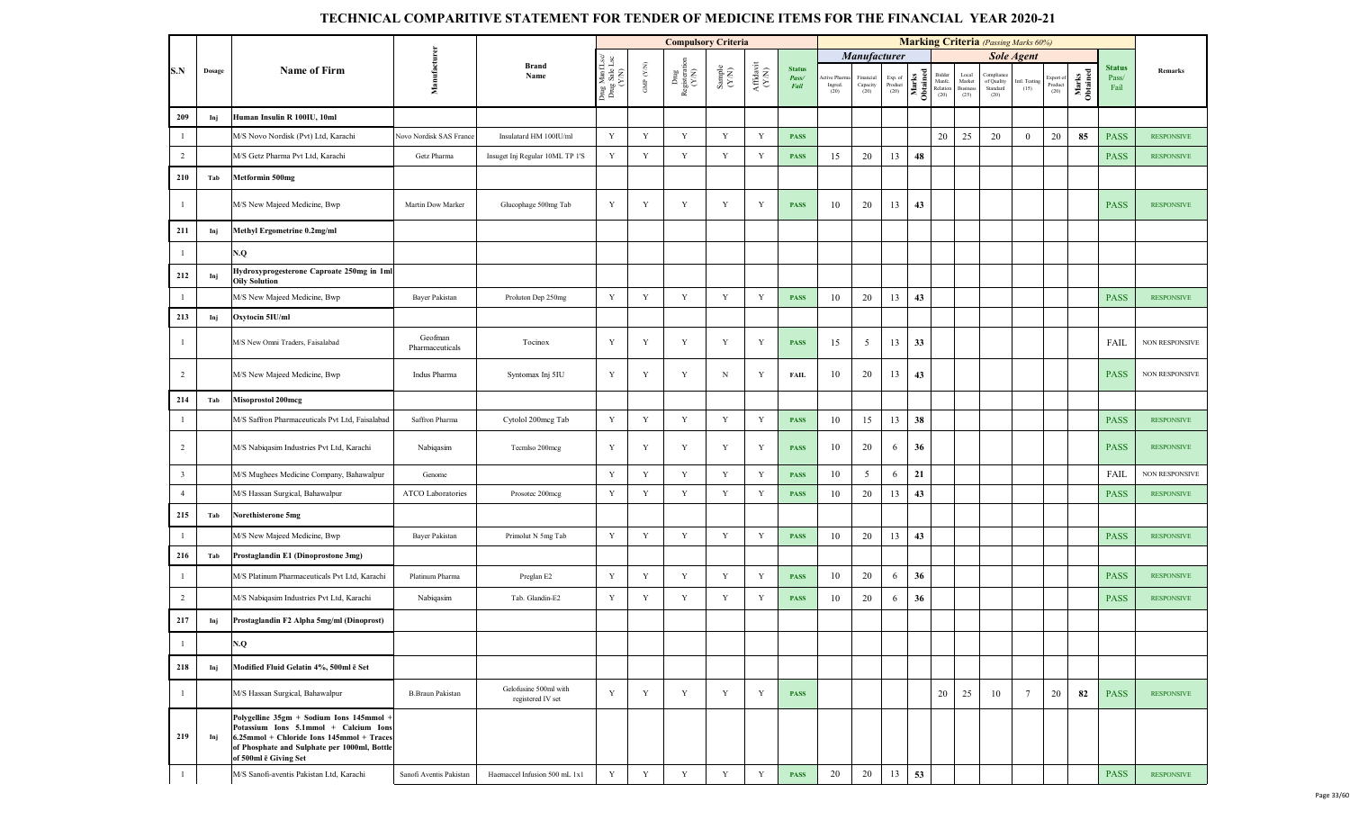# TECHNICAL COMPARITIVE STATEMENT FOR TENDER OF MEDICINE ITEMS FOR THE FINANCIAL YEAR 2020-21

| S.N | Dosage | Name of Firm | Manufacturer | Brand Name | Compulsory Criteria | | | | | | Marking Criteria (Passing Marks 60%) | | | | | | | | | | | Status Pass/ Fail | Remarks |
|---|---|---|---|---|---|---|---|---|---|---|---|---|---|---|---|---|---|---|---|---|---|---|---|
| | | | | | Drug Mnf Lsc/ Drug Sale Lsc (Y/N) | GMP (Y/N) | Drug Registration (Y/N) | Sample (Y/N) | Affidavit (Y/N) | Status Pass/ Fail | Manufacturer | | | | Sole Agent | | | | | | | | |
| | | | | | | | | | | | Active Pharma Ingred. (20) | Financial Capacity (20) | Exp. of Product (20) | Marks Obtained | Bidder Manfc. Relation (20) | Local Market Business (25) | Compliance of Quality Standard (20) | Intl. Testing (15) | Export of Product (20) | Marks Obtained | | |
| 209 | Inj | Human Insulin R 100IU, 10ml | | | | | | | | | | | | | | | | | | | | |
| 1 | | M/S Novo Nordisk (Pvt) Ltd, Karachi | Novo Nordisk SAS France | Insulatard HM 100IU/ml | Y | Y | Y | Y | Y | PASS | | | | | 20 | 25 | 20 | 0 | 20 | 85 | PASS | RESPONSIVE |
| 2 | | M/S Getz Pharma Pvt Ltd, Karachi | Getz Pharma | Insuget Inj Regular 10ML TP 1'S | Y | Y | Y | Y | Y | PASS | 15 | 20 | 13 | 48 | | | | | | | PASS | RESPONSIVE |
| 210 | Tab | Metformin 500mg | | | | | | | | | | | | | | | | | | | | |
| 1 | | M/S New Majeed Medicine, Bwp | Martin Dow Marker | Glucophage 500mg Tab | Y | Y | Y | Y | Y | PASS | 10 | 20 | 13 | 43 | | | | | | | PASS | RESPONSIVE |
| 211 | Inj | Methyl Ergometrine 0.2mg/ml | | | | | | | | | | | | | | | | | | | | |
| 1 | | N.Q | | | | | | | | | | | | | | | | | | | | |
| 212 | Inj | Hydroxyprogesterone Caproate 250mg in 1ml Oily Solution | | | | | | | | | | | | | | | | | | | | |
| 1 | | M/S New Majeed Medicine, Bwp | Bayer Pakistan | Proluton Dep 250mg | Y | Y | Y | Y | Y | PASS | 10 | 20 | 13 | 43 | | | | | | | PASS | RESPONSIVE |
| 213 | Inj | Oxytocin 5IU/ml | | | | | | | | | | | | | | | | | | | | |
| 1 | | M/S New Omni Traders, Faisalabad | Geofman Pharmaceuticals | Tocinox | Y | Y | Y | Y | Y | PASS | 15 | 5 | 13 | 33 | | | | | | | FAIL | NON RESPONSIVE |
| 2 | | M/S New Majeed Medicine, Bwp | Indus Pharma | Syntomax Inj 5IU | Y | Y | Y | N | Y | FAIL | 10 | 20 | 13 | 43 | | | | | | | PASS | NON RESPONSIVE |
| 214 | Tab | Misoprostol 200mcg | | | | | | | | | | | | | | | | | | | | |
| 1 | | M/S Saffron Pharmaceuticals Pvt Ltd, Faisalabad | Saffron Pharma | Cytolol 200mcg Tab | Y | Y | Y | Y | Y | PASS | 10 | 15 | 13 | 38 | | | | | | | PASS | RESPONSIVE |
| 2 | | M/S Nabiqasim Industries Pvt Ltd, Karachi | Nabiqasim | Tecmiso 200mcg | Y | Y | Y | Y | Y | PASS | 10 | 20 | 6 | 36 | | | | | | | PASS | RESPONSIVE |
| 3 | | M/S Mughees Medicine Company, Bahawalpur | Genome | | Y | Y | Y | Y | Y | PASS | 10 | 5 | 6 | 21 | | | | | | | FAIL | NON RESPONSIVE |
| 4 | | M/S Hassan Surgical, Bahawalpur | ATCO Laboratories | Prosotec 200mcg | Y | Y | Y | Y | Y | PASS | 10 | 20 | 13 | 43 | | | | | | | PASS | RESPONSIVE |
| 215 | Tab | Norethisterone 5mg | | | | | | | | | | | | | | | | | | | | |
| 1 | | M/S New Majeed Medicine, Bwp | Bayer Pakistan | Primolut N 5mg Tab | Y | Y | Y | Y | Y | PASS | 10 | 20 | 13 | 43 | | | | | | | PASS | RESPONSIVE |
| 216 | Tab | Prostaglandin E1 (Dinoprostone 3mg) | | | | | | | | | | | | | | | | | | | | |
| 1 | | M/S Platinum Pharmaceuticals Pvt Ltd, Karachi | Platinum Pharma | Preglan E2 | Y | Y | Y | Y | Y | PASS | 10 | 20 | 6 | 36 | | | | | | | PASS | RESPONSIVE |
| 2 | | M/S Nabiqasim Industries Pvt Ltd, Karachi | Nabiqasim | Tab. Glandin-E2 | Y | Y | Y | Y | Y | PASS | 10 | 20 | 6 | 36 | | | | | | | PASS | RESPONSIVE |
| 217 | Inj | Prostaglandin F2 Alpha 5mg/ml (Dinoprost) | | | | | | | | | | | | | | | | | | | | |
| 1 | | N.Q | | | | | | | | | | | | | | | | | | | | |
| 218 | Inj | Modified Fluid Gelatin 4%, 500ml ē Set | | | | | | | | | | | | | | | | | | | | |
| 1 | | M/S Hassan Surgical, Bahawalpur | B.Braun Pakistan | Gelofusine 500ml with registered IV set | Y | Y | Y | Y | Y | PASS | | | | | 20 | 25 | 10 | 7 | 20 | 82 | PASS | RESPONSIVE |
| 219 | Inj | Polygelline 35gm + Sodium Ions 145mmol + Potassium Ions 5.1mmol + Calcium Ions 6.25mmol + Chloride Ions 145mmol + Traces of Phosphate and Sulphate per 1000ml, Bottle of 500ml ē Giving Set | | | | | | | | | | | | | | | | | | | | |
| 1 | | M/S Sanofi-aventis Pakistan Ltd, Karachi | Sanofi Aventis Pakistan | Haemaccel Infusion 500 mL 1x1 | Y | Y | Y | Y | Y | PASS | 20 | 20 | 13 | 53 | | | | | | | PASS | RESPONSIVE |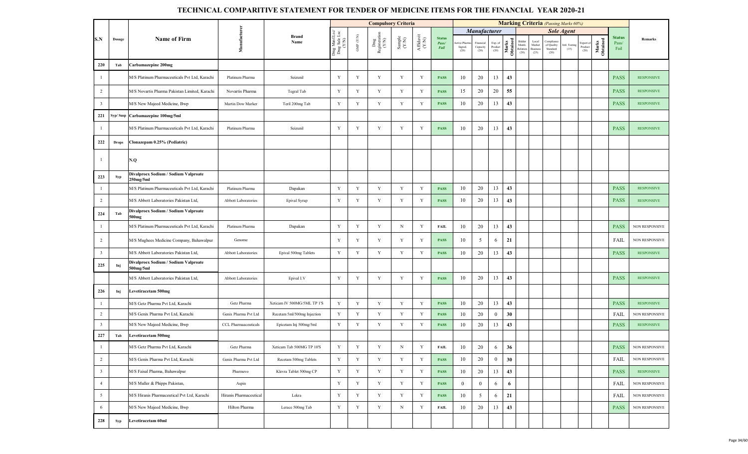# TECHNICAL COMPARITIVE STATEMENT FOR TENDER OF MEDICINE ITEMS FOR THE FINANCIAL YEAR 2020-21

| S.N | Dosage | Name of Firm | Manufacturer | Brand Name | Compulsory Criteria | | | | | | Marking Criteria (Passing Marks 60%) | | | | | | | | | | | Status Pass/ Fail | Remarks |
|---|---|---|---|---|---|---|---|---|---|---|---|---|---|---|---|---|---|---|---|---|---|---|---|
| | | | | | | | | | | | Manufacturer | | | | Sole Agent | | | | | | | | |
| | | | | | Drug Mnf (Lsc/ Drug Sale Lsc (Y/N) | GMP (Y/N) | Drug Registration (Y/N) | Sample (Y/N) | Affidavit (Y/N) | Status Pass/ Fail | Active Pharma Ingred. (20) | Financial Capacity (20) | Exp. of Product (20) | Marks Obtained | Bidder Manfc. Relation (20) | Local Market Business (25) | Compliance of Quality Standard (20) | Intl. Testing (15) | Export of Product (20) | Marks Obtained | | |
| 220 | Tab | Carbamazepine 200mg | | | | | | | | | | | | | | | | | | | | | |
| 1 | | M/S Platinum Pharmaceuticals Pvt Ltd, Karachi | Platinum Pharma | Seizunil | Y | Y | Y | Y | Y | PASS | 10 | 20 | 13 | 43 | | | | | | | PASS | RESPONSIVE |
| 2 | | M/S Novartis Pharma Pakistan Limited, Karachi | Novartis Pharma | Tegral Tab | Y | Y | Y | Y | Y | PASS | 15 | 20 | 20 | 55 | | | | | | | PASS | RESPONSIVE |
| 3 | | M/S New Majeed Medicine, Bwp | Martin Dow Marker | Teril 200mg Tab | Y | Y | Y | Y | Y | PASS | 10 | 20 | 13 | 43 | | | | | | | PASS | RESPONSIVE |
| 221 | Syp/ Susp | Carbamazepine 100mg/5ml | | | | | | | | | | | | | | | | | | | | | |
| 1 | | M/S Platinum Pharmaceuticals Pvt Ltd, Karachi | Platinum Pharma | Seizunil | Y | Y | Y | Y | Y | PASS | 10 | 20 | 13 | 43 | | | | | | | PASS | RESPONSIVE |
| 222 | Drops | Clonazepam 0.25% (Pediatric) | | | | | | | | | | | | | | | | | | | | | |
| 1 | | N.Q | | | | | | | | | | | | | | | | | | | | | |
| 223 | Syp | Divalproex Sodium / Sodium Valproate 250mg/5ml | | | | | | | | | | | | | | | | | | | | | |
| 1 | | M/S Platinum Pharmaceuticals Pvt Ltd, Karachi | Platinum Pharma | Dapakan | Y | Y | Y | Y | Y | PASS | 10 | 20 | 13 | 43 | | | | | | | PASS | RESPONSIVE |
| 2 | | M/S Abbott Laboratories Pakistan Ltd, | Abbott Laboratories | Epival Syrup | Y | Y | Y | Y | Y | PASS | 10 | 20 | 13 | 43 | | | | | | | PASS | RESPONSIVE |
| 224 | Tab | Divalproex Sodium / Sodium Valproate 500mg | | | | | | | | | | | | | | | | | | | | | |
| 1 | | M/S Platinum Pharmaceuticals Pvt Ltd, Karachi | Platinum Pharma | Dapakan | Y | Y | Y | N | Y | FAIL | 10 | 20 | 13 | 43 | | | | | | | PASS | NON RESPONSIVE |
| 2 | | M/S Mughees Medicine Company, Bahawalpur | Genome | | Y | Y | Y | Y | Y | PASS | 10 | 5 | 6 | 21 | | | | | | | FAIL | NON RESPONSIVE |
| 3 | | M/S Abbott Laboratories Pakistan Ltd, | Abbott Laboratories | Epival 500mg Tablets | Y | Y | Y | Y | Y | PASS | 10 | 20 | 13 | 43 | | | | | | | PASS | RESPONSIVE |
| 225 | Inj | Divalproex Sodium / Sodium Valproate 500mg/5ml | | | | | | | | | | | | | | | | | | | | | |
| | | M/S Abbott Laboratories Pakistan Ltd, | Abbott Laboratories | Epival I.V | Y | Y | Y | Y | Y | PASS | 10 | 20 | 13 | 43 | | | | | | | PASS | RESPONSIVE |
| 226 | Inj | Levetiracetam 500mg | | | | | | | | | | | | | | | | | | | | | |
| 1 | | M/S Getz Pharma Pvt Ltd, Karachi | Getz Pharma | Xeticam IV 500MG/5ML TP 1'S | Y | Y | Y | Y | Y | PASS | 10 | 20 | 13 | 43 | | | | | | | PASS | RESPONSIVE |
| 2 | | M/S Genix Pharma Pvt Ltd, Karachi | Genix Pharma Pvt Ltd | Recetam 5ml/500mg Injection | Y | Y | Y | Y | Y | PASS | 10 | 20 | 0 | 30 | | | | | | | FAIL | NON RESPONSIVE |
| 3 | | M/S New Majeed Medicine, Bwp | CCL Pharmaaceuticals | Epicetam Inj 500mg/5ml | Y | Y | Y | Y | Y | PASS | 10 | 20 | 13 | 43 | | | | | | | PASS | RESPONSIVE |
| 227 | Tab | Levetiracetam 500mg | | | | | | | | | | | | | | | | | | | | | |
| 1 | | M/S Getz Pharma Pvt Ltd, Karachi | Getz Pharma | Xeticam Tab 500MG TP 10'S | Y | Y | Y | N | Y | FAIL | 10 | 20 | 6 | 36 | | | | | | | PASS | NON RESPONSIVE |
| 2 | | M/S Genix Pharma Pvt Ltd, Karachi | Genix Pharma Pvt Ltd | Recetam 500mg Tablets | Y | Y | Y | Y | Y | PASS | 10 | 20 | 0 | 30 | | | | | | | FAIL | NON RESPONSIVE |
| 3 | | M/S Faisal Pharma, Bahawalpur | Pharmevo | Klevra Tablet 500mg CP | Y | Y | Y | Y | Y | PASS | 10 | 20 | 13 | 43 | | | | | | | PASS | RESPONSIVE |
| 4 | | M/S Muller & Phipps Pakistan, | Aspin | | Y | Y | Y | Y | Y | PASS | 0 | 0 | 6 | 6 | | | | | | | FAIL | NON RESPONSIVE |
| 5 | | M/S Hiranis Pharmaceutical Pvt Ltd, Karachi | Hiranis Pharmaceutical | Lekra | Y | Y | Y | Y | Y | PASS | 10 | 5 | 6 | 21 | | | | | | | FAIL | NON RESPONSIVE |
| 6 | | M/S New Majeed Medicine, Bwp | Hilton Pharma | Lerace 500mg Tab | Y | Y | Y | N | Y | FAIL | 10 | 20 | 13 | 43 | | | | | | | PASS | NON RESPONSIVE |
| 228 | Syp | Levetiracetam 60ml | | | | | | | | | | | | | | | | | | | | | |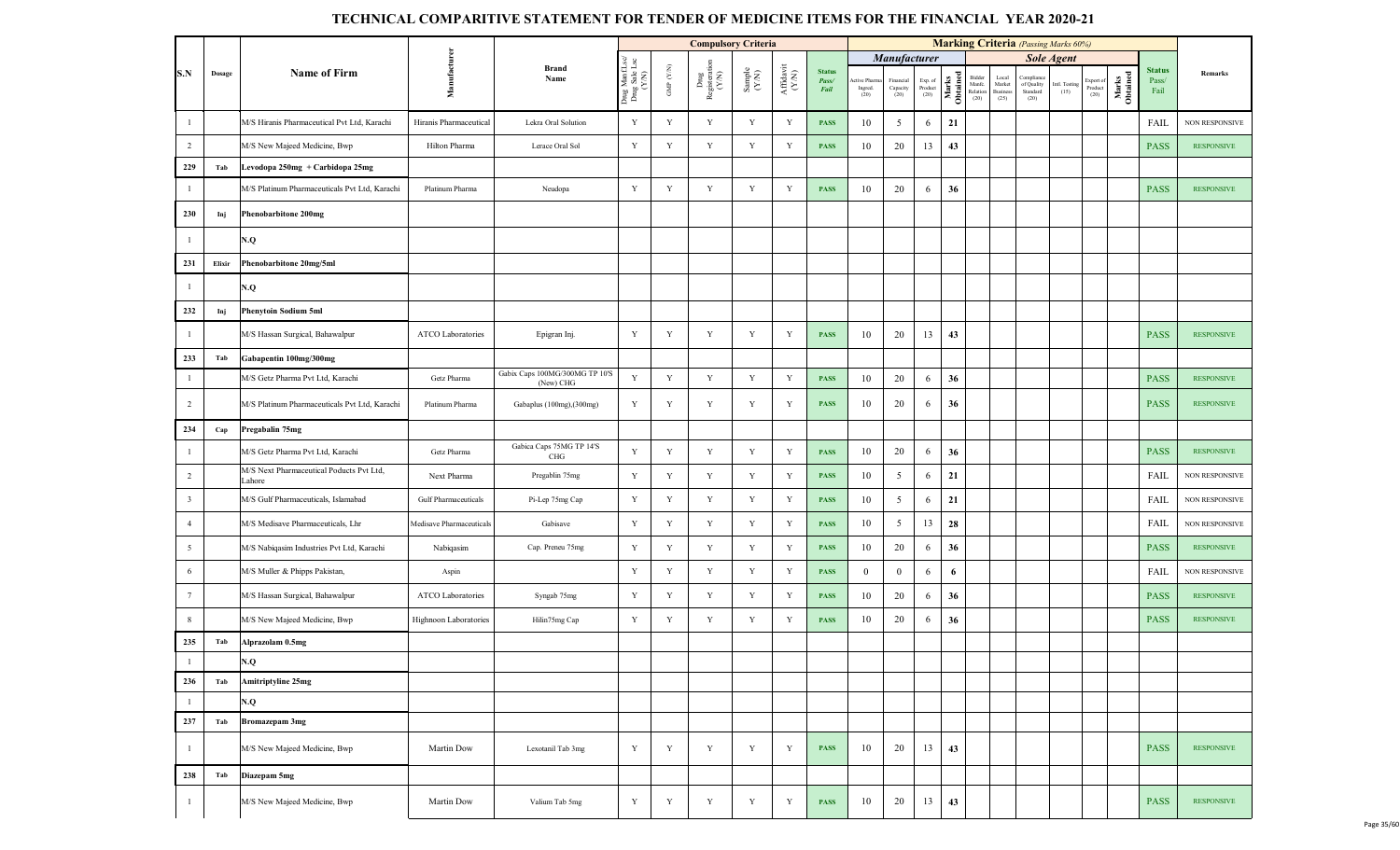# TECHNICAL COMPARITIVE STATEMENT FOR TENDER OF MEDICINE ITEMS FOR THE FINANCIAL YEAR 2020-21

| S.N | Dosage | Name of Firm | Manufacturer | Brand Name | Compulsory Criteria | | | | | | Marking Criteria (Passing Marks 60%) | | | | | | | | | | | Status Pass/ Fail | Remarks |
|---|---|---|---|---|---|---|---|---|---|---|---|---|---|---|---|---|---|---|---|---|---|---|---|
| | | | | | | | | | | | Manufacturer | | | | Sole Agent | | | | | | | | |
| | | | | | Drug Mnf /Lsc/ Drug Sale Lsc (Y/N) | GMP (Y/N) | Drug Registration (Y/N) | Sample (Y/N) | Affidavit (Y/N) | Status Pass/ Fail | Active Pharma Ingred. (20) | Financial Capacity (20) | Exp. of Product (20) | Marks Obtained | Bidder Manfc. Relation (20) | Local Market Business (25) | Compliance of Quality Standard (20) | Intl. Testing (15) | Export of Product (20) | Marks Obtained | | |
| 1 | | M/S Hiranis Pharmaceutical Pvt Ltd, Karachi | Hiranis Pharmaceutical | Lekra Oral Solution | Y | Y | Y | Y | Y | PASS | 10 | 5 | 6 | 21 | | | | | | | FAIL | NON RESPONSIVE |
| 2 | | M/S New Majeed Medicine, Bwp | Hilton Pharma | Lerace Oral Sol | Y | Y | Y | Y | Y | PASS | 10 | 20 | 13 | 43 | | | | | | | PASS | RESPONSIVE |
| 229 | Tab | Levodopa 250mg + Carbidopa 25mg | | | | | | | | | | | | | | | | | | | | |
| 1 | | M/S Platinum Pharmaceuticals Pvt Ltd, Karachi | Platinum Pharma | Neudopa | Y | Y | Y | Y | Y | PASS | 10 | 20 | 6 | 36 | | | | | | | PASS | RESPONSIVE |
| 230 | Inj | Phenobarbitone 200mg | | | | | | | | | | | | | | | | | | | | |
| 1 | | N.Q | | | | | | | | | | | | | | | | | | | | |
| 231 | Elixir | Phenobarbitone 20mg/5ml | | | | | | | | | | | | | | | | | | | | |
| 1 | | N.Q | | | | | | | | | | | | | | | | | | | | |
| 232 | Inj | Phenytoin Sodium 5ml | | | | | | | | | | | | | | | | | | | | |
| 1 | | M/S Hassan Surgical, Bahawalpur | ATCO Laboratories | Epigran Inj. | Y | Y | Y | Y | Y | PASS | 10 | 20 | 13 | 43 | | | | | | | PASS | RESPONSIVE |
| 233 | Tab | Gabapentin 100mg/300mg | | | | | | | | | | | | | | | | | | | | |
| 1 | | M/S Getz Pharma Pvt Ltd, Karachi | Getz Pharma | Gabix Caps 100MG/300MG TP 10'S (New) CHG | Y | Y | Y | Y | Y | PASS | 10 | 20 | 6 | 36 | | | | | | | PASS | RESPONSIVE |
| 2 | | M/S Platinum Pharmaceuticals Pvt Ltd, Karachi | Platinum Pharma | Gabaplus (100mg),(300mg) | Y | Y | Y | Y | Y | PASS | 10 | 20 | 6 | 36 | | | | | | | PASS | RESPONSIVE |
| 234 | Cap | Pregabalin 75mg | | | | | | | | | | | | | | | | | | | | |
| 1 | | M/S Getz Pharma Pvt Ltd, Karachi | Getz Pharma | Gabica Caps 75MG TP 14'S CHG | Y | Y | Y | Y | Y | PASS | 10 | 20 | 6 | 36 | | | | | | | PASS | RESPONSIVE |
| 2 | | M/S Next Pharmaceutical Poducts Pvt Ltd, Lahore | Next Pharma | Pregablin 75mg | Y | Y | Y | Y | Y | PASS | 10 | 5 | 6 | 21 | | | | | | | FAIL | NON RESPONSIVE |
| 3 | | M/S Gulf Pharmaceuticals, Islamabad | Gulf Pharmaceuticals | Pi-Lep 75mg Cap | Y | Y | Y | Y | Y | PASS | 10 | 5 | 6 | 21 | | | | | | | FAIL | NON RESPONSIVE |
| 4 | | M/S Medisave Pharmaceuticals, Lhr | Medisave Pharmaceuticals | Gabisave | Y | Y | Y | Y | Y | PASS | 10 | 5 | 13 | 28 | | | | | | | FAIL | NON RESPONSIVE |
| 5 | | M/S Nabiqasim Industries Pvt Ltd, Karachi | Nabiqasim | Cap. Preneu 75mg | Y | Y | Y | Y | Y | PASS | 10 | 20 | 6 | 36 | | | | | | | PASS | RESPONSIVE |
| 6 | | M/S Muller & Phipps Pakistan, | Aspin | | Y | Y | Y | Y | Y | PASS | 0 | 0 | 6 | 6 | | | | | | | FAIL | NON RESPONSIVE |
| 7 | | M/S Hassan Surgical, Bahawalpur | ATCO Laboratories | Syngab 75mg | Y | Y | Y | Y | Y | PASS | 10 | 20 | 6 | 36 | | | | | | | PASS | RESPONSIVE |
| 8 | | M/S New Majeed Medicine, Bwp | Highnoon Laboratories | Hilin75mg Cap | Y | Y | Y | Y | Y | PASS | 10 | 20 | 6 | 36 | | | | | | | PASS | RESPONSIVE |
| 235 | Tab | Alprazolam 0.5mg | | | | | | | | | | | | | | | | | | | | |
| 1 | | N.Q | | | | | | | | | | | | | | | | | | | | |
| 236 | Tab | Amitriptyline 25mg | | | | | | | | | | | | | | | | | | | | |
| 1 | | N.Q | | | | | | | | | | | | | | | | | | | | |
| 237 | Tab | Bromazepam 3mg | | | | | | | | | | | | | | | | | | | | |
| 1 | | M/S New Majeed Medicine, Bwp | Martin Dow | Lexotanil Tab 3mg | Y | Y | Y | Y | Y | PASS | 10 | 20 | 13 | 43 | | | | | | | PASS | RESPONSIVE |
| 238 | Tab | Diazepam 5mg | | | | | | | | | | | | | | | | | | | | |
| 1 | | M/S New Majeed Medicine, Bwp | Martin Dow | Valium Tab 5mg | Y | Y | Y | Y | Y | PASS | 10 | 20 | 13 | 43 | | | | | | | PASS | RESPONSIVE |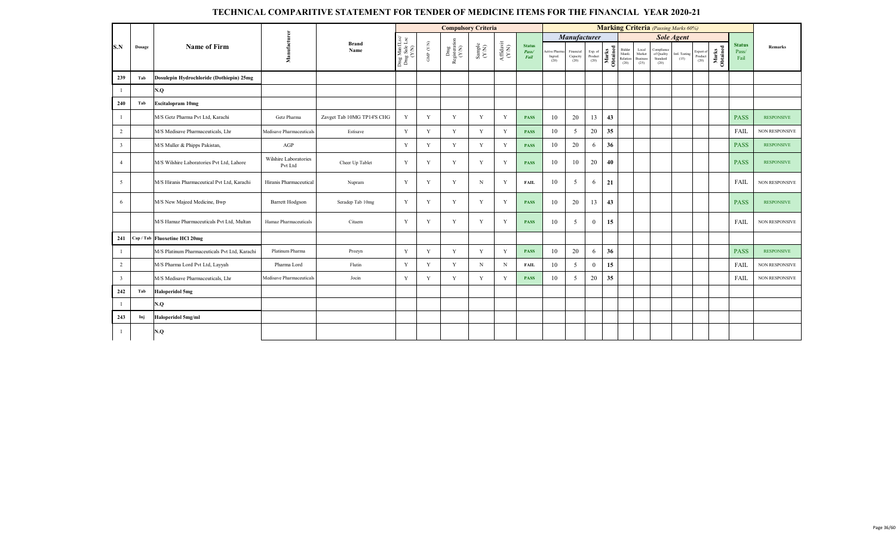# TECHNICAL COMPARITIVE STATEMENT FOR TENDER OF MEDICINE ITEMS FOR THE FINANCIAL YEAR 2020-21

| S.N | Dosage | Name of Firm | Manufacturer | Brand Name | Compulsory Criteria | | | | | | Marking Criteria (Passing Marks 60%) | | | | | | | | | | | Status Pass/ Fail | Remarks |
|---|---|---|---|---|---|---|---|---|---|---|---|---|---|---|---|---|---|---|---|---|---|---|---|
| | | | | | | | | | | | Manufacturer | | | | Sole Agent | | | | | | | | |
| | | | | | Drug Mfg Lsc/ Drug Sale Lsc (Y/N) | GMP (Y/N) | Drug Registration (Y/N) | Sample (Y/N) | Affidavit (Y/N) | Status Pass/ Fail | Active Pharma Ingred. (20) | Financial Capacity (20) | Exp. of Product (20) | Marks Obtained | Bidder Manfc. Relation (20) | Local Market Business (25) | Compliance of Quality Standard (20) | Intl. Testing (15) | Export of Product (20) | Marks Obtained | | |
| 239 | Tab | Dosulepin Hydrochloride (Dothiepin) 25mg | | | | | | | | | | | | | | | | | | | | |
| 1 | | N.Q | | | | | | | | | | | | | | | | | | | | |
| 240 | Tab | Escitalopram 10mg | | | | | | | | | | | | | | | | | | | | |
| 1 | | M/S Getz Pharma Pvt Ltd, Karachi | Getz Pharma | Zavget Tab 10MG TP14'S CHG | Y | Y | Y | Y | Y | PASS | 10 | 20 | 13 | 43 | | | | | | | PASS | RESPONSIVE |
| 2 | | M/S Medisave Pharmaceuticals, Lhr | Medisave Pharmaceuticals | Estisave | Y | Y | Y | Y | Y | PASS | 10 | 5 | 20 | 35 | | | | | | | FAIL | NON RESPONSIVE |
| 3 | | M/S Muller & Phipps Pakistan, | AGP | | Y | Y | Y | Y | Y | PASS | 10 | 20 | 6 | 36 | | | | | | | PASS | RESPONSIVE |
| 4 | | M/S Wilshire Laboratories Pvt Ltd, Lahore | Wilshire Laboratories Pvt Ltd | Cheer Up Tablet | Y | Y | Y | Y | Y | PASS | 10 | 10 | 20 | 40 | | | | | | | PASS | RESPONSIVE |
| 5 | | M/S Hiranis Pharmaceutical Pvt Ltd, Karachi | Hiranis Pharmaceutical | Nupram | Y | Y | Y | N | Y | FAIL | 10 | 5 | 6 | 21 | | | | | | | FAIL | NON RESPONSIVE |
| 6 | | M/S New Majeed Medicine, Bwp | Barrett Hodgson | Seradep Tab 10mg | Y | Y | Y | Y | Y | PASS | 10 | 20 | 13 | 43 | | | | | | | PASS | RESPONSIVE |
| | | M/S Hamaz Pharmaceuticals Pvt Ltd, Multan | Hamaz Pharmaceuticals | Citaem | Y | Y | Y | Y | Y | PASS | 10 | 5 | 0 | 15 | | | | | | | FAIL | NON RESPONSIVE |
| 241 | Cap / Tab | Fluoxetine HCl 20mg | | | | | | | | | | | | | | | | | | | | |
| 1 | | M/S Platinum Pharmaceuticals Pvt Ltd, Karachi | Platinum Pharma | Prozyn | Y | Y | Y | Y | Y | PASS | 10 | 20 | 6 | 36 | | | | | | | PASS | RESPONSIVE |
| 2 | | M/S Pharma Lord Pvt Ltd, Layyah | Pharma Lord | Flutin | Y | Y | Y | N | N | FAIL | 10 | 5 | 0 | 15 | | | | | | | FAIL | NON RESPONSIVE |
| 3 | | M/S Medisave Pharmaceuticals, Lhr | Medisave Pharmaceuticals | Jocin | Y | Y | Y | Y | Y | PASS | 10 | 5 | 20 | 35 | | | | | | | FAIL | NON RESPONSIVE |
| 242 | Tab | Haloperidol 5mg | | | | | | | | | | | | | | | | | | | | |
| 1 | | N.Q | | | | | | | | | | | | | | | | | | | | |
| 243 | Inj | Haloperidol 5mg/ml | | | | | | | | | | | | | | | | | | | | |
| 1 | | N.Q | | | | | | | | | | | | | | | | | | | | |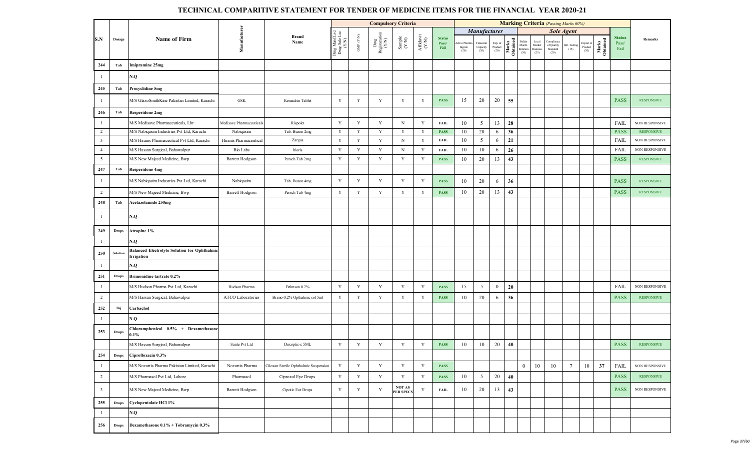# TECHNICAL COMPARITIVE STATEMENT FOR TENDER OF MEDICINE ITEMS FOR THE FINANCIAL YEAR 2020-21

| S.N | Dosage | Name of Firm | Manufacturer | Brand Name | Compulsory Criteria | | | | | | Marking Criteria (Passing Marks 60%) | | | | | | | | | | | Status Pass/ Fail | Remarks |
|---|---|---|---|---|---|---|---|---|---|---|---|---|---|---|---|---|---|---|---|---|---|---|---|
| | | | | | | | | | | | Manufacturer | | | | Sole Agent | | | | | | | | |
| | | | | | Drug Mnf./Lsc/ Drug Sale Lsc (Y/N) | GMP (Y/N) | Drug Registration (Y/N) | Sample (Y/N) | Affidavit (Y/N) | Status Pass/ Fail | Active Pharma Ingred. (20) | Financial Capacity (20) | Exp. of Product (20) | Marks Obtained | Bidder Manfc. Relation (20) | Local Market Business (25) | Compliance of Quality Standard (20) | Intl. Testing (15) | Export of Product (20) | Marks Obtained | | |
| 244 | Tab | Imipramine 25mg | | | | | | | | | | | | | | | | | | | | |
| 1 | | N.Q | | | | | | | | | | | | | | | | | | | | |
| 245 | Tab | Procyclidine 5mg | | | | | | | | | | | | | | | | | | | | |
| 1 | | M/S GlaxoSmithKine Pakistan Limited, Karachi | GSK | Kemadrin Tablet | Y | Y | Y | Y | Y | PASS | 15 | 20 | 20 | 55 | | | | | | | PASS | RESPONSIVE |
| 246 | Tab | Resperidone 2mg | | | | | | | | | | | | | | | | | | | | |
| 1 | | M/S Medisave Pharmaceuticals, Lhr | Medisave Pharmaceuticals | Rispolet | Y | Y | Y | N | Y | FAIL | 10 | 5 | 13 | 28 | | | | | | | FAIL | NON RESPONSIVE |
| 2 | | M/S Nabiqasim Industries Pvt Ltd, Karachi | Nabiqasim | Tab. Buzon 2mg | Y | Y | Y | Y | Y | PASS | 10 | 20 | 6 | 36 | | | | | | | PASS | RESPONSIVE |
| 3 | | M/S Hiranis Pharmaceutical Pvt Ltd, Karachi | Hiranis Pharmaceutical | Zargus | Y | Y | Y | N | Y | FAIL | 10 | 5 | 6 | 21 | | | | | | | FAIL | NON RESPONSIVE |
| 4 | | M/S Hassan Surgical, Bahawalpur | Bio Labs | bioris | Y | Y | Y | N | Y | FAIL | 10 | 10 | 6 | 26 | | | | | | | FAIL | NON RESPONSIVE |
| 5 | | M/S New Majeed Medicine, Bwp | Barrett Hodgson | Persch Tab 2mg | Y | Y | Y | Y | Y | PASS | 10 | 20 | 13 | 43 | | | | | | | PASS | RESPONSIVE |
| 247 | Tab | Resperidone 4mg | | | | | | | | | | | | | | | | | | | | |
| 1 | | M/S Nabiqasim Industries Pvt Ltd, Karachi | Nabiqasim | Tab. Buzon 4mg | Y | Y | Y | Y | Y | PASS | 10 | 20 | 6 | 36 | | | | | | | PASS | RESPONSIVE |
| 2 | | M/S New Majeed Medicine, Bwp | Barrett Hodgson | Persch Tab 4mg | Y | Y | Y | Y | Y | PASS | 10 | 20 | 13 | 43 | | | | | | | PASS | RESPONSIVE |
| 248 | Tab | Acetazolamide 250mg | | | | | | | | | | | | | | | | | | | | |
| 1 | | N.Q | | | | | | | | | | | | | | | | | | | | |
| 249 | Drops | Atropine 1% | | | | | | | | | | | | | | | | | | | | |
| 1 | | N.Q | | | | | | | | | | | | | | | | | | | | |
| 250 | Solution | Balanced Electrolyte Solution for Ophthalmic Irrigation | | | | | | | | | | | | | | | | | | | | |
| 1 | | N.Q | | | | | | | | | | | | | | | | | | | | |
| 251 | Drops | Brimonidine tartrate 0.2% | | | | | | | | | | | | | | | | | | | | |
| 1 | | M/S Hudson Pharma Pvt Ltd, Karachi | Hudson Pharma | Brimson 0.2% | Y | Y | Y | Y | Y | PASS | 15 | 5 | 0 | 20 | | | | | | | FAIL | NON RESPONSIVE |
| 2 | | M/S Hassan Surgical, Bahawalpur | ATCO Laboratories | Brimo 0.2% Opthalmic sol 5ml | Y | Y | Y | Y | Y | PASS | 10 | 20 | 6 | 36 | | | | | | | PASS | RESPONSIVE |
| 252 | Inj | Carbachol | | | | | | | | | | | | | | | | | | | | |
| 1 | | N.Q | | | | | | | | | | | | | | | | | | | | |
| 253 | Drops | Chloramphenicol 0.5% + Dexamethasone 0.1% | | | | | | | | | | | | | | | | | | | | |
| | | M/S Hassan Surgical, Bahawalpur | Sante Pvt Ltd | Dexoptic-c 5ML | Y | Y | Y | Y | Y | PASS | 10 | 10 | 20 | 40 | | | | | | | PASS | RESPONSIVE |
| 254 | Drops | Ciprofloxacin 0.3% | | | | | | | | | | | | | | | | | | | | |
| 1 | | M/S Novartis Pharma Pakistan Limited, Karachi | Novartis Pharma | Ciloxan Sterile Ophthalmic Suspension | Y | Y | Y | Y | Y | PASS | | | | | 0 | 10 | 10 | 7 | 10 | 37 | FAIL | NON RESPONSIVE |
| 2 | | M/S Pharmasol Pvt Ltd, Lahore | Pharmasol | Ciproxol Eye Drops | Y | Y | Y | Y | Y | PASS | 10 | 5 | 20 | 40 | | | | | | | PASS | RESPONSIVE |
| 3 | | M/S New Majeed Medicine, Bwp | Barrett Hodgson | Cipotic Ear Drops | Y | Y | Y | NOT AS PER SPECS | Y | FAIL | 10 | 20 | 13 | 43 | | | | | | | PASS | NON RESPONSIVE |
| 255 | Drops | Cyclopentolate HCl 1% | | | | | | | | | | | | | | | | | | | | |
| 1 | | N.Q | | | | | | | | | | | | | | | | | | | | |
| 256 | Drops | Dexamethasone 0.1% + Tobramycin 0.3% | | | | | | | | | | | | | | | | | | | | |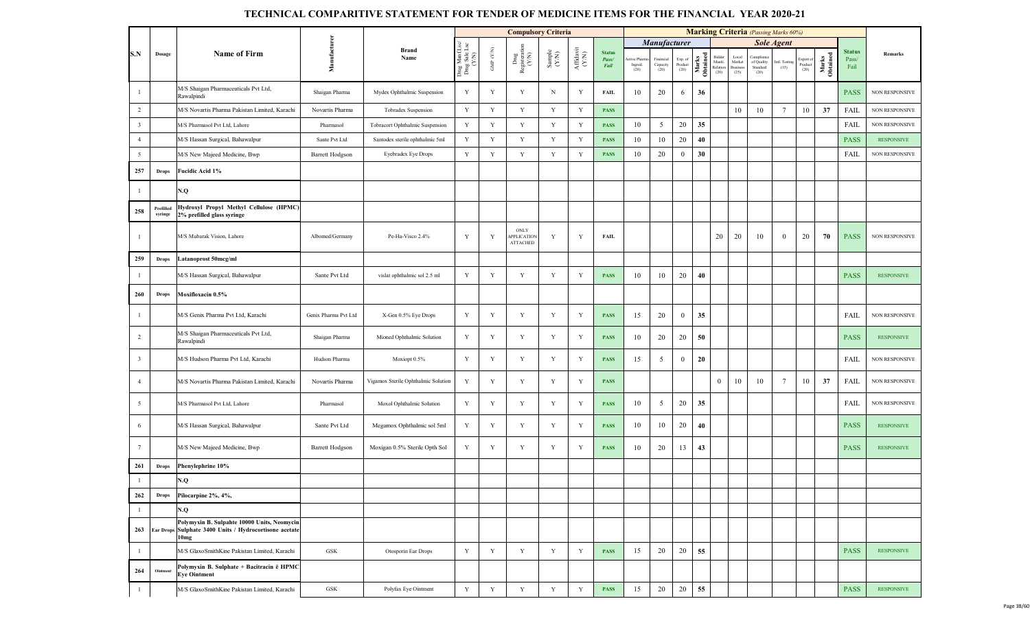# TECHNICAL COMPARITIVE STATEMENT FOR TENDER OF MEDICINE ITEMS FOR THE FINANCIAL YEAR 2020-21

| S.N | Dosage | Name of Firm | Manufacturer | Brand Name | Compulsory Criteria | | | | | | Marking Criteria (Passing Marks 60%) | | | | | | | | | | | Status Pass/ Fail | Remarks |
|---|---|---|---|---|---|---|---|---|---|---|---|---|---|---|---|---|---|---|---|---|---|---|---|
| | | | | | | | | | | | Manufacturer | | | | Sole Agent | | | | | | | | |
| | | | | | Drug Mnf.Lsc/ Drug Sale Lsc (Y/N) | GMP (Y/N) | Drug Registration (Y/N) | Sample (Y/N) | Affidavit (Y/N) | Status Pass/ Fail | Active Pharma Ingred. (20) | Financial Capacity (20) | Exp. of Product (20) | Marks Obtained | Bidder Manfc. Relation (20) | Local Market Business (25) | Compliance of Quality Standard (20) | Intl. Testing (15) | Export of Product (20) | Marks Obtained | | |
| 1 | | M/S Shaigan Pharmaceuticals Pvt Ltd, Rawalpindi | Shaigan Pharma | Mydex Ophthalmic Suspension | Y | Y | Y | N | Y | FAIL | 10 | 20 | 6 | 36 | | | | | | | PASS | NON RESPONSIVE |
| 2 | | M/S Novartis Pharma Pakistan Limited, Karachi | Novartis Pharma | Tobradex Suspension | Y | Y | Y | Y | Y | PASS | | | | | | 10 | 10 | 7 | 10 | 37 | FAIL | NON RESPONSIVE |
| 3 | | M/S Pharmasol Pvt Ltd, Lahore | Pharmasol | Tobracort Ophthalmic Suspension | Y | Y | Y | Y | Y | PASS | 10 | 5 | 20 | 35 | | | | | | | FAIL | NON RESPONSIVE |
| 4 | | M/S Hassan Surgical, Bahawalpur | Sante Pvt Ltd | Santodex sterile ophthalmic 5ml | Y | Y | Y | Y | Y | PASS | 10 | 10 | 20 | 40 | | | | | | | PASS | RESPONSIVE |
| 5 | | M/S New Majeed Medicine, Bwp | Barrett Hodgson | Eyebradex Eye Drops | Y | Y | Y | Y | Y | PASS | 10 | 20 | 0 | 30 | | | | | | | FAIL | NON RESPONSIVE |
| 257 | Drops | Fucidic Acid 1% | | | | | | | | | | | | | | | | | | | | |
| 1 | | N.Q | | | | | | | | | | | | | | | | | | | | |
| 258 | Prefilled syringe | Hydroxyl Propyl Methyl Cellulose (HPMC) 2% prefilled glass syringe | | | | | | | | | | | | | | | | | | | | |
| 1 | | M/S Mubarak Vision, Lahore | Albomed/Germany | Pe-Ha-Visco 2.4% | Y | Y | ONLY APPLICATION ATTACHED | Y | Y | FAIL | | | | | 20 | 20 | 10 | 0 | 20 | 70 | PASS | NON RESPONSIVE |
| 259 | Drops | Latanoprost 50mcg/ml | | | | | | | | | | | | | | | | | | | | |
| 1 | | M/S Hassan Surgical, Bahawalpur | Sante Pvt Ltd | vislat ophthalmic sol 2.5 ml | Y | Y | Y | Y | Y | PASS | 10 | 10 | 20 | 40 | | | | | | | PASS | RESPONSIVE |
| 260 | Drops | Moxifloxacin 0.5% | | | | | | | | | | | | | | | | | | | | |
| 1 | | M/S Genix Pharma Pvt Ltd, Karachi | Genix Pharma Pvt Ltd | X-Gen 0.5% Eye Drops | Y | Y | Y | Y | Y | PASS | 15 | 20 | 0 | 35 | | | | | | | FAIL | NON RESPONSIVE |
| 2 | | M/S Shaigan Pharmaceuticals Pvt Ltd, Rawalpindi | Shaigan Pharma | Mioned Ophthalmic Solution | Y | Y | Y | Y | Y | PASS | 10 | 20 | 20 | 50 | | | | | | | PASS | RESPONSIVE |
| 3 | | M/S Hudson Pharma Pvt Ltd, Karachi | Hudson Pharma | Moxiopt 0.5% | Y | Y | Y | Y | Y | PASS | 15 | 5 | 0 | 20 | | | | | | | FAIL | NON RESPONSIVE |
| 4 | | M/S Novartis Pharma Pakistan Limited, Karachi | Novartis Pharma | Vigamox Sterile Ophthalmic Solution | Y | Y | Y | Y | Y | PASS | | | | | 0 | 10 | 10 | 7 | 10 | 37 | FAIL | NON RESPONSIVE |
| 5 | | M/S Pharmasol Pvt Ltd, Lahore | Pharmasol | Moxol Ophthalmic Solution | Y | Y | Y | Y | Y | PASS | 10 | 5 | 20 | 35 | | | | | | | FAIL | NON RESPONSIVE |
| 6 | | M/S Hassan Surgical, Bahawalpur | Sante Pvt Ltd | Megamox Ophthalmic sol 5ml | Y | Y | Y | Y | Y | PASS | 10 | 10 | 20 | 40 | | | | | | | PASS | RESPONSIVE |
| 7 | | M/S New Majeed Medicine, Bwp | Barrett Hodgson | Moxigan 0.5% Sterile Opth Sol | Y | Y | Y | Y | Y | PASS | 10 | 20 | 13 | 43 | | | | | | | PASS | RESPONSIVE |
| 261 | Drops | Phenylephrine 10% | | | | | | | | | | | | | | | | | | | | |
| 1 | | N.Q | | | | | | | | | | | | | | | | | | | | |
| 262 | Drops | Pilocarpine 2%, 4%, | | | | | | | | | | | | | | | | | | | | |
| 1 | | N.Q | | | | | | | | | | | | | | | | | | | | |
| 263 | Ear Drops | Polymyxin B. Sulpahte 10000 Units, Neomycin Sulphate 3400 Units / Hydrocortisone acetate 10mg | | | | | | | | | | | | | | | | | | | | |
| 1 | | M/S GlaxoSmithKine Pakistan Limited, Karachi | GSK | Otosporin Ear Drops | Y | Y | Y | Y | Y | PASS | 15 | 20 | 20 | 55 | | | | | | | PASS | RESPONSIVE |
| 264 | Ointment | Polymyxin B. Sulphate + Bacitracin ē HPMC Eye Ointment | | | | | | | | | | | | | | | | | | | | |
| 1 | | M/S GlaxoSmithKine Pakistan Limited, Karachi | GSK | Polyfax Eye Ointment | Y | Y | Y | Y | Y | PASS | 15 | 20 | 20 | 55 | | | | | | | PASS | RESPONSIVE |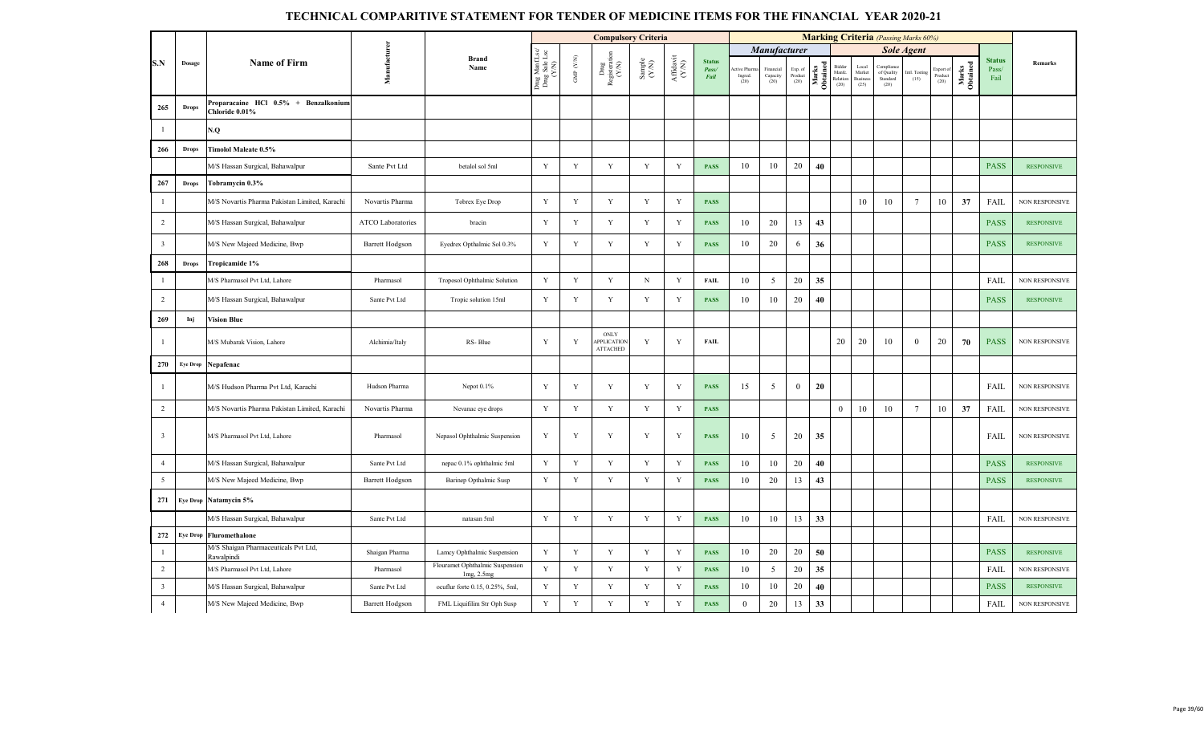# TECHNICAL COMPARITIVE STATEMENT FOR TENDER OF MEDICINE ITEMS FOR THE FINANCIAL YEAR 2020-21

| S.N | Dosage | Name of Firm | Manufacturer | Brand Name | Compulsory Criteria | | | | | | Marking Criteria (Passing Marks 60%) | | | | | | | | | | | Status Pass/ Fail | Remarks |
|---|---|---|---|---|---|---|---|---|---|---|---|---|---|---|---|---|---|---|---|---|---|---|---|
| | | | | | | | | | | | Manufacturer | | | | Sole Agent | | | | | | | | |
| | | | | | Drug Mfg (Lsc/ Drug Sale Lsc (Y/N) | GMP (Y/N) | Drug Registration (Y/N) | Sample (Y/N) | Affidavit (Y/N) | Status Pass/ Fail | Active Pharma Ingred. (20) | Financial Capacity (20) | Exp. of Product (20) | Marks Obtained | Bidder Manfc. Relation (20) | Local Market Business (25) | Compliance of Quality Standard (20) | Intl. Testing (15) | Export of Product (20) | Marks Obtained | | |
| 265 | Drops | Proparacaine HCl 0.5% + Benzalkonium Chloride 0.01% | | | | | | | | | | | | | | | | | | | | | |
| 1 | | N.Q | | | | | | | | | | | | | | | | | | | | | |
| 266 | Drops | Timolol Maleate 0.5% | | | | | | | | | | | | | | | | | | | | | |
| | | M/S Hassan Surgical, Bahawalpur | Sante Pvt Ltd | betalol sol 5ml | Y | Y | Y | Y | Y | PASS | 10 | 10 | 20 | 40 | | | | | | | PASS | RESPONSIVE |
| 267 | Drops | Tobramycin 0.3% | | | | | | | | | | | | | | | | | | | | | |
| 1 | | M/S Novartis Pharma Pakistan Limited, Karachi | Novartis Pharma | Tobrex Eye Drop | Y | Y | Y | Y | Y | PASS | | | | | | 10 | 10 | 7 | 10 | 37 | FAIL | NON RESPONSIVE |
| 2 | | M/S Hassan Surgical, Bahawalpur | ATCO Laboratories | bracin | Y | Y | Y | Y | Y | PASS | 10 | 20 | 13 | 43 | | | | | | | PASS | RESPONSIVE |
| 3 | | M/S New Majeed Medicine, Bwp | Barrett Hodgson | Eyedrex Opthalmic Sol 0.3% | Y | Y | Y | Y | Y | PASS | 10 | 20 | 6 | 36 | | | | | | | PASS | RESPONSIVE |
| 268 | Drops | Tropicamide 1% | | | | | | | | | | | | | | | | | | | | | |
| 1 | | M/S Pharmasol Pvt Ltd, Lahore | Pharmasol | Troposol Ophthalmic Solution | Y | Y | Y | N | Y | FAIL | 10 | 5 | 20 | 35 | | | | | | | FAIL | NON RESPONSIVE |
| 2 | | M/S Hassan Surgical, Bahawalpur | Sante Pvt Ltd | Tropic solution 15ml | Y | Y | Y | Y | Y | PASS | 10 | 10 | 20 | 40 | | | | | | | PASS | RESPONSIVE |
| 269 | Inj | Vision Blue | | | | | | | | | | | | | | | | | | | | | |
| 1 | | M/S Mubarak Vision, Lahore | Alchimia/Italy | RS- Blue | Y | Y | ONLY APPLICATION ATTACHED | Y | Y | FAIL | | | | | 20 | 20 | 10 | 0 | 20 | 70 | PASS | NON RESPONSIVE |
| 270 | Eye Drop | Nepafenac | | | | | | | | | | | | | | | | | | | | | |
| 1 | | M/S Hudson Pharma Pvt Ltd, Karachi | Hudson Pharma | Nepot 0.1% | Y | Y | Y | Y | Y | PASS | 15 | 5 | 0 | 20 | | | | | | | FAIL | NON RESPONSIVE |
| 2 | | M/S Novartis Pharma Pakistan Limited, Karachi | Novartis Pharma | Nevanac eye drops | Y | Y | Y | Y | Y | PASS | | | | | 0 | 10 | 10 | 7 | 10 | 37 | FAIL | NON RESPONSIVE |
| 3 | | M/S Pharmasol Pvt Ltd, Lahore | Pharmasol | Nepasol Ophthalmic Suspension | Y | Y | Y | Y | Y | PASS | 10 | 5 | 20 | 35 | | | | | | | FAIL | NON RESPONSIVE |
| 4 | | M/S Hassan Surgical, Bahawalpur | Sante Pvt Ltd | nepac 0.1% ophthalmic 5ml | Y | Y | Y | Y | Y | PASS | 10 | 10 | 20 | 40 | | | | | | | PASS | RESPONSIVE |
| 5 | | M/S New Majeed Medicine, Bwp | Barrett Hodgson | Barinep Opthalmic Susp | Y | Y | Y | Y | Y | PASS | 10 | 20 | 13 | 43 | | | | | | | PASS | RESPONSIVE |
| 271 | Eye Drop | Natamycin 5% | | | | | | | | | | | | | | | | | | | | | |
| | | M/S Hassan Surgical, Bahawalpur | Sante Pvt Ltd | natasan 5ml | Y | Y | Y | Y | Y | PASS | 10 | 10 | 13 | 33 | | | | | | | FAIL | NON RESPONSIVE |
| 272 | Eye Drop | Fluromethalone | | | | | | | | | | | | | | | | | | | | | |
| 1 | | M/S Shaigan Pharmaceuticals Pvt Ltd, Rawalpindi | Shaigan Pharma | Lamcy Ophthalmic Suspension | Y | Y | Y | Y | Y | PASS | 10 | 20 | 20 | 50 | | | | | | | PASS | RESPONSIVE |
| 2 | | M/S Pharmasol Pvt Ltd, Lahore | Pharmasol | Flouramet Ophthalmic Suspension 1mg, 2.5mg | Y | Y | Y | Y | Y | PASS | 10 | 5 | 20 | 35 | | | | | | | FAIL | NON RESPONSIVE |
| 3 | | M/S Hassan Surgical, Bahawalpur | Sante Pvt Ltd | ocuflur forte 0.15, 0.25%, 5ml, | Y | Y | Y | Y | Y | PASS | 10 | 10 | 20 | 40 | | | | | | | PASS | RESPONSIVE |
| 4 | | M/S New Majeed Medicine, Bwp | Barrett Hodgson | FML Liquifilim Str Oph Susp | Y | Y | Y | Y | Y | PASS | 0 | 20 | 13 | 33 | | | | | | | FAIL | NON RESPONSIVE |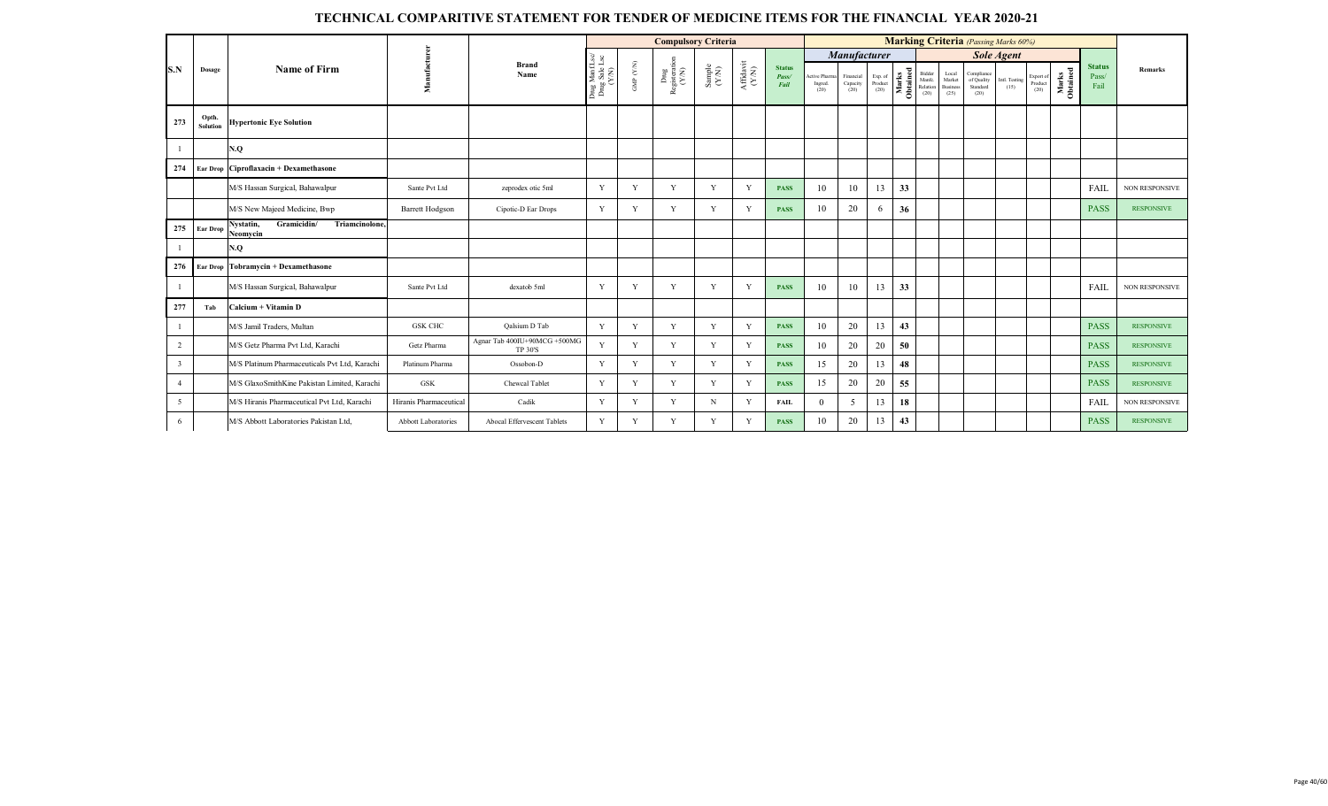# TECHNICAL COMPARITIVE STATEMENT FOR TENDER OF MEDICINE ITEMS FOR THE FINANCIAL YEAR 2020-21

| S.N | Dosage | Name of Firm | Manufacturer | Brand Name | Compulsory Criteria | | | | | | Marking Criteria (Passing Marks 60%) | | | | | | | | | | | Status Pass/ Fail | Remarks |
|---|---|---|---|---|---|---|---|---|---|---|---|---|---|---|---|---|---|---|---|---|---|---|---|
| | | | | | | | | | | | Manufacturer | | | | Sole Agent | | | | | | | | |
| | | | | | Drug Mnf Lsc/ Drug Sale Lsc (Y/N) | GMP (Y/N) | Drug Registration (Y/N) | Sample (Y/N) | Affidavit (Y/N) | Status Pass/ Fail | Active Pharma Ingred. (20) | Financial Capacity (20) | Exp. of Product (20) | Marks Obtained | Bidder Manfc. Relation (20) | Local Market Business (25) | Compliance of Quality Standard (20) | Intl. Testing (15) | Export of Product (20) | Marks Obtained | | |
| 273 | Opth. Solution | Hypertonic Eye Solution | | | | | | | | | | | | | | | | | | | | | |
| 1 | | N.Q | | | | | | | | | | | | | | | | | | | | | |
| 274 | Ear Drop | Ciproflaxacin + Dexamethasone | | | | | | | | | | | | | | | | | | | | | |
| | | M/S Hassan Surgical, Bahawalpur | Sante Pvt Ltd | zeprodex otic 5ml | Y | Y | Y | Y | Y | PASS | 10 | 10 | 13 | 33 | | | | | | | | FAIL | NON RESPONSIVE |
| | | M/S New Majeed Medicine, Bwp | Barrett Hodgson | Cipotic-D Ear Drops | Y | Y | Y | Y | Y | PASS | 10 | 20 | 6 | 36 | | | | | | | | PASS | RESPONSIVE |
| 275 | Ear Drop | Nystatin, Gramicidin/ Triamcinolone, Neomycin | | | | | | | | | | | | | | | | | | | | | |
| 1 | | N.Q | | | | | | | | | | | | | | | | | | | | | |
| 276 | Ear Drop | Tobramycin + Dexamethasone | | | | | | | | | | | | | | | | | | | | | |
| 1 | | M/S Hassan Surgical, Bahawalpur | Sante Pvt Ltd | dexatob 5ml | Y | Y | Y | Y | Y | PASS | 10 | 10 | 13 | 33 | | | | | | | | FAIL | NON RESPONSIVE |
| 277 | Tab | Calcium + Vitamin D | | | | | | | | | | | | | | | | | | | | | |
| 1 | | M/S Jamil Traders, Multan | GSK CHC | Qalsium D Tab | Y | Y | Y | Y | Y | PASS | 10 | 20 | 13 | 43 | | | | | | | | PASS | RESPONSIVE |
| 2 | | M/S Getz Pharma Pvt Ltd, Karachi | Getz Pharma | Agnar Tab 400IU+90MCG +500MG TP 30'S | Y | Y | Y | Y | Y | PASS | 10 | 20 | 20 | 50 | | | | | | | | PASS | RESPONSIVE |
| 3 | | M/S Platinum Pharmaceuticals Pvt Ltd, Karachi | Platinum Pharma | Ossobon-D | Y | Y | Y | Y | Y | PASS | 15 | 20 | 13 | 48 | | | | | | | | PASS | RESPONSIVE |
| 4 | | M/S GlaxoSmithKine Pakistan Limited, Karachi | GSK | Chewcal Tablet | Y | Y | Y | Y | Y | PASS | 15 | 20 | 20 | 55 | | | | | | | | PASS | RESPONSIVE |
| 5 | | M/S Hiranis Pharmaceutical Pvt Ltd, Karachi | Hiranis Pharmaceutical | Cadik | Y | Y | Y | N | Y | FAIL | 0 | 5 | 13 | 18 | | | | | | | | FAIL | NON RESPONSIVE |
| 6 | | M/S Abbott Laboratories Pakistan Ltd, | Abbott Laboratories | Abocal Effervescent Tablets | Y | Y | Y | Y | Y | PASS | 10 | 20 | 13 | 43 | | | | | | | | PASS | RESPONSIVE |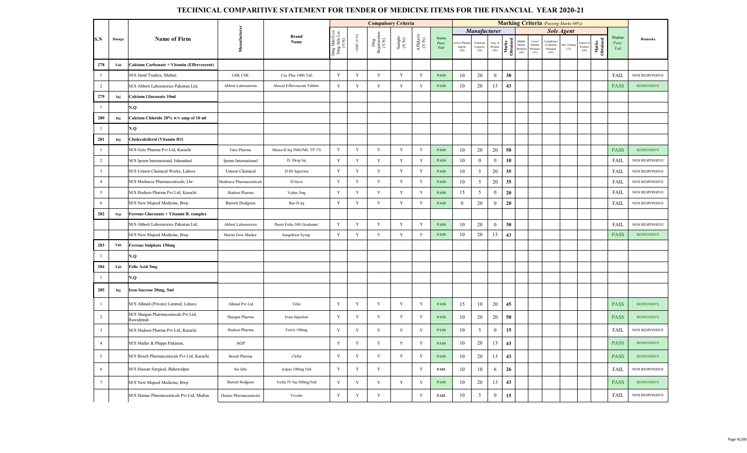# TECHNICAL COMPARITIVE STATEMENT FOR TENDER OF MEDICINE ITEMS FOR THE FINANCIAL YEAR 2020-21

| S.N | Dosage | Name of Firm | Manufacturer | Brand Name | Compulsory Criteria | | | | | | Marking Criteria (Passing Marks 60%) | | | | | | | | | | | Status Pass/ Fail | Remarks |
|---|---|---|---|---|---|---|---|---|---|---|---|---|---|---|---|---|---|---|---|---|---|---|---|
| | | | | | | | | | | | Manufacturer | | | | Sole Agent | | | | | | | | |
| | | | | | Drug Mfg (Lsc/ Drug Sale Lsc (Y/N) | GMP (Y/N) | Drug Registration (Y/N) | Sample (Y/N) | Affidavit (Y/N) | Status Pass/ Fail | Active Pharma Ingred. (20) | Financial Capacity (20) | Exp. of Product (20) | Marks Obtained | Bidder Manfc. Relation (20) | Local Market Business (25) | Compliance of Quality Standard (20) | Intl. Testing (15) | Export of Product (20) | Marks Obtained | | |
| 278 | Tab | Calcium Carbonate + Vitamin (Effervescent) | | | | | | | | | | | | | | | | | | | | |
| 1 | | M/S Jamil Traders, Multan | GSK CHC | Cac Plus 1000 Tab | Y | Y | Y | Y | Y | PASS | 10 | 20 | 0 | 30 | | | | | | | FAIL | NON RESPONSIVE |
| 2 | | M/S Abbott Laboratories Pakistan Ltd, | Abbott Laboratories | Abocal Effervescent Tablets | Y | Y | Y | Y | Y | PASS | 10 | 20 | 13 | 43 | | | | | | | PASS | RESPONSIVE |
| 279 | Inj | Calcium Gluconate 10ml | | | | | | | | | | | | | | | | | | | | |
| 1 | | N.Q | | | | | | | | | | | | | | | | | | | | |
| 280 | Inj | Calcium Chloride 20% w/v amp of 10 ml | | | | | | | | | | | | | | | | | | | | |
| 1 | | N.Q | | | | | | | | | | | | | | | | | | | | |
| 281 | Inj | Cholecalciferol (Vitamin D3) | | | | | | | | | | | | | | | | | | | | |
| 1 | | M/S Getz Pharma Pvt Ltd, Karachi | Getz Pharma | Miura-D Inj 5MG/ML TP 1'S | Y | Y | Y | Y | Y | PASS | 10 | 20 | 20 | 50 | | | | | | | PASS | RESPONSIVE |
| 2 | | M/S Ipram International, Islamabad | Ipram International | D. Drop Inj | Y | Y | Y | Y | Y | PASS | 10 | 0 | 0 | 10 | | | | | | | FAIL | NON RESPONSIVE |
| 3 | | M/S Unison Chemical Works, Lahore | Unison Chemical | D-IN Injection | Y | Y | Y | Y | Y | PASS | 10 | 5 | 20 | 35 | | | | | | | FAIL | NON RESPONSIVE |
| 4 | | M/S Medisave Pharmaceuticals, Lhr | Medisave Pharmaceuticals | D-Save | Y | Y | Y | Y | Y | PASS | 10 | 5 | 20 | 35 | | | | | | | FAIL | NON RESPONSIVE |
| 5 | | M/S Hudson Pharma Pvt Ltd, Karachi | Hudson Pharma | Vydee 5mg | Y | Y | Y | Y | Y | PASS | 15 | 5 | 0 | 20 | | | | | | | FAIL | NON RESPONSIVE |
| 6 | | M/S New Majeed Medicine, Bwp | Barrett Hodgson | Bar-D inj | Y | Y | Y | Y | Y | PASS | 0 | 20 | 0 | 20 | | | | | | | FAIL | NON RESPONSIVE |
| 282 | Syp | Ferrous Gluconate + Vitamin B. complex | | | | | | | | | | | | | | | | | | | | |
| | | M/S Abbott Laboratories Pakistan Ltd, | Abbott Laboratories | Iberet Folic-500 Gradumet | Y | Y | Y | Y | Y | PASS | 10 | 20 | 0 | 30 | | | | | | | FAIL | NON RESPONSIVE |
| | | M/S New Majeed Medicine, Bwp | Martin Dow Marker | Sangobion Syrup | Y | Y | Y | Y | Y | PASS | 10 | 20 | 13 | 43 | | | | | | | PASS | RESPONSIVE |
| 283 | Tab | Ferrous Sulphate 150mg | | | | | | | | | | | | | | | | | | | | |
| 1 | | N.Q | | | | | | | | | | | | | | | | | | | | |
| 284 | Tab | Folic Acid 5mg | | | | | | | | | | | | | | | | | | | | |
| 1 | | N.Q | | | | | | | | | | | | | | | | | | | | |
| 285 | Inj | Iron Sucrose 20mg, 5ml | | | | | | | | | | | | | | | | | | | | |
| 1 | | M/S Allmed (Private) Limited, Lahore | Allmed Pvt Ltd | Vifor | Y | Y | Y | Y | Y | PASS | 15 | 10 | 20 | 45 | | | | | | | PASS | RESPONSIVE |
| 2 | | M/S Shaigan Pharmaceuticals Pvt Ltd, Rawalpindi | Shaigan Pharma | Irose Injection | Y | Y | Y | Y | Y | PASS | 10 | 20 | 20 | 50 | | | | | | | PASS | RESPONSIVE |
| 3 | | M/S Hudson Pharma Pvt Ltd, Karachi | Hudson Pharma | Ferris 100mg | Y | Y | Y | Y | Y | PASS | 10 | 5 | 0 | 15 | | | | | | | FAIL | NON RESPONSIVE |
| 4 | | M/S Muller & Phipps Pakistan, | AGP | | Y | Y | Y | Y | Y | PASS | 10 | 20 | 13 | 43 | | | | | | | PASS | RESPONSIVE |
| 5 | | M/S Bosch Pharmaceuticals Pvt Ltd, Karachi | Bosch Pharma | Clefer | Y | Y | Y | Y | Y | PASS | 10 | 20 | 13 | 43 | | | | | | | PASS | RESPONSIVE |
| 6 | | M/S Hassan Surgical, Bahawalpur | bio labs | iropas 100mg 5ml | Y | Y | Y | | Y | FAIL | 10 | 10 | 6 | 26 | | | | | | | FAIL | NON RESPONSIVE |
| 7 | | M/S New Majeed Medicine, Bwp | Barrett Hodgson | Ivefer IV Inj 100mg/5ml | Y | Y | Y | Y | Y | PASS | 10 | 20 | 13 | 43 | | | | | | | PASS | RESPONSIVE |
| | | M/S Hamaz Pharmaceuticals Pvt Ltd, Multan | Hamaz Pharmaceuticals | Vivofer | Y | Y | Y | | Y | FAIL | 10 | 5 | 0 | 15 | | | | | | | FAIL | NON RESPONSIVE |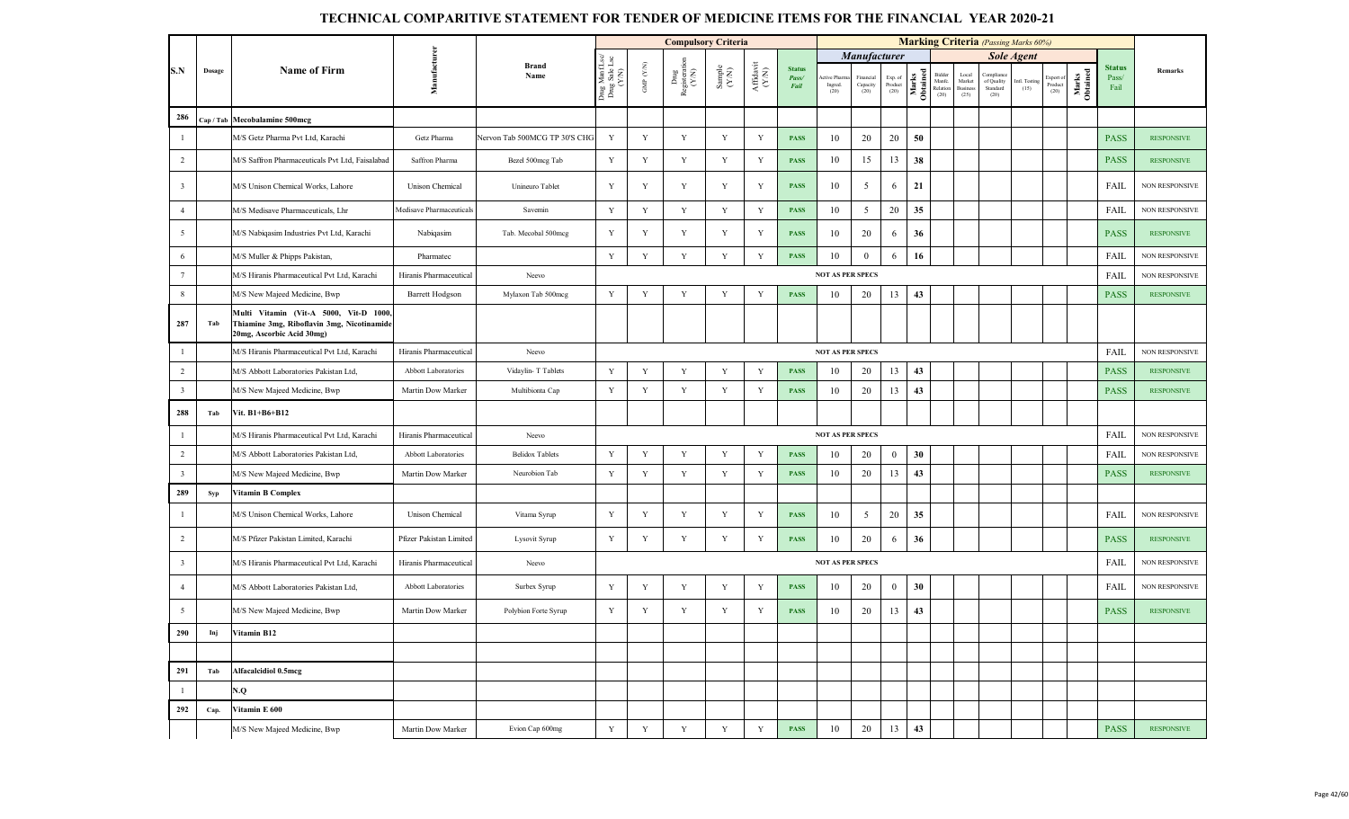# TECHNICAL COMPARITIVE STATEMENT FOR TENDER OF MEDICINE ITEMS FOR THE FINANCIAL YEAR 2020-21

| S.N | Dosage | Name of Firm | Manufacturer | Brand Name | Compulsory Criteria | | | | | | Marking Criteria (Passing Marks 60%) | | | | | | | | | | | Status Pass/ Fail | Remarks |
|---|---|---|---|---|---|---|---|---|---|---|---|---|---|---|---|---|---|---|---|---|---|---|---|
| | | | | | | | | | | | Manufacturer | | | | Sole Agent | | | | | | | | |
| | | | | | Drug Mnf (Lsc/ Drug Sale Lsc (Y/N) | GMP (Y/N) | Drug Registration (Y/N) | Sample (Y/N) | Affidavit (Y/N) | Status Pass/ Fail | Active Pharma Ingred. (20) | Financial Capacity (20) | Exp. of Product (20) | Marks Obtained | Bidder Manfc. Relation (20) | Local Market Business (25) | Compliance of Quality Standard (20) | Intl. Testing (15) | Export of Product (20) | Marks Obtained | | |
| 286 | Cap / Tab | Mecobalamine 500mcg | | | | | | | | | | | | | | | | | | | | | |
| 1 | | M/S Getz Pharma Pvt Ltd, Karachi | Getz Pharma | Nervon Tab 500MCG TP 30'S CHG | Y | Y | Y | Y | Y | PASS | 10 | 20 | 20 | 50 | | | | | | | | PASS | RESPONSIVE |
| 2 | | M/S Saffron Pharmaceuticals Pvt Ltd, Faisalabad | Saffron Pharma | Bezel 500mcg Tab | Y | Y | Y | Y | Y | PASS | 10 | 15 | 13 | 38 | | | | | | | | PASS | RESPONSIVE |
| 3 | | M/S Unison Chemical Works, Lahore | Unison Chemical | Unineuro Tablet | Y | Y | Y | Y | Y | PASS | 10 | 5 | 6 | 21 | | | | | | | | FAIL | NON RESPONSIVE |
| 4 | | M/S Medisave Pharmaceuticals, Lhr | Medisave Pharmaceuticals | Savemin | Y | Y | Y | Y | Y | PASS | 10 | 5 | 20 | 35 | | | | | | | | FAIL | NON RESPONSIVE |
| 5 | | M/S Nabiqasim Industries Pvt Ltd, Karachi | Nabiqasim | Tab. Mecobal 500mcg | Y | Y | Y | Y | Y | PASS | 10 | 20 | 6 | 36 | | | | | | | | PASS | RESPONSIVE |
| 6 | | M/S Muller & Phipps Pakistan, | Pharmatec | | Y | Y | Y | Y | Y | PASS | 10 | 0 | 6 | 16 | | | | | | | | FAIL | NON RESPONSIVE |
| 7 | | M/S Hiranis Pharmaceutical Pvt Ltd, Karachi | Hiranis Pharmaceutical | Neevo | NOT AS PER SPECS | | | | | | | | | | | | | | | | | FAIL | NON RESPONSIVE |
| 8 | | M/S New Majeed Medicine, Bwp | Barrett Hodgson | Mylaxon Tab 500mcg | Y | Y | Y | Y | Y | PASS | 10 | 20 | 13 | 43 | | | | | | | | PASS | RESPONSIVE |
| 287 | Tab | Multi Vitamin (Vit-A 5000, Vit-D 1000, Thiamine 3mg, Riboflavin 3mg, Nicotinamide 20mg, Ascorbic Acid 30mg) | | | | | | | | | | | | | | | | | | | | | |
| 1 | | M/S Hiranis Pharmaceutical Pvt Ltd, Karachi | Hiranis Pharmaceutical | Neevo | NOT AS PER SPECS | | | | | | | | | | | | | | | | | FAIL | NON RESPONSIVE |
| 2 | | M/S Abbott Laboratories Pakistan Ltd, | Abbott Laboratories | Vidaylin- T Tablets | Y | Y | Y | Y | Y | PASS | 10 | 20 | 13 | 43 | | | | | | | | PASS | RESPONSIVE |
| 3 | | M/S New Majeed Medicine, Bwp | Martin Dow Marker | Multibionta Cap | Y | Y | Y | Y | Y | PASS | 10 | 20 | 13 | 43 | | | | | | | | PASS | RESPONSIVE |
| 288 | Tab | Vit. B1+B6+B12 | | | | | | | | | | | | | | | | | | | | | |
| 1 | | M/S Hiranis Pharmaceutical Pvt Ltd, Karachi | Hiranis Pharmaceutical | Neevo | NOT AS PER SPECS | | | | | | | | | | | | | | | | | FAIL | NON RESPONSIVE |
| 2 | | M/S Abbott Laboratories Pakistan Ltd, | Abbott Laboratories | Belidox Tablets | Y | Y | Y | Y | Y | PASS | 10 | 20 | 0 | 30 | | | | | | | | FAIL | NON RESPONSIVE |
| 3 | | M/S New Majeed Medicine, Bwp | Martin Dow Marker | Neurobion Tab | Y | Y | Y | Y | Y | PASS | 10 | 20 | 13 | 43 | | | | | | | | PASS | RESPONSIVE |
| 289 | Syp | Vitamin B Complex | | | | | | | | | | | | | | | | | | | | | |
| 1 | | M/S Unison Chemical Works, Lahore | Unison Chemical | Vitama Syrup | Y | Y | Y | Y | Y | PASS | 10 | 5 | 20 | 35 | | | | | | | | FAIL | NON RESPONSIVE |
| 2 | | M/S Pfizer Pakistan Limited, Karachi | Pfizer Pakistan Limited | Lysovit Syrup | Y | Y | Y | Y | Y | PASS | 10 | 20 | 6 | 36 | | | | | | | | PASS | RESPONSIVE |
| 3 | | M/S Hiranis Pharmaceutical Pvt Ltd, Karachi | Hiranis Pharmaceutical | Neevo | NOT AS PER SPECS | | | | | | | | | | | | | | | | | FAIL | NON RESPONSIVE |
| 4 | | M/S Abbott Laboratories Pakistan Ltd, | Abbott Laboratories | Surbex Syrup | Y | Y | Y | Y | Y | PASS | 10 | 20 | 0 | 30 | | | | | | | | FAIL | NON RESPONSIVE |
| 5 | | M/S New Majeed Medicine, Bwp | Martin Dow Marker | Polybion Forte Syrup | Y | Y | Y | Y | Y | PASS | 10 | 20 | 13 | 43 | | | | | | | | PASS | RESPONSIVE |
| 290 | Inj | Vitamin B12 | | | | | | | | | | | | | | | | | | | | | |
| | | | | | | | | | | | | | | | | | | | | | | | |
| 291 | Tab | Alfacalcidiol 0.5mcg | | | | | | | | | | | | | | | | | | | | | |
| 1 | | N.Q | | | | | | | | | | | | | | | | | | | | | |
| 292 | Cap. | Vitamin E 600 | | | | | | | | | | | | | | | | | | | | | |
| | | M/S New Majeed Medicine, Bwp | Martin Dow Marker | Evion Cap 600mg | Y | Y | Y | Y | Y | PASS | 10 | 20 | 13 | 43 | | | | | | | | PASS | RESPONSIVE |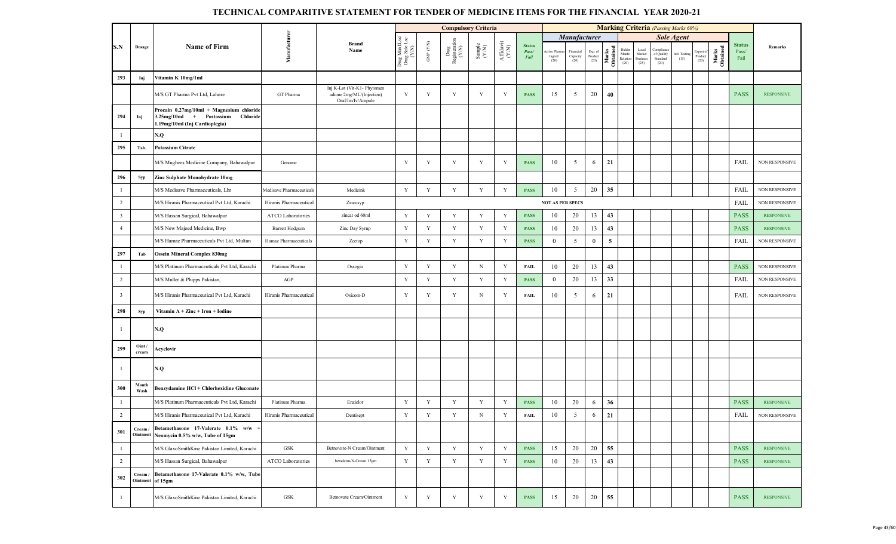# TECHNICAL COMPARITIVE STATEMENT FOR TENDER OF MEDICINE ITEMS FOR THE FINANCIAL YEAR 2020-21

| S.N | Dosage | Name of Firm | Manufacturer | Brand Name | Compulsory Criteria | | | | | | Marking Criteria (Passing Marks 60%) | | | | | | | | | | | Status Pass/ Fail | Remarks |
|---|---|---|---|---|---|---|---|---|---|---|---|---|---|---|---|---|---|---|---|---|---|---|---|
| | | | | | | | | | | | Manufacturer | | | | Sole Agent | | | | | | | | |
| | | | | | Drug Man (Lsc/ Drug Sale Lsc (Y/N) | GMP (Y/N) | Drug Registration (Y/N) | Sample (Y/N) | Affidavit (Y/N) | Status Pass/ Fail | Active Pharma Ingred. (20) | Financial Capacity (20) | Exp. of Product (20) | Marks Obtained | Bidder Manfc. Relation (20) | Local Market Business (25) | Compliance of Quality Standard (20) | Intl. Testing (15) | Export of Product (20) | Marks Obtained | | |
| 293 | Inj | Vitamin K 10mg/1ml | | | | | | | | | | | | | | | | | | | | | |
| | | M/S GT Pharma Pvt Ltd, Lahore | GT Pharma | Inj K-Lot (Vit-K1- Phytomen adione 2mg/ML/(Injection) Oral/Im/Iv/Ampule | Y | Y | Y | Y | Y | PASS | 15 | 5 | 20 | 40 | | | | | | | PASS | RESPONSIVE |
| 294 | Inj | Procain 0.27mg/10ml + Magnesium chloride 3.25mg/10ml + Postassium Chloride 1.19mg/10ml (Inj Cardioplegia) | | | | | | | | | | | | | | | | | | | | | |
| 1 | | N.Q | | | | | | | | | | | | | | | | | | | | | |
| 295 | Tab. | Potassium Citrate | | | | | | | | | | | | | | | | | | | | | |
| | | M/S Mughees Medicine Company, Bahawalpur | Genome | | Y | Y | Y | Y | Y | PASS | 10 | 5 | 6 | 21 | | | | | | | FAIL | NON RESPONSIVE |
| 296 | Syp | Zinc Sulphate Monohydrate 10mg | | | | | | | | | | | | | | | | | | | | | |
| 1 | | M/S Medisave Pharmaceuticals, Lhr | Medisave Pharmaceuticals | Medizink | Y | Y | Y | Y | Y | PASS | 10 | 5 | 20 | 35 | | | | | | | FAIL | NON RESPONSIVE |
| 2 | | M/S Hiranis Pharmaceutical Pvt Ltd, Karachi | Hiranis Pharmaceutical | Zincosyp | NOT AS PER SPECS | | | | | | | | | | | | | | | | FAIL | NON RESPONSIVE |
| 3 | | M/S Hassan Surgical, Bahawalpur | ATCO Laboratories | zincat od 60ml | Y | Y | Y | Y | Y | PASS | 10 | 20 | 13 | 43 | | | | | | | PASS | RESPONSIVE |
| 4 | | M/S New Majeed Medicine, Bwp | Barrett Hodgson | Zinc Day Syrup | Y | Y | Y | Y | Y | PASS | 10 | 20 | 13 | 43 | | | | | | | PASS | RESPONSIVE |
| | | M/S Hamaz Pharmaceuticals Pvt Ltd, Multan | Hamaz Pharmaceuticals | Zeetop | Y | Y | Y | Y | Y | PASS | 0 | 5 | 0 | 5 | | | | | | | FAIL | NON RESPONSIVE |
| 297 | Tab | Ossein Mineral Complex 830mg | | | | | | | | | | | | | | | | | | | | | |
| 1 | | M/S Platinum Pharmaceuticals Pvt Ltd, Karachi | Platinum Pharma | Ossogin | Y | Y | Y | N | Y | FAIL | 10 | 20 | 13 | 43 | | | | | | | PASS | NON RESPONSIVE |
| 2 | | M/S Muller & Phipps Pakistan, | AGP | | Y | Y | Y | Y | Y | PASS | 0 | 20 | 13 | 33 | | | | | | | FAIL | NON RESPONSIVE |
| 3 | | M/S Hiranis Pharmaceutical Pvt Ltd, Karachi | Hiranis Pharmaceutical | Osicom-D | Y | Y | Y | N | Y | FAIL | 10 | 5 | 6 | 21 | | | | | | | FAIL | NON RESPONSIVE |
| 298 | Syp | Vitamin A + Zinc + Iron + Iodine | | | | | | | | | | | | | | | | | | | | | |
| 1 | | N.Q | | | | | | | | | | | | | | | | | | | | | |
| 299 | Oint / cream | Acyclovir | | | | | | | | | | | | | | | | | | | | | |
| 1 | | N.Q | | | | | | | | | | | | | | | | | | | | | |
| 300 | Mouth Wash | Benzydamine HCl + Chlorhexidine Gluconate | | | | | | | | | | | | | | | | | | | | | |
| 1 | | M/S Platinum Pharmaceuticals Pvt Ltd, Karachi | Platinum Pharma | Enziclor | Y | Y | Y | Y | Y | PASS | 10 | 20 | 6 | 36 | | | | | | | PASS | RESPONSIVE |
| 2 | | M/S Hiranis Pharmaceutical Pvt Ltd, Karachi | Hiranis Pharmaceutical | Dentisept | Y | Y | Y | N | Y | FAIL | 10 | 5 | 6 | 21 | | | | | | | FAIL | NON RESPONSIVE |
| 301 | Cream / Ointment | Betamethasone 17-Valerate 0.1% w/w + Neomycin 0.5% w/w, Tube of 15gm | | | | | | | | | | | | | | | | | | | | | |
| 1 | | M/S GlaxoSmithKine Pakistan Limited, Karachi | GSK | Betnovate-N Cream/Ointment | Y | Y | Y | Y | Y | PASS | 15 | 20 | 20 | 55 | | | | | | | PASS | RESPONSIVE |
| 2 | | M/S Hassan Surgical, Bahawalpur | ATCO Laboratories | betaderm-N-Cream 15gm | Y | Y | Y | Y | Y | PASS | 10 | 20 | 13 | 43 | | | | | | | PASS | RESPONSIVE |
| 302 | Cream / Ointment | Betamethasone 17-Valerate 0.1% w/w, Tube of 15gm | | | | | | | | | | | | | | | | | | | | | |
| 1 | | M/S GlaxoSmithKine Pakistan Limited, Karachi | GSK | Betnovate Cream/Ointment | Y | Y | Y | Y | Y | PASS | 15 | 20 | 20 | 55 | | | | | | | PASS | RESPONSIVE |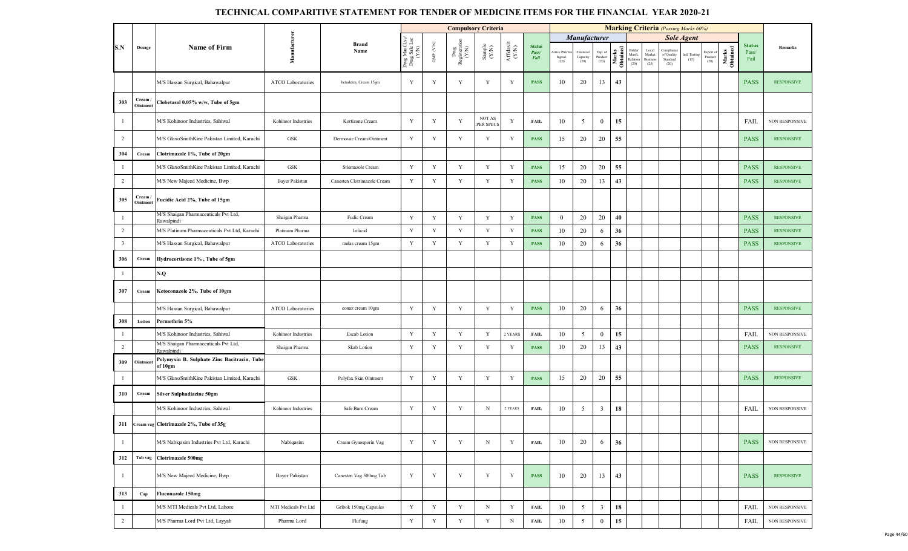# TECHNICAL COMPARITIVE STATEMENT FOR TENDER OF MEDICINE ITEMS FOR THE FINANCIAL YEAR 2020-21

| S.N | Dosage | Name of Firm | Manufacturer | Brand Name | Compulsory Criteria | | | | | | Marking Criteria (Passing Marks 60%) | | | | | | | | | | | Status Pass/ Fail | Remarks |
|---|---|---|---|---|---|---|---|---|---|---|---|---|---|---|---|---|---|---|---|---|---|---|---|
| | | | | | | | | | | | Manufacturer | | | | Sole Agent | | | | | | | | |
| | | | | | Drug Mnf /Lsc/ Drug Sale Lsc (Y/N) | GMP (Y/N) | Drug Registration (Y/N) | Sample (Y/N) | Affidavit (Y/N) | Status Pass/ Fail | Active Pharma Ingred. (20) | Financial Capacity (20) | Exp. of Product (20) | Marks Obtained | Bidder Manfc. Relation (20) | Local Market Business (25) | Compliance of Quality Standard (20) | Intl. Testing (15) | Export of Product (20) | Marks Obtained | | | |
| | | M/S Hassan Surgical, Bahawalpur | ATCO Laboratories | betaderm, Cream 15gm | Y | Y | Y | Y | Y | PASS | 10 | 20 | 13 | 43 | | | | | | | | PASS | RESPONSIVE |
| 303 | Cream / Ointment | Clobetasol 0.05% w/w, Tube of 5gm | | | | | | | | | | | | | | | | | | | | | |
| 1 | | M/S Kohinoor Industries, Sahiwal | Kohinoor Industries | Kortizone Cream | Y | Y | Y | NOT AS PER SPECS | Y | FAIL | 10 | 5 | 0 | 15 | | | | | | | | FAIL | NON RESPONSIVE |
| 2 | | M/S GlaxoSmithKine Pakistan Limited, Karachi | GSK | Dermovae Cream/Ointment | Y | Y | Y | Y | Y | PASS | 15 | 20 | 20 | 55 | | | | | | | | PASS | RESPONSIVE |
| 304 | Cream | Clotrimazole 1%, Tube of 20gm | | | | | | | | | | | | | | | | | | | | | |
| 1 | | M/S GlaxoSmithKine Pakistan Limited, Karachi | GSK | Stiemazole Cream | Y | Y | Y | Y | Y | PASS | 15 | 20 | 20 | 55 | | | | | | | | PASS | RESPONSIVE |
| 2 | | M/S New Majeed Medicine, Bwp | Bayer Pakistan | Canesten Clotrimazole Cream | Y | Y | Y | Y | Y | PASS | 10 | 20 | 13 | 43 | | | | | | | | PASS | RESPONSIVE |
| 305 | Cream / Ointment | Fucidic Acid 2%, Tube of 15gm | | | | | | | | | | | | | | | | | | | | | |
| 1 | | M/S Shaigan Pharmaceuticals Pvt Ltd, Rawalpindi | Shaigan Pharma | Fudic Cream | Y | Y | Y | Y | Y | PASS | 0 | 20 | 20 | 40 | | | | | | | | PASS | RESPONSIVE |
| 2 | | M/S Platinum Pharmaceuticals Pvt Ltd, Karachi | Platinum Pharma | Infacid | Y | Y | Y | Y | Y | PASS | 10 | 20 | 6 | 36 | | | | | | | | PASS | RESPONSIVE |
| 3 | | M/S Hassan Surgical, Bahawalpur | ATCO Laboratories | melas cream 15gm | Y | Y | Y | Y | Y | PASS | 10 | 20 | 6 | 36 | | | | | | | | PASS | RESPONSIVE |
| 306 | Cream | Hydrocortisone 1% , Tube of 5gm | | | | | | | | | | | | | | | | | | | | | |
| 1 | | N.Q | | | | | | | | | | | | | | | | | | | | | |
| 307 | Cream | Ketoconazole 2%. Tube of 10gm | | | | | | | | | | | | | | | | | | | | | |
| | | M/S Hassan Surgical, Bahawalpur | ATCO Laboratories | conaz cream 10gm | Y | Y | Y | Y | Y | PASS | 10 | 20 | 6 | 36 | | | | | | | | PASS | RESPONSIVE |
| 308 | Lotion | Permethrin 5% | | | | | | | | | | | | | | | | | | | | | |
| 1 | | M/S Kohinoor Industries, Sahiwal | Kohinoor Industries | Escab Lotion | Y | Y | Y | Y | 2 YEARS | FAIL | 10 | 5 | 0 | 15 | | | | | | | | FAIL | NON RESPONSIVE |
| 2 | | M/S Shaigan Pharmaceuticals Pvt Ltd, Rawalpindi | Shaigan Pharma | Skab Lotion | Y | Y | Y | Y | Y | PASS | 10 | 20 | 13 | 43 | | | | | | | | PASS | RESPONSIVE |
| 309 | Ointment | Polymyxin B. Sulphate Zinc Bacitracin, Tube of 10gm | | | | | | | | | | | | | | | | | | | | | |
| 1 | | M/S GlaxoSmithKine Pakistan Limited, Karachi | GSK | Polyfax Skin Ointment | Y | Y | Y | Y | Y | PASS | 15 | 20 | 20 | 55 | | | | | | | | PASS | RESPONSIVE |
| 310 | Cream | Silver Sulphadiazine 50gm | | | | | | | | | | | | | | | | | | | | | |
| | | M/S Kohinoor Industries, Sahiwal | Kohinoor Industries | Safe Burn Cream | Y | Y | Y | N | 2 YEARS | FAIL | 10 | 5 | 3 | 18 | | | | | | | | FAIL | NON RESPONSIVE |
| 311 | Cream vag | Clotrimazole 2%, Tube of 35g | | | | | | | | | | | | | | | | | | | | | |
| 1 | | M/S Nabiqasim Industries Pvt Ltd, Karachi | Nabiqasim | Cream Gynosporin Vag | Y | Y | Y | N | Y | FAIL | 10 | 20 | 6 | 36 | | | | | | | | PASS | NON RESPONSIVE |
| 312 | Tab vag | Clotrimazole 500mg | | | | | | | | | | | | | | | | | | | | | |
| 1 | | M/S New Majeed Medicine, Bwp | Bayer Pakistan | Canesten Vag 500mg Tab | Y | Y | Y | Y | Y | PASS | 10 | 20 | 13 | 43 | | | | | | | | PASS | RESPONSIVE |
| 313 | Cap | Fluconazole 150mg | | | | | | | | | | | | | | | | | | | | | |
| 1 | | M/S MTI Medicals Pvt Ltd, Lahore | MTI Medicals Pvt Ltd | Gribok 150mg Capsules | Y | Y | Y | N | Y | FAIL | 10 | 5 | 3 | 18 | | | | | | | | FAIL | NON RESPONSIVE |
| 2 | | M/S Pharma Lord Pvt Ltd, Layyah | Pharma Lord | Flufung | Y | Y | Y | Y | N | FAIL | 10 | 5 | 0 | 15 | | | | | | | | FAIL | NON RESPONSIVE |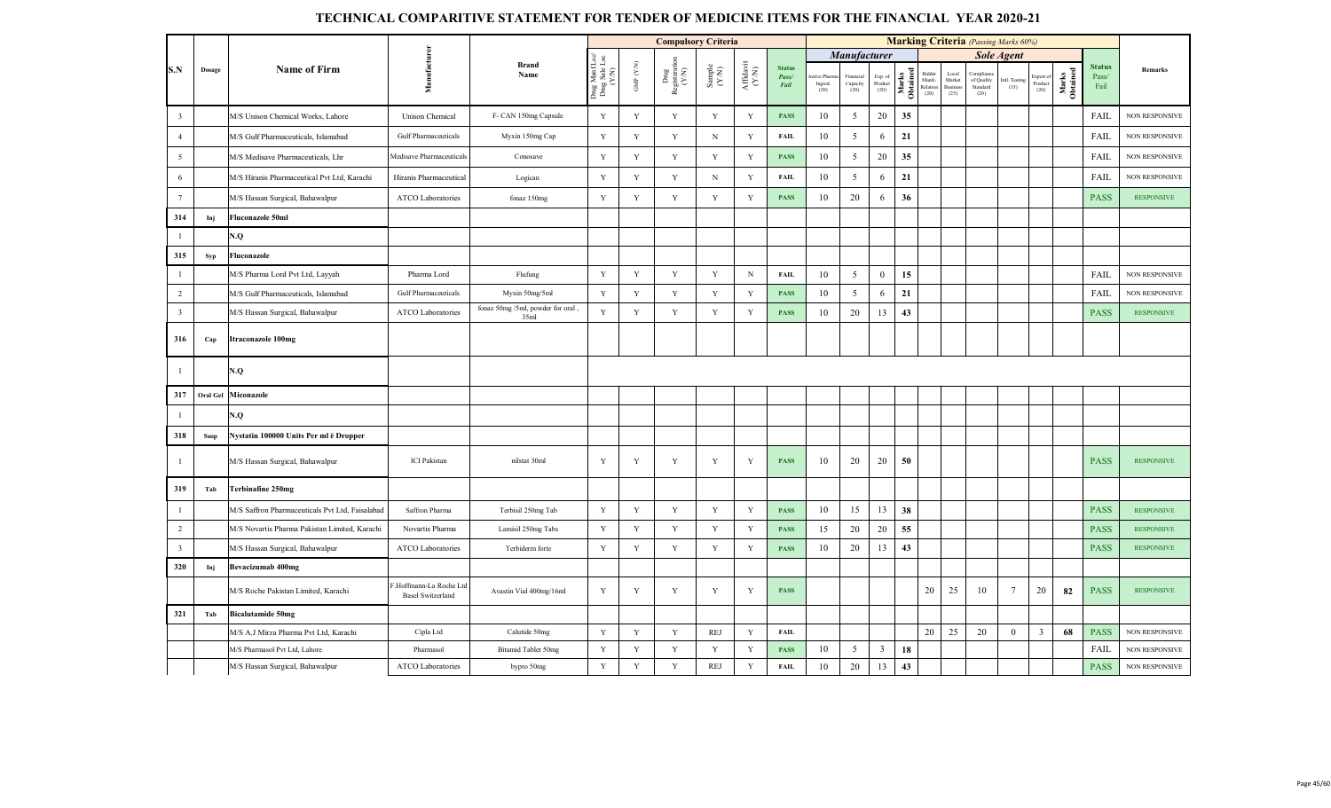# TECHNICAL COMPARITIVE STATEMENT FOR TENDER OF MEDICINE ITEMS FOR THE FINANCIAL YEAR 2020-21

| S.N | Dosage | Name of Firm | Manufacturer | Brand Name | Compulsory Criteria | | | | | | Marking Criteria (Passing Marks 60%) | | | | | | | | | | | Status Pass/ Fail | Remarks |
|---|---|---|---|---|---|---|---|---|---|---|---|---|---|---|---|---|---|---|---|---|---|---|---|
| | | | | | | | | | | | Manufacturer | | | | Sole Agent | | | | | | | | |
| | | | | | Drug Mnf Lsc/ Drug Sale Lsc (Y/N) | GMP (Y/N) | Drug Registration (Y/N) | Sample (Y/N) | Affidavit (Y/N) | Status Pass/ Fail | Active Pharma Ingred. (20) | Financial Capacity (20) | Exp. of Product (20) | Marks Obtained | Bidder Manfc. Relation (20) | Local Market Business (25) | Compliance of Quality Standard (20) | Intl. Testing (15) | Export of Product (20) | Marks Obtained | | |
| 3 | | M/S Unison Chemical Works, Lahore | Unison Chemical | F- CAN 150mg Capsule | Y | Y | Y | Y | Y | PASS | 10 | 5 | 20 | 35 | | | | | | | FAIL | NON RESPONSIVE |
| 4 | | M/S Gulf Pharmaceuticals, Islamabad | Gulf Pharmaceuticals | Myxin 150mg Cap | Y | Y | Y | N | Y | FAIL | 10 | 5 | 6 | 21 | | | | | | | FAIL | NON RESPONSIVE |
| 5 | | M/S Medisave Pharmaceuticals, Lhr | Medisave Pharmaceuticals | Conosave | Y | Y | Y | Y | Y | PASS | 10 | 5 | 20 | 35 | | | | | | | FAIL | NON RESPONSIVE |
| 6 | | M/S Hiranis Pharmaceutical Pvt Ltd, Karachi | Hiranis Pharmaceutical | Logican | Y | Y | Y | N | Y | FAIL | 10 | 5 | 6 | 21 | | | | | | | FAIL | NON RESPONSIVE |
| 7 | | M/S Hassan Surgical, Bahawalpur | ATCO Laboratories | fonaz 150mg | Y | Y | Y | Y | Y | PASS | 10 | 20 | 6 | 36 | | | | | | | PASS | RESPONSIVE |
| 314 | Inj | Fluconazole 50ml | | | | | | | | | | | | | | | | | | | | |
| 1 | | N.Q | | | | | | | | | | | | | | | | | | | | |
| 315 | Syp | Fluconazole | | | | | | | | | | | | | | | | | | | | |
| 1 | | M/S Pharma Lord Pvt Ltd, Layyah | Pharma Lord | Flufung | Y | Y | Y | Y | N | FAIL | 10 | 5 | 0 | 15 | | | | | | | FAIL | NON RESPONSIVE |
| 2 | | M/S Gulf Pharmaceuticals, Islamabad | Gulf Pharmaceuticals | Myxin 50mg/5ml | Y | Y | Y | Y | Y | PASS | 10 | 5 | 6 | 21 | | | | | | | FAIL | NON RESPONSIVE |
| 3 | | M/S Hassan Surgical, Bahawalpur | ATCO Laboratories | fonaz 50mg /5ml, powder for oral , 35ml | Y | Y | Y | Y | Y | PASS | 10 | 20 | 13 | 43 | | | | | | | PASS | RESPONSIVE |
| 316 | Cap | Itraconazole 100mg | | | | | | | | | | | | | | | | | | | | |
| 1 | | N.Q | | | | | | | | | | | | | | | | | | | | |
| 317 | Oral Gel | Miconazole | | | | | | | | | | | | | | | | | | | | |
| 1 | | N.Q | | | | | | | | | | | | | | | | | | | | |
| 318 | Susp | Nystatin 100000 Units Per ml ē Dropper | | | | | | | | | | | | | | | | | | | | |
| 1 | | M/S Hassan Surgical, Bahawalpur | ICI Pakistan | nilstat 30ml | Y | Y | Y | Y | Y | PASS | 10 | 20 | 20 | 50 | | | | | | | PASS | RESPONSIVE |
| 319 | Tab | Terbinafine 250mg | | | | | | | | | | | | | | | | | | | | |
| 1 | | M/S Saffron Pharmaceuticals Pvt Ltd, Faisalabad | Saffron Pharma | Terbisil 250mg Tab | Y | Y | Y | Y | Y | PASS | 10 | 15 | 13 | 38 | | | | | | | PASS | RESPONSIVE |
| 2 | | M/S Novartis Pharma Pakistan Limited, Karachi | Novartis Pharma | Lamisil 250mg Tabs | Y | Y | Y | Y | Y | PASS | 15 | 20 | 20 | 55 | | | | | | | PASS | RESPONSIVE |
| 3 | | M/S Hassan Surgical, Bahawalpur | ATCO Laboratories | Terbiderm forte | Y | Y | Y | Y | Y | PASS | 10 | 20 | 13 | 43 | | | | | | | PASS | RESPONSIVE |
| 320 | Inj | Bevacizumab 400mg | | | | | | | | | | | | | | | | | | | | |
| | | M/S Roche Pakistan Limited, Karachi | F.Hoffmann-La Roche Ltd Basel Switzerland | Avastin Vial 400mg/16ml | Y | Y | Y | Y | Y | PASS | | | | | 20 | 25 | 10 | 7 | 20 | 82 | PASS | RESPONSIVE |
| 321 | Tab | Bicalutamide 50mg | | | | | | | | | | | | | | | | | | | | |
| | | M/S A.J Mirza Pharma Pvt Ltd, Karachi | Cipla Ltd | Calutide 50mg | Y | Y | Y | REJ | Y | FAIL | | | | | 20 | 25 | 20 | 0 | 3 | 68 | PASS | NON RESPONSIVE |
| | | M/S Pharmasol Pvt Ltd, Lahore | Pharmasol | Bitamid Tablet 50mg | Y | Y | Y | Y | Y | PASS | 10 | 5 | 3 | 18 | | | | | | | FAIL | NON RESPONSIVE |
| | | M/S Hassan Surgical, Bahawalpur | ATCO Laboratories | bypro 50mg | Y | Y | Y | REJ | Y | FAIL | 10 | 20 | 13 | 43 | | | | | | | PASS | NON RESPONSIVE |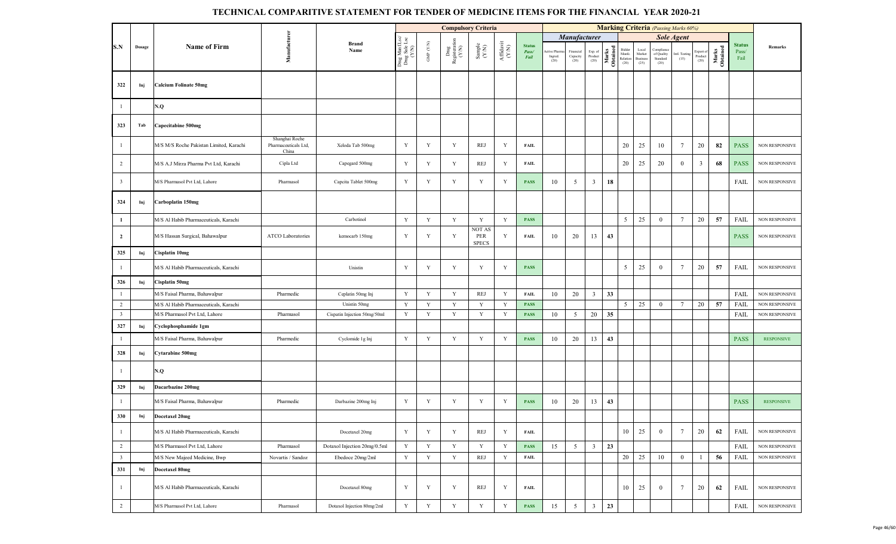# TECHNICAL COMPARITIVE STATEMENT FOR TENDER OF MEDICINE ITEMS FOR THE FINANCIAL YEAR 2020-21

| S.N | Dosage | Name of Firm | Manufacturer | Brand Name | Compulsory Criteria | | | | | | Marking Criteria (Passing Marks 60%) | | | | | | | | | | | Status Pass/ Fail | Remarks |
|---|---|---|---|---|---|---|---|---|---|---|---|---|---|---|---|---|---|---|---|---|---|---|---|
| | | | | | | | | | | | Manufacturer | | | | Sole Agent | | | | | | | | |
| | | | | | Drug Mnf (Lsc/ Drug Sale Lsc (Y/N) | GMP (Y/N) | Drug Registration (Y/N) | Sample (Y/N) | Affidavit (Y/N) | Status Pass/ Fail | Active Pharma Ingred. (20) | Financial Capacity (20) | Exp. of Product (20) | Marks Obtained | Bidder Manfc. Relation (20) | Local Market Business (25) | Compliance of Quality Standard (20) | Intl. Testing (15) | Export of Product (20) | Marks Obtained | | |
| 322 | Inj | Calcium Folinate 50mg | | | | | | | | | | | | | | | | | | | | | |
| 1 | | N.Q | | | | | | | | | | | | | | | | | | | | | |
| 323 | Tab | Capecitabine 500mg | | | | | | | | | | | | | | | | | | | | | |
| 1 | | M/S M/S Roche Pakistan Limited, Karachi | Shanghai Roche Pharmaceuticals Ltd, China | Xeloda Tab 500mg | Y | Y | Y | REJ | Y | FAIL | | | | | 20 | 25 | 10 | 7 | 20 | 82 | PASS | NON RESPONSIVE |
| 2 | | M/S A.J Mirza Pharma Pvt Ltd, Karachi | Cipla Ltd | Capegard 500mg | Y | Y | Y | REJ | Y | FAIL | | | | | 20 | 25 | 20 | 0 | 3 | 68 | PASS | NON RESPONSIVE |
| 3 | | M/S Pharmasol Pvt Ltd, Lahore | Pharmasol | Capcita Tablet 500mg | Y | Y | Y | Y | Y | PASS | 10 | 5 | 3 | 18 | | | | | | | FAIL | NON RESPONSIVE |
| 324 | Inj | Carboplatin 150mg | | | | | | | | | | | | | | | | | | | | | |
| 1 | | M/S Al Habib Pharmaceuticals, Karachi | | Carbotinol | Y | Y | Y | Y | Y | PASS | | | | | 5 | 25 | 0 | 7 | 20 | 57 | FAIL | NON RESPONSIVE |
| 2 | | M/S Hassan Surgical, Bahawalpur | ATCO Laboratories | kemocarb 150mg | Y | Y | Y | NOT AS PER SPECS | Y | FAIL | 10 | 20 | 13 | 43 | | | | | | | PASS | NON RESPONSIVE |
| 325 | Inj | Cisplatin 10mg | | | | | | | | | | | | | | | | | | | | | |
| 1 | | M/S Al Habib Pharmaceuticals, Karachi | | Unistin | Y | Y | Y | Y | Y | PASS | | | | | 5 | 25 | 0 | 7 | 20 | 57 | FAIL | NON RESPONSIVE |
| 326 | Inj | Cisplatin 50mg | | | | | | | | | | | | | | | | | | | | | |
| 1 | | M/S Faisal Pharma, Bahawalpur | Pharmedic | Ceplatin 50mg Inj | Y | Y | Y | REJ | Y | FAIL | 10 | 20 | 3 | 33 | | | | | | | FAIL | NON RESPONSIVE |
| 2 | | M/S Al Habib Pharmaceuticals, Karachi | | Unistin 50mg | Y | Y | Y | Y | Y | PASS | | | | | 5 | 25 | 0 | 7 | 20 | 57 | FAIL | NON RESPONSIVE |
| 3 | | M/S Pharmasol Pvt Ltd, Lahore | Pharmasol | Cispatin Injection 50mg/50ml | Y | Y | Y | Y | Y | PASS | 10 | 5 | 20 | 35 | | | | | | | FAIL | NON RESPONSIVE |
| 327 | Inj | Cyclophosphamide 1gm | | | | | | | | | | | | | | | | | | | | | |
| 1 | | M/S Faisal Pharma, Bahawalpur | Pharmedic | Cyclomide 1g Inj | Y | Y | Y | Y | Y | PASS | 10 | 20 | 13 | 43 | | | | | | | PASS | RESPONSIVE |
| 328 | Inj | Cytarabine 500mg | | | | | | | | | | | | | | | | | | | | | |
| 1 | | N.Q | | | | | | | | | | | | | | | | | | | | | |
| 329 | Inj | Dacarbazine 200mg | | | | | | | | | | | | | | | | | | | | | |
| 1 | | M/S Faisal Pharma, Bahawalpur | Pharmedic | Darbazine 200mg Inj | Y | Y | Y | Y | Y | PASS | 10 | 20 | 13 | 43 | | | | | | | PASS | RESPONSIVE |
| 330 | Inj | Docetaxel 20mg | | | | | | | | | | | | | | | | | | | | | |
| 1 | | M/S Al Habib Pharmaceuticals, Karachi | | Docetaxel 20mg | Y | Y | Y | REJ | Y | FAIL | | | | | 10 | 25 | 0 | 7 | 20 | 62 | FAIL | NON RESPONSIVE |
| 2 | | M/S Pharmasol Pvt Ltd, Lahore | Pharmasol | Dotaxol Injection 20mg/0.5ml | Y | Y | Y | Y | Y | PASS | 15 | 5 | 3 | 23 | | | | | | | FAIL | NON RESPONSIVE |
| 3 | | M/S New Majeed Medicine, Bwp | Novartis / Sandoz | Ebedoce 20mg/2ml | Y | Y | Y | REJ | Y | FAIL | | | | | 20 | 25 | 10 | 0 | 1 | 56 | FAIL | NON RESPONSIVE |
| 331 | Inj | Docetaxel 80mg | | | | | | | | | | | | | | | | | | | | | |
| 1 | | M/S Al Habib Pharmaceuticals, Karachi | | Docetaxel 80mg | Y | Y | Y | REJ | Y | FAIL | | | | | 10 | 25 | 0 | 7 | 20 | 62 | FAIL | NON RESPONSIVE |
| 2 | | M/S Pharmasol Pvt Ltd, Lahore | Pharmasol | Dotaxol Injection 80mg/2ml | Y | Y | Y | Y | Y | PASS | 15 | 5 | 3 | 23 | | | | | | | FAIL | NON RESPONSIVE |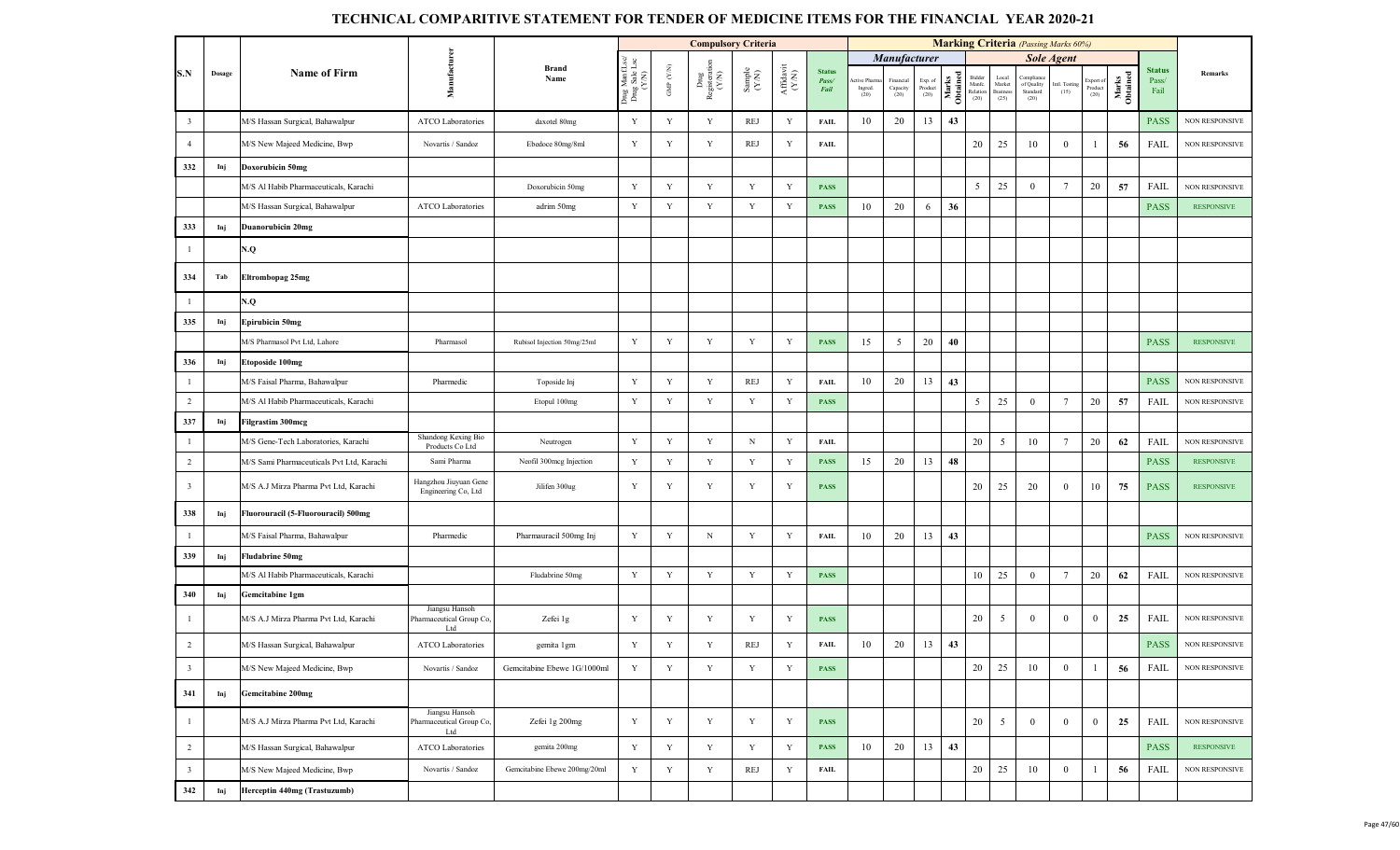# TECHNICAL COMPARITIVE STATEMENT FOR TENDER OF MEDICINE ITEMS FOR THE FINANCIAL YEAR 2020-21

| S.N | Dosage | Name of Firm | Manufacturer | Brand Name | Compulsory Criteria | | | | | | Marking Criteria (Passing Marks 60%) | | | | | | | | | | | Status Pass/ Fail | Remarks |
|---|---|---|---|---|---|---|---|---|---|---|---|---|---|---|---|---|---|---|---|---|---|---|---|
| | | | | | | | | | | | Manufacturer | | | | Sole Agent | | | | | | | | |
| | | | | | Drug Mnf (Lsc/ Drug Sale Lsc (Y/N) | GMP (Y/N) | Drug Registration (Y/N) | Sample (Y/N) | Affidavit (Y/N) | Status Pass/ Fail | Active Pharma Ingred. (20) | Financial Capacity (20) | Exp. of Product (20) | Marks Obtained | Bidder Manfc. Relation (20) | Local Market Business (25) | Compliance of Quality Standard (20) | Intl. Testing (15) | Export of Product (20) | Marks Obtained | | |
| 3 | | M/S Hassan Surgical, Bahawalpur | ATCO Laboratories | daxotel 80mg | Y | Y | Y | REJ | Y | FAIL | 10 | 20 | 13 | 43 | | | | | | | PASS | NON RESPONSIVE |
| 4 | | M/S New Majeed Medicine, Bwp | Novartis / Sandoz | Ebedoce 80mg/8ml | Y | Y | Y | REJ | Y | FAIL | | | | | 20 | 25 | 10 | 0 | 1 | 56 | FAIL | NON RESPONSIVE |
| 332 | Inj | Doxorubicin 50mg | | | | | | | | | | | | | | | | | | | | |
| | | M/S Al Habib Pharmaceuticals, Karachi | | Doxorubicin 50mg | Y | Y | Y | Y | Y | PASS | | | | | 5 | 25 | 0 | 7 | 20 | 57 | FAIL | NON RESPONSIVE |
| | | M/S Hassan Surgical, Bahawalpur | ATCO Laboratories | adrim 50mg | Y | Y | Y | Y | Y | PASS | 10 | 20 | 6 | 36 | | | | | | | PASS | RESPONSIVE |
| 333 | Inj | Duanorubicin 20mg | | | | | | | | | | | | | | | | | | | | |
| 1 | | N.Q | | | | | | | | | | | | | | | | | | | | |
| 334 | Tab | Eltrombopag 25mg | | | | | | | | | | | | | | | | | | | | |
| 1 | | N.Q | | | | | | | | | | | | | | | | | | | | |
| 335 | Inj | Epirubicin 50mg | | | | | | | | | | | | | | | | | | | | |
| | | M/S Pharmasol Pvt Ltd, Lahore | Pharmasol | Rubisol Injection 50mg/25ml | Y | Y | Y | Y | Y | PASS | 15 | 5 | 20 | 40 | | | | | | | PASS | RESPONSIVE |
| 336 | Inj | Etoposide 100mg | | | | | | | | | | | | | | | | | | | | |
| 1 | | M/S Faisal Pharma, Bahawalpur | Pharmedic | Toposide Inj | Y | Y | Y | REJ | Y | FAIL | 10 | 20 | 13 | 43 | | | | | | | PASS | NON RESPONSIVE |
| 2 | | M/S Al Habib Pharmaceuticals, Karachi | | Etopul 100mg | Y | Y | Y | Y | Y | PASS | | | | | 5 | 25 | 0 | 7 | 20 | 57 | FAIL | NON RESPONSIVE |
| 337 | Inj | Filgrastim 300mcg | | | | | | | | | | | | | | | | | | | | |
| 1 | | M/S Gene-Tech Laboratories, Karachi | Shandong Kexing Bio Products Co Ltd | Neutrogen | Y | Y | Y | N | Y | FAIL | | | | | 20 | 5 | 10 | 7 | 20 | 62 | FAIL | NON RESPONSIVE |
| 2 | | M/S Sami Pharmaceuticals Pvt Ltd, Karachi | Sami Pharma | Neofil 300mcg Injection | Y | Y | Y | Y | Y | PASS | 15 | 20 | 13 | 48 | | | | | | | PASS | RESPONSIVE |
| 3 | | M/S A.J Mirza Pharma Pvt Ltd, Karachi | Hangzhou Jiuyuan Gene Engineering Co, Ltd | Jilifen 300ug | Y | Y | Y | Y | Y | PASS | | | | | 20 | 25 | 20 | 0 | 10 | 75 | PASS | RESPONSIVE |
| 338 | Inj | Fluorouracil (5-Fluorouracil) 500mg | | | | | | | | | | | | | | | | | | | | |
| 1 | | M/S Faisal Pharma, Bahawalpur | Pharmedic | Pharmauracil 500mg Inj | Y | Y | N | Y | Y | FAIL | 10 | 20 | 13 | 43 | | | | | | | PASS | NON RESPONSIVE |
| 339 | Inj | Fludabrine 50mg | | | | | | | | | | | | | | | | | | | | |
| | | M/S Al Habib Pharmaceuticals, Karachi | | Fludabrine 50mg | Y | Y | Y | Y | Y | PASS | | | | | 10 | 25 | 0 | 7 | 20 | 62 | FAIL | NON RESPONSIVE |
| 340 | Inj | Gemcitabine 1gm | | | | | | | | | | | | | | | | | | | | |
| 1 | | M/S A.J Mirza Pharma Pvt Ltd, Karachi | Jiangsu Hansoh Pharmaceutical Group Co, Ltd | Zefei 1g | Y | Y | Y | Y | Y | PASS | | | | | 20 | 5 | 0 | 0 | 0 | 25 | FAIL | NON RESPONSIVE |
| 2 | | M/S Hassan Surgical, Bahawalpur | ATCO Laboratories | gemita 1gm | Y | Y | Y | REJ | Y | FAIL | 10 | 20 | 13 | 43 | | | | | | | PASS | NON RESPONSIVE |
| 3 | | M/S New Majeed Medicine, Bwp | Novartis / Sandoz | Gemcitabine Ebewe 1G/1000ml | Y | Y | Y | Y | Y | PASS | | | | | 20 | 25 | 10 | 0 | 1 | 56 | FAIL | NON RESPONSIVE |
| 341 | Inj | Gemcitabine 200mg | | | | | | | | | | | | | | | | | | | | |
| 1 | | M/S A.J Mirza Pharma Pvt Ltd, Karachi | Jiangsu Hansoh Pharmaceutical Group Co, Ltd | Zefei 1g 200mg | Y | Y | Y | Y | Y | PASS | | | | | 20 | 5 | 0 | 0 | 0 | 25 | FAIL | NON RESPONSIVE |
| 2 | | M/S Hassan Surgical, Bahawalpur | ATCO Laboratories | gemita 200mg | Y | Y | Y | Y | Y | PASS | 10 | 20 | 13 | 43 | | | | | | | PASS | RESPONSIVE |
| 3 | | M/S New Majeed Medicine, Bwp | Novartis / Sandoz | Gemcitabine Ebewe 200mg/20ml | Y | Y | Y | REJ | Y | FAIL | | | | | 20 | 25 | 10 | 0 | 1 | 56 | FAIL | NON RESPONSIVE |
| 342 | Inj | Herceptin 440mg (Trastuzumb) | | | | | | | | | | | | | | | | | | | | |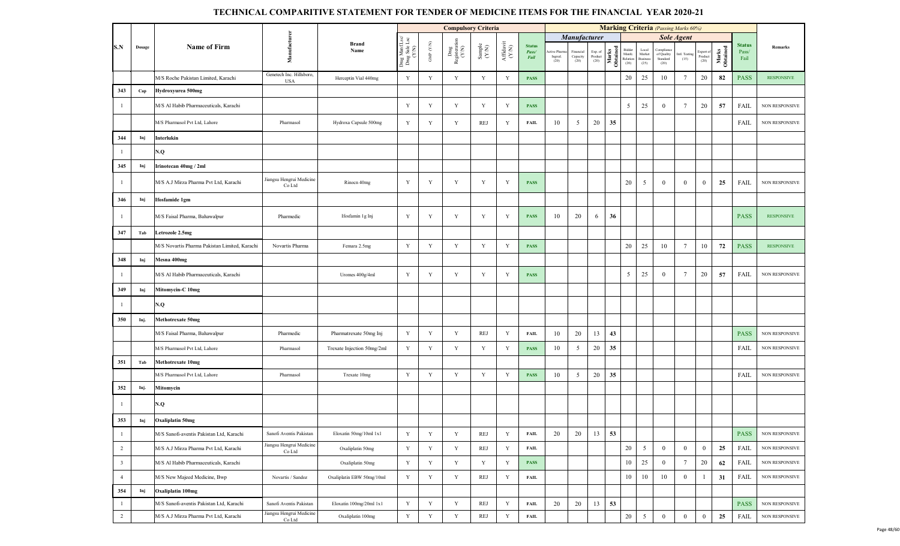# TECHNICAL COMPARITIVE STATEMENT FOR TENDER OF MEDICINE ITEMS FOR THE FINANCIAL YEAR 2020-21

| S.N | Dosage | Name of Firm | Manufacturer | Brand Name | Compulsory Criteria | | | | | | Marking Criteria (Passing Marks 60%) | | | | | | | | | | | Status Pass/ Fail | Remarks |
|---|---|---|---|---|---|---|---|---|---|---|---|---|---|---|---|---|---|---|---|---|---|---|---|
| | | | | | | | | | | | Manufacturer | | | | Sole Agent | | | | | | | | |
| | | | | | Drug Mnf /Lsc/ Drug Sale Lsc (Y/N) | GMP (Y/N) | Drug Registration (Y/N) | Sample (Y/N) | Affidavit (Y/N) | Status Pass/ Fail | Active Pharma Ingred. (20) | Financial Capacity (20) | Exp. of Product (20) | Marks Obtained | Bidder Manf. Relation (20) | Local Market Business (25) | Compliance of Quality Standard (20) | Intl. Testing (15) | Export of Product (20) | Marks Obtained | | |
| | | M/S Roche Pakistan Limited, Karachi | Genetech Inc. Hillsboro, USA | Herceptin Vial 440mg | Y | Y | Y | Y | Y | PASS | | | | | 20 | 25 | 10 | 7 | 20 | 82 | PASS | RESPONSIVE |
| 343 | Cap | Hydroxyurea 500mg | | | | | | | | | | | | | | | | | | | | |
| 1 | | M/S Al Habib Pharmaceuticals, Karachi | | | Y | Y | Y | Y | Y | PASS | | | | | 5 | 25 | 0 | 7 | 20 | 57 | FAIL | NON RESPONSIVE |
| | | M/S Pharmasol Pvt Ltd, Lahore | Pharmasol | Hydroxa Capsule 500mg | Y | Y | Y | REJ | Y | FAIL | 10 | 5 | 20 | 35 | | | | | | | FAIL | NON RESPONSIVE |
| 344 | Inj | Interlukin | | | | | | | | | | | | | | | | | | | | |
| 1 | | N.Q | | | | | | | | | | | | | | | | | | | | |
| 345 | Inj | Irinotecan 40mg / 2ml | | | | | | | | | | | | | | | | | | | | |
| 1 | | M/S A.J Mirza Pharma Pvt Ltd, Karachi | Jiangsu Hengrui Medicine Co Ltd | Rinocn 40mg | Y | Y | Y | Y | Y | PASS | | | | | 20 | 5 | 0 | 0 | 0 | 25 | FAIL | NON RESPONSIVE |
| 346 | Inj | Ifosfamide 1gm | | | | | | | | | | | | | | | | | | | | |
| 1 | | M/S Faisal Pharma, Bahawalpur | Pharmedic | Ifosfamin 1g Inj | Y | Y | Y | Y | Y | PASS | 10 | 20 | 6 | 36 | | | | | | | PASS | RESPONSIVE |
| 347 | Tab | Letrozole 2.5mg | | | | | | | | | | | | | | | | | | | | |
| | | M/S Novartis Pharma Pakistan Limited, Karachi | Novartis Pharma | Femara 2.5mg | Y | Y | Y | Y | Y | PASS | | | | | 20 | 25 | 10 | 7 | 10 | 72 | PASS | RESPONSIVE |
| 348 | Inj | Mesna 400mg | | | | | | | | | | | | | | | | | | | | |
| 1 | | M/S Al Habib Pharmaceuticals, Karachi | | Uromes 400g/4ml | Y | Y | Y | Y | Y | PASS | | | | | 5 | 25 | 0 | 7 | 20 | 57 | FAIL | NON RESPONSIVE |
| 349 | Inj | Mitomycin-C 10mg | | | | | | | | | | | | | | | | | | | | |
| 1 | | N.Q | | | | | | | | | | | | | | | | | | | | |
| 350 | Inj. | Methotrexate 50mg | | | | | | | | | | | | | | | | | | | | |
| | | M/S Faisal Pharma, Bahawalpur | Pharmedic | Pharmatrexate 50mg Inj | Y | Y | Y | REJ | Y | FAIL | 10 | 20 | 13 | 43 | | | | | | | PASS | NON RESPONSIVE |
| | | M/S Pharmasol Pvt Ltd, Lahore | Pharmasol | Trexate Injection 50mg/2ml | Y | Y | Y | Y | Y | PASS | 10 | 5 | 20 | 35 | | | | | | | FAIL | NON RESPONSIVE |
| 351 | Tab | Methotrexate 10mg | | | | | | | | | | | | | | | | | | | | |
| | | M/S Pharmasol Pvt Ltd, Lahore | Pharmasol | Trexate 10mg | Y | Y | Y | Y | Y | PASS | 10 | 5 | 20 | 35 | | | | | | | FAIL | NON RESPONSIVE |
| 352 | Inj. | Mitomycin | | | | | | | | | | | | | | | | | | | | |
| 1 | | N.Q | | | | | | | | | | | | | | | | | | | | |
| 353 | Inj | Oxaliplatin 50mg | | | | | | | | | | | | | | | | | | | | |
| 1 | | M/S Sanofi-aventis Pakistan Ltd, Karachi | Sanofi Aventis Pakistan | Eloxatin 50mg/10ml 1x1 | Y | Y | Y | REJ | Y | FAIL | 20 | 20 | 13 | 53 | | | | | | | PASS | NON RESPONSIVE |
| 2 | | M/S A.J Mirza Pharma Pvt Ltd, Karachi | Jiangsu Hengrui Medicine Co Ltd | Oxaliplatin 50mg | Y | Y | Y | REJ | Y | FAIL | | | | | 20 | 5 | 0 | 0 | 0 | 25 | FAIL | NON RESPONSIVE |
| 3 | | M/S Al Habib Pharmaceuticals, Karachi | | Oxaliplatin 50mg | Y | Y | Y | Y | Y | PASS | | | | | 10 | 25 | 0 | 7 | 20 | 62 | FAIL | NON RESPONSIVE |
| 4 | | M/S New Majeed Medicine, Bwp | Novartis / Sandoz | Oxaliplatin EBW 50mg/10ml | Y | Y | Y | REJ | Y | FAIL | | | | | 10 | 10 | 10 | 0 | 1 | 31 | FAIL | NON RESPONSIVE |
| 354 | Inj | Oxaliplatin 100mg | | | | | | | | | | | | | | | | | | | | |
| 1 | | M/S Sanofi-aventis Pakistan Ltd, Karachi | Sanofi Aventis Pakistan | Eloxatin 100mg/20ml 1x1 | Y | Y | Y | REJ | Y | FAIL | 20 | 20 | 13 | 53 | | | | | | | PASS | NON RESPONSIVE |
| 2 | | M/S A.J Mirza Pharma Pvt Ltd, Karachi | Jiangsu Hengrui Medicine Co Ltd | Oxaliplatin 100mg | Y | Y | Y | REJ | Y | FAIL | | | | | 20 | 5 | 0 | 0 | 0 | 25 | FAIL | NON RESPONSIVE |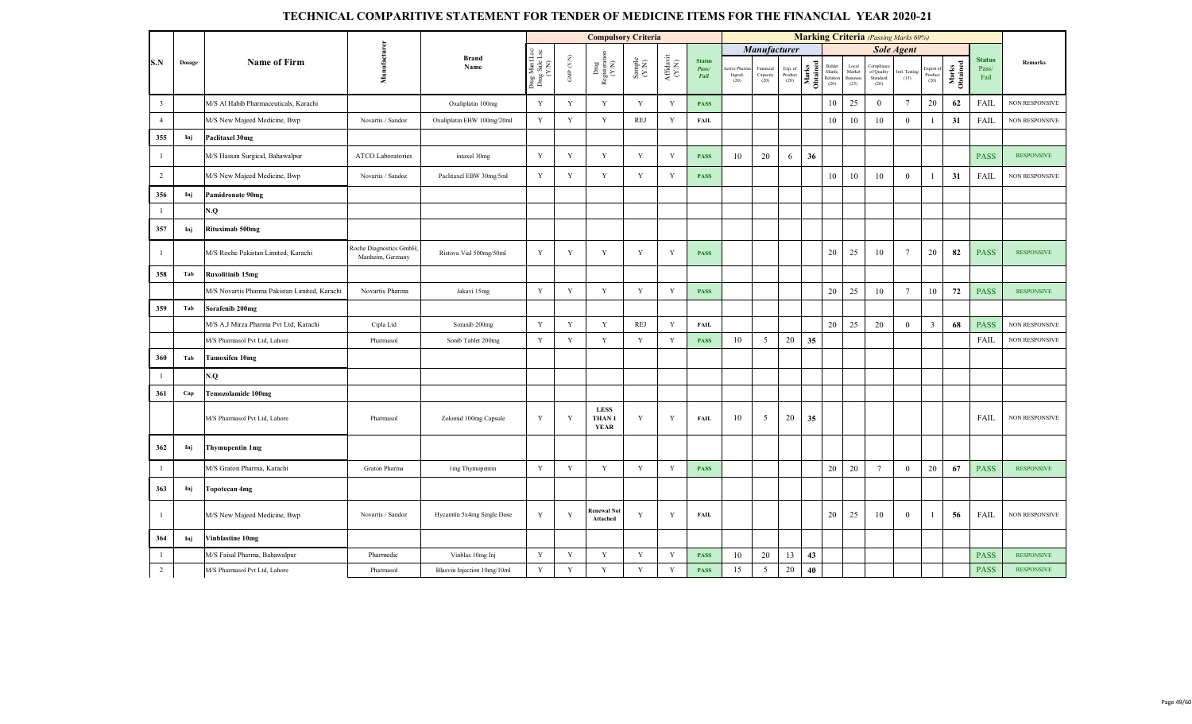# TECHNICAL COMPARITIVE STATEMENT FOR TENDER OF MEDICINE ITEMS FOR THE FINANCIAL YEAR 2020-21

| S.N | Dosage | Name of Firm | Manufacturer | Brand Name | Compulsory Criteria | | | | | | Marking Criteria (Passing Marks 60%) | | | | | | | | | | | | Status Pass/ Fail | Remarks |
|---|---|---|---|---|---|---|---|---|---|---|---|---|---|---|---|---|---|---|---|---|---|---|---|---|
| | | | | | | | | | | | Manufacturer | | | | Sole Agent | | | | | | | | | |
| | | | | | Drug Mfg Lsc/ Drug Sale Lsc (Y/N) | GMP (Y/N) | Drug Registration (Y/N) | Sample (Y/N) | Affidavit (Y/N) | Status Pass/ Fail | Active Pharma Ingred. (20) | Financial Capacity (20) | Exp. of Product (20) | Marks Obtained | Bidder Manfc. Relation (20) | Local Market Business (25) | Compliance of Quality Standard (20) | Intl. Testing (15) | Export of Product (20) | Marks Obtained | | |
| 3 | | M/S Al Habib Pharmaceuticals, Karachi | | Oxaliplatin 100mg | Y | Y | Y | Y | Y | PASS | | | | | 10 | 25 | 0 | 7 | 20 | 62 | FAIL | NON RESPONSIVE |
| 4 | | M/S New Majeed Medicine, Bwp | Novartis / Sandoz | Oxaliplatin EBW 100mg/20ml | Y | Y | Y | REJ | Y | FAIL | | | | | 10 | 10 | 10 | 0 | 1 | 31 | FAIL | NON RESPONSIVE |
| 355 | Inj | Paclitaxel 30mg | | | | | | | | | | | | | | | | | | | | |
| 1 | | M/S Hassan Surgical, Bahawalpur | ATCO Laboratories | intaxel 30mg | Y | Y | Y | Y | Y | PASS | 10 | 20 | 6 | 36 | | | | | | | PASS | RESPONSIVE |
| 2 | | M/S New Majeed Medicine, Bwp | Novartis / Sandoz | Paclitaxel EBW 30mg/5ml | Y | Y | Y | Y | Y | PASS | | | | | 10 | 10 | 10 | 0 | 1 | 31 | FAIL | NON RESPONSIVE |
| 356 | Inj | Pamidronate 90mg | | | | | | | | | | | | | | | | | | | | |
| 1 | | N.Q | | | | | | | | | | | | | | | | | | | | |
| 357 | Inj | Rituximab 500mg | | | | | | | | | | | | | | | | | | | | |
| 1 | | M/S Roche Pakistan Limited, Karachi | Roche Diagnostics GmbH, Manheim, Germany | Ristova Vial 500mg/50ml | Y | Y | Y | Y | Y | PASS | | | | | 20 | 25 | 10 | 7 | 20 | 82 | PASS | RESPONSIVE |
| 358 | Tab | Ruxolitinib 15mg | | | | | | | | | | | | | | | | | | | | |
| | | M/S Novartis Pharma Pakistan Limited, Karachi | Novartis Pharma | Jakavi 15mg | Y | Y | Y | Y | Y | PASS | | | | | 20 | 25 | 10 | 7 | 10 | 72 | PASS | RESPONSIVE |
| 359 | Tab | Sorafenib 200mg | | | | | | | | | | | | | | | | | | | | |
| | | M/S A.J Mirza Pharma Pvt Ltd, Karachi | Cipla Ltd | Soranib 200mg | Y | Y | Y | REJ | Y | FAIL | | | | | 20 | 25 | 20 | 0 | 3 | 68 | PASS | NON RESPONSIVE |
| | | M/S Pharmasol Pvt Ltd, Lahore | Pharmasol | Sonib Tablet 200mg | Y | Y | Y | Y | Y | PASS | 10 | 5 | 20 | 35 | | | | | | | FAIL | NON RESPONSIVE |
| 360 | Tab | Tamoxifen 10mg | | | | | | | | | | | | | | | | | | | | |
| 1 | | N.Q | | | | | | | | | | | | | | | | | | | | |
| 361 | Cap | Temozolamide 100mg | | | | | | | | | | | | | | | | | | | | |
| | | M/S Pharmasol Pvt Ltd, Lahore | Pharmasol | Zolomid 100mg Capsule | Y | Y | LESS THAN 1 YEAR | Y | Y | FAIL | 10 | 5 | 20 | 35 | | | | | | | FAIL | NON RESPONSIVE |
| 362 | Inj | Thymupentin 1mg | | | | | | | | | | | | | | | | | | | | |
| 1 | | M/S Graton Pharma, Karachi | Graton Pharma | 1mg Thymopentin | Y | Y | Y | Y | Y | PASS | | | | | 20 | 20 | 7 | 0 | 20 | 67 | PASS | RESPONSIVE |
| 363 | Inj | Topotecan 4mg | | | | | | | | | | | | | | | | | | | | |
| 1 | | M/S New Majeed Medicine, Bwp | Novartis / Sandoz | Hycamtin 5x4mg Single Dose | Y | Y | Renewal Not Attached | Y | Y | FAIL | | | | | 20 | 25 | 10 | 0 | 1 | 56 | FAIL | NON RESPONSIVE |
| 364 | Inj | Vinblastine 10mg | | | | | | | | | | | | | | | | | | | | |
| 1 | | M/S Faisal Pharma, Bahawalpur | Pharmedic | Vinblas 10mg Inj | Y | Y | Y | Y | Y | PASS | 10 | 20 | 13 | 43 | | | | | | | PASS | RESPONSIVE |
| 2 | | M/S Pharmasol Pvt Ltd, Lahore | Pharmasol | Blasvin Injection 10mg/10ml | Y | Y | Y | Y | Y | PASS | 15 | 5 | 20 | 40 | | | | | | | PASS | RESPONSIVE |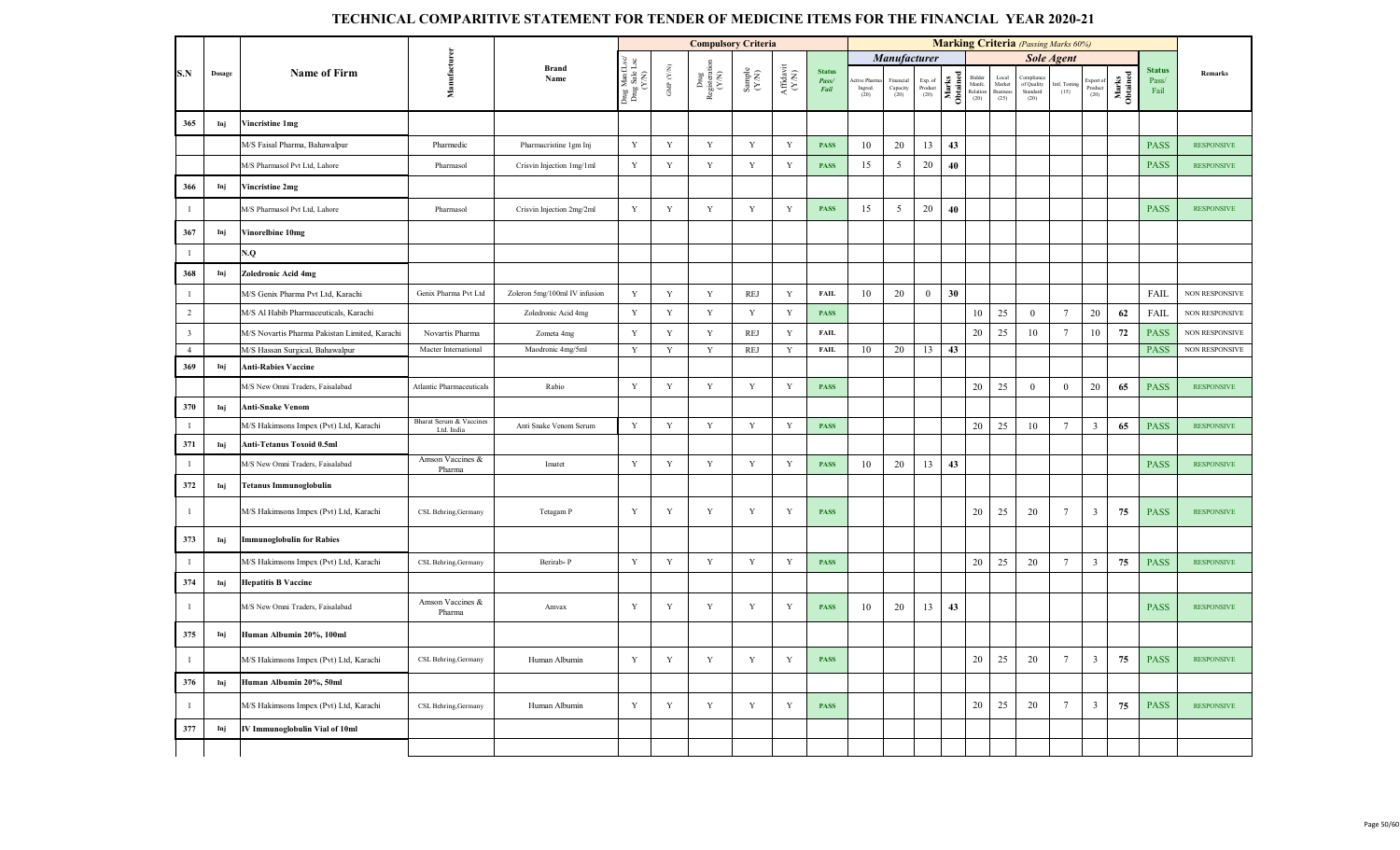# TECHNICAL COMPARITIVE STATEMENT FOR TENDER OF MEDICINE ITEMS FOR THE FINANCIAL YEAR 2020-21

| S.N | Dosage | Name of Firm | Manufacturer | Brand Name | Compulsory Criteria | | | | | | Marking Criteria *(Passing Marks 60%)* | | | | | | | | | | Status Pass/ Fail | Remarks |
|---|---|---|---|---|---|---|---|---|---|---|---|---|---|---|---|---|---|---|---|---|---|---|
| | | | | | | | | | | | *Manufacturer* | | | | *Sole Agent* | | | | | | | |
| | | | | | Drug Man Lsc/ Drug Sale Lsc (Y/N) | GMP (Y/N) | Drug Registration (Y/N) | Sample (Y/N) | Affidavit (Y/N) | Status Pass/ Fail | Active Pharma Ingred. (20) | Financial Capacity (20) | Exp. of Product (20) | Marks Obtained | Bidder Manfc. Relation (20) | Local Market Business (25) | Compliance of Quality Standard (20) | Intl. Testing (15) | Export of Product (20) | Marks Obtained | | |
| 365 | Inj | Vincristine 1mg | | | | | | | | | | | | | | | | | | | | |
| | | M/S Faisal Pharma, Bahawalpur | Pharmedic | Pharmacristine 1gm Inj | Y | Y | Y | Y | Y | PASS | 10 | 20 | 13 | 43 | | | | | | | PASS | RESPONSIVE |
| | | M/S Pharmasol Pvt Ltd, Lahore | Pharmasol | Crisvin Injection 1mg/1ml | Y | Y | Y | Y | Y | PASS | 15 | 5 | 20 | 40 | | | | | | | PASS | RESPONSIVE |
| 366 | Inj | Vincristine 2mg | | | | | | | | | | | | | | | | | | | | |
| 1 | | M/S Pharmasol Pvt Ltd, Lahore | Pharmasol | Crisvin Injection 2mg/2ml | Y | Y | Y | Y | Y | PASS | 15 | 5 | 20 | 40 | | | | | | | PASS | RESPONSIVE |
| 367 | Inj | Vinorelbine 10mg | | | | | | | | | | | | | | | | | | | | |
| 1 | | N.Q | | | | | | | | | | | | | | | | | | | | |
| 368 | Inj | Zoledronic Acid 4mg | | | | | | | | | | | | | | | | | | | | |
| 1 | | M/S Genix Pharma Pvt Ltd, Karachi | Genix Pharma Pvt Ltd | Zoleron 5mg/100ml IV infusion | Y | Y | Y | REJ | Y | FAIL | 10 | 20 | 0 | 30 | | | | | | | FAIL | NON RESPONSIVE |
| 2 | | M/S Al Habib Pharmaceuticals, Karachi | | Zoledronic Acid 4mg | Y | Y | Y | Y | Y | PASS | | | | | 10 | 25 | 0 | 7 | 20 | 62 | FAIL | NON RESPONSIVE |
| 3 | | M/S Novartis Pharma Pakistan Limited, Karachi | Novartis Pharma | Zometa 4mg | Y | Y | Y | REJ | Y | FAIL | | | | | 20 | 25 | 10 | 7 | 10 | 72 | PASS | NON RESPONSIVE |
| 4 | | M/S Hassan Surgical, Bahawalpur | Macter International | Maodronic 4mg/5ml | Y | Y | Y | REJ | Y | FAIL | 10 | 20 | 13 | 43 | | | | | | | PASS | NON RESPONSIVE |
| 369 | Inj | Anti-Rabies Vaccine | | | | | | | | | | | | | | | | | | | | |
| | | M/S New Omni Traders, Faisalabad | Atlantic Pharmaceuticals | Rabio | Y | Y | Y | Y | Y | PASS | | | | | 20 | 25 | 0 | 0 | 20 | 65 | PASS | RESPONSIVE |
| 370 | Inj | Anti-Snake Venom | | | | | | | | | | | | | | | | | | | | |
| 1 | | M/S Hakimsons Impex (Pvt) Ltd, Karachi | Bharat Serum & Vaccines Ltd. India | Anti Snake Venom Serum | Y | Y | Y | Y | Y | PASS | | | | | 20 | 25 | 10 | 7 | 3 | 65 | PASS | RESPONSIVE |
| 371 | Inj | Anti-Tetanus Toxoid 0.5ml | | | | | | | | | | | | | | | | | | | | |
| 1 | | M/S New Omni Traders, Faisalabad | Amson Vaccines & Pharma | Imatet | Y | Y | Y | Y | Y | PASS | 10 | 20 | 13 | 43 | | | | | | | PASS | RESPONSIVE |
| 372 | Inj | Tetanus Immunoglobulin | | | | | | | | | | | | | | | | | | | | |
| 1 | | M/S Hakimsons Impex (Pvt) Ltd, Karachi | CSL Behring,Germany | Tetagam P | Y | Y | Y | Y | Y | PASS | | | | | 20 | 25 | 20 | 7 | 3 | 75 | PASS | RESPONSIVE |
| 373 | Inj | Immunoglobulin for Rabies | | | | | | | | | | | | | | | | | | | | |
| 1 | | M/S Hakimsons Impex (Pvt) Ltd, Karachi | CSL Behring,Germany | Berirab- P | Y | Y | Y | Y | Y | PASS | | | | | 20 | 25 | 20 | 7 | 3 | 75 | PASS | RESPONSIVE |
| 374 | Inj | Hepatitis B Vaccine | | | | | | | | | | | | | | | | | | | | |
| 1 | | M/S New Omni Traders, Faisalabad | Amson Vaccines & Pharma | Amvax | Y | Y | Y | Y | Y | PASS | 10 | 20 | 13 | 43 | | | | | | | PASS | RESPONSIVE |
| 375 | Inj | Human Albumin 20%, 100ml | | | | | | | | | | | | | | | | | | | | |
| 1 | | M/S Hakimsons Impex (Pvt) Ltd, Karachi | CSL Behring,Germany | Human Albumin | Y | Y | Y | Y | Y | PASS | | | | | 20 | 25 | 20 | 7 | 3 | 75 | PASS | RESPONSIVE |
| 376 | Inj | Human Albumin 20%, 50ml | | | | | | | | | | | | | | | | | | | | |
| 1 | | M/S Hakimsons Impex (Pvt) Ltd, Karachi | CSL Behring,Germany | Human Albumin | Y | Y | Y | Y | Y | PASS | | | | | 20 | 25 | 20 | 7 | 3 | 75 | PASS | RESPONSIVE |
| 377 | Inj | IV Immunoglobulin Vial of 10ml | | | | | | | | | | | | | | | | | | | | |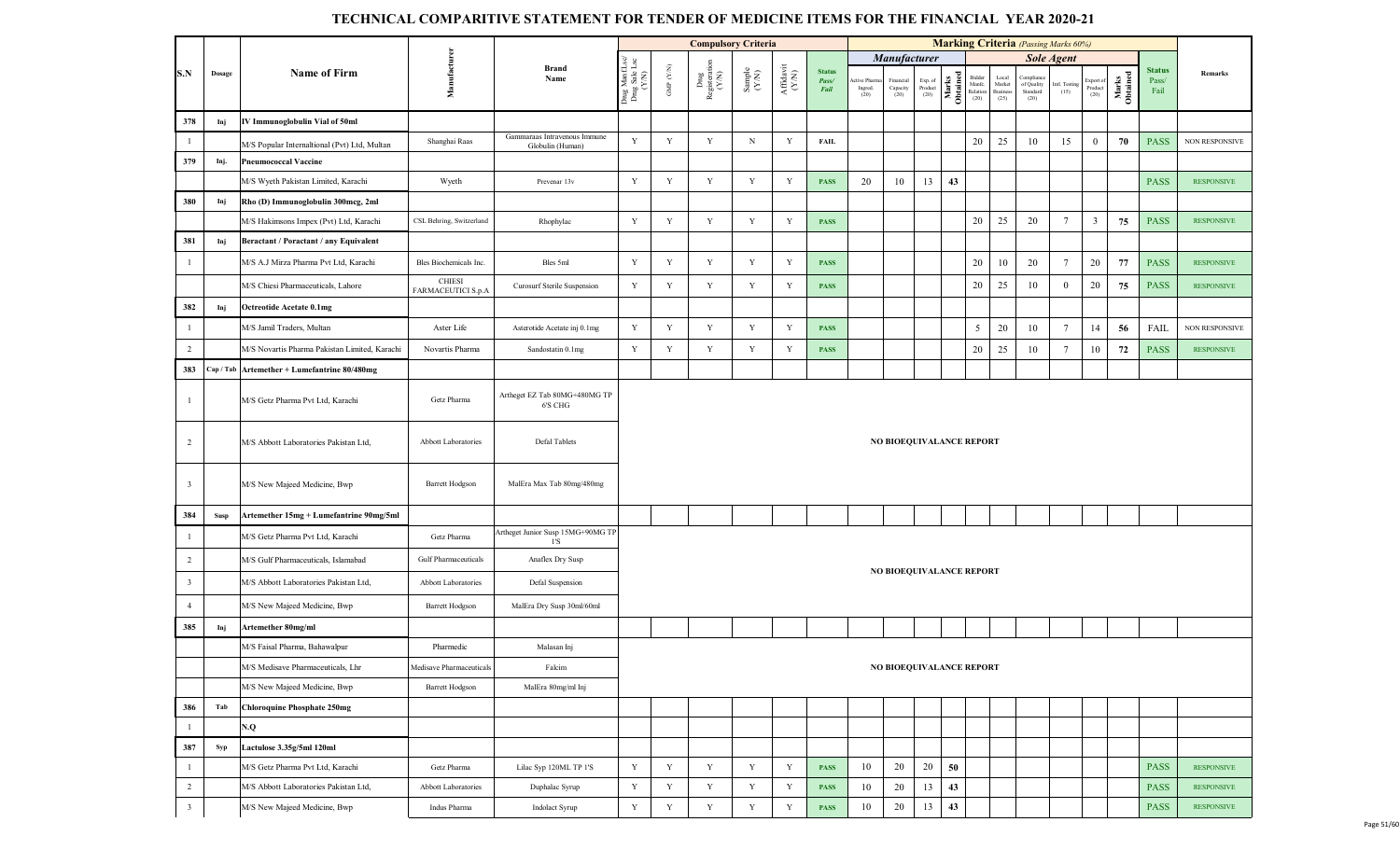# TECHNICAL COMPARITIVE STATEMENT FOR TENDER OF MEDICINE ITEMS FOR THE FINANCIAL YEAR 2020-21

| S.N | Dosage | Name of Firm | Manufacturer | Brand Name | Compulsory Criteria | | | | | | Marking Criteria (Passing Marks 60%) | | | | | | | | | | | Status Pass/ Fail | Remarks |
|---|---|---|---|---|---|---|---|---|---|---|---|---|---|---|---|---|---|---|---|---|---|---|---|
| | | | | | | | | | | | Manufacturer | | | | Sole Agent | | | | | | | | |
| | | | | | Drug Mnf.(Lsc/ Drug Sale Lsc (Y/N) | GMP (Y/N) | Drug Registration (Y/N) | Sample (Y/N) | Affidavit (Y/N) | Status Pass/ Fail | Active Pharma Ingred. (20) | Financial Capacity (20) | Exp. of Product (20) | Marks Obtained | Bidder Manfc. Relation (20) | Local Market Business (25) | Compliance of Quality Standard (20) | Intl. Testing (15) | Export of Product (20) | Marks Obtained | | |
| 378 | Inj | IV Immunoglobulin Vial of 50ml | | | | | | | | | | | | | | | | | | | | |
| 1 | | M/S Popular Internaltional (Pvt) Ltd, Multan | Shanghai Raas | Gammaraas Intravenous Immune Globulin (Human) | Y | Y | Y | N | Y | FAIL | | | | | 20 | 25 | 10 | 15 | 0 | 70 | PASS | NON RESPONSIVE |
| 379 | Inj. | Pneumococcal Vaccine | | | | | | | | | | | | | | | | | | | | |
| | | M/S Wyeth Pakistan Limited, Karachi | Wyeth | Prevenar 13v | Y | Y | Y | Y | Y | PASS | 20 | 10 | 13 | 43 | | | | | | | PASS | RESPONSIVE |
| 380 | Inj | Rho (D) Immunoglobulin 300mcg, 2ml | | | | | | | | | | | | | | | | | | | | |
| | | M/S Hakimsons Impex (Pvt) Ltd, Karachi | CSL Behring, Switzerland | Rhophylac | Y | Y | Y | Y | Y | PASS | | | | | 20 | 25 | 20 | 7 | 3 | 75 | PASS | RESPONSIVE |
| 381 | Inj | Beractant / Poractant / any Equivalent | | | | | | | | | | | | | | | | | | | | |
| 1 | | M/S A.J Mirza Pharma Pvt Ltd, Karachi | Bles Biochemicals Inc. | Bles 5ml | Y | Y | Y | Y | Y | PASS | | | | | 20 | 10 | 20 | 7 | 20 | 77 | PASS | RESPONSIVE |
| | | M/S Chiesi Pharmaceuticals, Lahore | CHIESI FARMACEUTICI S.p.A | Curosurf Sterile Suspension | Y | Y | Y | Y | Y | PASS | | | | | 20 | 25 | 10 | 0 | 20 | 75 | PASS | RESPONSIVE |
| 382 | Inj | Octreotide Acetate 0.1mg | | | | | | | | | | | | | | | | | | | | |
| 1 | | M/S Jamil Traders, Multan | Aster Life | Asterotide Acetate inj 0.1mg | Y | Y | Y | Y | Y | PASS | | | | | 5 | 20 | 10 | 7 | 14 | 56 | FAIL | NON RESPONSIVE |
| 2 | | M/S Novartis Pharma Pakistan Limited, Karachi | Novartis Pharma | Sandostatin 0.1mg | Y | Y | Y | Y | Y | PASS | | | | | 20 | 25 | 10 | 7 | 10 | 72 | PASS | RESPONSIVE |
| 383 | Cap / Tab | Artemether + Lumefantrine 80/480mg | | | | | | | | | | | | | | | | | | | | |
| 1 | | M/S Getz Pharma Pvt Ltd, Karachi | Getz Pharma | Artheget EZ Tab 80MG+480MG TP 6'S CHG | NO BIOEQUIVALANCE REPORT | | | | | | | | | | | | | | | | | |
| 2 | | M/S Abbott Laboratories Pakistan Ltd, | Abbott Laboratories | Defal Tablets | NO BIOEQUIVALANCE REPORT | | | | | | | | | | | | | | | | | |
| 3 | | M/S New Majeed Medicine, Bwp | Barrett Hodgson | MalEra Max Tab 80mg/480mg | NO BIOEQUIVALANCE REPORT | | | | | | | | | | | | | | | | | |
| 384 | Susp | Artemether 15mg + Lumefantrine 90mg/5ml | | | | | | | | | | | | | | | | | | | | |
| 1 | | M/S Getz Pharma Pvt Ltd, Karachi | Getz Pharma | Artheget Junior Susp 15MG+90MG TP 1'S | NO BIOEQUIVALANCE REPORT | | | | | | | | | | | | | | | | | |
| 2 | | M/S Gulf Pharmaceuticals, Islamabad | Gulf Pharmaceuticals | Anaflex Dry Susp | NO BIOEQUIVALANCE REPORT | | | | | | | | | | | | | | | | | |
| 3 | | M/S Abbott Laboratories Pakistan Ltd, | Abbott Laboratories | Defal Suspension | NO BIOEQUIVALANCE REPORT | | | | | | | | | | | | | | | | | |
| 4 | | M/S New Majeed Medicine, Bwp | Barrett Hodgson | MalEra Dry Susp 30ml/60ml | NO BIOEQUIVALANCE REPORT | | | | | | | | | | | | | | | | | |
| 385 | Inj | Artemether 80mg/ml | | | | | | | | | | | | | | | | | | | | |
| | | M/S Faisal Pharma, Bahawalpur | Pharmedic | Malasan Inj | NO BIOEQUIVALANCE REPORT | | | | | | | | | | | | | | | | | |
| | | M/S Medisave Pharmaceuticals, Lhr | Medisave Pharmaceuticals | Fakim | NO BIOEQUIVALANCE REPORT | | | | | | | | | | | | | | | | | |
| | | M/S New Majeed Medicine, Bwp | Barrett Hodgson | MalEra 80mg/ml Inj | NO BIOEQUIVALANCE REPORT | | | | | | | | | | | | | | | | | |
| 386 | Tab | Chloroquine Phosphate 250mg | | | | | | | | | | | | | | | | | | | | |
| 1 | | N.Q | | | | | | | | | | | | | | | | | | | | |
| 387 | Syp | Lactulose 3.35g/5ml 120ml | | | | | | | | | | | | | | | | | | | | |
| 1 | | M/S Getz Pharma Pvt Ltd, Karachi | Getz Pharma | Lilac Syp 120ML TP 1'S | Y | Y | Y | Y | Y | PASS | 10 | 20 | 20 | 50 | | | | | | | PASS | RESPONSIVE |
| 2 | | M/S Abbott Laboratories Pakistan Ltd, | Abbott Laboratories | Duphalac Syrup | Y | Y | Y | Y | Y | PASS | 10 | 20 | 13 | 43 | | | | | | | PASS | RESPONSIVE |
| 3 | | M/S New Majeed Medicine, Bwp | Indus Pharma | Indolact Syrup | Y | Y | Y | Y | Y | PASS | 10 | 20 | 13 | 43 | | | | | | | PASS | RESPONSIVE |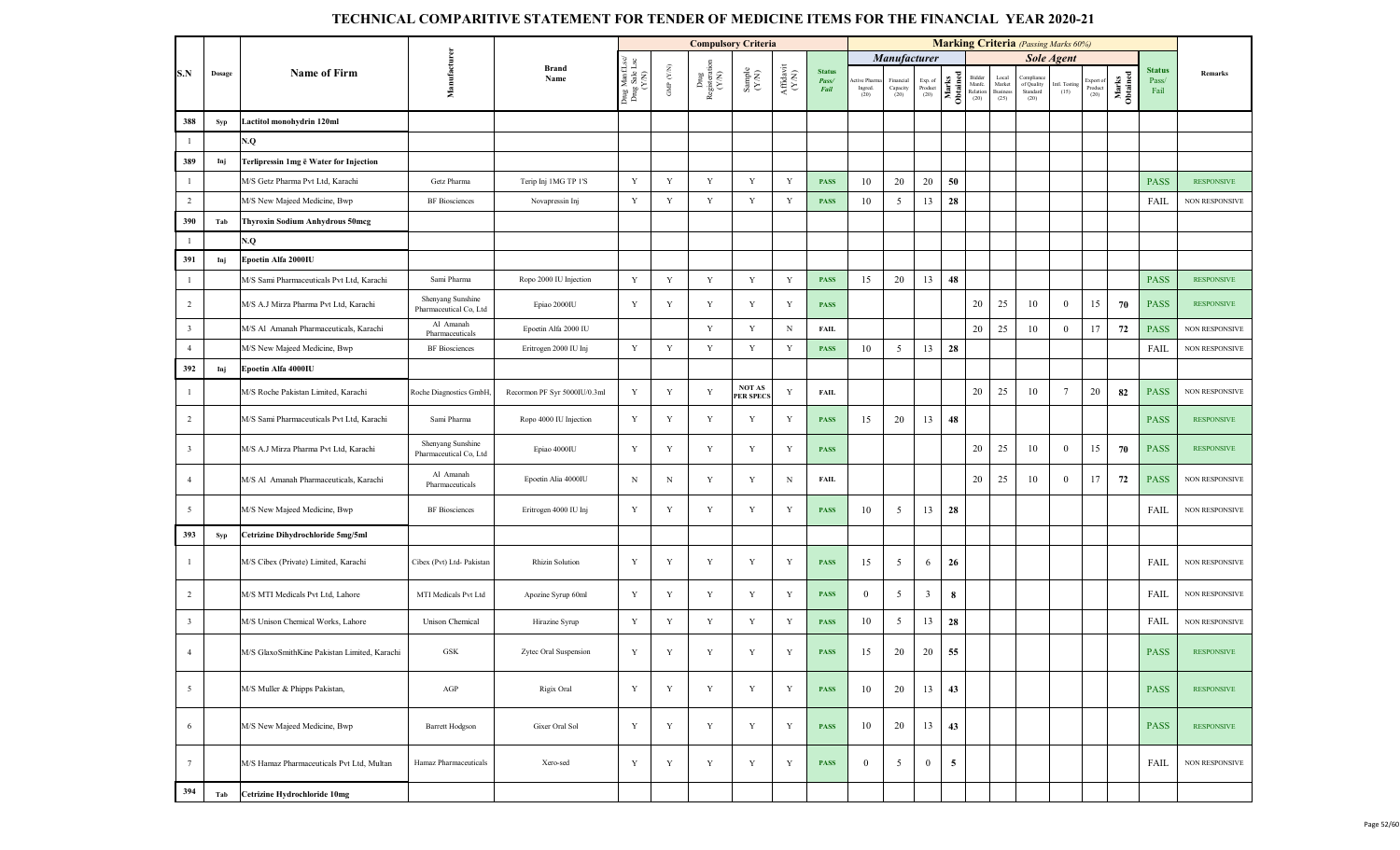# TECHNICAL COMPARITIVE STATEMENT FOR TENDER OF MEDICINE ITEMS FOR THE FINANCIAL YEAR 2020-21

| S.N | Dosage | Name of Firm | Manufacturer | Brand Name | Compulsory Criteria | | | | | | Marking Criteria (Passing Marks 60%) | | | | | | | | | | | Status Pass/ Fail | Remarks |
|---|---|---|---|---|---|---|---|---|---|---|---|---|---|---|---|---|---|---|---|---|---|---|---|
| | | | | | | | | | | | Manufacturer | | | | Sole Agent | | | | | | | | |
| | | | | | Drug Mnf (Lsc/ Drug Sale Lsc (Y/N) | GMP (Y/N) | Drug Registration (Y/N) | Sample (Y/N) | Affidavit (Y/N) | Status Pass/ Fail | Active Pharma Ingred. (20) | Financial Capacity (20) | Exp. of Product (20) | Marks Obtained | Bidder Manfc. Relation (20) | Local Market Business (25) | Compliance of Quality Standard (20) | Intl. Testing (15) | Export of Product (20) | Marks Obtained | | |
| 388 | Syp | Lactitol monohydrin 120ml | | | | | | | | | | | | | | | | | | | | |
| 1 | | N.Q | | | | | | | | | | | | | | | | | | | | |
| 389 | Inj | Terlipressin 1mg ē Water for Injection | | | | | | | | | | | | | | | | | | | | |
| 1 | | M/S Getz Pharma Pvt Ltd, Karachi | Getz Pharma | Terip Inj 1MG TP 1'S | Y | Y | Y | Y | Y | PASS | 10 | 20 | 20 | 50 | | | | | | | PASS | RESPONSIVE |
| 2 | | M/S New Majeed Medicine, Bwp | BF Biosciences | Novapressin Inj | Y | Y | Y | Y | Y | PASS | 10 | 5 | 13 | 28 | | | | | | | FAIL | NON RESPONSIVE |
| 390 | Tab | Thyroxin Sodium Anhydrous 50mcg | | | | | | | | | | | | | | | | | | | | |
| 1 | | N.Q | | | | | | | | | | | | | | | | | | | | |
| 391 | Inj | Epoetin Alfa 2000IU | | | | | | | | | | | | | | | | | | | | |
| 1 | | M/S Sami Pharmaceuticals Pvt Ltd, Karachi | Sami Pharma | Ropo 2000 IU Injection | Y | Y | Y | Y | Y | PASS | 15 | 20 | 13 | 48 | | | | | | | PASS | RESPONSIVE |
| 2 | | M/S A.J Mirza Pharma Pvt Ltd, Karachi | Shenyang Sunshine Pharmaceutical Co, Ltd | Epiao 2000IU | Y | Y | Y | Y | Y | PASS | | | | | 20 | 25 | 10 | 0 | 15 | 70 | PASS | RESPONSIVE |
| 3 | | M/S Al Amanah Pharmaceuticals, Karachi | Al Amanah Pharmaceuticals | Epoetin Alfa 2000 IU | | | Y | Y | N | FAIL | | | | | 20 | 25 | 10 | 0 | 17 | 72 | PASS | NON RESPONSIVE |
| 4 | | M/S New Majeed Medicine, Bwp | BF Biosciences | Eritrogen 2000 IU Inj | Y | Y | Y | Y | Y | PASS | 10 | 5 | 13 | 28 | | | | | | | FAIL | NON RESPONSIVE |
| 392 | Inj | Epoetin Alfa 4000IU | | | | | | | | | | | | | | | | | | | | |
| 1 | | M/S Roche Pakistan Limited, Karachi | Roche Diagnostics GmbH, | Recormon PF Syr 5000IU/0.3ml | Y | Y | Y | NOT AS PER SPECS | Y | FAIL | | | | | 20 | 25 | 10 | 7 | 20 | 82 | PASS | NON RESPONSIVE |
| 2 | | M/S Sami Pharmaceuticals Pvt Ltd, Karachi | Sami Pharma | Ropo 4000 IU Injection | Y | Y | Y | Y | Y | PASS | 15 | 20 | 13 | 48 | | | | | | | PASS | RESPONSIVE |
| 3 | | M/S A.J Mirza Pharma Pvt Ltd, Karachi | Shenyang Sunshine Pharmaceutical Co, Ltd | Epiao 4000IU | Y | Y | Y | Y | Y | PASS | | | | | 20 | 25 | 10 | 0 | 15 | 70 | PASS | RESPONSIVE |
| 4 | | M/S Al Amanah Pharmaceuticals, Karachi | Al Amanah Pharmaceuticals | Epoetin Alia 4000IU | N | N | Y | Y | N | FAIL | | | | | 20 | 25 | 10 | 0 | 17 | 72 | PASS | NON RESPONSIVE |
| 5 | | M/S New Majeed Medicine, Bwp | BF Biosciences | Eritrogen 4000 IU Inj | Y | Y | Y | Y | Y | PASS | 10 | 5 | 13 | 28 | | | | | | | FAIL | NON RESPONSIVE |
| 393 | Syp | Cetrizine Dihydrochloride 5mg/5ml | | | | | | | | | | | | | | | | | | | | |
| 1 | | M/S Cibex (Private) Limited, Karachi | Cibex (Pvt) Ltd- Pakistan | Rhizin Solution | Y | Y | Y | Y | Y | PASS | 15 | 5 | 6 | 26 | | | | | | | FAIL | NON RESPONSIVE |
| 2 | | M/S MTI Medicals Pvt Ltd, Lahore | MTI Medicals Pvt Ltd | Apozine Syrup 60ml | Y | Y | Y | Y | Y | PASS | 0 | 5 | 3 | 8 | | | | | | | FAIL | NON RESPONSIVE |
| 3 | | M/S Unison Chemical Works, Lahore | Unison Chemical | Hirazine Syrup | Y | Y | Y | Y | Y | PASS | 10 | 5 | 13 | 28 | | | | | | | FAIL | NON RESPONSIVE |
| 4 | | M/S GlaxoSmithKine Pakistan Limited, Karachi | GSK | Zytec Oral Suspension | Y | Y | Y | Y | Y | PASS | 15 | 20 | 20 | 55 | | | | | | | PASS | RESPONSIVE |
| 5 | | M/S Muller & Phipps Pakistan, | AGP | Rigix Oral | Y | Y | Y | Y | Y | PASS | 10 | 20 | 13 | 43 | | | | | | | PASS | RESPONSIVE |
| 6 | | M/S New Majeed Medicine, Bwp | Barrett Hodgson | Gixer Oral Sol | Y | Y | Y | Y | Y | PASS | 10 | 20 | 13 | 43 | | | | | | | PASS | RESPONSIVE |
| 7 | | M/S Hamaz Pharmaceuticals Pvt Ltd, Multan | Hamaz Pharmaceuticals | Xero-sed | Y | Y | Y | Y | Y | PASS | 0 | 5 | 0 | 5 | | | | | | | FAIL | NON RESPONSIVE |
| 394 | Tab | Cetrizine Hydrochloride 10mg | | | | | | | | | | | | | | | | | | | | |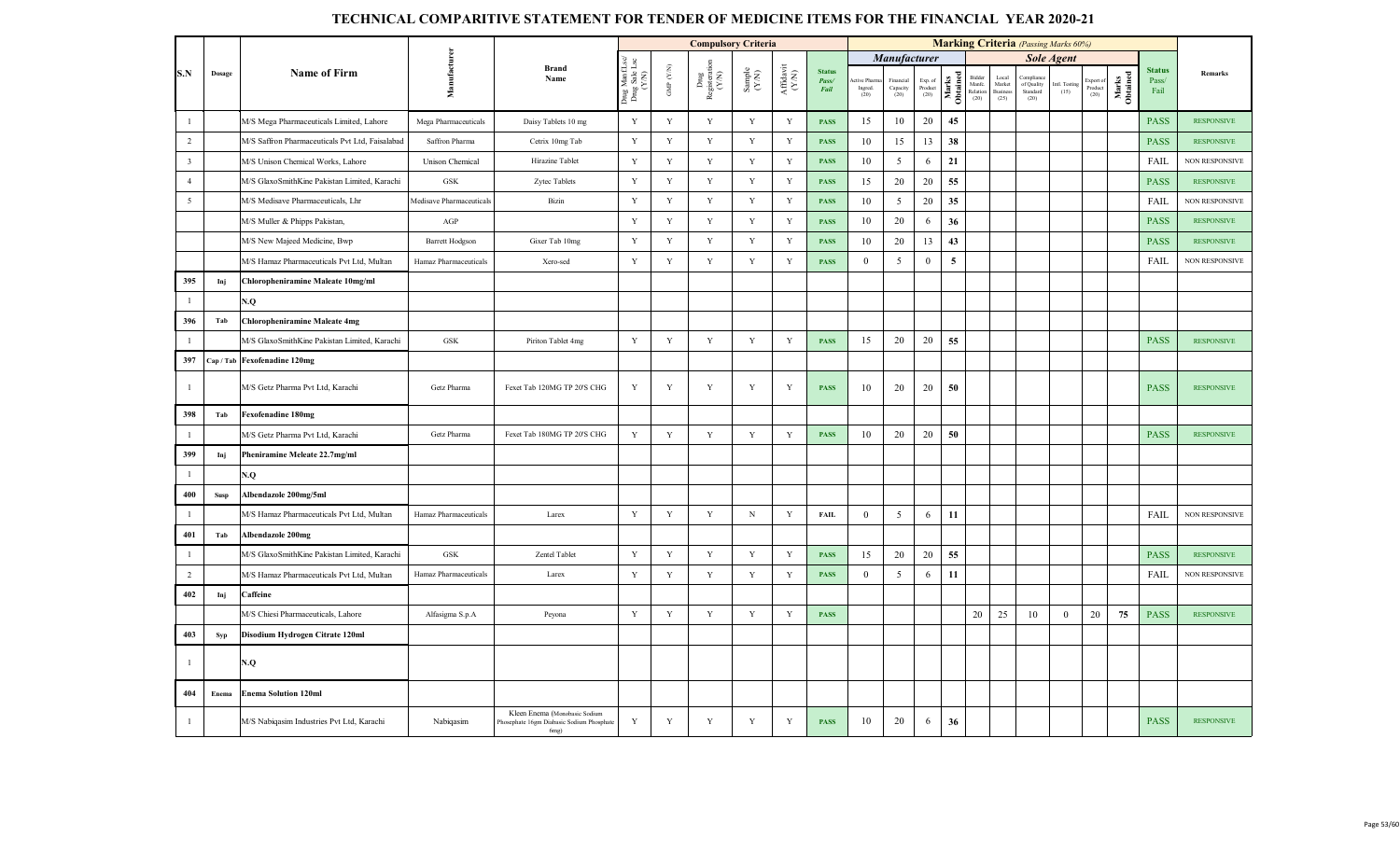# TECHNICAL COMPARITIVE STATEMENT FOR TENDER OF MEDICINE ITEMS FOR THE FINANCIAL YEAR 2020-21

| S.N | Dosage | Name of Firm | Manufacturer | Brand Name | Compulsory Criteria | | | | | | Marking Criteria (Passing Marks 60%) | | | | | | | | | | | Status Pass/ Fail | Remarks |
|---|---|---|---|---|---|---|---|---|---|---|---|---|---|---|---|---|---|---|---|---|---|---|---|
| | | | | | | | | | | | Manufacturer | | | | Sole Agent | | | | | | | | |
| | | | | | Drug Manf.Lsc/ Drug Sale Lsc (Y/N) | GMP (Y/N) | Drug Registration (Y/N) | Sample (Y/N) | Affidavit (Y/N) | Status Pass/ Fail | Active Pharma Ingred. (20) | Financial Capacity (20) | Exp. of Product (20) | Marks Obtained | Bidder Manfc. Relation (20) | Local Market Business (25) | Compliance of Quality Standard (20) | Intl. Testing (15) | Export of Product (20) | Marks Obtained | | |
| 1 | | M/S Mega Pharmaceuticals Limited, Lahore | Mega Pharmaceuticals | Daisy Tablets 10 mg | Y | Y | Y | Y | Y | PASS | 15 | 10 | 20 | 45 | | | | | | | PASS | RESPONSIVE |
| 2 | | M/S Saffron Pharmaceuticals Pvt Ltd, Faisalabad | Saffron Pharma | Cetrix 10mg Tab | Y | Y | Y | Y | Y | PASS | 10 | 15 | 13 | 38 | | | | | | | PASS | RESPONSIVE |
| 3 | | M/S Unison Chemical Works, Lahore | Unison Chemical | Hirazine Tablet | Y | Y | Y | Y | Y | PASS | 10 | 5 | 6 | 21 | | | | | | | FAIL | NON RESPONSIVE |
| 4 | | M/S GlaxoSmithKine Pakistan Limited, Karachi | GSK | Zytec Tablets | Y | Y | Y | Y | Y | PASS | 15 | 20 | 20 | 55 | | | | | | | PASS | RESPONSIVE |
| 5 | | M/S Medisave Pharmaceuticals, Lhr | Medisave Pharmaceuticals | Bizin | Y | Y | Y | Y | Y | PASS | 10 | 5 | 20 | 35 | | | | | | | FAIL | NON RESPONSIVE |
| | | M/S Muller & Phipps Pakistan, | AGP | | Y | Y | Y | Y | Y | PASS | 10 | 20 | 6 | 36 | | | | | | | PASS | RESPONSIVE |
| | | M/S New Majeed Medicine, Bwp | Barrett Hodgson | Gixer Tab 10mg | Y | Y | Y | Y | Y | PASS | 10 | 20 | 13 | 43 | | | | | | | PASS | RESPONSIVE |
| | | M/S Hamaz Pharmaceuticals Pvt Ltd, Multan | Hamaz Pharmaceuticals | Xero-sed | Y | Y | Y | Y | Y | PASS | 0 | 5 | 0 | 5 | | | | | | | FAIL | NON RESPONSIVE |
| 395 | Inj | **Chloropheniramine Maleate 10mg/ml** | | | | | | | | | | | | | | | | | | | | |
| 1 | | N.Q | | | | | | | | | | | | | | | | | | | | |
| 396 | Tab | **Chloropheniramine Maleate 4mg** | | | | | | | | | | | | | | | | | | | | |
| 1 | | M/S GlaxoSmithKine Pakistan Limited, Karachi | GSK | Piriton Tablet 4mg | Y | Y | Y | Y | Y | PASS | 15 | 20 | 20 | 55 | | | | | | | PASS | RESPONSIVE |
| 397 | Cap / Tab | **Fexofenadine 120mg** | | | | | | | | | | | | | | | | | | | | |
| 1 | | M/S Getz Pharma Pvt Ltd, Karachi | Getz Pharma | Fexet Tab 120MG TP 20'S CHG | Y | Y | Y | Y | Y | PASS | 10 | 20 | 20 | 50 | | | | | | | PASS | RESPONSIVE |
| 398 | Tab | **Fexofenadine 180mg** | | | | | | | | | | | | | | | | | | | | |
| 1 | | M/S Getz Pharma Pvt Ltd, Karachi | Getz Pharma | Fexet Tab 180MG TP 20'S CHG | Y | Y | Y | Y | Y | PASS | 10 | 20 | 20 | 50 | | | | | | | PASS | RESPONSIVE |
| 399 | Inj | **Pheniramine Meleate 22.7mg/ml** | | | | | | | | | | | | | | | | | | | | |
| 1 | | N.Q | | | | | | | | | | | | | | | | | | | | |
| 400 | Susp | **Albendazole 200mg/5ml** | | | | | | | | | | | | | | | | | | | | |
| 1 | | M/S Hamaz Pharmaceuticals Pvt Ltd, Multan | Hamaz Pharmaceuticals | Larex | Y | Y | Y | N | Y | FAIL | 0 | 5 | 6 | 11 | | | | | | | FAIL | NON RESPONSIVE |
| 401 | Tab | **Albendazole 200mg** | | | | | | | | | | | | | | | | | | | | |
| 1 | | M/S GlaxoSmithKine Pakistan Limited, Karachi | GSK | Zentel Tablet | Y | Y | Y | Y | Y | PASS | 15 | 20 | 20 | 55 | | | | | | | PASS | RESPONSIVE |
| 2 | | M/S Hamaz Pharmaceuticals Pvt Ltd, Multan | Hamaz Pharmaceuticals | Larex | Y | Y | Y | Y | Y | PASS | 0 | 5 | 6 | 11 | | | | | | | FAIL | NON RESPONSIVE |
| 402 | Inj | **Caffeine** | | | | | | | | | | | | | | | | | | | | |
| | | M/S Chiesi Pharmaceuticals, Lahore | Alfasigma S.p.A | Peyona | Y | Y | Y | Y | Y | PASS | | | | | 20 | 25 | 10 | 0 | 20 | 75 | PASS | RESPONSIVE |
| 403 | Syp | **Disodium Hydrogen Citrate 120ml** | | | | | | | | | | | | | | | | | | | | |
| 1 | | N.Q | | | | | | | | | | | | | | | | | | | | |
| 404 | Enema | **Enema Solution 120ml** | | | | | | | | | | | | | | | | | | | | |
| 1 | | M/S Nabiqasim Industries Pvt Ltd, Karachi | Nabiqasim | Kleen Enema (Monobasic Sodium Phosephate 16gm Diabasic Sodium Phosphate 6mg) | Y | Y | Y | Y | Y | PASS | 10 | 20 | 6 | 36 | | | | | | | PASS | RESPONSIVE |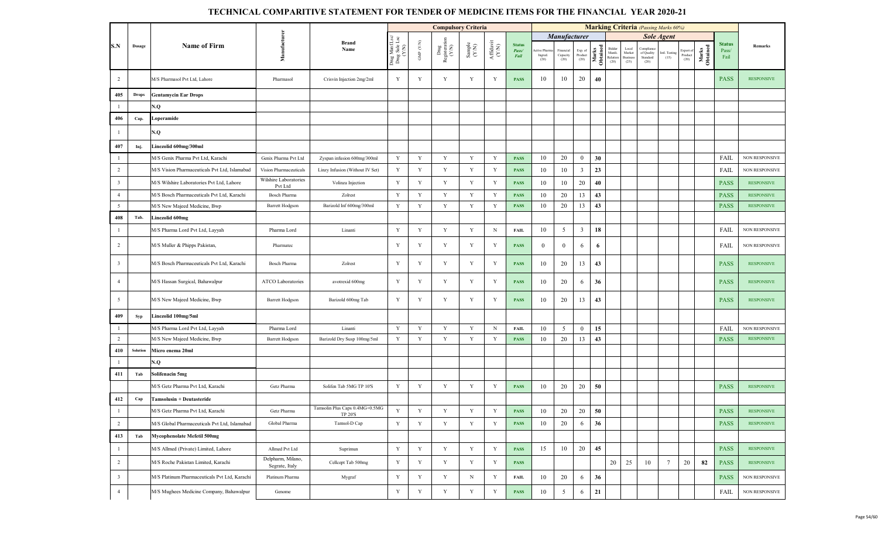# TECHNICAL COMPARITIVE STATEMENT FOR TENDER OF MEDICINE ITEMS FOR THE FINANCIAL YEAR 2020-21

| S.N | Dosage | Name of Firm | Manufacturer | Brand Name | Compulsory Criteria | | | | | | Marking Criteria (Passing Marks 60%) | | | | | | | | | | | Status Pass/ Fail | Remarks |
|---|---|---|---|---|---|---|---|---|---|---|---|---|---|---|---|---|---|---|---|---|---|---|---|
| | | | | | Drug Mnf (Lsc/ Drug Sale Lsc (Y/N) | GMP (Y/N) | Drug Registration (Y/N) | Sample (Y/N) | Affidavit (Y/N) | Status Pass/ Fail | Manufacturer | | | | Sole Agent | | | | | | | | |
| | | | | | | | | | | | Active Pharma Ingred. (20) | Financial Capacity (20) | Exp. of Product (20) | Marks Obtained | Bidder Manf. Relation (20) | Local Market Business (25) | Compliance of Quality Standard (20) | Intl. Testing (15) | Export of Product (20) | Marks Obtained | | |
| 2 | | M/S Pharmasol Pvt Ltd, Lahore | Pharmasol | Crisvin Injection 2mg/2ml | Y | Y | Y | Y | Y | PASS | 10 | 10 | 20 | 40 | | | | | | | PASS | RESPONSIVE |
| 405 | Drops | Gentamycin Ear Drops | | | | | | | | | | | | | | | | | | | | |
| 1 | | N.Q | | | | | | | | | | | | | | | | | | | | |
| 406 | Cap. | Loperamide | | | | | | | | | | | | | | | | | | | | |
| 1 | | N.Q | | | | | | | | | | | | | | | | | | | | |
| 407 | Inj. | Linezolid 600mg/300ml | | | | | | | | | | | | | | | | | | | | |
| 1 | | M/S Genix Pharma Pvt Ltd, Karachi | Genix Pharma Pvt Ltd | Zyspan infusion 600mg/300ml | Y | Y | Y | Y | Y | PASS | 10 | 20 | 0 | 30 | | | | | | | FAIL | NON RESPONSIVE |
| 2 | | M/S Vision Pharmaceuticals Pvt Ltd, Islamabad | Vision Pharmaceuticals | Linzy Infusion (Without IV Set) | Y | Y | Y | Y | Y | PASS | 10 | 10 | 3 | 23 | | | | | | | FAIL | NON RESPONSIVE |
| 3 | | M/S Wilshire Laboratories Pvt Ltd, Lahore | Wilshire Laboratories Pvt Ltd | Volinza Injection | Y | Y | Y | Y | Y | PASS | 10 | 10 | 20 | 40 | | | | | | | PASS | RESPONSIVE |
| 4 | | M/S Bosch Pharmaceuticals Pvt Ltd, Karachi | Bosch Pharma | Zolrest | Y | Y | Y | Y | Y | PASS | 10 | 20 | 13 | 43 | | | | | | | PASS | RESPONSIVE |
| 5 | | M/S New Majeed Medicine, Bwp | Barrett Hodgson | Barizold Inf 600mg/300ml | Y | Y | Y | Y | Y | PASS | 10 | 20 | 13 | 43 | | | | | | | PASS | RESPONSIVE |
| 408 | Tab. | Linezolid 600mg | | | | | | | | | | | | | | | | | | | | |
| 1 | | M/S Pharma Lord Pvt Ltd, Layyah | Pharma Lord | Linanti | Y | Y | Y | Y | N | FAIL | 10 | 5 | 3 | 18 | | | | | | | FAIL | NON RESPONSIVE |
| 2 | | M/S Muller & Phipps Pakistan, | Pharmatec | | Y | Y | Y | Y | Y | PASS | 0 | 0 | 6 | 6 | | | | | | | FAIL | NON RESPONSIVE |
| 3 | | M/S Bosch Pharmaceuticals Pvt Ltd, Karachi | Bosch Pharma | Zolrest | Y | Y | Y | Y | Y | PASS | 10 | 20 | 13 | 43 | | | | | | | PASS | RESPONSIVE |
| 4 | | M/S Hassan Surgical, Bahawalpur | ATCO Laboratories | avotrexid 600mg | Y | Y | Y | Y | Y | PASS | 10 | 20 | 6 | 36 | | | | | | | PASS | RESPONSIVE |
| 5 | | M/S New Majeed Medicine, Bwp | Barrett Hodgson | Barizold 600mg Tab | Y | Y | Y | Y | Y | PASS | 10 | 20 | 13 | 43 | | | | | | | PASS | RESPONSIVE |
| 409 | Syp | Linezolid 100mg/5ml | | | | | | | | | | | | | | | | | | | | |
| 1 | | M/S Pharma Lord Pvt Ltd, Layyah | Pharma Lord | Linanti | Y | Y | Y | Y | N | FAIL | 10 | 5 | 0 | 15 | | | | | | | FAIL | NON RESPONSIVE |
| 2 | | M/S New Majeed Medicine, Bwp | Barrett Hodgson | Barizold Dry Susp 100mg/5ml | Y | Y | Y | Y | Y | PASS | 10 | 20 | 13 | 43 | | | | | | | PASS | RESPONSIVE |
| 410 | Solution | Micro enema 20ml | | | | | | | | | | | | | | | | | | | | |
| 1 | | N.Q | | | | | | | | | | | | | | | | | | | | |
| 411 | Tab | Solifenacin 5mg | | | | | | | | | | | | | | | | | | | | |
| | | M/S Getz Pharma Pvt Ltd, Karachi | Getz Pharma | Solifen Tab 5MG TP 10'S | Y | Y | Y | Y | Y | PASS | 10 | 20 | 20 | 50 | | | | | | | PASS | RESPONSIVE |
| 412 | Cap | Tamsolusin + Deutasteride | | | | | | | | | | | | | | | | | | | | |
| 1 | | M/S Getz Pharma Pvt Ltd, Karachi | Getz Pharma | Tamsolin Plus Caps 0.4MG+0.5MG TP 20'S | Y | Y | Y | Y | Y | PASS | 10 | 20 | 20 | 50 | | | | | | | PASS | RESPONSIVE |
| 2 | | M/S Global Pharmaceuticals Pvt Ltd, Islamabad | Global Pharma | Tamsol-D Cap | Y | Y | Y | Y | Y | PASS | 10 | 20 | 6 | 36 | | | | | | | PASS | RESPONSIVE |
| 413 | Tab | Mycophenolate Mefetil 500mg | | | | | | | | | | | | | | | | | | | | |
| 1 | | M/S Allmed (Private) Limited, Lahore | Allmed Pvt Ltd | Suprimun | Y | Y | Y | Y | Y | PASS | 15 | 10 | 20 | 45 | | | | | | | PASS | RESPONSIVE |
| 2 | | M/S Roche Pakistan Limited, Karachi | Delpharm, Milano, Segrate, Italy | Cellcept Tab 500mg | Y | Y | Y | Y | Y | PASS | | | | | 20 | 25 | 10 | 7 | 20 | 82 | PASS | RESPONSIVE |
| 3 | | M/S Platinum Pharmaceuticals Pvt Ltd, Karachi | Platinum Pharma | Mygraf | Y | Y | Y | N | Y | FAIL | 10 | 20 | 6 | 36 | | | | | | | PASS | NON RESPONSIVE |
| 4 | | M/S Mughees Medicine Company, Bahawalpur | Genome | | Y | Y | Y | Y | Y | PASS | 10 | 5 | 6 | 21 | | | | | | | FAIL | NON RESPONSIVE |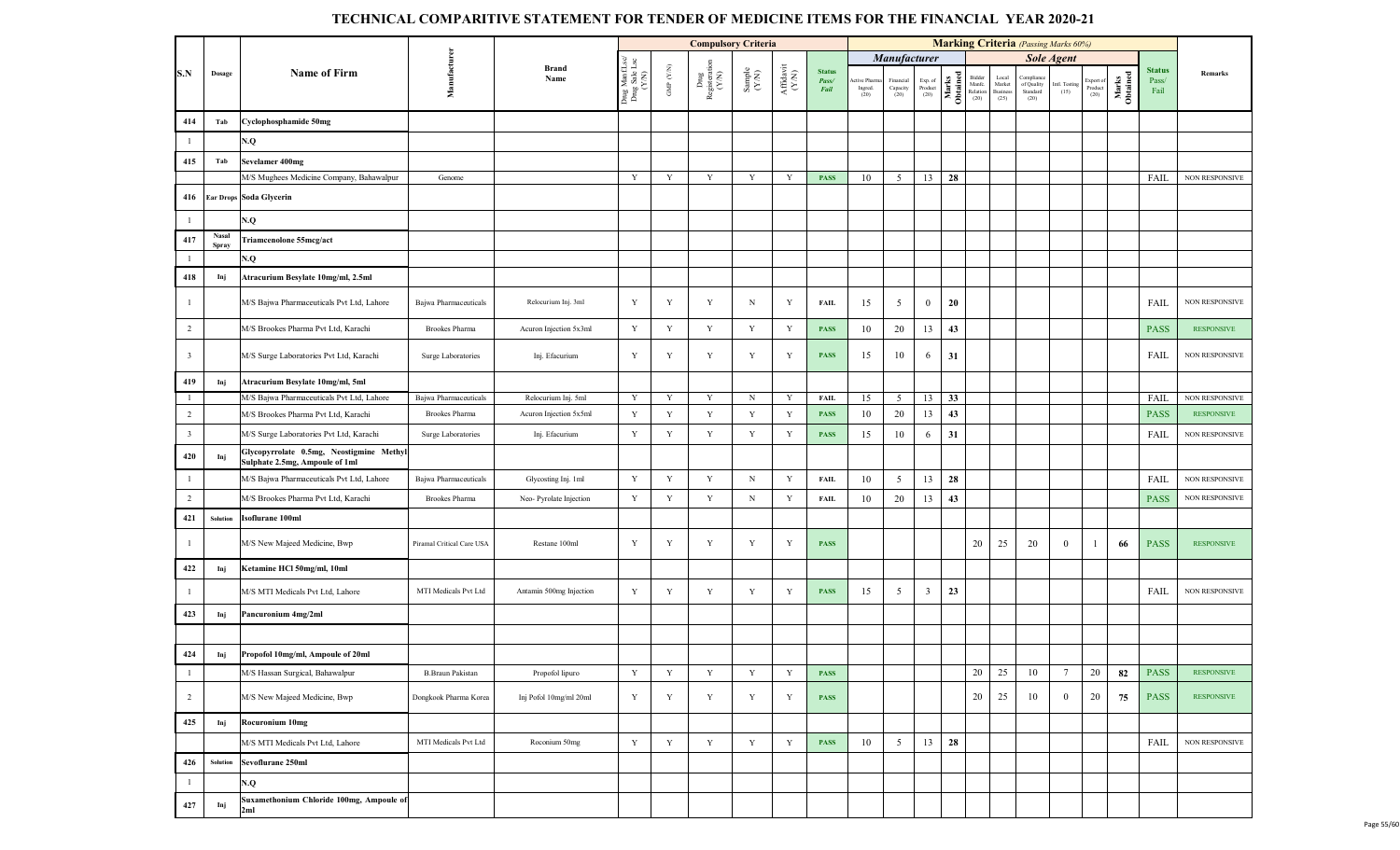# TECHNICAL COMPARITIVE STATEMENT FOR TENDER OF MEDICINE ITEMS FOR THE FINANCIAL YEAR 2020-21

| S.N | Dosage | Name of Firm | Manufacturer | Brand Name | Compulsory Criteria | | | | | | Marking Criteria (Passing Marks 60%) | | | | | | | | | | | Status Pass/ Fail | Remarks |
|---|---|---|---|---|---|---|---|---|---|---|---|---|---|---|---|---|---|---|---|---|---|---|---|
| | | | | | | | | | | | Manufacturer | | | | Sole Agent | | | | | | | | |
| | | | | | Drug Man (Lsc/ Drug Sale Lsc (Y/N) | GMP (Y/N) | Drug Registration (Y/N) | Sample (Y/N) | Affidavit (Y/N) | Status Pass/ Fail | Active Pharma Ingred. (20) | Financial Capacity (20) | Exp. of Product (20) | Marks Obtained | Bidder Manfc. Relation (20) | Local Market Business (25) | Compliance of Quality Standard (20) | Intl. Testing (15) | Export of Product (20) | Marks Obtained | | |
| 414 | Tab | Cyclophosphamide 50mg | | | | | | | | | | | | | | | | | | | | |
| 1 | | N.Q | | | | | | | | | | | | | | | | | | | | |
| 415 | Tab | Sevelamer 400mg | | | | | | | | | | | | | | | | | | | | |
| | | M/S Mughees Medicine Company, Bahawalpur | Genome | | Y | Y | Y | Y | Y | PASS | 10 | 5 | 13 | 28 | | | | | | | FAIL | NON RESPONSIVE |
| 416 | Ear Drops | Soda Glycerin | | | | | | | | | | | | | | | | | | | | |
| 1 | | N.Q | | | | | | | | | | | | | | | | | | | | |
| 417 | Nasal Spray | Triamcenolone 55mcg/act | | | | | | | | | | | | | | | | | | | | |
| 1 | | N.Q | | | | | | | | | | | | | | | | | | | | |
| 418 | Inj | Atracurium Besylate 10mg/ml, 2.5ml | | | | | | | | | | | | | | | | | | | | |
| 1 | | M/S Bajwa Pharmaceuticals Pvt Ltd, Lahore | Bajwa Pharmaceuticals | Relocurium Inj. 3ml | Y | Y | Y | N | Y | FAIL | 15 | 5 | 0 | 20 | | | | | | | FAIL | NON RESPONSIVE |
| 2 | | M/S Brookes Pharma Pvt Ltd, Karachi | Brookes Pharma | Acuron Injection 5x3ml | Y | Y | Y | Y | Y | PASS | 10 | 20 | 13 | 43 | | | | | | | PASS | RESPONSIVE |
| 3 | | M/S Surge Laboratories Pvt Ltd, Karachi | Surge Laboratories | Inj. Efacurium | Y | Y | Y | Y | Y | PASS | 15 | 10 | 6 | 31 | | | | | | | FAIL | NON RESPONSIVE |
| 419 | Inj | Atracurium Besylate 10mg/ml, 5ml | | | | | | | | | | | | | | | | | | | | |
| 1 | | M/S Bajwa Pharmaceuticals Pvt Ltd, Lahore | Bajwa Pharmaceuticals | Relocurium Inj. 5ml | Y | Y | Y | N | Y | FAIL | 15 | 5 | 13 | 33 | | | | | | | FAIL | NON RESPONSIVE |
| 2 | | M/S Brookes Pharma Pvt Ltd, Karachi | Brookes Pharma | Acuron Injection 5x5ml | Y | Y | Y | Y | Y | PASS | 10 | 20 | 13 | 43 | | | | | | | PASS | RESPONSIVE |
| 3 | | M/S Surge Laboratories Pvt Ltd, Karachi | Surge Laboratories | Inj. Efacurium | Y | Y | Y | Y | Y | PASS | 15 | 10 | 6 | 31 | | | | | | | FAIL | NON RESPONSIVE |
| 420 | Inj | Glycopyrrolate 0.5mg, Neostigmine Methyl Sulphate 2.5mg, Ampoule of 1ml | | | | | | | | | | | | | | | | | | | | |
| 1 | | M/S Bajwa Pharmaceuticals Pvt Ltd, Lahore | Bajwa Pharmaceuticals | Glycosting Inj. 1ml | Y | Y | Y | N | Y | FAIL | 10 | 5 | 13 | 28 | | | | | | | FAIL | NON RESPONSIVE |
| 2 | | M/S Brookes Pharma Pvt Ltd, Karachi | Brookes Pharma | Neo- Pyrolate Injection | Y | Y | Y | N | Y | FAIL | 10 | 20 | 13 | 43 | | | | | | | PASS | NON RESPONSIVE |
| 421 | Solution | Isoflurane 100ml | | | | | | | | | | | | | | | | | | | | |
| 1 | | M/S New Majeed Medicine, Bwp | Piramal Critical Care USA | Restane 100ml | Y | Y | Y | Y | Y | PASS | | | | | 20 | 25 | 20 | 0 | 1 | 66 | PASS | RESPONSIVE |
| 422 | Inj | Ketamine HCl 50mg/ml, 10ml | | | | | | | | | | | | | | | | | | | | |
| 1 | | M/S MTI Medicals Pvt Ltd, Lahore | MTI Medicals Pvt Ltd | Antamin 500mg Injection | Y | Y | Y | Y | Y | PASS | 15 | 5 | 3 | 23 | | | | | | | FAIL | NON RESPONSIVE |
| 423 | Inj | Pancuronium 4mg/2ml | | | | | | | | | | | | | | | | | | | | |
| | | | | | | | | | | | | | | | | | | | | | | |
| 424 | Inj | Propofol 10mg/ml, Ampoule of 20ml | | | | | | | | | | | | | | | | | | | | |
| 1 | | M/S Hassan Surgical, Bahawalpur | B.Braun Pakistan | Propofol lipuro | Y | Y | Y | Y | Y | PASS | | | | | 20 | 25 | 10 | 7 | 20 | 82 | PASS | RESPONSIVE |
| 2 | | M/S New Majeed Medicine, Bwp | Dongkook Pharma Korea | Inj Pofol 10mg/ml 20ml | Y | Y | Y | Y | Y | PASS | | | | | 20 | 25 | 10 | 0 | 20 | 75 | PASS | RESPONSIVE |
| 425 | Inj | Rocuronium 10mg | | | | | | | | | | | | | | | | | | | | |
| | | M/S MTI Medicals Pvt Ltd, Lahore | MTI Medicals Pvt Ltd | Roconium 50mg | Y | Y | Y | Y | Y | PASS | 10 | 5 | 13 | 28 | | | | | | | FAIL | NON RESPONSIVE |
| 426 | Solution | Sevoflurane 250ml | | | | | | | | | | | | | | | | | | | | |
| 1 | | N.Q | | | | | | | | | | | | | | | | | | | | |
| 427 | Inj | Suxamethonium Chloride 100mg, Ampoule of 2ml | | | | | | | | | | | | | | | | | | | | |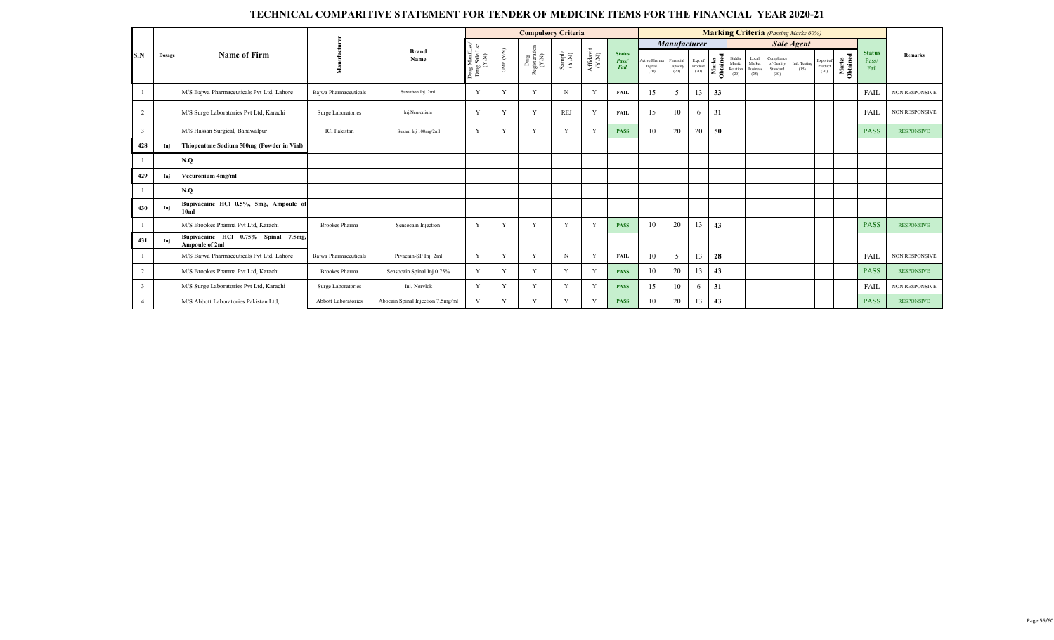# TECHNICAL COMPARITIVE STATEMENT FOR TENDER OF MEDICINE ITEMS FOR THE FINANCIAL YEAR 2020-21

| S.N | Dosage | Name of Firm | Manufacturer | Brand Name | Compulsory Criteria | | | | | | Marking Criteria (Passing Marks 60%) | | | | | | | | | | | Status Pass/ Fail | Remarks |
|---|---|---|---|---|---|---|---|---|---|---|---|---|---|---|---|---|---|---|---|---|---|---|---|
| | | | | | | | | | | | Manufacturer | | | | Sole Agent | | | | | | | | |
| | | | | | Drug Mnf Lsc/ Drug Sale Lsc (Y/N) | GMP (Y/N) | Drug Registration (Y/N) | Sample (Y/N) | Affidavit (Y/N) | Status Pass/ Fail | Active Pharma Ingred. (20) | Financial Capacity (20) | Exp. of Product (20) | Marks Obtained | Bidder Manfc. Relation (20) | Local Market Business (25) | Compliance of Quality Standard (20) | Intl. Testing (15) | Export of Product (20) | Marks Obtained | | |
| 1 | | M/S Bajwa Pharmaceuticals Pvt Ltd, Lahore | Bajwa Pharmaceuticals | Suxathon Inj. 2ml | Y | Y | Y | N | Y | FAIL | 15 | 5 | 13 | 33 | | | | | | | FAIL | NON RESPONSIVE |
| 2 | | M/S Surge Laboratories Pvt Ltd, Karachi | Surge Laboratories | Inj.Neuronium | Y | Y | Y | REJ | Y | FAIL | 15 | 10 | 6 | 31 | | | | | | | FAIL | NON RESPONSIVE |
| 3 | | M/S Hassan Surgical, Bahawalpur | ICI Pakistan | Suxam Inj 100mg/2ml | Y | Y | Y | Y | Y | PASS | 10 | 20 | 20 | 50 | | | | | | | PASS | RESPONSIVE |
| 428 | Inj | Thiopentone Sodium 500mg (Powder in Vial) | | | | | | | | | | | | | | | | | | | | |
| 1 | | N.Q | | | | | | | | | | | | | | | | | | | | |
| 429 | Inj | Vecuronium 4mg/ml | | | | | | | | | | | | | | | | | | | | |
| 1 | | N.Q | | | | | | | | | | | | | | | | | | | | |
| 430 | Inj | Bupivacaine HCl 0.5%, 5mg, Ampoule of 10ml | | | | | | | | | | | | | | | | | | | | |
| 1 | | M/S Brookes Pharma Pvt Ltd, Karachi | Brookes Pharma | Sensocain Injection | Y | Y | Y | Y | Y | PASS | 10 | 20 | 13 | 43 | | | | | | | PASS | RESPONSIVE |
| 431 | Inj | Bupivacaine HCl 0.75% Spinal 7.5mg, Ampoule of 2ml | | | | | | | | | | | | | | | | | | | | |
| 1 | | M/S Bajwa Pharmaceuticals Pvt Ltd, Lahore | Bajwa Pharmaceuticals | Pivacain-SP Inj. 2ml | Y | Y | Y | N | Y | FAIL | 10 | 5 | 13 | 28 | | | | | | | FAIL | NON RESPONSIVE |
| 2 | | M/S Brookes Pharma Pvt Ltd, Karachi | Brookes Pharma | Sensocain Spinal Inj 0.75% | Y | Y | Y | Y | Y | PASS | 10 | 20 | 13 | 43 | | | | | | | PASS | RESPONSIVE |
| 3 | | M/S Surge Laboratories Pvt Ltd, Karachi | Surge Laboratories | Inj. Nervlok | Y | Y | Y | Y | Y | PASS | 15 | 10 | 6 | 31 | | | | | | | FAIL | NON RESPONSIVE |
| 4 | | M/S Abbott Laboratories Pakistan Ltd, | Abbott Laboratories | Abocain Spinal Injection 7.5mg/ml | Y | Y | Y | Y | Y | PASS | 10 | 20 | 13 | 43 | | | | | | | PASS | RESPONSIVE |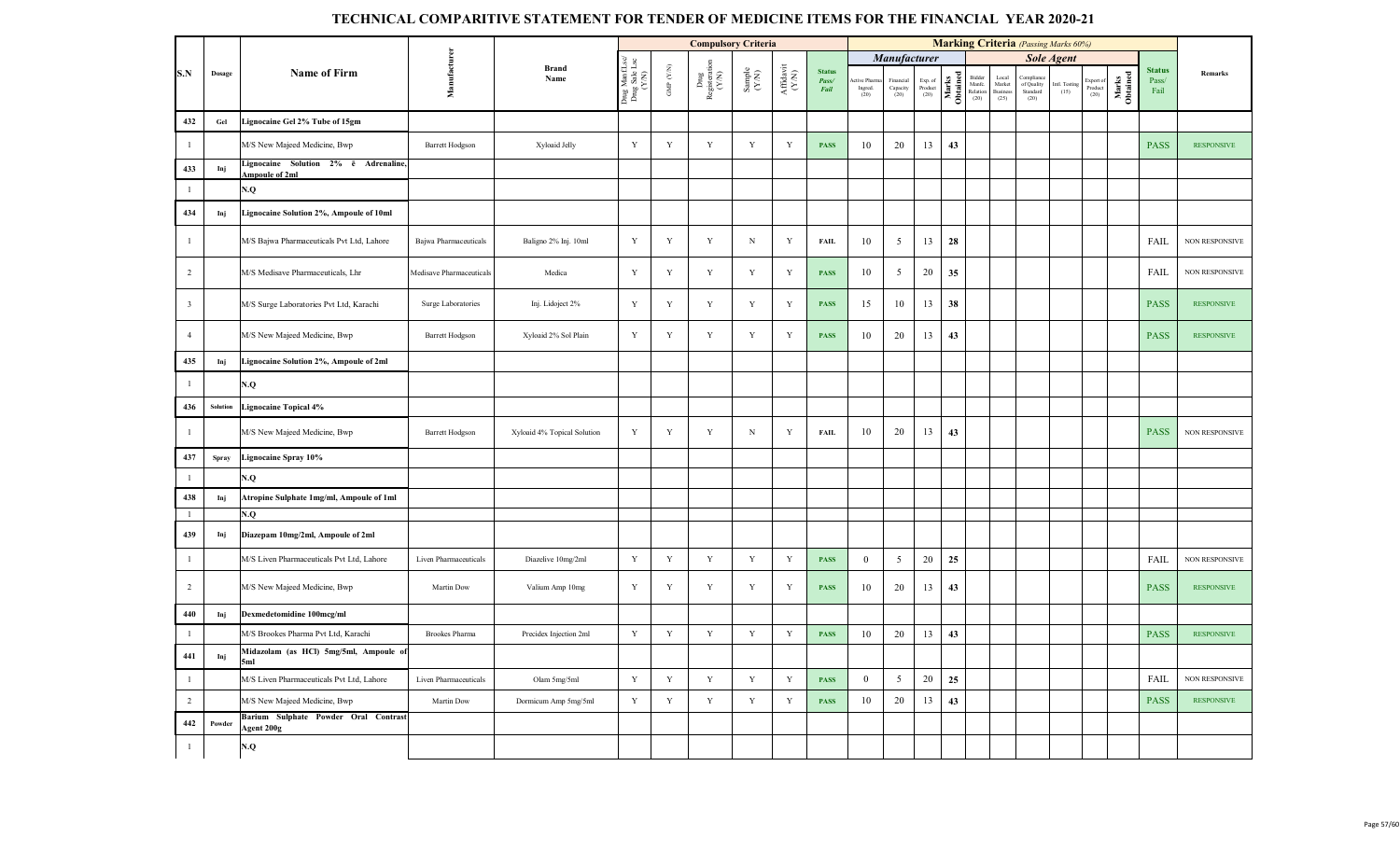# TECHNICAL COMPARITIVE STATEMENT FOR TENDER OF MEDICINE ITEMS FOR THE FINANCIAL YEAR 2020-21

| S.N | Dosage | Name of Firm | Manufacturer | Brand Name | Compulsory Criteria | | | | | | Marking Criteria (Passing Marks 60%) | | | | | | | | | | | Status Pass/ Fail | Remarks |
|---|---|---|---|---|---|---|---|---|---|---|---|---|---|---|---|---|---|---|---|---|---|---|---|
| | | | | | | | | | | | Manufacturer | | | | Sole Agent | | | | | | | | |
| | | | | | Drug Mnf (Lsc/ Drug Sale Lsc (Y/N) | GMP (Y/N) | Drug Registration (Y/N) | Sample (Y/N) | Affidavit (Y/N) | Status Pass/ Fail | Active Pharma Ingred. (20) | Financial Capacity (20) | Exp. of Product (20) | Marks Obtained | Bidder Manfc. Relation (20) | Local Market Business (25) | Compliance of Quality Standard (20) | Intl. Testing (15) | Export of Product (20) | Marks Obtained | | |
| 432 | Gel | Lignocaine Gel 2% Tube of 15gm | | | | | | | | | | | | | | | | | | | | |
| 1 | | M/S New Majeed Medicine, Bwp | Barrett Hodgson | Xyloaid Jelly | Y | Y | Y | Y | Y | PASS | 10 | 20 | 13 | 43 | | | | | | | PASS | RESPONSIVE |
| 433 | Inj | Lignocaine Solution 2% ē Adrenaline, Ampoule of 2ml | | | | | | | | | | | | | | | | | | | | |
| 1 | | N.Q | | | | | | | | | | | | | | | | | | | | |
| 434 | Inj | Lignocaine Solution 2%, Ampoule of 10ml | | | | | | | | | | | | | | | | | | | | |
| 1 | | M/S Bajwa Pharmaceuticals Pvt Ltd, Lahore | Bajwa Pharmaceuticals | Baligno 2% Inj. 10ml | Y | Y | Y | N | Y | FAIL | 10 | 5 | 13 | 28 | | | | | | | FAIL | NON RESPONSIVE |
| 2 | | M/S Medisave Pharmaceuticals, Lhr | Medisave Pharmaceuticals | Medica | Y | Y | Y | Y | Y | PASS | 10 | 5 | 20 | 35 | | | | | | | FAIL | NON RESPONSIVE |
| 3 | | M/S Surge Laboratories Pvt Ltd, Karachi | Surge Laboratories | Inj. Lidoject 2% | Y | Y | Y | Y | Y | PASS | 15 | 10 | 13 | 38 | | | | | | | PASS | RESPONSIVE |
| 4 | | M/S New Majeed Medicine, Bwp | Barrett Hodgson | Xyloaid 2% Sol Plain | Y | Y | Y | Y | Y | PASS | 10 | 20 | 13 | 43 | | | | | | | PASS | RESPONSIVE |
| 435 | Inj | Lignocaine Solution 2%, Ampoule of 2ml | | | | | | | | | | | | | | | | | | | | |
| 1 | | N.Q | | | | | | | | | | | | | | | | | | | | |
| 436 | Solution | Lignocaine Topical 4% | | | | | | | | | | | | | | | | | | | | |
| 1 | | M/S New Majeed Medicine, Bwp | Barrett Hodgson | Xyloaid 4% Topical Solution | Y | Y | Y | N | Y | FAIL | 10 | 20 | 13 | 43 | | | | | | | PASS | NON RESPONSIVE |
| 437 | Spray | Lignocaine Spray 10% | | | | | | | | | | | | | | | | | | | | |
| 1 | | N.Q | | | | | | | | | | | | | | | | | | | | |
| 438 | Inj | Atropine Sulphate 1mg/ml, Ampoule of 1ml | | | | | | | | | | | | | | | | | | | | |
| 1 | | N.Q | | | | | | | | | | | | | | | | | | | | |
| 439 | Inj | Diazepam 10mg/2ml, Ampoule of 2ml | | | | | | | | | | | | | | | | | | | | |
| 1 | | M/S Liven Pharmaceuticals Pvt Ltd, Lahore | Liven Pharmaceuticals | Diazelive 10mg/2ml | Y | Y | Y | Y | Y | PASS | 0 | 5 | 20 | 25 | | | | | | | FAIL | NON RESPONSIVE |
| 2 | | M/S New Majeed Medicine, Bwp | Martin Dow | Valium Amp 10mg | Y | Y | Y | Y | Y | PASS | 10 | 20 | 13 | 43 | | | | | | | PASS | RESPONSIVE |
| 440 | Inj | Dexmedetomidine 100mcg/ml | | | | | | | | | | | | | | | | | | | | |
| 1 | | M/S Brookes Pharma Pvt Ltd, Karachi | Brookes Pharma | Precidex Injection 2ml | Y | Y | Y | Y | Y | PASS | 10 | 20 | 13 | 43 | | | | | | | PASS | RESPONSIVE |
| 441 | Inj | Midazolam (as HCl) 5mg/5ml, Ampoule of 5ml | | | | | | | | | | | | | | | | | | | | |
| 1 | | M/S Liven Pharmaceuticals Pvt Ltd, Lahore | Liven Pharmaceuticals | Olam 5mg/5ml | Y | Y | Y | Y | Y | PASS | 0 | 5 | 20 | 25 | | | | | | | FAIL | NON RESPONSIVE |
| 2 | | M/S New Majeed Medicine, Bwp | Martin Dow | Dormicum Amp 5mg/5ml | Y | Y | Y | Y | Y | PASS | 10 | 20 | 13 | 43 | | | | | | | PASS | RESPONSIVE |
| 442 | Powder | Barium Sulphate Powder Oral Contrast Agent 200g | | | | | | | | | | | | | | | | | | | | |
| 1 | | N.Q | | | | | | | | | | | | | | | | | | | | |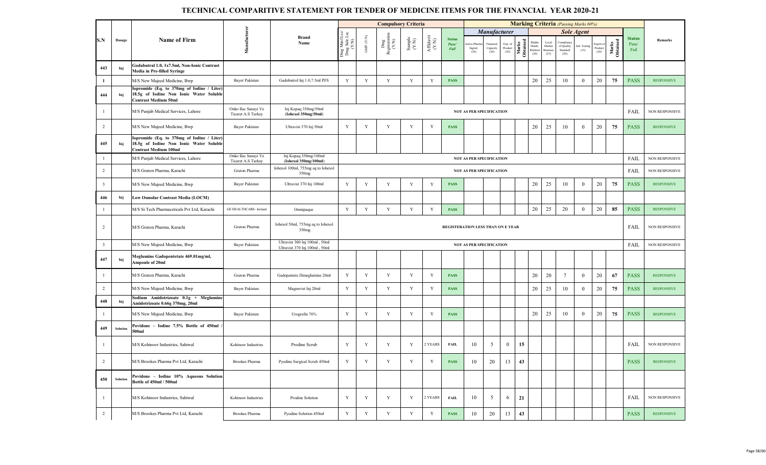# TECHNICAL COMPARITIVE STATEMENT FOR TENDER OF MEDICINE ITEMS FOR THE FINANCIAL YEAR 2020-21

| S.N | Dosage | Name of Firm | Manufacturer | Brand Name | Compulsory Criteria | | | | | | Marking Criteria (Passing Marks 60%) | | | | | | | | | | Status Pass/ Fail | Remarks |
|---|---|---|---|---|---|---|---|---|---|---|---|---|---|---|---|---|---|---|---|---|---|---|
| | | | | | | | | | | | Manufacturer | | | | Sole Agent | | | | | | | |
| | | | | | Drug Mnf. Lsc/ Drug Sale Lsc (Y/N) | GMP (Y/N) | Drug Registration (Y/N) | Sample (Y/N) | Affidavit (Y/N) | Status Pass/ Fail | Active Pharma Ingred. (20) | Financial Capacity (20) | Exp. of Product (20) | Marks Obtained | Bidder Manfc. Relation (20) | Local Market Business (25) | Compliance of Quality Standard (20) | Intl. Testing (15) | Export of Product (20) | Marks Obtained | | |
| 443 | Inj | Godabutral 1.0, 1x7.5ml, Non-Ionic Contrast Media in Pre-filled Syringe | | | | | | | | | | | | | | | | | | | | |
| 1 | | M/S New Majeed Medicine, Bwp | Bayer Pakistan | Gadobutrol Inj 1.0,7.5ml PFS | Y | Y | Y | Y | Y | PASS | | | | | 20 | 25 | 10 | 0 | 20 | 75 | PASS | RESPONSIVE |
| 444 | Inj | Iopromide (Eq. to 370mg of Iodine / Liter) 18.5g of Iodine Non Ionic Water Soluble Contrast Medium 50ml | | | | | | | | | | | | | | | | | | | | |
| 1 | | M/S Punjab Medical Services, Lahore | Onko Ilac Sanayi Ve Ticaret A.S Turkey | Inj Kopaq 350mg/50ml (Iohexol 350mg/50ml) | NOT AS PER SPECIFICATION | | | | | | | | | | | | | | | | FAIL | NON RESPONSIVE |
| 2 | | M/S New Majeed Medicine, Bwp | Bayer Pakistan | Ultravist 370 Inj 50ml | Y | Y | Y | Y | Y | PASS | | | | | 20 | 25 | 10 | 0 | 20 | 75 | PASS | RESPONSIVE |
| 445 | Inj | Iopromide (Eq. to 370mg of Iodine / Liter) 18.5g of Iodine Non Ionic Water Soluble Contrast Medium 100ml | | | | | | | | | | | | | | | | | | | | |
| 1 | | M/S Punjab Medical Services, Lahore | Onko Ilac Sanayi Ve Ticaret A.S Turkey | Inj Kopaq 350mg/100ml (Iohexol 350mg/100ml) | NOT AS PER SPECIFICATION | | | | | | | | | | | | | | | | FAIL | NON RESPONSIVE |
| 2 | | M/S Graton Pharma, Karachi | Graton Pharma | Iohexol 100ml, 755mg eq to Iohexol 350mg | NOT AS PER SPECIFICATION | | | | | | | | | | | | | | | | FAIL | NON RESPONSIVE |
| 3 | | M/S New Majeed Medicine, Bwp | Bayer Pakistan | Ultravist 370 Inj 100ml | Y | Y | Y | Y | Y | PASS | | | | | 20 | 25 | 10 | 0 | 20 | 75 | PASS | RESPONSIVE |
| 446 | Inj | Low Osmolar Contrast Media (LOCM) | | | | | | | | | | | | | | | | | | | | |
| 1 | | M/S Si Tech Pharmaceticals Pvt Ltd, Karachi | GE HEALTHCARE- Ireland | Omnipaque | Y | Y | Y | Y | Y | PASS | | | | | 20 | 25 | 20 | 0 | 20 | 85 | PASS | RESPONSIVE |
| 2 | | M/S Graton Pharma, Karachi | Graton Pharma | Iohexol 50ml, 755mg eq to Iohexol 350mg | REGISTERATION LESS THAN ON E YEAR | | | | | | | | | | | | | | | | FAIL | NON RESPONSIVE |
| 3 | | M/S New Majeed Medicine, Bwp | Bayer Pakistan | Ultravist 300 Inj 100ml , 50ml Ultravist 370 Inj 100ml , 50ml | NOT AS PER SPECIFICATION | | | | | | | | | | | | | | | | FAIL | NON RESPONSIVE |
| 447 | Inj | Meglumine Gadopentetate 469.01mg/ml, Ampoule of 20ml | | | | | | | | | | | | | | | | | | | | |
| 1 | | M/S Graton Pharma, Karachi | Graton Pharma | Gadopentate Dimeglumine 20ml | Y | Y | Y | Y | Y | PASS | | | | | 20 | 20 | 7 | 0 | 20 | 67 | PASS | RESPONSIVE |
| 2 | | M/S New Majeed Medicine, Bwp | Bayer Pakistan | Magnevist Inj 20ml | Y | Y | Y | Y | Y | PASS | | | | | 20 | 25 | 10 | 0 | 20 | 75 | PASS | RESPONSIVE |
| 448 | Inj | Sodium Amidotrizoate 0.1g + Meglumine Amidotrizoate 0.66g 370mg, 20ml | | | | | | | | | | | | | | | | | | | | |
| 1 | | M/S New Majeed Medicine, Bwp | Bayer Pakistan | Urografin 76% | Y | Y | Y | Y | Y | PASS | | | | | 20 | 25 | 10 | 0 | 20 | 75 | PASS | RESPONSIVE |
| 449 | Solution | Povidone – Iodine 7.5% Bottle of 450ml / 500ml | | | | | | | | | | | | | | | | | | | | |
| 1 | | M/S Kohinoor Industries, Sahiwal | Kohinoor Industries | Prodine Scrub | Y | Y | Y | Y | 2 YEARS | FAIL | 10 | 5 | 0 | 15 | | | | | | | FAIL | NON RESPONSIVE |
| 2 | | M/S Brookes Pharma Pvt Ltd, Karachi | Brookes Pharma | Pyodine Surgical Scrub 450ml | Y | Y | Y | Y | Y | PASS | 10 | 20 | 13 | 43 | | | | | | | PASS | RESPONSIVE |
| 450 | Solution | Povidone – Iodine 10% Aqueous Solution Bottle of 450ml / 500ml | | | | | | | | | | | | | | | | | | | | |
| 1 | | M/S Kohinoor Industries, Sahiwal | Kohinoor Industries | Prodine Solution | Y | Y | Y | Y | 2 YEARS | FAIL | 10 | 5 | 6 | 21 | | | | | | | FAIL | NON RESPONSIVE |
| 2 | | M/S Brookes Pharma Pvt Ltd, Karachi | Brookes Pharma | Pyodine Solution 450ml | Y | Y | Y | Y | Y | PASS | 10 | 20 | 13 | 43 | | | | | | | PASS | RESPONSIVE |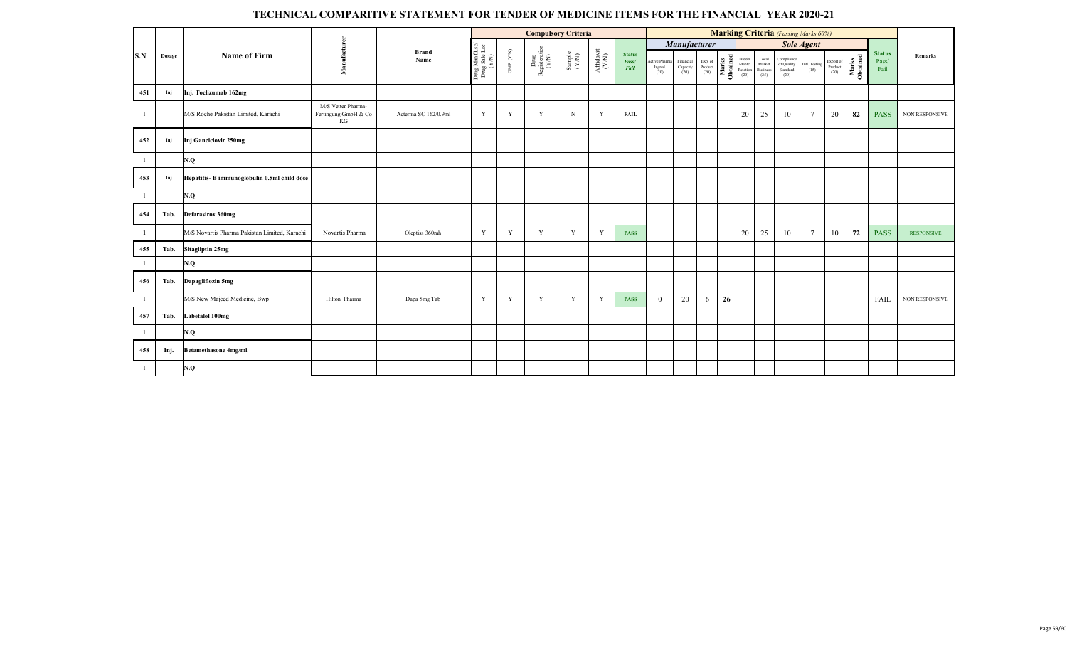# TECHNICAL COMPARITIVE STATEMENT FOR TENDER OF MEDICINE ITEMS FOR THE FINANCIAL YEAR 2020-21

| S.N | Dosage | Name of Firm | Manufacturer | Brand Name | Compulsory Criteria | | | | | | Marking Criteria (Passing Marks 60%) | | | | | | | | | | | Status Pass/ Fail | Remarks |
|---|---|---|---|---|---|---|---|---|---|---|---|---|---|---|---|---|---|---|---|---|---|---|---|
| | | | | | | | | | | | Manufacturer | | | | Sole Agent | | | | | | | | |
| | | | | | Drug Mnf Lsc/ Drug Sale Lsc (Y/N) | GMP (Y/N) | Drug Registration (Y/N) | Sample (Y/N) | Affidavit (Y/N) | Status Pass/ Fail | Active Pharma Ingred. (20) | Financial Capacity (20) | Exp. of Product (20) | Marks Obtained | Bidder Manfc. Relation (20) | Local Market Business (25) | Compliance of Quality Standard (20) | Intl. Testing (15) | Export of Product (20) | Marks Obtained | | |
| 451 | Inj | Inj. Toclizumab 162mg | | | | | | | | | | | | | | | | | | | | |
| 1 | | M/S Roche Pakistan Limited, Karachi | M/S Vetter Pharma-Fertingung GmbH & Co KG | Acterma SC 162/0.9ml | Y | Y | Y | N | Y | FAIL | | | | | 20 | 25 | 10 | 7 | 20 | 82 | PASS | NON RESPONSIVE |
| 452 | Inj | Inj Ganciclovir 250mg | | | | | | | | | | | | | | | | | | | | |
| 1 | | N.Q | | | | | | | | | | | | | | | | | | | | |
| 453 | Inj | Hepatitis- B immunoglobulin 0.5ml child dose | | | | | | | | | | | | | | | | | | | | |
| 1 | | N.Q | | | | | | | | | | | | | | | | | | | | |
| 454 | Tab. | Defarasirox 360mg | | | | | | | | | | | | | | | | | | | | |
| 1 | | M/S Novartis Pharma Pakistan Limited, Karachi | Novartis Pharma | Oleptiss 360mh | Y | Y | Y | Y | Y | PASS | | | | | 20 | 25 | 10 | 7 | 10 | 72 | PASS | RESPONSIVE |
| 455 | Tab. | Sitagliptin 25mg | | | | | | | | | | | | | | | | | | | | |
| 1 | | N.Q | | | | | | | | | | | | | | | | | | | | |
| 456 | Tab. | Dapagliflozin 5mg | | | | | | | | | | | | | | | | | | | | |
| 1 | | M/S New Majeed Medicine, Bwp | Hilton Pharma | Dapa 5mg Tab | Y | Y | Y | Y | Y | PASS | 0 | 20 | 6 | 26 | | | | | | | FAIL | NON RESPONSIVE |
| 457 | Tab. | Labetalol 100mg | | | | | | | | | | | | | | | | | | | | |
| 1 | | N.Q | | | | | | | | | | | | | | | | | | | | |
| 458 | Inj. | Betamethasone 4mg/ml | | | | | | | | | | | | | | | | | | | | |
| 1 | | N.Q | | | | | | | | | | | | | | | | | | | | |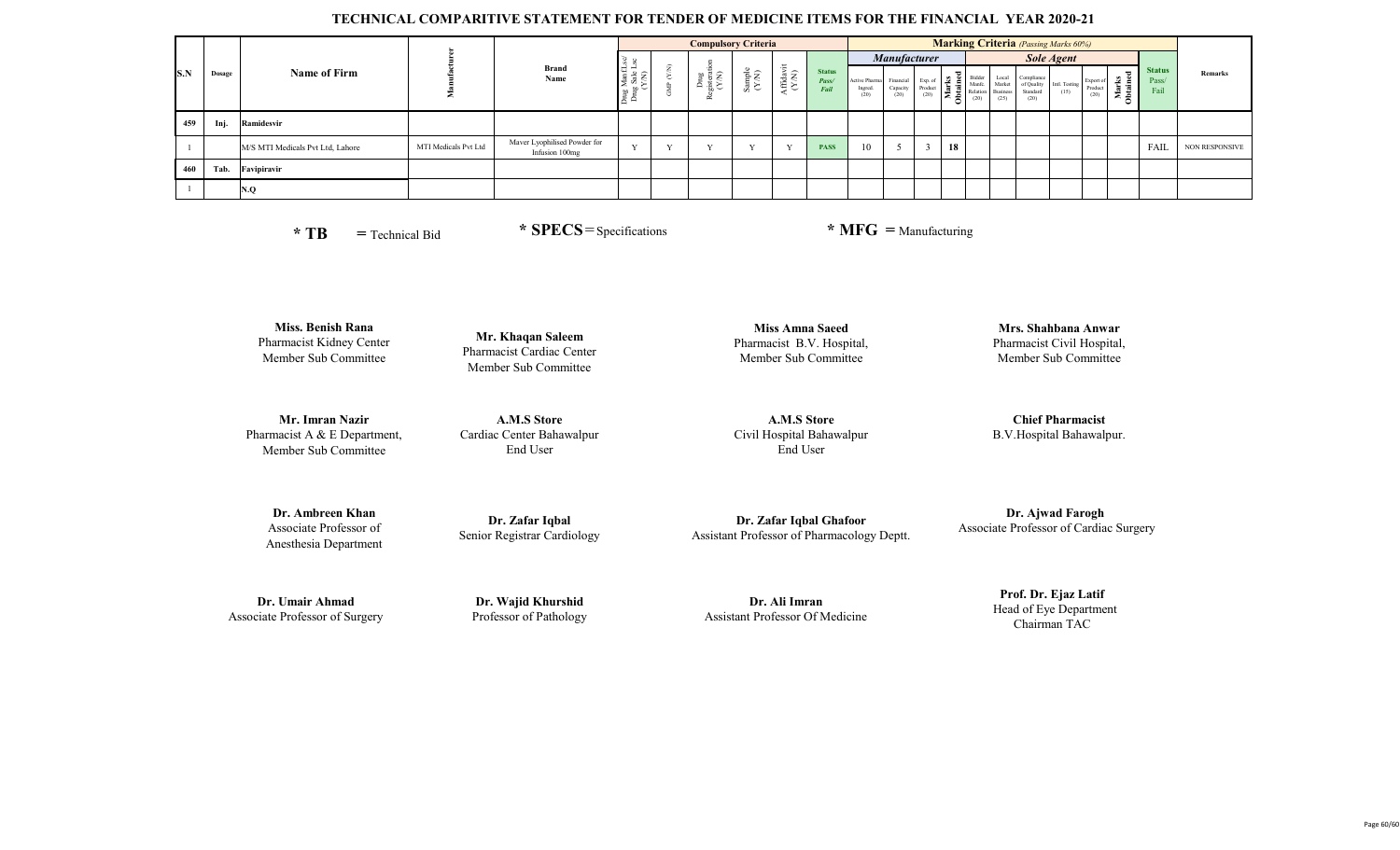# TECHNICAL COMPARITIVE STATEMENT FOR TENDER OF MEDICINE ITEMS FOR THE FINANCIAL YEAR 2020-21

| S.N | Dosage | Name of Firm | Manufacturer | Brand Name | Compulsory Criteria | | | | | | Marking Criteria (Passing Marks 60%) | | | | | | | | | | Status Pass/ Fail | Remarks |
|---|---|---|---|---|---|---|---|---|---|---|---|---|---|---|---|---|---|---|---|---|---|---|
| | | | | | | | | | | | Manufacturer | | | | Sole Agent | | | | | | | |
| | | | | | Drug Mfg Lsc/ Drug Sale Lsc (Y/N) | GMP (Y/N) | Drug Registration (Y/N) | Sample (Y/N) | Affidavit (Y/N) | Status Pass/ Fail | Active Pharma Ingred. (20) | Financial Capacity (20) | Exp. of Product (20) | Marks Obtained | Bidder Manfc. Relation (20) | Local Market Business (25) | Compliance of Quality Standard (20) | Intl. Testing (15) | Export of Product (20) | Marks Obtained | | |
| 459 | Inj. | Ramidesvir | | | | | | | | | | | | | | | | | | | | |
| 1 | | M/S MTI Medicals Pvt Ltd, Lahore | MTI Medicals Pvt Ltd | Maver Lyophilised Powder for Infusion 100mg | Y | Y | Y | Y | Y | PASS | 10 | 5 | 3 | 18 | | | | | | | FAIL | NON RESPONSIVE |
| 460 | Tab. | Favipiravir | | | | | | | | | | | | | | | | | | | | |
| 1 | | N.Q | | | | | | | | | | | | | | | | | | | | |

**\* TB** = Technical Bid

**\* SPECS** = Specifications

**\* MFG** = Manufacturing

**Miss. Benish Rana**
Pharmacist Kidney Center
Member Sub Committee

**Mr. Khaqan Saleem**
Pharmacist Cardiac Center
Member Sub Committee

**Miss Amna Saeed**
Pharmacist B.V. Hospital,
Member Sub Committee

**Mrs. Shahbana Anwar**
Pharmacist Civil Hospital,
Member Sub Committee

**Mr. Imran Nazir**
Pharmacist A & E Department,
Member Sub Committee

**A.M.S Store**
Cardiac Center Bahawalpur
End User

**A.M.S Store**
Civil Hospital Bahawalpur
End User

**Chief Pharmacist**
B.V.Hospital Bahawalpur.

**Dr. Ambreen Khan**
Associate Professor of
Anesthesia Department

**Dr. Zafar Iqbal**
Senior Registrar Cardiology

**Dr. Zafar Iqbal Ghafoor**
Assistant Professor of Pharmacology Deptt.

**Dr. Ajwad Farogh**
Associate Professor of Cardiac Surgery

**Dr. Umair Ahmad**
Associate Professor of Surgery

**Dr. Wajid Khurshid**
Professor of Pathology

**Dr. Ali Imran**
Assistant Professor Of Medicine

**Prof. Dr. Ejaz Latif**
Head of Eye Department
Chairman TAC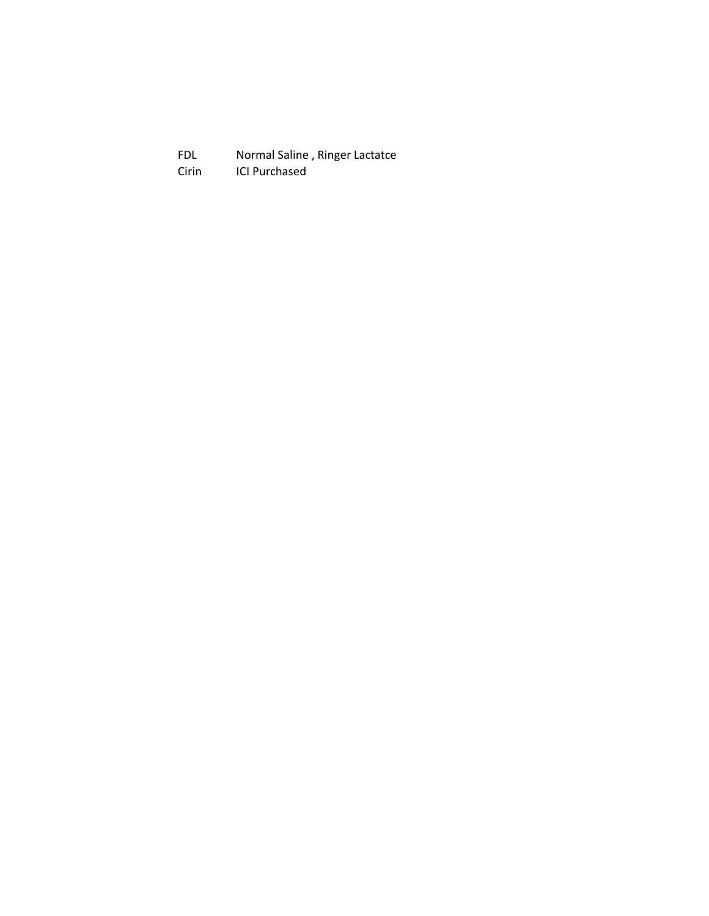| | |
|---|---|
| FDL | Normal Saline , Ringer Lactatce |
| Cirin | ICI Purchased |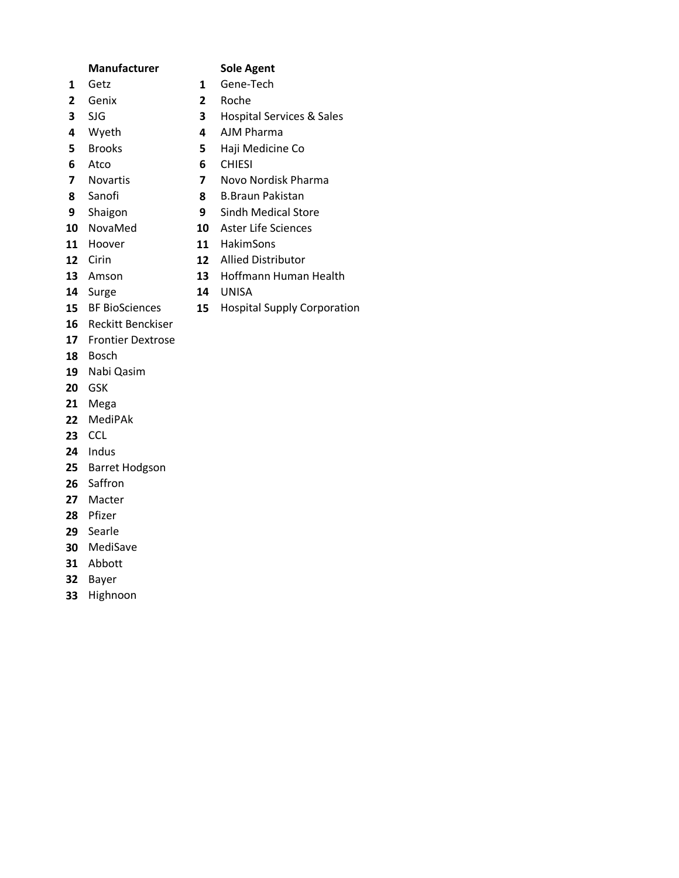| | Manufacturer | | Sole Agent |
|---|---|---|---|
| 1 | Getz | 1 | Gene-Tech |
| 2 | Genix | 2 | Roche |
| 3 | SJG | 3 | Hospital Services & Sales |
| 4 | Wyeth | 4 | AJM Pharma |
| 5 | Brooks | 5 | Haji Medicine Co |
| 6 | Atco | 6 | CHIESI |
| 7 | Novartis | 7 | Novo Nordisk Pharma |
| 8 | Sanofi | 8 | B.Braun Pakistan |
| 9 | Shaigon | 9 | Sindh Medical Store |
| 10 | NovaMed | 10 | Aster Life Sciences |
| 11 | Hoover | 11 | HakimSons |
| 12 | Cirin | 12 | Allied Distributor |
| 13 | Amson | 13 | Hoffmann Human Health |
| 14 | Surge | 14 | UNISA |
| 15 | BF BioSciences | 15 | Hospital Supply Corporation |
| 16 | Reckitt Benckiser | | |
| 17 | Frontier Dextrose | | |
| 18 | Bosch | | |
| 19 | Nabi Qasim | | |
| 20 | GSK | | |
| 21 | Mega | | |
| 22 | MediPAk | | |
| 23 | CCL | | |
| 24 | Indus | | |
| 25 | Barret Hodgson | | |
| 26 | Saffron | | |
| 27 | Macter | | |
| 28 | Pfizer | | |
| 29 | Searle | | |
| 30 | MediSave | | |
| 31 | Abbott | | |
| 32 | Bayer | | |
| 33 | Highnoon | | |